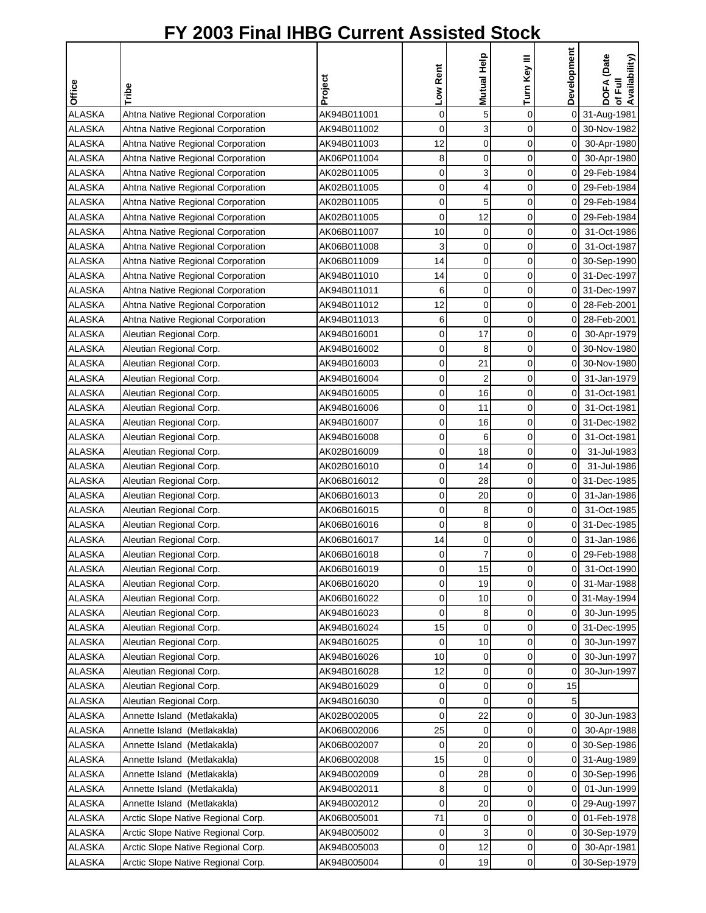# FY 2003 Final IHBG Current Assisted Stock

| Office | Tribe | Project | Low Rent | Mutual Help | Turn Key III | Development | DOFA (Date of Full Availability) |
|---|---|---|---|---|---|---|---|
| ALASKA | Ahtna Native Regional Corporation | AK94B011001 | 0 | 5 | 0 | 0 | 31-Aug-1981 |
| ALASKA | Ahtna Native Regional Corporation | AK94B011002 | 0 | 3 | 0 | 0 | 30-Nov-1982 |
| ALASKA | Ahtna Native Regional Corporation | AK94B011003 | 12 | 0 | 0 | 0 | 30-Apr-1980 |
| ALASKA | Ahtna Native Regional Corporation | AK06P011004 | 8 | 0 | 0 | 0 | 30-Apr-1980 |
| ALASKA | Ahtna Native Regional Corporation | AK02B011005 | 0 | 3 | 0 | 0 | 29-Feb-1984 |
| ALASKA | Ahtna Native Regional Corporation | AK02B011005 | 0 | 4 | 0 | 0 | 29-Feb-1984 |
| ALASKA | Ahtna Native Regional Corporation | AK02B011005 | 0 | 5 | 0 | 0 | 29-Feb-1984 |
| ALASKA | Ahtna Native Regional Corporation | AK02B011005 | 0 | 12 | 0 | 0 | 29-Feb-1984 |
| ALASKA | Ahtna Native Regional Corporation | AK06B011007 | 10 | 0 | 0 | 0 | 31-Oct-1986 |
| ALASKA | Ahtna Native Regional Corporation | AK06B011008 | 3 | 0 | 0 | 0 | 31-Oct-1987 |
| ALASKA | Ahtna Native Regional Corporation | AK06B011009 | 14 | 0 | 0 | 0 | 30-Sep-1990 |
| ALASKA | Ahtna Native Regional Corporation | AK94B011010 | 14 | 0 | 0 | 0 | 31-Dec-1997 |
| ALASKA | Ahtna Native Regional Corporation | AK94B011011 | 6 | 0 | 0 | 0 | 31-Dec-1997 |
| ALASKA | Ahtna Native Regional Corporation | AK94B011012 | 12 | 0 | 0 | 0 | 28-Feb-2001 |
| ALASKA | Ahtna Native Regional Corporation | AK94B011013 | 6 | 0 | 0 | 0 | 28-Feb-2001 |
| ALASKA | Aleutian Regional Corp. | AK94B016001 | 0 | 17 | 0 | 0 | 30-Apr-1979 |
| ALASKA | Aleutian Regional Corp. | AK94B016002 | 0 | 8 | 0 | 0 | 30-Nov-1980 |
| ALASKA | Aleutian Regional Corp. | AK94B016003 | 0 | 21 | 0 | 0 | 30-Nov-1980 |
| ALASKA | Aleutian Regional Corp. | AK94B016004 | 0 | 2 | 0 | 0 | 31-Jan-1979 |
| ALASKA | Aleutian Regional Corp. | AK94B016005 | 0 | 16 | 0 | 0 | 31-Oct-1981 |
| ALASKA | Aleutian Regional Corp. | AK94B016006 | 0 | 11 | 0 | 0 | 31-Oct-1981 |
| ALASKA | Aleutian Regional Corp. | AK94B016007 | 0 | 16 | 0 | 0 | 31-Dec-1982 |
| ALASKA | Aleutian Regional Corp. | AK94B016008 | 0 | 6 | 0 | 0 | 31-Oct-1981 |
| ALASKA | Aleutian Regional Corp. | AK02B016009 | 0 | 18 | 0 | 0 | 31-Jul-1983 |
| ALASKA | Aleutian Regional Corp. | AK02B016010 | 0 | 14 | 0 | 0 | 31-Jul-1986 |
| ALASKA | Aleutian Regional Corp. | AK06B016012 | 0 | 28 | 0 | 0 | 31-Dec-1985 |
| ALASKA | Aleutian Regional Corp. | AK06B016013 | 0 | 20 | 0 | 0 | 31-Jan-1986 |
| ALASKA | Aleutian Regional Corp. | AK06B016015 | 0 | 8 | 0 | 0 | 31-Oct-1985 |
| ALASKA | Aleutian Regional Corp. | AK06B016016 | 0 | 8 | 0 | 0 | 31-Dec-1985 |
| ALASKA | Aleutian Regional Corp. | AK06B016017 | 14 | 0 | 0 | 0 | 31-Jan-1986 |
| ALASKA | Aleutian Regional Corp. | AK06B016018 | 0 | 7 | 0 | 0 | 29-Feb-1988 |
| ALASKA | Aleutian Regional Corp. | AK06B016019 | 0 | 15 | 0 | 0 | 31-Oct-1990 |
| ALASKA | Aleutian Regional Corp. | AK06B016020 | 0 | 19 | 0 | 0 | 31-Mar-1988 |
| ALASKA | Aleutian Regional Corp. | AK06B016022 | 0 | 10 | 0 | 0 | 31-May-1994 |
| ALASKA | Aleutian Regional Corp. | AK94B016023 | 0 | 8 | 0 | 0 | 30-Jun-1995 |
| ALASKA | Aleutian Regional Corp. | AK94B016024 | 15 | 0 | 0 | 0 | 31-Dec-1995 |
| ALASKA | Aleutian Regional Corp. | AK94B016025 | 0 | 10 | 0 | 0 | 30-Jun-1997 |
| ALASKA | Aleutian Regional Corp. | AK94B016026 | 10 | 0 | 0 | 0 | 30-Jun-1997 |
| ALASKA | Aleutian Regional Corp. | AK94B016028 | 12 | 0 | 0 | 0 | 30-Jun-1997 |
| ALASKA | Aleutian Regional Corp. | AK94B016029 | 0 | 0 | 0 | 15 | |
| ALASKA | Aleutian Regional Corp. | AK94B016030 | 0 | 0 | 0 | 5 | |
| ALASKA | Annette Island (Metlakakla) | AK02B002005 | 0 | 22 | 0 | 0 | 30-Jun-1983 |
| ALASKA | Annette Island (Metlakakla) | AK06B002006 | 25 | 0 | 0 | 0 | 30-Apr-1988 |
| ALASKA | Annette Island (Metlakakla) | AK06B002007 | 0 | 20 | 0 | 0 | 30-Sep-1986 |
| ALASKA | Annette Island (Metlakakla) | AK06B002008 | 15 | 0 | 0 | 0 | 31-Aug-1989 |
| ALASKA | Annette Island (Metlakakla) | AK94B002009 | 0 | 28 | 0 | 0 | 30-Sep-1996 |
| ALASKA | Annette Island (Metlakakla) | AK94B002011 | 8 | 0 | 0 | 0 | 01-Jun-1999 |
| ALASKA | Annette Island (Metlakakla) | AK94B002012 | 0 | 20 | 0 | 0 | 29-Aug-1997 |
| ALASKA | Arctic Slope Native Regional Corp. | AK06B005001 | 71 | 0 | 0 | 0 | 01-Feb-1978 |
| ALASKA | Arctic Slope Native Regional Corp. | AK94B005002 | 0 | 3 | 0 | 0 | 30-Sep-1979 |
| ALASKA | Arctic Slope Native Regional Corp. | AK94B005003 | 0 | 12 | 0 | 0 | 30-Apr-1981 |
| ALASKA | Arctic Slope Native Regional Corp. | AK94B005004 | 0 | 19 | 0 | 0 | 30-Sep-1979 |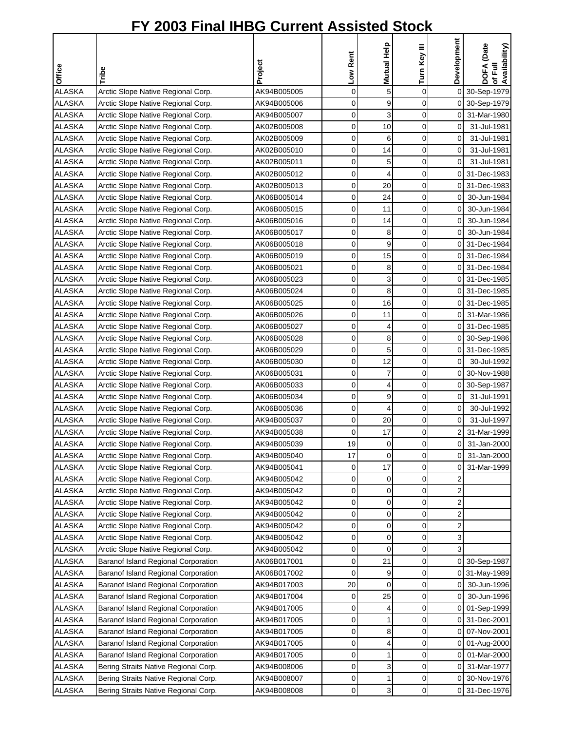# FY 2003 Final IHBG Current Assisted Stock

| Office | Tribe | Project | Low Rent | Mutual Help | Turn Key III | Development | DOFA (Date of Full Availability) |
|---|---|---|---|---|---|---|---|
| ALASKA | Arctic Slope Native Regional Corp. | AK94B005005 | 0 | 5 | 0 | 0 | 30-Sep-1979 |
| ALASKA | Arctic Slope Native Regional Corp. | AK94B005006 | 0 | 9 | 0 | 0 | 30-Sep-1979 |
| ALASKA | Arctic Slope Native Regional Corp. | AK94B005007 | 0 | 3 | 0 | 0 | 31-Mar-1980 |
| ALASKA | Arctic Slope Native Regional Corp. | AK02B005008 | 0 | 10 | 0 | 0 | 31-Jul-1981 |
| ALASKA | Arctic Slope Native Regional Corp. | AK02B005009 | 0 | 6 | 0 | 0 | 31-Jul-1981 |
| ALASKA | Arctic Slope Native Regional Corp. | AK02B005010 | 0 | 14 | 0 | 0 | 31-Jul-1981 |
| ALASKA | Arctic Slope Native Regional Corp. | AK02B005011 | 0 | 5 | 0 | 0 | 31-Jul-1981 |
| ALASKA | Arctic Slope Native Regional Corp. | AK02B005012 | 0 | 4 | 0 | 0 | 31-Dec-1983 |
| ALASKA | Arctic Slope Native Regional Corp. | AK02B005013 | 0 | 20 | 0 | 0 | 31-Dec-1983 |
| ALASKA | Arctic Slope Native Regional Corp. | AK06B005014 | 0 | 24 | 0 | 0 | 30-Jun-1984 |
| ALASKA | Arctic Slope Native Regional Corp. | AK06B005015 | 0 | 11 | 0 | 0 | 30-Jun-1984 |
| ALASKA | Arctic Slope Native Regional Corp. | AK06B005016 | 0 | 14 | 0 | 0 | 30-Jun-1984 |
| ALASKA | Arctic Slope Native Regional Corp. | AK06B005017 | 0 | 8 | 0 | 0 | 30-Jun-1984 |
| ALASKA | Arctic Slope Native Regional Corp. | AK06B005018 | 0 | 9 | 0 | 0 | 31-Dec-1984 |
| ALASKA | Arctic Slope Native Regional Corp. | AK06B005019 | 0 | 15 | 0 | 0 | 31-Dec-1984 |
| ALASKA | Arctic Slope Native Regional Corp. | AK06B005021 | 0 | 8 | 0 | 0 | 31-Dec-1984 |
| ALASKA | Arctic Slope Native Regional Corp. | AK06B005023 | 0 | 3 | 0 | 0 | 31-Dec-1985 |
| ALASKA | Arctic Slope Native Regional Corp. | AK06B005024 | 0 | 8 | 0 | 0 | 31-Dec-1985 |
| ALASKA | Arctic Slope Native Regional Corp. | AK06B005025 | 0 | 16 | 0 | 0 | 31-Dec-1985 |
| ALASKA | Arctic Slope Native Regional Corp. | AK06B005026 | 0 | 11 | 0 | 0 | 31-Mar-1986 |
| ALASKA | Arctic Slope Native Regional Corp. | AK06B005027 | 0 | 4 | 0 | 0 | 31-Dec-1985 |
| ALASKA | Arctic Slope Native Regional Corp. | AK06B005028 | 0 | 8 | 0 | 0 | 30-Sep-1986 |
| ALASKA | Arctic Slope Native Regional Corp. | AK06B005029 | 0 | 5 | 0 | 0 | 31-Dec-1985 |
| ALASKA | Arctic Slope Native Regional Corp. | AK06B005030 | 0 | 12 | 0 | 0 | 30-Jul-1992 |
| ALASKA | Arctic Slope Native Regional Corp. | AK06B005031 | 0 | 7 | 0 | 0 | 30-Nov-1988 |
| ALASKA | Arctic Slope Native Regional Corp. | AK06B005033 | 0 | 4 | 0 | 0 | 30-Sep-1987 |
| ALASKA | Arctic Slope Native Regional Corp. | AK06B005034 | 0 | 9 | 0 | 0 | 31-Jul-1991 |
| ALASKA | Arctic Slope Native Regional Corp. | AK06B005036 | 0 | 4 | 0 | 0 | 30-Jul-1992 |
| ALASKA | Arctic Slope Native Regional Corp. | AK94B005037 | 0 | 20 | 0 | 0 | 31-Jul-1997 |
| ALASKA | Arctic Slope Native Regional Corp. | AK94B005038 | 0 | 17 | 0 | 2 | 31-Mar-1999 |
| ALASKA | Arctic Slope Native Regional Corp. | AK94B005039 | 19 | 0 | 0 | 0 | 31-Jan-2000 |
| ALASKA | Arctic Slope Native Regional Corp. | AK94B005040 | 17 | 0 | 0 | 0 | 31-Jan-2000 |
| ALASKA | Arctic Slope Native Regional Corp. | AK94B005041 | 0 | 17 | 0 | 0 | 31-Mar-1999 |
| ALASKA | Arctic Slope Native Regional Corp. | AK94B005042 | 0 | 0 | 0 | 2 | |
| ALASKA | Arctic Slope Native Regional Corp. | AK94B005042 | 0 | 0 | 0 | 2 | |
| ALASKA | Arctic Slope Native Regional Corp. | AK94B005042 | 0 | 0 | 0 | 2 | |
| ALASKA | Arctic Slope Native Regional Corp. | AK94B005042 | 0 | 0 | 0 | 2 | |
| ALASKA | Arctic Slope Native Regional Corp. | AK94B005042 | 0 | 0 | 0 | 2 | |
| ALASKA | Arctic Slope Native Regional Corp. | AK94B005042 | 0 | 0 | 0 | 3 | |
| ALASKA | Arctic Slope Native Regional Corp. | AK94B005042 | 0 | 0 | 0 | 3 | |
| ALASKA | Baranof Island Regional Corporation | AK06B017001 | 0 | 21 | 0 | 0 | 30-Sep-1987 |
| ALASKA | Baranof Island Regional Corporation | AK06B017002 | 0 | 9 | 0 | 0 | 31-May-1989 |
| ALASKA | Baranof Island Regional Corporation | AK94B017003 | 20 | 0 | 0 | 0 | 30-Jun-1996 |
| ALASKA | Baranof Island Regional Corporation | AK94B017004 | 0 | 25 | 0 | 0 | 30-Jun-1996 |
| ALASKA | Baranof Island Regional Corporation | AK94B017005 | 0 | 4 | 0 | 0 | 01-Sep-1999 |
| ALASKA | Baranof Island Regional Corporation | AK94B017005 | 0 | 1 | 0 | 0 | 31-Dec-2001 |
| ALASKA | Baranof Island Regional Corporation | AK94B017005 | 0 | 8 | 0 | 0 | 07-Nov-2001 |
| ALASKA | Baranof Island Regional Corporation | AK94B017005 | 0 | 4 | 0 | 0 | 01-Aug-2000 |
| ALASKA | Baranof Island Regional Corporation | AK94B017005 | 0 | 1 | 0 | 0 | 01-Mar-2000 |
| ALASKA | Bering Straits Native Regional Corp. | AK94B008006 | 0 | 3 | 0 | 0 | 31-Mar-1977 |
| ALASKA | Bering Straits Native Regional Corp. | AK94B008007 | 0 | 1 | 0 | 0 | 30-Nov-1976 |
| ALASKA | Bering Straits Native Regional Corp. | AK94B008008 | 0 | 3 | 0 | 0 | 31-Dec-1976 |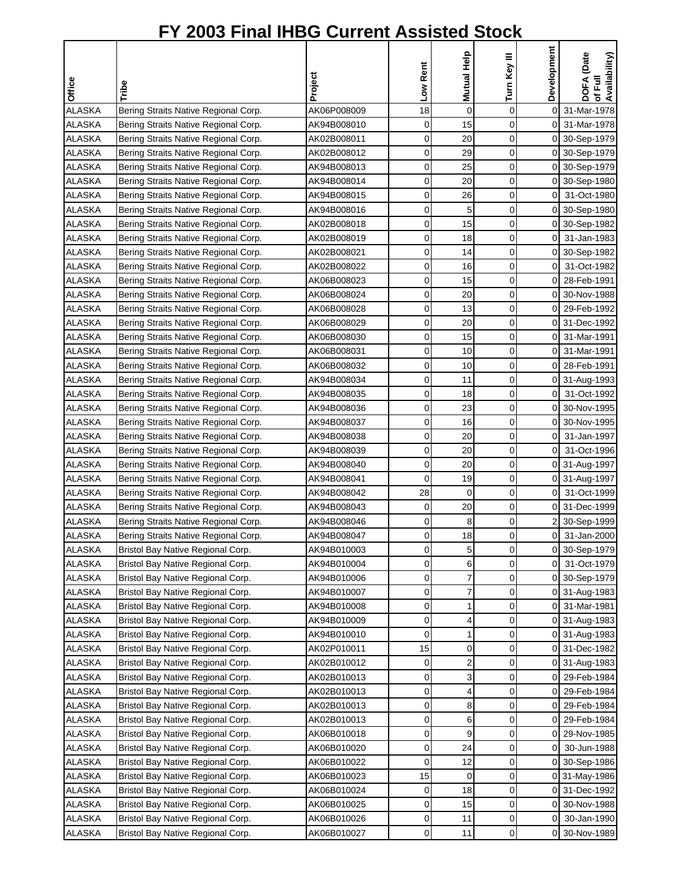# FY 2003 Final IHBG Current Assisted Stock

| Office | Tribe | Project | Low Rent | Mutual Help | Turn Key III | Development | DOFA (Date of Full Availability) |
|---|---|---|---|---|---|---|---|
| ALASKA | Bering Straits Native Regional Corp. | AK06P008009 | 18 | 0 | 0 | 0 | 31-Mar-1978 |
| ALASKA | Bering Straits Native Regional Corp. | AK94B008010 | 0 | 15 | 0 | 0 | 31-Mar-1978 |
| ALASKA | Bering Straits Native Regional Corp. | AK02B008011 | 0 | 20 | 0 | 0 | 30-Sep-1979 |
| ALASKA | Bering Straits Native Regional Corp. | AK02B008012 | 0 | 29 | 0 | 0 | 30-Sep-1979 |
| ALASKA | Bering Straits Native Regional Corp. | AK94B008013 | 0 | 25 | 0 | 0 | 30-Sep-1979 |
| ALASKA | Bering Straits Native Regional Corp. | AK94B008014 | 0 | 20 | 0 | 0 | 30-Sep-1980 |
| ALASKA | Bering Straits Native Regional Corp. | AK94B008015 | 0 | 26 | 0 | 0 | 31-Oct-1980 |
| ALASKA | Bering Straits Native Regional Corp. | AK94B008016 | 0 | 5 | 0 | 0 | 30-Sep-1980 |
| ALASKA | Bering Straits Native Regional Corp. | AK02B008018 | 0 | 15 | 0 | 0 | 30-Sep-1982 |
| ALASKA | Bering Straits Native Regional Corp. | AK02B008019 | 0 | 18 | 0 | 0 | 31-Jan-1983 |
| ALASKA | Bering Straits Native Regional Corp. | AK02B008021 | 0 | 14 | 0 | 0 | 30-Sep-1982 |
| ALASKA | Bering Straits Native Regional Corp. | AK02B008022 | 0 | 16 | 0 | 0 | 31-Oct-1982 |
| ALASKA | Bering Straits Native Regional Corp. | AK06B008023 | 0 | 15 | 0 | 0 | 28-Feb-1991 |
| ALASKA | Bering Straits Native Regional Corp. | AK06B008024 | 0 | 20 | 0 | 0 | 30-Nov-1988 |
| ALASKA | Bering Straits Native Regional Corp. | AK06B008028 | 0 | 13 | 0 | 0 | 29-Feb-1992 |
| ALASKA | Bering Straits Native Regional Corp. | AK06B008029 | 0 | 20 | 0 | 0 | 31-Dec-1992 |
| ALASKA | Bering Straits Native Regional Corp. | AK06B008030 | 0 | 15 | 0 | 0 | 31-Mar-1991 |
| ALASKA | Bering Straits Native Regional Corp. | AK06B008031 | 0 | 10 | 0 | 0 | 31-Mar-1991 |
| ALASKA | Bering Straits Native Regional Corp. | AK06B008032 | 0 | 10 | 0 | 0 | 28-Feb-1991 |
| ALASKA | Bering Straits Native Regional Corp. | AK94B008034 | 0 | 11 | 0 | 0 | 31-Aug-1993 |
| ALASKA | Bering Straits Native Regional Corp. | AK94B008035 | 0 | 18 | 0 | 0 | 31-Oct-1992 |
| ALASKA | Bering Straits Native Regional Corp. | AK94B008036 | 0 | 23 | 0 | 0 | 30-Nov-1995 |
| ALASKA | Bering Straits Native Regional Corp. | AK94B008037 | 0 | 16 | 0 | 0 | 30-Nov-1995 |
| ALASKA | Bering Straits Native Regional Corp. | AK94B008038 | 0 | 20 | 0 | 0 | 31-Jan-1997 |
| ALASKA | Bering Straits Native Regional Corp. | AK94B008039 | 0 | 20 | 0 | 0 | 31-Oct-1996 |
| ALASKA | Bering Straits Native Regional Corp. | AK94B008040 | 0 | 20 | 0 | 0 | 31-Aug-1997 |
| ALASKA | Bering Straits Native Regional Corp. | AK94B008041 | 0 | 19 | 0 | 0 | 31-Aug-1997 |
| ALASKA | Bering Straits Native Regional Corp. | AK94B008042 | 28 | 0 | 0 | 0 | 31-Oct-1999 |
| ALASKA | Bering Straits Native Regional Corp. | AK94B008043 | 0 | 20 | 0 | 0 | 31-Dec-1999 |
| ALASKA | Bering Straits Native Regional Corp. | AK94B008046 | 0 | 8 | 0 | 2 | 30-Sep-1999 |
| ALASKA | Bering Straits Native Regional Corp. | AK94B008047 | 0 | 18 | 0 | 0 | 31-Jan-2000 |
| ALASKA | Bristol Bay Native Regional Corp. | AK94B010003 | 0 | 5 | 0 | 0 | 30-Sep-1979 |
| ALASKA | Bristol Bay Native Regional Corp. | AK94B010004 | 0 | 6 | 0 | 0 | 31-Oct-1979 |
| ALASKA | Bristol Bay Native Regional Corp. | AK94B010006 | 0 | 7 | 0 | 0 | 30-Sep-1979 |
| ALASKA | Bristol Bay Native Regional Corp. | AK94B010007 | 0 | 7 | 0 | 0 | 31-Aug-1983 |
| ALASKA | Bristol Bay Native Regional Corp. | AK94B010008 | 0 | 1 | 0 | 0 | 31-Mar-1981 |
| ALASKA | Bristol Bay Native Regional Corp. | AK94B010009 | 0 | 4 | 0 | 0 | 31-Aug-1983 |
| ALASKA | Bristol Bay Native Regional Corp. | AK94B010010 | 0 | 1 | 0 | 0 | 31-Aug-1983 |
| ALASKA | Bristol Bay Native Regional Corp. | AK02P010011 | 15 | 0 | 0 | 0 | 31-Dec-1982 |
| ALASKA | Bristol Bay Native Regional Corp. | AK02B010012 | 0 | 2 | 0 | 0 | 31-Aug-1983 |
| ALASKA | Bristol Bay Native Regional Corp. | AK02B010013 | 0 | 3 | 0 | 0 | 29-Feb-1984 |
| ALASKA | Bristol Bay Native Regional Corp. | AK02B010013 | 0 | 4 | 0 | 0 | 29-Feb-1984 |
| ALASKA | Bristol Bay Native Regional Corp. | AK02B010013 | 0 | 8 | 0 | 0 | 29-Feb-1984 |
| ALASKA | Bristol Bay Native Regional Corp. | AK02B010013 | 0 | 6 | 0 | 0 | 29-Feb-1984 |
| ALASKA | Bristol Bay Native Regional Corp. | AK06B010018 | 0 | 9 | 0 | 0 | 29-Nov-1985 |
| ALASKA | Bristol Bay Native Regional Corp. | AK06B010020 | 0 | 24 | 0 | 0 | 30-Jun-1988 |
| ALASKA | Bristol Bay Native Regional Corp. | AK06B010022 | 0 | 12 | 0 | 0 | 30-Sep-1986 |
| ALASKA | Bristol Bay Native Regional Corp. | AK06B010023 | 15 | 0 | 0 | 0 | 31-May-1986 |
| ALASKA | Bristol Bay Native Regional Corp. | AK06B010024 | 0 | 18 | 0 | 0 | 31-Dec-1992 |
| ALASKA | Bristol Bay Native Regional Corp. | AK06B010025 | 0 | 15 | 0 | 0 | 30-Nov-1988 |
| ALASKA | Bristol Bay Native Regional Corp. | AK06B010026 | 0 | 11 | 0 | 0 | 30-Jan-1990 |
| ALASKA | Bristol Bay Native Regional Corp. | AK06B010027 | 0 | 11 | 0 | 0 | 30-Nov-1989 |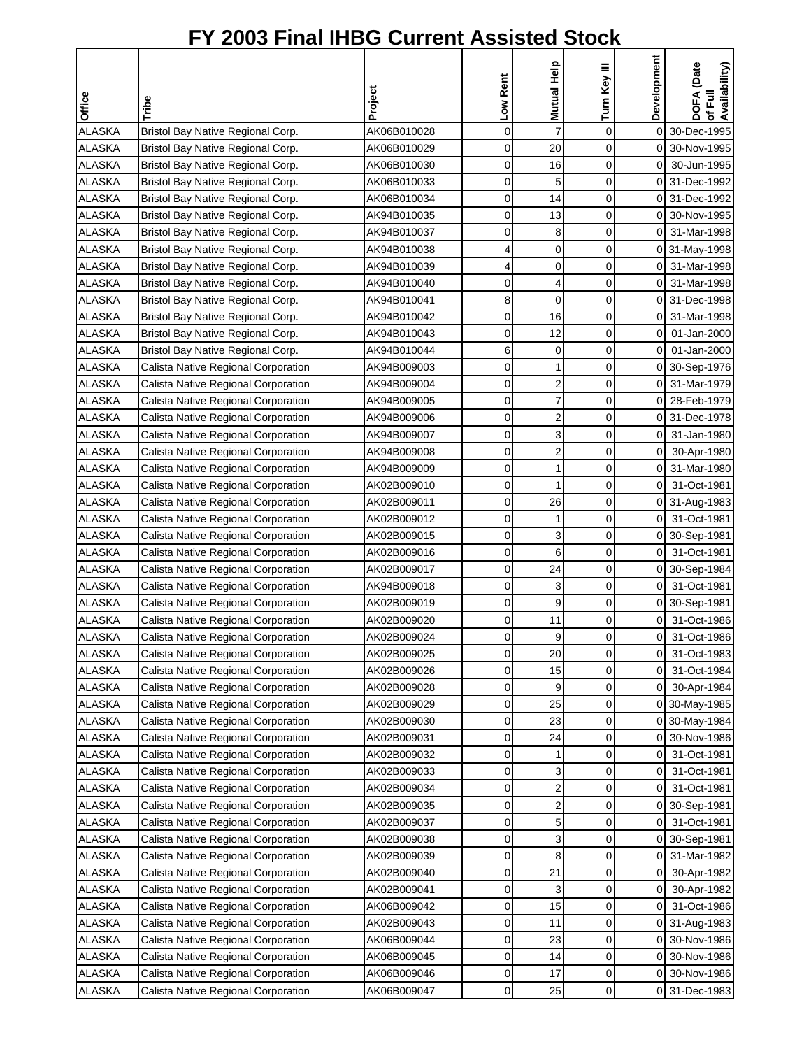# FY 2003 Final IHBG Current Assisted Stock

| Office | Tribe | Project | Low Rent | Mutual Help | Turn Key III | Development | DOFA (Date of Full Availability) |
|---|---|---|---|---|---|---|---|
| ALASKA | Bristol Bay Native Regional Corp. | AK06B010028 | 0 | 7 | 0 | 0 | 30-Dec-1995 |
| ALASKA | Bristol Bay Native Regional Corp. | AK06B010029 | 0 | 20 | 0 | 0 | 30-Nov-1995 |
| ALASKA | Bristol Bay Native Regional Corp. | AK06B010030 | 0 | 16 | 0 | 0 | 30-Jun-1995 |
| ALASKA | Bristol Bay Native Regional Corp. | AK06B010033 | 0 | 5 | 0 | 0 | 31-Dec-1992 |
| ALASKA | Bristol Bay Native Regional Corp. | AK06B010034 | 0 | 14 | 0 | 0 | 31-Dec-1992 |
| ALASKA | Bristol Bay Native Regional Corp. | AK94B010035 | 0 | 13 | 0 | 0 | 30-Nov-1995 |
| ALASKA | Bristol Bay Native Regional Corp. | AK94B010037 | 0 | 8 | 0 | 0 | 31-Mar-1998 |
| ALASKA | Bristol Bay Native Regional Corp. | AK94B010038 | 4 | 0 | 0 | 0 | 31-May-1998 |
| ALASKA | Bristol Bay Native Regional Corp. | AK94B010039 | 4 | 0 | 0 | 0 | 31-Mar-1998 |
| ALASKA | Bristol Bay Native Regional Corp. | AK94B010040 | 0 | 4 | 0 | 0 | 31-Mar-1998 |
| ALASKA | Bristol Bay Native Regional Corp. | AK94B010041 | 8 | 0 | 0 | 0 | 31-Dec-1998 |
| ALASKA | Bristol Bay Native Regional Corp. | AK94B010042 | 0 | 16 | 0 | 0 | 31-Mar-1998 |
| ALASKA | Bristol Bay Native Regional Corp. | AK94B010043 | 0 | 12 | 0 | 0 | 01-Jan-2000 |
| ALASKA | Bristol Bay Native Regional Corp. | AK94B010044 | 6 | 0 | 0 | 0 | 01-Jan-2000 |
| ALASKA | Calista Native Regional Corporation | AK94B009003 | 0 | 1 | 0 | 0 | 30-Sep-1976 |
| ALASKA | Calista Native Regional Corporation | AK94B009004 | 0 | 2 | 0 | 0 | 31-Mar-1979 |
| ALASKA | Calista Native Regional Corporation | AK94B009005 | 0 | 7 | 0 | 0 | 28-Feb-1979 |
| ALASKA | Calista Native Regional Corporation | AK94B009006 | 0 | 2 | 0 | 0 | 31-Dec-1978 |
| ALASKA | Calista Native Regional Corporation | AK94B009007 | 0 | 3 | 0 | 0 | 31-Jan-1980 |
| ALASKA | Calista Native Regional Corporation | AK94B009008 | 0 | 2 | 0 | 0 | 30-Apr-1980 |
| ALASKA | Calista Native Regional Corporation | AK94B009009 | 0 | 1 | 0 | 0 | 31-Mar-1980 |
| ALASKA | Calista Native Regional Corporation | AK02B009010 | 0 | 1 | 0 | 0 | 31-Oct-1981 |
| ALASKA | Calista Native Regional Corporation | AK02B009011 | 0 | 26 | 0 | 0 | 31-Aug-1983 |
| ALASKA | Calista Native Regional Corporation | AK02B009012 | 0 | 1 | 0 | 0 | 31-Oct-1981 |
| ALASKA | Calista Native Regional Corporation | AK02B009015 | 0 | 3 | 0 | 0 | 30-Sep-1981 |
| ALASKA | Calista Native Regional Corporation | AK02B009016 | 0 | 6 | 0 | 0 | 31-Oct-1981 |
| ALASKA | Calista Native Regional Corporation | AK02B009017 | 0 | 24 | 0 | 0 | 30-Sep-1984 |
| ALASKA | Calista Native Regional Corporation | AK94B009018 | 0 | 3 | 0 | 0 | 31-Oct-1981 |
| ALASKA | Calista Native Regional Corporation | AK02B009019 | 0 | 9 | 0 | 0 | 30-Sep-1981 |
| ALASKA | Calista Native Regional Corporation | AK02B009020 | 0 | 11 | 0 | 0 | 31-Oct-1986 |
| ALASKA | Calista Native Regional Corporation | AK02B009024 | 0 | 9 | 0 | 0 | 31-Oct-1986 |
| ALASKA | Calista Native Regional Corporation | AK02B009025 | 0 | 20 | 0 | 0 | 31-Oct-1983 |
| ALASKA | Calista Native Regional Corporation | AK02B009026 | 0 | 15 | 0 | 0 | 31-Oct-1984 |
| ALASKA | Calista Native Regional Corporation | AK02B009028 | 0 | 9 | 0 | 0 | 30-Apr-1984 |
| ALASKA | Calista Native Regional Corporation | AK02B009029 | 0 | 25 | 0 | 0 | 30-May-1985 |
| ALASKA | Calista Native Regional Corporation | AK02B009030 | 0 | 23 | 0 | 0 | 30-May-1984 |
| ALASKA | Calista Native Regional Corporation | AK02B009031 | 0 | 24 | 0 | 0 | 30-Nov-1986 |
| ALASKA | Calista Native Regional Corporation | AK02B009032 | 0 | 1 | 0 | 0 | 31-Oct-1981 |
| ALASKA | Calista Native Regional Corporation | AK02B009033 | 0 | 3 | 0 | 0 | 31-Oct-1981 |
| ALASKA | Calista Native Regional Corporation | AK02B009034 | 0 | 2 | 0 | 0 | 31-Oct-1981 |
| ALASKA | Calista Native Regional Corporation | AK02B009035 | 0 | 2 | 0 | 0 | 30-Sep-1981 |
| ALASKA | Calista Native Regional Corporation | AK02B009037 | 0 | 5 | 0 | 0 | 31-Oct-1981 |
| ALASKA | Calista Native Regional Corporation | AK02B009038 | 0 | 3 | 0 | 0 | 30-Sep-1981 |
| ALASKA | Calista Native Regional Corporation | AK02B009039 | 0 | 8 | 0 | 0 | 31-Mar-1982 |
| ALASKA | Calista Native Regional Corporation | AK02B009040 | 0 | 21 | 0 | 0 | 30-Apr-1982 |
| ALASKA | Calista Native Regional Corporation | AK02B009041 | 0 | 3 | 0 | 0 | 30-Apr-1982 |
| ALASKA | Calista Native Regional Corporation | AK06B009042 | 0 | 15 | 0 | 0 | 31-Oct-1986 |
| ALASKA | Calista Native Regional Corporation | AK02B009043 | 0 | 11 | 0 | 0 | 31-Aug-1983 |
| ALASKA | Calista Native Regional Corporation | AK06B009044 | 0 | 23 | 0 | 0 | 30-Nov-1986 |
| ALASKA | Calista Native Regional Corporation | AK06B009045 | 0 | 14 | 0 | 0 | 30-Nov-1986 |
| ALASKA | Calista Native Regional Corporation | AK06B009046 | 0 | 17 | 0 | 0 | 30-Nov-1986 |
| ALASKA | Calista Native Regional Corporation | AK06B009047 | 0 | 25 | 0 | 0 | 31-Dec-1983 |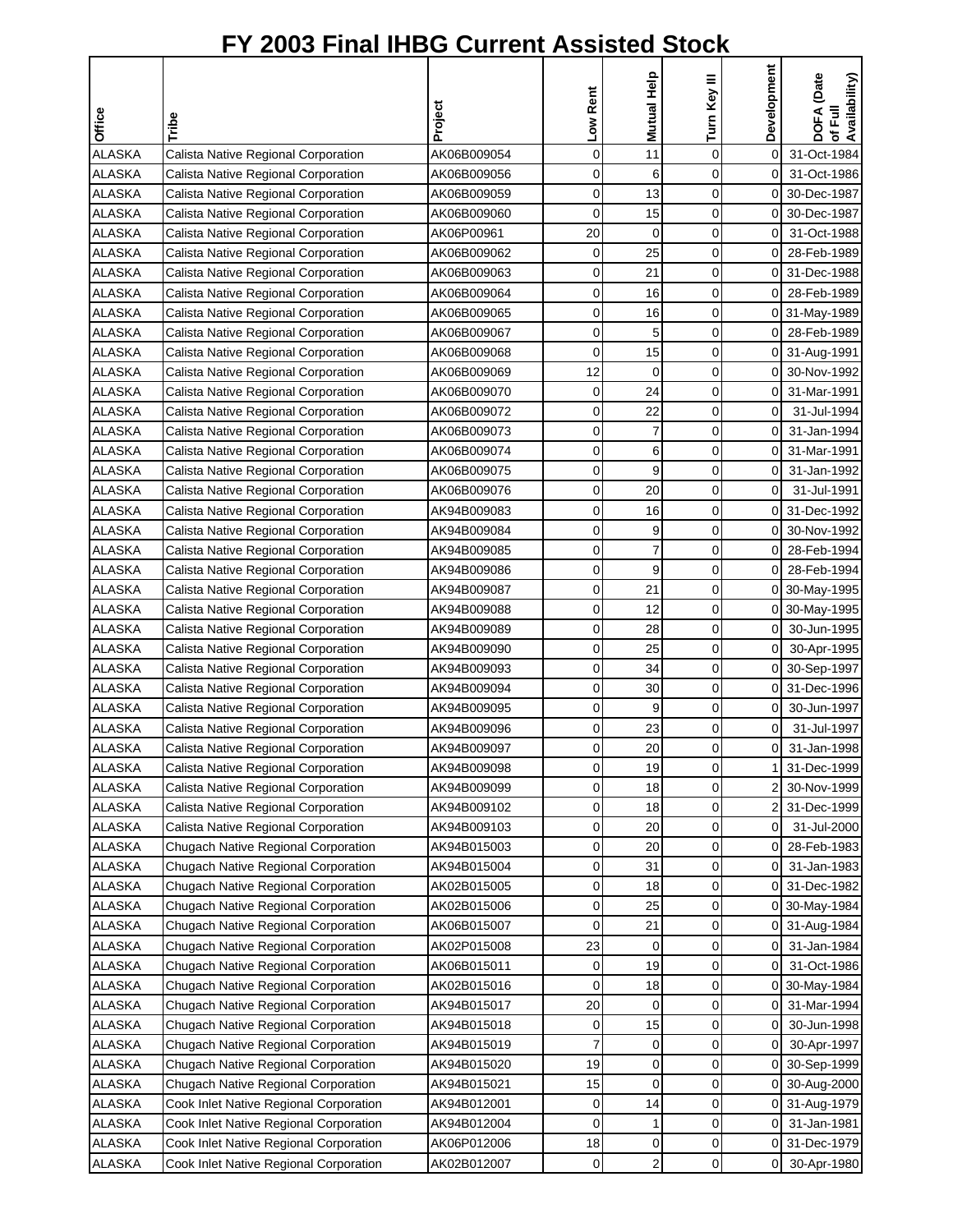# FY 2003 Final IHBG Current Assisted Stock

| Office | Tribe | Project | Low Rent | Mutual Help | Turn Key III | Development | DOFA (Date of Full Availability) |
|---|---|---|---|---|---|---|---|
| ALASKA | Calista Native Regional Corporation | AK06B009054 | 0 | 11 | 0 | 0 | 31-Oct-1984 |
| ALASKA | Calista Native Regional Corporation | AK06B009056 | 0 | 6 | 0 | 0 | 31-Oct-1986 |
| ALASKA | Calista Native Regional Corporation | AK06B009059 | 0 | 13 | 0 | 0 | 30-Dec-1987 |
| ALASKA | Calista Native Regional Corporation | AK06B009060 | 0 | 15 | 0 | 0 | 30-Dec-1987 |
| ALASKA | Calista Native Regional Corporation | AK06P00961 | 20 | 0 | 0 | 0 | 31-Oct-1988 |
| ALASKA | Calista Native Regional Corporation | AK06B009062 | 0 | 25 | 0 | 0 | 28-Feb-1989 |
| ALASKA | Calista Native Regional Corporation | AK06B009063 | 0 | 21 | 0 | 0 | 31-Dec-1988 |
| ALASKA | Calista Native Regional Corporation | AK06B009064 | 0 | 16 | 0 | 0 | 28-Feb-1989 |
| ALASKA | Calista Native Regional Corporation | AK06B009065 | 0 | 16 | 0 | 0 | 31-May-1989 |
| ALASKA | Calista Native Regional Corporation | AK06B009067 | 0 | 5 | 0 | 0 | 28-Feb-1989 |
| ALASKA | Calista Native Regional Corporation | AK06B009068 | 0 | 15 | 0 | 0 | 31-Aug-1991 |
| ALASKA | Calista Native Regional Corporation | AK06B009069 | 12 | 0 | 0 | 0 | 30-Nov-1992 |
| ALASKA | Calista Native Regional Corporation | AK06B009070 | 0 | 24 | 0 | 0 | 31-Mar-1991 |
| ALASKA | Calista Native Regional Corporation | AK06B009072 | 0 | 22 | 0 | 0 | 31-Jul-1994 |
| ALASKA | Calista Native Regional Corporation | AK06B009073 | 0 | 7 | 0 | 0 | 31-Jan-1994 |
| ALASKA | Calista Native Regional Corporation | AK06B009074 | 0 | 6 | 0 | 0 | 31-Mar-1991 |
| ALASKA | Calista Native Regional Corporation | AK06B009075 | 0 | 9 | 0 | 0 | 31-Jan-1992 |
| ALASKA | Calista Native Regional Corporation | AK06B009076 | 0 | 20 | 0 | 0 | 31-Jul-1991 |
| ALASKA | Calista Native Regional Corporation | AK94B009083 | 0 | 16 | 0 | 0 | 31-Dec-1992 |
| ALASKA | Calista Native Regional Corporation | AK94B009084 | 0 | 9 | 0 | 0 | 30-Nov-1992 |
| ALASKA | Calista Native Regional Corporation | AK94B009085 | 0 | 7 | 0 | 0 | 28-Feb-1994 |
| ALASKA | Calista Native Regional Corporation | AK94B009086 | 0 | 9 | 0 | 0 | 28-Feb-1994 |
| ALASKA | Calista Native Regional Corporation | AK94B009087 | 0 | 21 | 0 | 0 | 30-May-1995 |
| ALASKA | Calista Native Regional Corporation | AK94B009088 | 0 | 12 | 0 | 0 | 30-May-1995 |
| ALASKA | Calista Native Regional Corporation | AK94B009089 | 0 | 28 | 0 | 0 | 30-Jun-1995 |
| ALASKA | Calista Native Regional Corporation | AK94B009090 | 0 | 25 | 0 | 0 | 30-Apr-1995 |
| ALASKA | Calista Native Regional Corporation | AK94B009093 | 0 | 34 | 0 | 0 | 30-Sep-1997 |
| ALASKA | Calista Native Regional Corporation | AK94B009094 | 0 | 30 | 0 | 0 | 31-Dec-1996 |
| ALASKA | Calista Native Regional Corporation | AK94B009095 | 0 | 9 | 0 | 0 | 30-Jun-1997 |
| ALASKA | Calista Native Regional Corporation | AK94B009096 | 0 | 23 | 0 | 0 | 31-Jul-1997 |
| ALASKA | Calista Native Regional Corporation | AK94B009097 | 0 | 20 | 0 | 0 | 31-Jan-1998 |
| ALASKA | Calista Native Regional Corporation | AK94B009098 | 0 | 19 | 0 | 1 | 31-Dec-1999 |
| ALASKA | Calista Native Regional Corporation | AK94B009099 | 0 | 18 | 0 | 2 | 30-Nov-1999 |
| ALASKA | Calista Native Regional Corporation | AK94B009102 | 0 | 18 | 0 | 2 | 31-Dec-1999 |
| ALASKA | Calista Native Regional Corporation | AK94B009103 | 0 | 20 | 0 | 0 | 31-Jul-2000 |
| ALASKA | Chugach Native Regional Corporation | AK94B015003 | 0 | 20 | 0 | 0 | 28-Feb-1983 |
| ALASKA | Chugach Native Regional Corporation | AK94B015004 | 0 | 31 | 0 | 0 | 31-Jan-1983 |
| ALASKA | Chugach Native Regional Corporation | AK02B015005 | 0 | 18 | 0 | 0 | 31-Dec-1982 |
| ALASKA | Chugach Native Regional Corporation | AK02B015006 | 0 | 25 | 0 | 0 | 30-May-1984 |
| ALASKA | Chugach Native Regional Corporation | AK06B015007 | 0 | 21 | 0 | 0 | 31-Aug-1984 |
| ALASKA | Chugach Native Regional Corporation | AK02P015008 | 23 | 0 | 0 | 0 | 31-Jan-1984 |
| ALASKA | Chugach Native Regional Corporation | AK06B015011 | 0 | 19 | 0 | 0 | 31-Oct-1986 |
| ALASKA | Chugach Native Regional Corporation | AK02B015016 | 0 | 18 | 0 | 0 | 30-May-1984 |
| ALASKA | Chugach Native Regional Corporation | AK94B015017 | 20 | 0 | 0 | 0 | 31-Mar-1994 |
| ALASKA | Chugach Native Regional Corporation | AK94B015018 | 0 | 15 | 0 | 0 | 30-Jun-1998 |
| ALASKA | Chugach Native Regional Corporation | AK94B015019 | 7 | 0 | 0 | 0 | 30-Apr-1997 |
| ALASKA | Chugach Native Regional Corporation | AK94B015020 | 19 | 0 | 0 | 0 | 30-Sep-1999 |
| ALASKA | Chugach Native Regional Corporation | AK94B015021 | 15 | 0 | 0 | 0 | 30-Aug-2000 |
| ALASKA | Cook Inlet Native Regional Corporation | AK94B012001 | 0 | 14 | 0 | 0 | 31-Aug-1979 |
| ALASKA | Cook Inlet Native Regional Corporation | AK94B012004 | 0 | 1 | 0 | 0 | 31-Jan-1981 |
| ALASKA | Cook Inlet Native Regional Corporation | AK06P012006 | 18 | 0 | 0 | 0 | 31-Dec-1979 |
| ALASKA | Cook Inlet Native Regional Corporation | AK02B012007 | 0 | 2 | 0 | 0 | 30-Apr-1980 |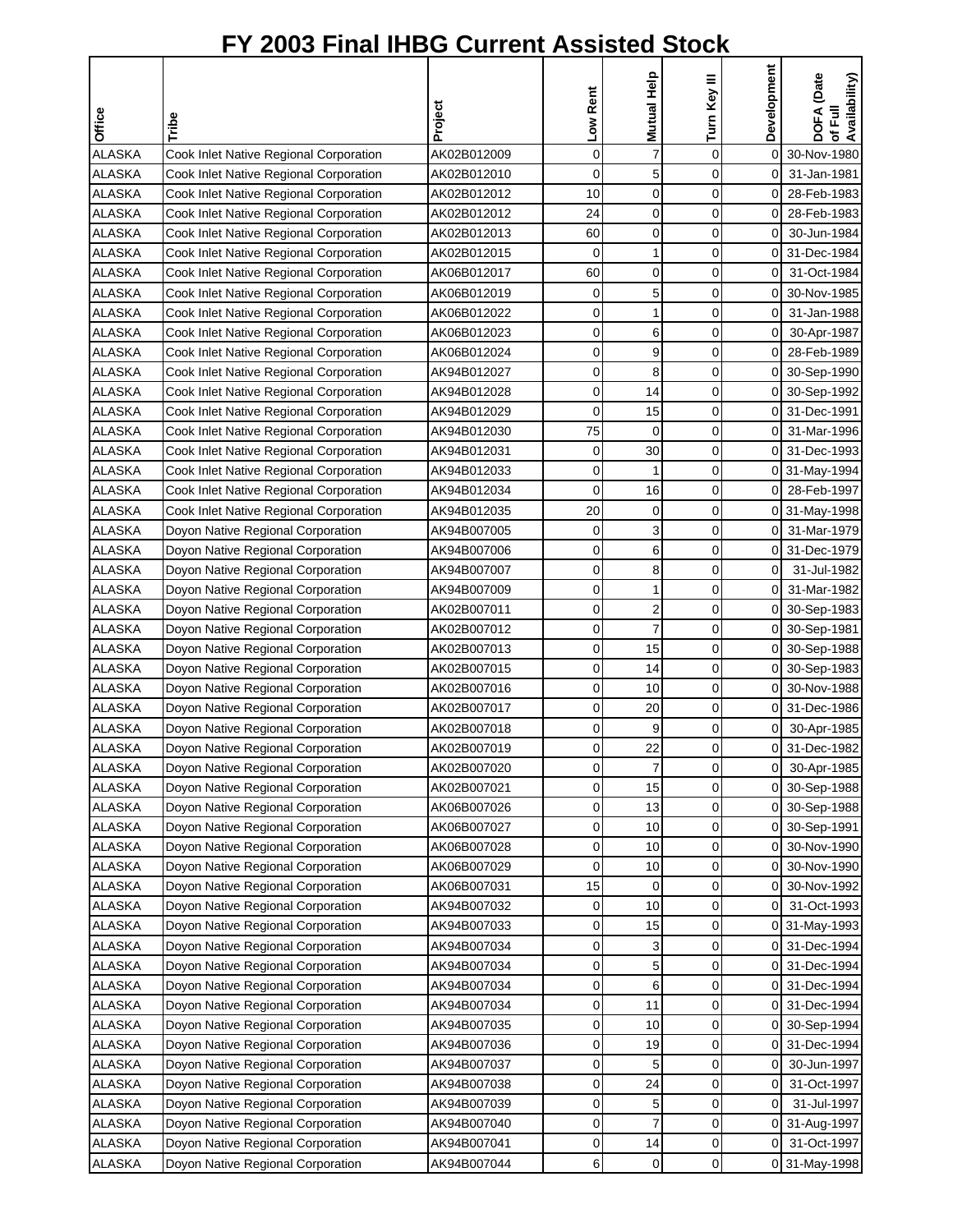# FY 2003 Final IHBG Current Assisted Stock

| Office | Tribe | Project | Low Rent | Mutual Help | Turn Key III | Development | DOFA (Date of Full Availability) |
|---|---|---|---|---|---|---|---|
| ALASKA | Cook Inlet Native Regional Corporation | AK02B012009 | 0 | 7 | 0 | 0 | 30-Nov-1980 |
| ALASKA | Cook Inlet Native Regional Corporation | AK02B012010 | 0 | 5 | 0 | 0 | 31-Jan-1981 |
| ALASKA | Cook Inlet Native Regional Corporation | AK02B012012 | 10 | 0 | 0 | 0 | 28-Feb-1983 |
| ALASKA | Cook Inlet Native Regional Corporation | AK02B012012 | 24 | 0 | 0 | 0 | 28-Feb-1983 |
| ALASKA | Cook Inlet Native Regional Corporation | AK02B012013 | 60 | 0 | 0 | 0 | 30-Jun-1984 |
| ALASKA | Cook Inlet Native Regional Corporation | AK02B012015 | 0 | 1 | 0 | 0 | 31-Dec-1984 |
| ALASKA | Cook Inlet Native Regional Corporation | AK06B012017 | 60 | 0 | 0 | 0 | 31-Oct-1984 |
| ALASKA | Cook Inlet Native Regional Corporation | AK06B012019 | 0 | 5 | 0 | 0 | 30-Nov-1985 |
| ALASKA | Cook Inlet Native Regional Corporation | AK06B012022 | 0 | 1 | 0 | 0 | 31-Jan-1988 |
| ALASKA | Cook Inlet Native Regional Corporation | AK06B012023 | 0 | 6 | 0 | 0 | 30-Apr-1987 |
| ALASKA | Cook Inlet Native Regional Corporation | AK06B012024 | 0 | 9 | 0 | 0 | 28-Feb-1989 |
| ALASKA | Cook Inlet Native Regional Corporation | AK94B012027 | 0 | 8 | 0 | 0 | 30-Sep-1990 |
| ALASKA | Cook Inlet Native Regional Corporation | AK94B012028 | 0 | 14 | 0 | 0 | 30-Sep-1992 |
| ALASKA | Cook Inlet Native Regional Corporation | AK94B012029 | 0 | 15 | 0 | 0 | 31-Dec-1991 |
| ALASKA | Cook Inlet Native Regional Corporation | AK94B012030 | 75 | 0 | 0 | 0 | 31-Mar-1996 |
| ALASKA | Cook Inlet Native Regional Corporation | AK94B012031 | 0 | 30 | 0 | 0 | 31-Dec-1993 |
| ALASKA | Cook Inlet Native Regional Corporation | AK94B012033 | 0 | 1 | 0 | 0 | 31-May-1994 |
| ALASKA | Cook Inlet Native Regional Corporation | AK94B012034 | 0 | 16 | 0 | 0 | 28-Feb-1997 |
| ALASKA | Cook Inlet Native Regional Corporation | AK94B012035 | 20 | 0 | 0 | 0 | 31-May-1998 |
| ALASKA | Doyon Native Regional Corporation | AK94B007005 | 0 | 3 | 0 | 0 | 31-Mar-1979 |
| ALASKA | Doyon Native Regional Corporation | AK94B007006 | 0 | 6 | 0 | 0 | 31-Dec-1979 |
| ALASKA | Doyon Native Regional Corporation | AK94B007007 | 0 | 8 | 0 | 0 | 31-Jul-1982 |
| ALASKA | Doyon Native Regional Corporation | AK94B007009 | 0 | 1 | 0 | 0 | 31-Mar-1982 |
| ALASKA | Doyon Native Regional Corporation | AK02B007011 | 0 | 2 | 0 | 0 | 30-Sep-1983 |
| ALASKA | Doyon Native Regional Corporation | AK02B007012 | 0 | 7 | 0 | 0 | 30-Sep-1981 |
| ALASKA | Doyon Native Regional Corporation | AK02B007013 | 0 | 15 | 0 | 0 | 30-Sep-1988 |
| ALASKA | Doyon Native Regional Corporation | AK02B007015 | 0 | 14 | 0 | 0 | 30-Sep-1983 |
| ALASKA | Doyon Native Regional Corporation | AK02B007016 | 0 | 10 | 0 | 0 | 30-Nov-1988 |
| ALASKA | Doyon Native Regional Corporation | AK02B007017 | 0 | 20 | 0 | 0 | 31-Dec-1986 |
| ALASKA | Doyon Native Regional Corporation | AK02B007018 | 0 | 9 | 0 | 0 | 30-Apr-1985 |
| ALASKA | Doyon Native Regional Corporation | AK02B007019 | 0 | 22 | 0 | 0 | 31-Dec-1982 |
| ALASKA | Doyon Native Regional Corporation | AK02B007020 | 0 | 7 | 0 | 0 | 30-Apr-1985 |
| ALASKA | Doyon Native Regional Corporation | AK02B007021 | 0 | 15 | 0 | 0 | 30-Sep-1988 |
| ALASKA | Doyon Native Regional Corporation | AK06B007026 | 0 | 13 | 0 | 0 | 30-Sep-1988 |
| ALASKA | Doyon Native Regional Corporation | AK06B007027 | 0 | 10 | 0 | 0 | 30-Sep-1991 |
| ALASKA | Doyon Native Regional Corporation | AK06B007028 | 0 | 10 | 0 | 0 | 30-Nov-1990 |
| ALASKA | Doyon Native Regional Corporation | AK06B007029 | 0 | 10 | 0 | 0 | 30-Nov-1990 |
| ALASKA | Doyon Native Regional Corporation | AK06B007031 | 15 | 0 | 0 | 0 | 30-Nov-1992 |
| ALASKA | Doyon Native Regional Corporation | AK94B007032 | 0 | 10 | 0 | 0 | 31-Oct-1993 |
| ALASKA | Doyon Native Regional Corporation | AK94B007033 | 0 | 15 | 0 | 0 | 31-May-1993 |
| ALASKA | Doyon Native Regional Corporation | AK94B007034 | 0 | 3 | 0 | 0 | 31-Dec-1994 |
| ALASKA | Doyon Native Regional Corporation | AK94B007034 | 0 | 5 | 0 | 0 | 31-Dec-1994 |
| ALASKA | Doyon Native Regional Corporation | AK94B007034 | 0 | 6 | 0 | 0 | 31-Dec-1994 |
| ALASKA | Doyon Native Regional Corporation | AK94B007034 | 0 | 11 | 0 | 0 | 31-Dec-1994 |
| ALASKA | Doyon Native Regional Corporation | AK94B007035 | 0 | 10 | 0 | 0 | 30-Sep-1994 |
| ALASKA | Doyon Native Regional Corporation | AK94B007036 | 0 | 19 | 0 | 0 | 31-Dec-1994 |
| ALASKA | Doyon Native Regional Corporation | AK94B007037 | 0 | 5 | 0 | 0 | 30-Jun-1997 |
| ALASKA | Doyon Native Regional Corporation | AK94B007038 | 0 | 24 | 0 | 0 | 31-Oct-1997 |
| ALASKA | Doyon Native Regional Corporation | AK94B007039 | 0 | 5 | 0 | 0 | 31-Jul-1997 |
| ALASKA | Doyon Native Regional Corporation | AK94B007040 | 0 | 7 | 0 | 0 | 31-Aug-1997 |
| ALASKA | Doyon Native Regional Corporation | AK94B007041 | 0 | 14 | 0 | 0 | 31-Oct-1997 |
| ALASKA | Doyon Native Regional Corporation | AK94B007044 | 6 | 0 | 0 | 0 | 31-May-1998 |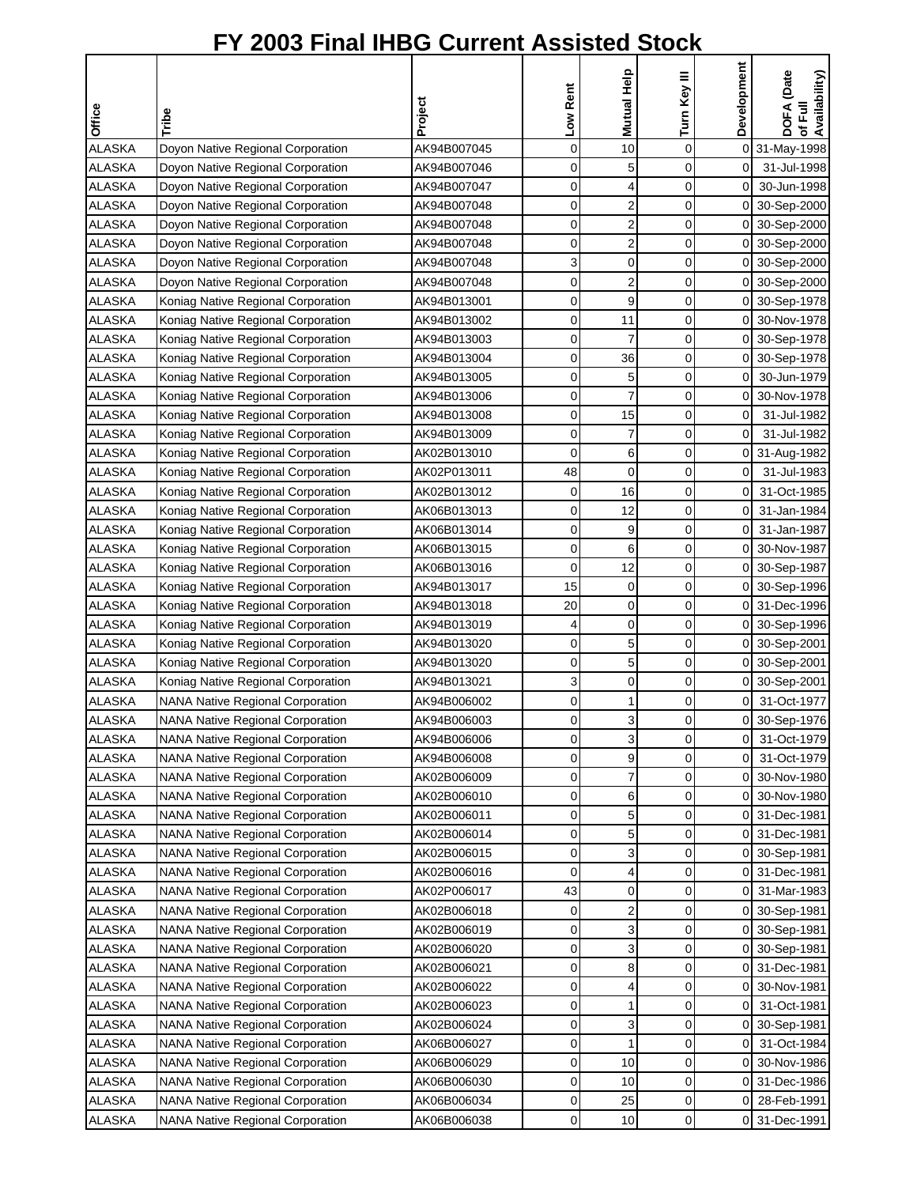# FY 2003 Final IHBG Current Assisted Stock

| Office | Tribe | Project | Low Rent | Mutual Help | Turn Key III | Development | DOFA (Date of Full Availability) |
|---|---|---|---|---|---|---|---|
| ALASKA | Doyon Native Regional Corporation | AK94B007045 | 0 | 10 | 0 | 0 | 31-May-1998 |
| ALASKA | Doyon Native Regional Corporation | AK94B007046 | 0 | 5 | 0 | 0 | 31-Jul-1998 |
| ALASKA | Doyon Native Regional Corporation | AK94B007047 | 0 | 4 | 0 | 0 | 30-Jun-1998 |
| ALASKA | Doyon Native Regional Corporation | AK94B007048 | 0 | 2 | 0 | 0 | 30-Sep-2000 |
| ALASKA | Doyon Native Regional Corporation | AK94B007048 | 0 | 2 | 0 | 0 | 30-Sep-2000 |
| ALASKA | Doyon Native Regional Corporation | AK94B007048 | 0 | 2 | 0 | 0 | 30-Sep-2000 |
| ALASKA | Doyon Native Regional Corporation | AK94B007048 | 3 | 0 | 0 | 0 | 30-Sep-2000 |
| ALASKA | Doyon Native Regional Corporation | AK94B007048 | 0 | 2 | 0 | 0 | 30-Sep-2000 |
| ALASKA | Koniag Native Regional Corporation | AK94B013001 | 0 | 9 | 0 | 0 | 30-Sep-1978 |
| ALASKA | Koniag Native Regional Corporation | AK94B013002 | 0 | 11 | 0 | 0 | 30-Nov-1978 |
| ALASKA | Koniag Native Regional Corporation | AK94B013003 | 0 | 7 | 0 | 0 | 30-Sep-1978 |
| ALASKA | Koniag Native Regional Corporation | AK94B013004 | 0 | 36 | 0 | 0 | 30-Sep-1978 |
| ALASKA | Koniag Native Regional Corporation | AK94B013005 | 0 | 5 | 0 | 0 | 30-Jun-1979 |
| ALASKA | Koniag Native Regional Corporation | AK94B013006 | 0 | 7 | 0 | 0 | 30-Nov-1978 |
| ALASKA | Koniag Native Regional Corporation | AK94B013008 | 0 | 15 | 0 | 0 | 31-Jul-1982 |
| ALASKA | Koniag Native Regional Corporation | AK94B013009 | 0 | 7 | 0 | 0 | 31-Jul-1982 |
| ALASKA | Koniag Native Regional Corporation | AK02B013010 | 0 | 6 | 0 | 0 | 31-Aug-1982 |
| ALASKA | Koniag Native Regional Corporation | AK02P013011 | 48 | 0 | 0 | 0 | 31-Jul-1983 |
| ALASKA | Koniag Native Regional Corporation | AK02B013012 | 0 | 16 | 0 | 0 | 31-Oct-1985 |
| ALASKA | Koniag Native Regional Corporation | AK06B013013 | 0 | 12 | 0 | 0 | 31-Jan-1984 |
| ALASKA | Koniag Native Regional Corporation | AK06B013014 | 0 | 9 | 0 | 0 | 31-Jan-1987 |
| ALASKA | Koniag Native Regional Corporation | AK06B013015 | 0 | 6 | 0 | 0 | 30-Nov-1987 |
| ALASKA | Koniag Native Regional Corporation | AK06B013016 | 0 | 12 | 0 | 0 | 30-Sep-1987 |
| ALASKA | Koniag Native Regional Corporation | AK94B013017 | 15 | 0 | 0 | 0 | 30-Sep-1996 |
| ALASKA | Koniag Native Regional Corporation | AK94B013018 | 20 | 0 | 0 | 0 | 31-Dec-1996 |
| ALASKA | Koniag Native Regional Corporation | AK94B013019 | 4 | 0 | 0 | 0 | 30-Sep-1996 |
| ALASKA | Koniag Native Regional Corporation | AK94B013020 | 0 | 5 | 0 | 0 | 30-Sep-2001 |
| ALASKA | Koniag Native Regional Corporation | AK94B013020 | 0 | 5 | 0 | 0 | 30-Sep-2001 |
| ALASKA | Koniag Native Regional Corporation | AK94B013021 | 3 | 0 | 0 | 0 | 30-Sep-2001 |
| ALASKA | NANA Native Regional Corporation | AK94B006002 | 0 | 1 | 0 | 0 | 31-Oct-1977 |
| ALASKA | NANA Native Regional Corporation | AK94B006003 | 0 | 3 | 0 | 0 | 30-Sep-1976 |
| ALASKA | NANA Native Regional Corporation | AK94B006006 | 0 | 3 | 0 | 0 | 31-Oct-1979 |
| ALASKA | NANA Native Regional Corporation | AK94B006008 | 0 | 9 | 0 | 0 | 31-Oct-1979 |
| ALASKA | NANA Native Regional Corporation | AK02B006009 | 0 | 7 | 0 | 0 | 30-Nov-1980 |
| ALASKA | NANA Native Regional Corporation | AK02B006010 | 0 | 6 | 0 | 0 | 30-Nov-1980 |
| ALASKA | NANA Native Regional Corporation | AK02B006011 | 0 | 5 | 0 | 0 | 31-Dec-1981 |
| ALASKA | NANA Native Regional Corporation | AK02B006014 | 0 | 5 | 0 | 0 | 31-Dec-1981 |
| ALASKA | NANA Native Regional Corporation | AK02B006015 | 0 | 3 | 0 | 0 | 30-Sep-1981 |
| ALASKA | NANA Native Regional Corporation | AK02B006016 | 0 | 4 | 0 | 0 | 31-Dec-1981 |
| ALASKA | NANA Native Regional Corporation | AK02P006017 | 43 | 0 | 0 | 0 | 31-Mar-1983 |
| ALASKA | NANA Native Regional Corporation | AK02B006018 | 0 | 2 | 0 | 0 | 30-Sep-1981 |
| ALASKA | NANA Native Regional Corporation | AK02B006019 | 0 | 3 | 0 | 0 | 30-Sep-1981 |
| ALASKA | NANA Native Regional Corporation | AK02B006020 | 0 | 3 | 0 | 0 | 30-Sep-1981 |
| ALASKA | NANA Native Regional Corporation | AK02B006021 | 0 | 8 | 0 | 0 | 31-Dec-1981 |
| ALASKA | NANA Native Regional Corporation | AK02B006022 | 0 | 4 | 0 | 0 | 30-Nov-1981 |
| ALASKA | NANA Native Regional Corporation | AK02B006023 | 0 | 1 | 0 | 0 | 31-Oct-1981 |
| ALASKA | NANA Native Regional Corporation | AK02B006024 | 0 | 3 | 0 | 0 | 30-Sep-1981 |
| ALASKA | NANA Native Regional Corporation | AK06B006027 | 0 | 1 | 0 | 0 | 31-Oct-1984 |
| ALASKA | NANA Native Regional Corporation | AK06B006029 | 0 | 10 | 0 | 0 | 30-Nov-1986 |
| ALASKA | NANA Native Regional Corporation | AK06B006030 | 0 | 10 | 0 | 0 | 31-Dec-1986 |
| ALASKA | NANA Native Regional Corporation | AK06B006034 | 0 | 25 | 0 | 0 | 28-Feb-1991 |
| ALASKA | NANA Native Regional Corporation | AK06B006038 | 0 | 10 | 0 | 0 | 31-Dec-1991 |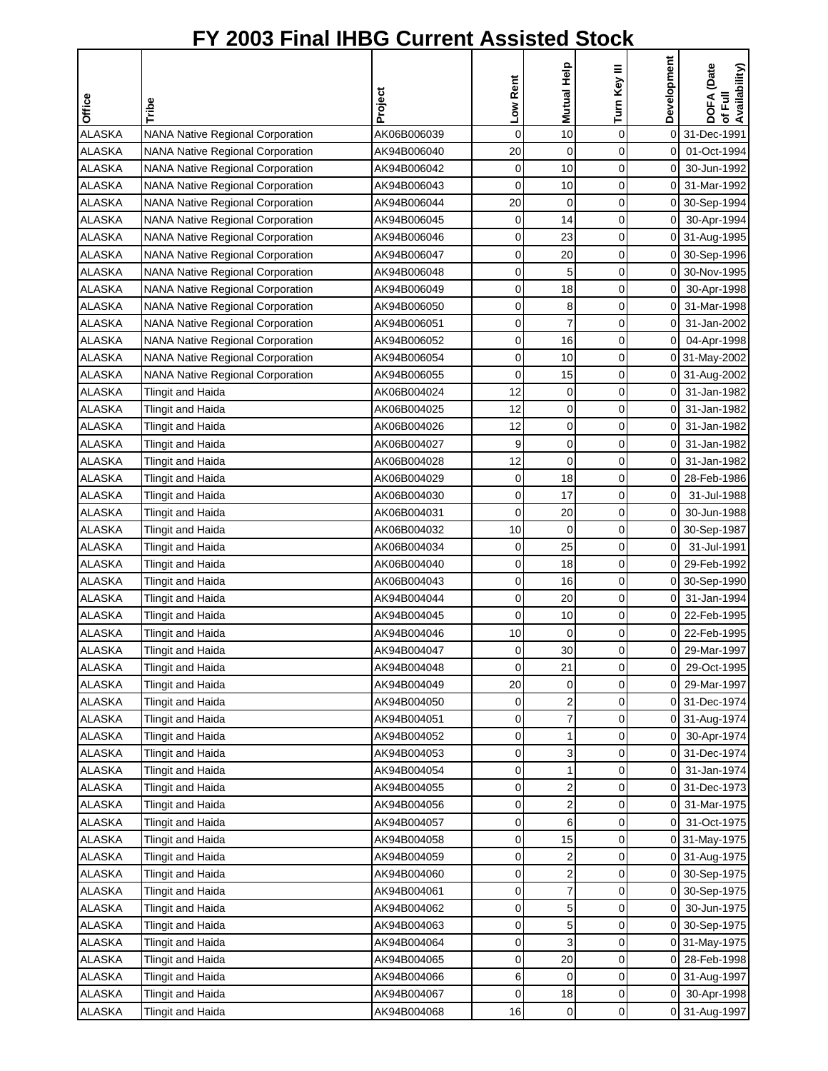# FY 2003 Final IHBG Current Assisted Stock

| Office | Tribe | Project | Low Rent | Mutual Help | Turn Key III | Development | DOFA (Date of Full Availability) |
|---|---|---|---|---|---|---|---|
| ALASKA | NANA Native Regional Corporation | AK06B006039 | 0 | 10 | 0 | 0 | 31-Dec-1991 |
| ALASKA | NANA Native Regional Corporation | AK94B006040 | 20 | 0 | 0 | 0 | 01-Oct-1994 |
| ALASKA | NANA Native Regional Corporation | AK94B006042 | 0 | 10 | 0 | 0 | 30-Jun-1992 |
| ALASKA | NANA Native Regional Corporation | AK94B006043 | 0 | 10 | 0 | 0 | 31-Mar-1992 |
| ALASKA | NANA Native Regional Corporation | AK94B006044 | 20 | 0 | 0 | 0 | 30-Sep-1994 |
| ALASKA | NANA Native Regional Corporation | AK94B006045 | 0 | 14 | 0 | 0 | 30-Apr-1994 |
| ALASKA | NANA Native Regional Corporation | AK94B006046 | 0 | 23 | 0 | 0 | 31-Aug-1995 |
| ALASKA | NANA Native Regional Corporation | AK94B006047 | 0 | 20 | 0 | 0 | 30-Sep-1996 |
| ALASKA | NANA Native Regional Corporation | AK94B006048 | 0 | 5 | 0 | 0 | 30-Nov-1995 |
| ALASKA | NANA Native Regional Corporation | AK94B006049 | 0 | 18 | 0 | 0 | 30-Apr-1998 |
| ALASKA | NANA Native Regional Corporation | AK94B006050 | 0 | 8 | 0 | 0 | 31-Mar-1998 |
| ALASKA | NANA Native Regional Corporation | AK94B006051 | 0 | 7 | 0 | 0 | 31-Jan-2002 |
| ALASKA | NANA Native Regional Corporation | AK94B006052 | 0 | 16 | 0 | 0 | 04-Apr-1998 |
| ALASKA | NANA Native Regional Corporation | AK94B006054 | 0 | 10 | 0 | 0 | 31-May-2002 |
| ALASKA | NANA Native Regional Corporation | AK94B006055 | 0 | 15 | 0 | 0 | 31-Aug-2002 |
| ALASKA | Tlingit and Haida | AK06B004024 | 12 | 0 | 0 | 0 | 31-Jan-1982 |
| ALASKA | Tlingit and Haida | AK06B004025 | 12 | 0 | 0 | 0 | 31-Jan-1982 |
| ALASKA | Tlingit and Haida | AK06B004026 | 12 | 0 | 0 | 0 | 31-Jan-1982 |
| ALASKA | Tlingit and Haida | AK06B004027 | 9 | 0 | 0 | 0 | 31-Jan-1982 |
| ALASKA | Tlingit and Haida | AK06B004028 | 12 | 0 | 0 | 0 | 31-Jan-1982 |
| ALASKA | Tlingit and Haida | AK06B004029 | 0 | 18 | 0 | 0 | 28-Feb-1986 |
| ALASKA | Tlingit and Haida | AK06B004030 | 0 | 17 | 0 | 0 | 31-Jul-1988 |
| ALASKA | Tlingit and Haida | AK06B004031 | 0 | 20 | 0 | 0 | 30-Jun-1988 |
| ALASKA | Tlingit and Haida | AK06B004032 | 10 | 0 | 0 | 0 | 30-Sep-1987 |
| ALASKA | Tlingit and Haida | AK06B004034 | 0 | 25 | 0 | 0 | 31-Jul-1991 |
| ALASKA | Tlingit and Haida | AK06B004040 | 0 | 18 | 0 | 0 | 29-Feb-1992 |
| ALASKA | Tlingit and Haida | AK06B004043 | 0 | 16 | 0 | 0 | 30-Sep-1990 |
| ALASKA | Tlingit and Haida | AK94B004044 | 0 | 20 | 0 | 0 | 31-Jan-1994 |
| ALASKA | Tlingit and Haida | AK94B004045 | 0 | 10 | 0 | 0 | 22-Feb-1995 |
| ALASKA | Tlingit and Haida | AK94B004046 | 10 | 0 | 0 | 0 | 22-Feb-1995 |
| ALASKA | Tlingit and Haida | AK94B004047 | 0 | 30 | 0 | 0 | 29-Mar-1997 |
| ALASKA | Tlingit and Haida | AK94B004048 | 0 | 21 | 0 | 0 | 29-Oct-1995 |
| ALASKA | Tlingit and Haida | AK94B004049 | 20 | 0 | 0 | 0 | 29-Mar-1997 |
| ALASKA | Tlingit and Haida | AK94B004050 | 0 | 2 | 0 | 0 | 31-Dec-1974 |
| ALASKA | Tlingit and Haida | AK94B004051 | 0 | 7 | 0 | 0 | 31-Aug-1974 |
| ALASKA | Tlingit and Haida | AK94B004052 | 0 | 1 | 0 | 0 | 30-Apr-1974 |
| ALASKA | Tlingit and Haida | AK94B004053 | 0 | 3 | 0 | 0 | 31-Dec-1974 |
| ALASKA | Tlingit and Haida | AK94B004054 | 0 | 1 | 0 | 0 | 31-Jan-1974 |
| ALASKA | Tlingit and Haida | AK94B004055 | 0 | 2 | 0 | 0 | 31-Dec-1973 |
| ALASKA | Tlingit and Haida | AK94B004056 | 0 | 2 | 0 | 0 | 31-Mar-1975 |
| ALASKA | Tlingit and Haida | AK94B004057 | 0 | 6 | 0 | 0 | 31-Oct-1975 |
| ALASKA | Tlingit and Haida | AK94B004058 | 0 | 15 | 0 | 0 | 31-May-1975 |
| ALASKA | Tlingit and Haida | AK94B004059 | 0 | 2 | 0 | 0 | 31-Aug-1975 |
| ALASKA | Tlingit and Haida | AK94B004060 | 0 | 2 | 0 | 0 | 30-Sep-1975 |
| ALASKA | Tlingit and Haida | AK94B004061 | 0 | 7 | 0 | 0 | 30-Sep-1975 |
| ALASKA | Tlingit and Haida | AK94B004062 | 0 | 5 | 0 | 0 | 30-Jun-1975 |
| ALASKA | Tlingit and Haida | AK94B004063 | 0 | 5 | 0 | 0 | 30-Sep-1975 |
| ALASKA | Tlingit and Haida | AK94B004064 | 0 | 3 | 0 | 0 | 31-May-1975 |
| ALASKA | Tlingit and Haida | AK94B004065 | 0 | 20 | 0 | 0 | 28-Feb-1998 |
| ALASKA | Tlingit and Haida | AK94B004066 | 6 | 0 | 0 | 0 | 31-Aug-1997 |
| ALASKA | Tlingit and Haida | AK94B004067 | 0 | 18 | 0 | 0 | 30-Apr-1998 |
| ALASKA | Tlingit and Haida | AK94B004068 | 16 | 0 | 0 | 0 | 31-Aug-1997 |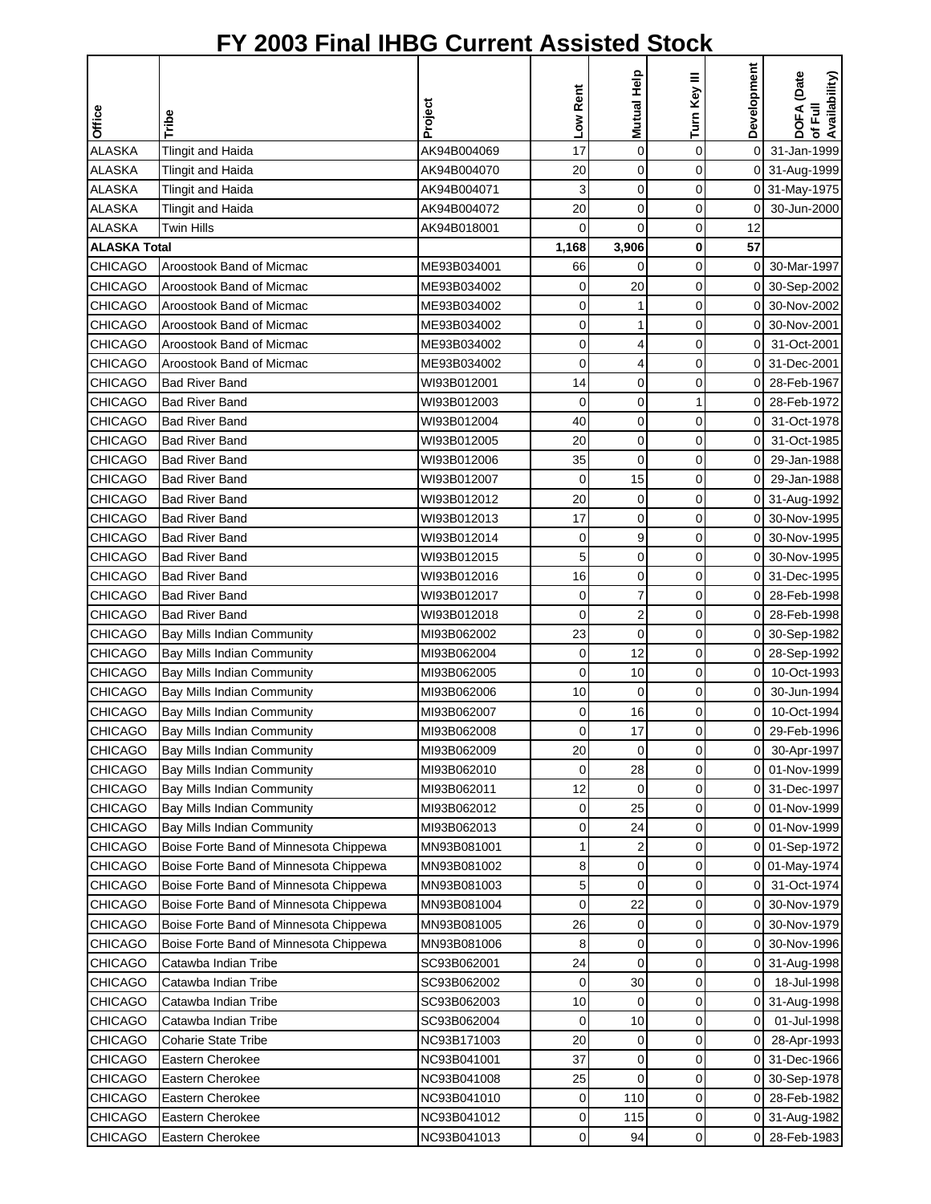# FY 2003 Final IHBG Current Assisted Stock

| Office | Tribe | Project | Low Rent | Mutual Help | Turn Key III | Development | DOFA (Date of Full Availability) |
|---|---|---|---|---|---|---|---|
| ALASKA | Tlingit and Haida | AK94B004069 | 17 | 0 | 0 | 0 | 31-Jan-1999 |
| ALASKA | Tlingit and Haida | AK94B004070 | 20 | 0 | 0 | 0 | 31-Aug-1999 |
| ALASKA | Tlingit and Haida | AK94B004071 | 3 | 0 | 0 | 0 | 31-May-1975 |
| ALASKA | Tlingit and Haida | AK94B004072 | 20 | 0 | 0 | 0 | 30-Jun-2000 |
| ALASKA | Twin Hills | AK94B018001 | 0 | 0 | 0 | 12 | |
| **ALASKA Total** | | | **1,168** | **3,906** | **0** | **57** | |
| CHICAGO | Aroostook Band of Micmac | ME93B034001 | 66 | 0 | 0 | 0 | 30-Mar-1997 |
| CHICAGO | Aroostook Band of Micmac | ME93B034002 | 0 | 20 | 0 | 0 | 30-Sep-2002 |
| CHICAGO | Aroostook Band of Micmac | ME93B034002 | 0 | 1 | 0 | 0 | 30-Nov-2002 |
| CHICAGO | Aroostook Band of Micmac | ME93B034002 | 0 | 1 | 0 | 0 | 30-Nov-2001 |
| CHICAGO | Aroostook Band of Micmac | ME93B034002 | 0 | 4 | 0 | 0 | 31-Oct-2001 |
| CHICAGO | Aroostook Band of Micmac | ME93B034002 | 0 | 4 | 0 | 0 | 31-Dec-2001 |
| CHICAGO | Bad River Band | WI93B012001 | 14 | 0 | 0 | 0 | 28-Feb-1967 |
| CHICAGO | Bad River Band | WI93B012003 | 0 | 0 | 1 | 0 | 28-Feb-1972 |
| CHICAGO | Bad River Band | WI93B012004 | 40 | 0 | 0 | 0 | 31-Oct-1978 |
| CHICAGO | Bad River Band | WI93B012005 | 20 | 0 | 0 | 0 | 31-Oct-1985 |
| CHICAGO | Bad River Band | WI93B012006 | 35 | 0 | 0 | 0 | 29-Jan-1988 |
| CHICAGO | Bad River Band | WI93B012007 | 0 | 15 | 0 | 0 | 29-Jan-1988 |
| CHICAGO | Bad River Band | WI93B012012 | 20 | 0 | 0 | 0 | 31-Aug-1992 |
| CHICAGO | Bad River Band | WI93B012013 | 17 | 0 | 0 | 0 | 30-Nov-1995 |
| CHICAGO | Bad River Band | WI93B012014 | 0 | 9 | 0 | 0 | 30-Nov-1995 |
| CHICAGO | Bad River Band | WI93B012015 | 5 | 0 | 0 | 0 | 30-Nov-1995 |
| CHICAGO | Bad River Band | WI93B012016 | 16 | 0 | 0 | 0 | 31-Dec-1995 |
| CHICAGO | Bad River Band | WI93B012017 | 0 | 7 | 0 | 0 | 28-Feb-1998 |
| CHICAGO | Bad River Band | WI93B012018 | 0 | 2 | 0 | 0 | 28-Feb-1998 |
| CHICAGO | Bay Mills Indian Community | MI93B062002 | 23 | 0 | 0 | 0 | 30-Sep-1982 |
| CHICAGO | Bay Mills Indian Community | MI93B062004 | 0 | 12 | 0 | 0 | 28-Sep-1992 |
| CHICAGO | Bay Mills Indian Community | MI93B062005 | 0 | 10 | 0 | 0 | 10-Oct-1993 |
| CHICAGO | Bay Mills Indian Community | MI93B062006 | 10 | 0 | 0 | 0 | 30-Jun-1994 |
| CHICAGO | Bay Mills Indian Community | MI93B062007 | 0 | 16 | 0 | 0 | 10-Oct-1994 |
| CHICAGO | Bay Mills Indian Community | MI93B062008 | 0 | 17 | 0 | 0 | 29-Feb-1996 |
| CHICAGO | Bay Mills Indian Community | MI93B062009 | 20 | 0 | 0 | 0 | 30-Apr-1997 |
| CHICAGO | Bay Mills Indian Community | MI93B062010 | 0 | 28 | 0 | 0 | 01-Nov-1999 |
| CHICAGO | Bay Mills Indian Community | MI93B062011 | 12 | 0 | 0 | 0 | 31-Dec-1997 |
| CHICAGO | Bay Mills Indian Community | MI93B062012 | 0 | 25 | 0 | 0 | 01-Nov-1999 |
| CHICAGO | Bay Mills Indian Community | MI93B062013 | 0 | 24 | 0 | 0 | 01-Nov-1999 |
| CHICAGO | Boise Forte Band of Minnesota Chippewa | MN93B081001 | 1 | 2 | 0 | 0 | 01-Sep-1972 |
| CHICAGO | Boise Forte Band of Minnesota Chippewa | MN93B081002 | 8 | 0 | 0 | 0 | 01-May-1974 |
| CHICAGO | Boise Forte Band of Minnesota Chippewa | MN93B081003 | 5 | 0 | 0 | 0 | 31-Oct-1974 |
| CHICAGO | Boise Forte Band of Minnesota Chippewa | MN93B081004 | 0 | 22 | 0 | 0 | 30-Nov-1979 |
| CHICAGO | Boise Forte Band of Minnesota Chippewa | MN93B081005 | 26 | 0 | 0 | 0 | 30-Nov-1979 |
| CHICAGO | Boise Forte Band of Minnesota Chippewa | MN93B081006 | 8 | 0 | 0 | 0 | 30-Nov-1996 |
| CHICAGO | Catawba Indian Tribe | SC93B062001 | 24 | 0 | 0 | 0 | 31-Aug-1998 |
| CHICAGO | Catawba Indian Tribe | SC93B062002 | 0 | 30 | 0 | 0 | 18-Jul-1998 |
| CHICAGO | Catawba Indian Tribe | SC93B062003 | 10 | 0 | 0 | 0 | 31-Aug-1998 |
| CHICAGO | Catawba Indian Tribe | SC93B062004 | 0 | 10 | 0 | 0 | 01-Jul-1998 |
| CHICAGO | Coharie State Tribe | NC93B171003 | 20 | 0 | 0 | 0 | 28-Apr-1993 |
| CHICAGO | Eastern Cherokee | NC93B041001 | 37 | 0 | 0 | 0 | 31-Dec-1966 |
| CHICAGO | Eastern Cherokee | NC93B041008 | 25 | 0 | 0 | 0 | 30-Sep-1978 |
| CHICAGO | Eastern Cherokee | NC93B041010 | 0 | 110 | 0 | 0 | 28-Feb-1982 |
| CHICAGO | Eastern Cherokee | NC93B041012 | 0 | 115 | 0 | 0 | 31-Aug-1982 |
| CHICAGO | Eastern Cherokee | NC93B041013 | 0 | 94 | 0 | 0 | 28-Feb-1983 |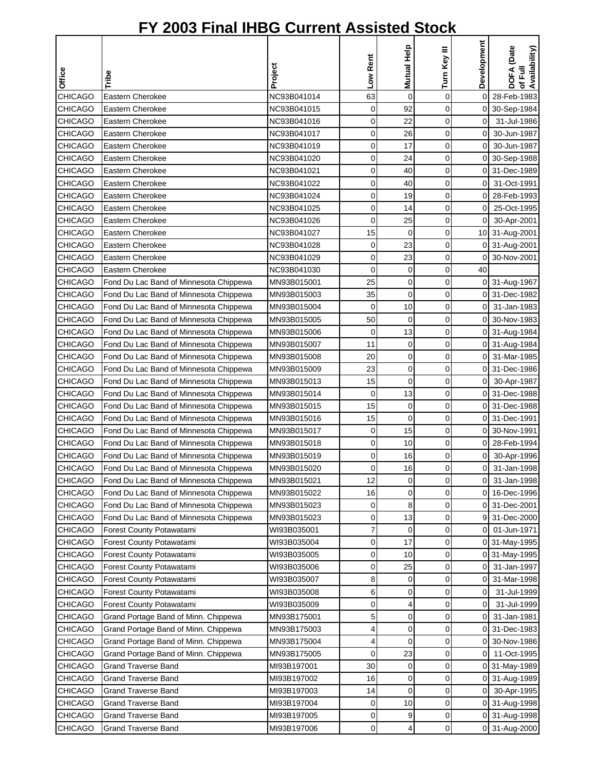# FY 2003 Final IHBG Current Assisted Stock

| Office | Tribe | Project | Low Rent | Mutual Help | Turn Key III | Development | DOFA (Date of Full Availability) |
|---|---|---|---|---|---|---|---|
| CHICAGO | Eastern Cherokee | NC93B041014 | 63 | 0 | 0 | 0 | 28-Feb-1983 |
| CHICAGO | Eastern Cherokee | NC93B041015 | 0 | 92 | 0 | 0 | 30-Sep-1984 |
| CHICAGO | Eastern Cherokee | NC93B041016 | 0 | 22 | 0 | 0 | 31-Jul-1986 |
| CHICAGO | Eastern Cherokee | NC93B041017 | 0 | 26 | 0 | 0 | 30-Jun-1987 |
| CHICAGO | Eastern Cherokee | NC93B041019 | 0 | 17 | 0 | 0 | 30-Jun-1987 |
| CHICAGO | Eastern Cherokee | NC93B041020 | 0 | 24 | 0 | 0 | 30-Sep-1988 |
| CHICAGO | Eastern Cherokee | NC93B041021 | 0 | 40 | 0 | 0 | 31-Dec-1989 |
| CHICAGO | Eastern Cherokee | NC93B041022 | 0 | 40 | 0 | 0 | 31-Oct-1991 |
| CHICAGO | Eastern Cherokee | NC93B041024 | 0 | 19 | 0 | 0 | 28-Feb-1993 |
| CHICAGO | Eastern Cherokee | NC93B041025 | 0 | 14 | 0 | 0 | 25-Oct-1995 |
| CHICAGO | Eastern Cherokee | NC93B041026 | 0 | 25 | 0 | 0 | 30-Apr-2001 |
| CHICAGO | Eastern Cherokee | NC93B041027 | 15 | 0 | 0 | 10 | 31-Aug-2001 |
| CHICAGO | Eastern Cherokee | NC93B041028 | 0 | 23 | 0 | 0 | 31-Aug-2001 |
| CHICAGO | Eastern Cherokee | NC93B041029 | 0 | 23 | 0 | 0 | 30-Nov-2001 |
| CHICAGO | Eastern Cherokee | NC93B041030 | 0 | 0 | 0 | 40 | |
| CHICAGO | Fond Du Lac Band of Minnesota Chippewa | MN93B015001 | 25 | 0 | 0 | 0 | 31-Aug-1967 |
| CHICAGO | Fond Du Lac Band of Minnesota Chippewa | MN93B015003 | 35 | 0 | 0 | 0 | 31-Dec-1982 |
| CHICAGO | Fond Du Lac Band of Minnesota Chippewa | MN93B015004 | 0 | 10 | 0 | 0 | 31-Jan-1983 |
| CHICAGO | Fond Du Lac Band of Minnesota Chippewa | MN93B015005 | 50 | 0 | 0 | 0 | 30-Nov-1983 |
| CHICAGO | Fond Du Lac Band of Minnesota Chippewa | MN93B015006 | 0 | 13 | 0 | 0 | 31-Aug-1984 |
| CHICAGO | Fond Du Lac Band of Minnesota Chippewa | MN93B015007 | 11 | 0 | 0 | 0 | 31-Aug-1984 |
| CHICAGO | Fond Du Lac Band of Minnesota Chippewa | MN93B015008 | 20 | 0 | 0 | 0 | 31-Mar-1985 |
| CHICAGO | Fond Du Lac Band of Minnesota Chippewa | MN93B015009 | 23 | 0 | 0 | 0 | 31-Dec-1986 |
| CHICAGO | Fond Du Lac Band of Minnesota Chippewa | MN93B015013 | 15 | 0 | 0 | 0 | 30-Apr-1987 |
| CHICAGO | Fond Du Lac Band of Minnesota Chippewa | MN93B015014 | 0 | 13 | 0 | 0 | 31-Dec-1988 |
| CHICAGO | Fond Du Lac Band of Minnesota Chippewa | MN93B015015 | 15 | 0 | 0 | 0 | 31-Dec-1988 |
| CHICAGO | Fond Du Lac Band of Minnesota Chippewa | MN93B015016 | 15 | 0 | 0 | 0 | 31-Dec-1991 |
| CHICAGO | Fond Du Lac Band of Minnesota Chippewa | MN93B015017 | 0 | 15 | 0 | 0 | 30-Nov-1991 |
| CHICAGO | Fond Du Lac Band of Minnesota Chippewa | MN93B015018 | 0 | 10 | 0 | 0 | 28-Feb-1994 |
| CHICAGO | Fond Du Lac Band of Minnesota Chippewa | MN93B015019 | 0 | 16 | 0 | 0 | 30-Apr-1996 |
| CHICAGO | Fond Du Lac Band of Minnesota Chippewa | MN93B015020 | 0 | 16 | 0 | 0 | 31-Jan-1998 |
| CHICAGO | Fond Du Lac Band of Minnesota Chippewa | MN93B015021 | 12 | 0 | 0 | 0 | 31-Jan-1998 |
| CHICAGO | Fond Du Lac Band of Minnesota Chippewa | MN93B015022 | 16 | 0 | 0 | 0 | 16-Dec-1996 |
| CHICAGO | Fond Du Lac Band of Minnesota Chippewa | MN93B015023 | 0 | 8 | 0 | 0 | 31-Dec-2001 |
| CHICAGO | Fond Du Lac Band of Minnesota Chippewa | MN93B015023 | 0 | 13 | 0 | 9 | 31-Dec-2000 |
| CHICAGO | Forest County Potawatami | WI93B035001 | 7 | 0 | 0 | 0 | 01-Jun-1971 |
| CHICAGO | Forest County Potawatami | WI93B035004 | 0 | 17 | 0 | 0 | 31-May-1995 |
| CHICAGO | Forest County Potawatami | WI93B035005 | 0 | 10 | 0 | 0 | 31-May-1995 |
| CHICAGO | Forest County Potawatami | WI93B035006 | 0 | 25 | 0 | 0 | 31-Jan-1997 |
| CHICAGO | Forest County Potawatami | WI93B035007 | 8 | 0 | 0 | 0 | 31-Mar-1998 |
| CHICAGO | Forest County Potawatami | WI93B035008 | 6 | 0 | 0 | 0 | 31-Jul-1999 |
| CHICAGO | Forest County Potawatami | WI93B035009 | 0 | 4 | 0 | 0 | 31-Jul-1999 |
| CHICAGO | Grand Portage Band of Minn. Chippewa | MN93B175001 | 5 | 0 | 0 | 0 | 31-Jan-1981 |
| CHICAGO | Grand Portage Band of Minn. Chippewa | MN93B175003 | 4 | 0 | 0 | 0 | 31-Dec-1983 |
| CHICAGO | Grand Portage Band of Minn. Chippewa | MN93B175004 | 4 | 0 | 0 | 0 | 30-Nov-1986 |
| CHICAGO | Grand Portage Band of Minn. Chippewa | MN93B175005 | 0 | 23 | 0 | 0 | 11-Oct-1995 |
| CHICAGO | Grand Traverse Band | MI93B197001 | 30 | 0 | 0 | 0 | 31-May-1989 |
| CHICAGO | Grand Traverse Band | MI93B197002 | 16 | 0 | 0 | 0 | 31-Aug-1989 |
| CHICAGO | Grand Traverse Band | MI93B197003 | 14 | 0 | 0 | 0 | 30-Apr-1995 |
| CHICAGO | Grand Traverse Band | MI93B197004 | 0 | 10 | 0 | 0 | 31-Aug-1998 |
| CHICAGO | Grand Traverse Band | MI93B197005 | 0 | 9 | 0 | 0 | 31-Aug-1998 |
| CHICAGO | Grand Traverse Band | MI93B197006 | 0 | 4 | 0 | 0 | 31-Aug-2000 |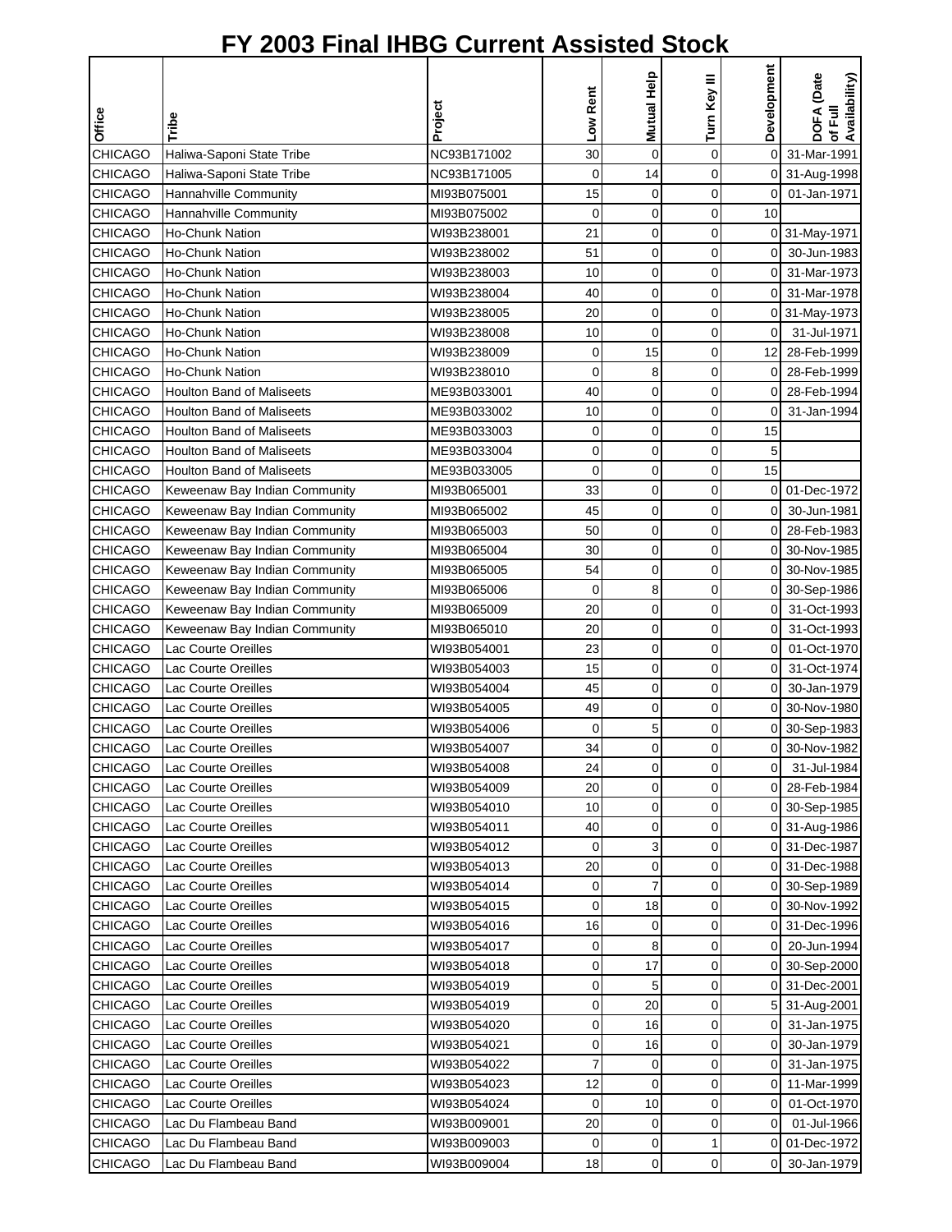# FY 2003 Final IHBG Current Assisted Stock

| Office | Tribe | Project | Low Rent | Mutual Help | Turn Key III | Development | DOFA (Date of Full Availability) |
|---|---|---|---|---|---|---|---|
| CHICAGO | Haliwa-Saponi State Tribe | NC93B171002 | 30 | 0 | 0 | 0 | 31-Mar-1991 |
| CHICAGO | Haliwa-Saponi State Tribe | NC93B171005 | 0 | 14 | 0 | 0 | 31-Aug-1998 |
| CHICAGO | Hannahville Community | MI93B075001 | 15 | 0 | 0 | 0 | 01-Jan-1971 |
| CHICAGO | Hannahville Community | MI93B075002 | 0 | 0 | 0 | 10 | |
| CHICAGO | Ho-Chunk Nation | WI93B238001 | 21 | 0 | 0 | 0 | 31-May-1971 |
| CHICAGO | Ho-Chunk Nation | WI93B238002 | 51 | 0 | 0 | 0 | 30-Jun-1983 |
| CHICAGO | Ho-Chunk Nation | WI93B238003 | 10 | 0 | 0 | 0 | 31-Mar-1973 |
| CHICAGO | Ho-Chunk Nation | WI93B238004 | 40 | 0 | 0 | 0 | 31-Mar-1978 |
| CHICAGO | Ho-Chunk Nation | WI93B238005 | 20 | 0 | 0 | 0 | 31-May-1973 |
| CHICAGO | Ho-Chunk Nation | WI93B238008 | 10 | 0 | 0 | 0 | 31-Jul-1971 |
| CHICAGO | Ho-Chunk Nation | WI93B238009 | 0 | 15 | 0 | 12 | 28-Feb-1999 |
| CHICAGO | Ho-Chunk Nation | WI93B238010 | 0 | 8 | 0 | 0 | 28-Feb-1999 |
| CHICAGO | Houlton Band of Maliseets | ME93B033001 | 40 | 0 | 0 | 0 | 28-Feb-1994 |
| CHICAGO | Houlton Band of Maliseets | ME93B033002 | 10 | 0 | 0 | 0 | 31-Jan-1994 |
| CHICAGO | Houlton Band of Maliseets | ME93B033003 | 0 | 0 | 0 | 15 | |
| CHICAGO | Houlton Band of Maliseets | ME93B033004 | 0 | 0 | 0 | 5 | |
| CHICAGO | Houlton Band of Maliseets | ME93B033005 | 0 | 0 | 0 | 15 | |
| CHICAGO | Keweenaw Bay Indian Community | MI93B065001 | 33 | 0 | 0 | 0 | 01-Dec-1972 |
| CHICAGO | Keweenaw Bay Indian Community | MI93B065002 | 45 | 0 | 0 | 0 | 30-Jun-1981 |
| CHICAGO | Keweenaw Bay Indian Community | MI93B065003 | 50 | 0 | 0 | 0 | 28-Feb-1983 |
| CHICAGO | Keweenaw Bay Indian Community | MI93B065004 | 30 | 0 | 0 | 0 | 30-Nov-1985 |
| CHICAGO | Keweenaw Bay Indian Community | MI93B065005 | 54 | 0 | 0 | 0 | 30-Nov-1985 |
| CHICAGO | Keweenaw Bay Indian Community | MI93B065006 | 0 | 8 | 0 | 0 | 30-Sep-1986 |
| CHICAGO | Keweenaw Bay Indian Community | MI93B065009 | 20 | 0 | 0 | 0 | 31-Oct-1993 |
| CHICAGO | Keweenaw Bay Indian Community | MI93B065010 | 20 | 0 | 0 | 0 | 31-Oct-1993 |
| CHICAGO | Lac Courte Oreilles | WI93B054001 | 23 | 0 | 0 | 0 | 01-Oct-1970 |
| CHICAGO | Lac Courte Oreilles | WI93B054003 | 15 | 0 | 0 | 0 | 31-Oct-1974 |
| CHICAGO | Lac Courte Oreilles | WI93B054004 | 45 | 0 | 0 | 0 | 30-Jan-1979 |
| CHICAGO | Lac Courte Oreilles | WI93B054005 | 49 | 0 | 0 | 0 | 30-Nov-1980 |
| CHICAGO | Lac Courte Oreilles | WI93B054006 | 0 | 5 | 0 | 0 | 30-Sep-1983 |
| CHICAGO | Lac Courte Oreilles | WI93B054007 | 34 | 0 | 0 | 0 | 30-Nov-1982 |
| CHICAGO | Lac Courte Oreilles | WI93B054008 | 24 | 0 | 0 | 0 | 31-Jul-1984 |
| CHICAGO | Lac Courte Oreilles | WI93B054009 | 20 | 0 | 0 | 0 | 28-Feb-1984 |
| CHICAGO | Lac Courte Oreilles | WI93B054010 | 10 | 0 | 0 | 0 | 30-Sep-1985 |
| CHICAGO | Lac Courte Oreilles | WI93B054011 | 40 | 0 | 0 | 0 | 31-Aug-1986 |
| CHICAGO | Lac Courte Oreilles | WI93B054012 | 0 | 3 | 0 | 0 | 31-Dec-1987 |
| CHICAGO | Lac Courte Oreilles | WI93B054013 | 20 | 0 | 0 | 0 | 31-Dec-1988 |
| CHICAGO | Lac Courte Oreilles | WI93B054014 | 0 | 7 | 0 | 0 | 30-Sep-1989 |
| CHICAGO | Lac Courte Oreilles | WI93B054015 | 0 | 18 | 0 | 0 | 30-Nov-1992 |
| CHICAGO | Lac Courte Oreilles | WI93B054016 | 16 | 0 | 0 | 0 | 31-Dec-1996 |
| CHICAGO | Lac Courte Oreilles | WI93B054017 | 0 | 8 | 0 | 0 | 20-Jun-1994 |
| CHICAGO | Lac Courte Oreilles | WI93B054018 | 0 | 17 | 0 | 0 | 30-Sep-2000 |
| CHICAGO | Lac Courte Oreilles | WI93B054019 | 0 | 5 | 0 | 0 | 31-Dec-2001 |
| CHICAGO | Lac Courte Oreilles | WI93B054019 | 0 | 20 | 0 | 5 | 31-Aug-2001 |
| CHICAGO | Lac Courte Oreilles | WI93B054020 | 0 | 16 | 0 | 0 | 31-Jan-1975 |
| CHICAGO | Lac Courte Oreilles | WI93B054021 | 0 | 16 | 0 | 0 | 30-Jan-1979 |
| CHICAGO | Lac Courte Oreilles | WI93B054022 | 7 | 0 | 0 | 0 | 31-Jan-1975 |
| CHICAGO | Lac Courte Oreilles | WI93B054023 | 12 | 0 | 0 | 0 | 11-Mar-1999 |
| CHICAGO | Lac Courte Oreilles | WI93B054024 | 0 | 10 | 0 | 0 | 01-Oct-1970 |
| CHICAGO | Lac Du Flambeau Band | WI93B009001 | 20 | 0 | 0 | 0 | 01-Jul-1966 |
| CHICAGO | Lac Du Flambeau Band | WI93B009003 | 0 | 0 | 1 | 0 | 01-Dec-1972 |
| CHICAGO | Lac Du Flambeau Band | WI93B009004 | 18 | 0 | 0 | 0 | 30-Jan-1979 |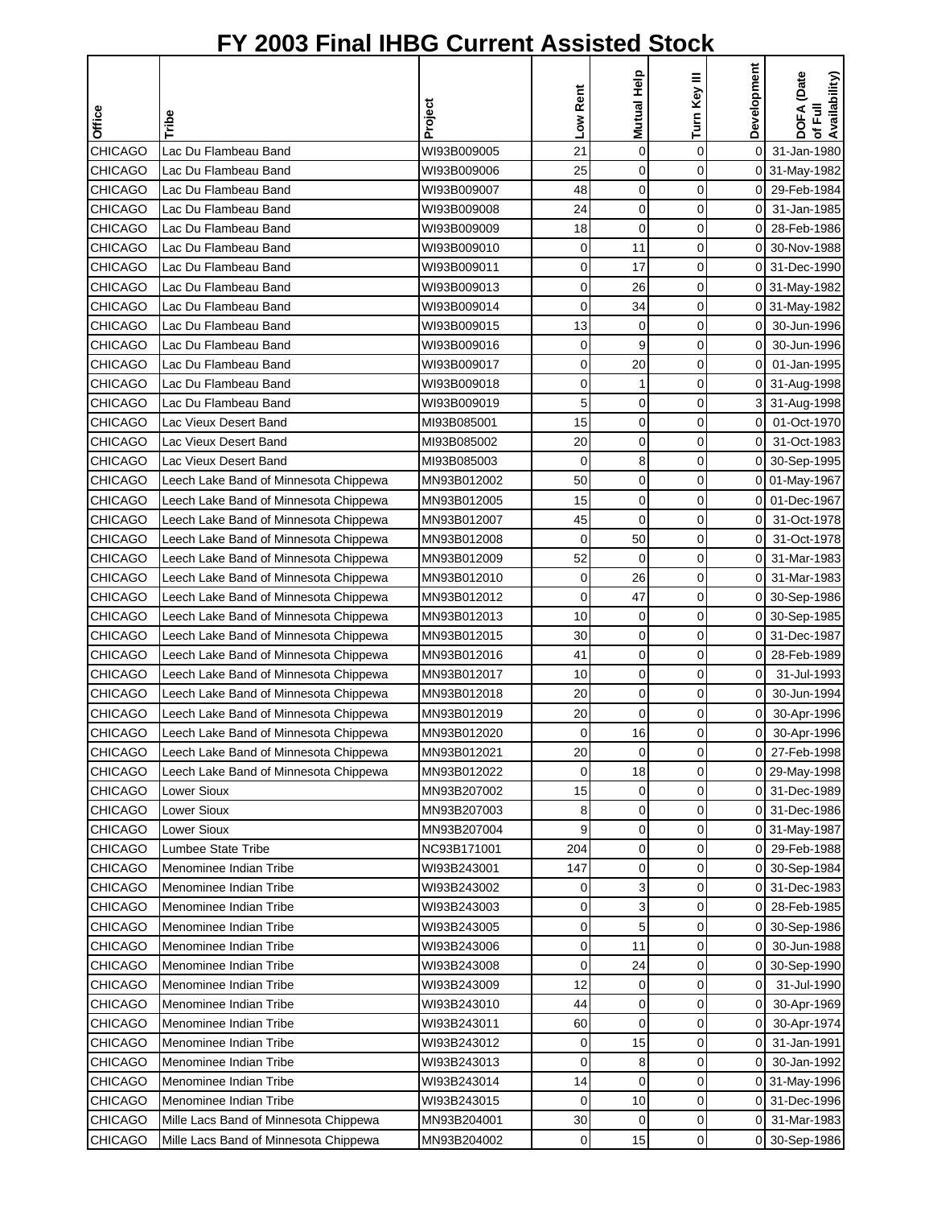# FY 2003 Final IHBG Current Assisted Stock

| Office | Tribe | Project | Low Rent | Mutual Help | Turn Key III | Development | DOFA (Date of Full Availability) |
|---|---|---|---|---|---|---|---|
| CHICAGO | Lac Du Flambeau Band | WI93B009005 | 21 | 0 | 0 | 0 | 31-Jan-1980 |
| CHICAGO | Lac Du Flambeau Band | WI93B009006 | 25 | 0 | 0 | 0 | 31-May-1982 |
| CHICAGO | Lac Du Flambeau Band | WI93B009007 | 48 | 0 | 0 | 0 | 29-Feb-1984 |
| CHICAGO | Lac Du Flambeau Band | WI93B009008 | 24 | 0 | 0 | 0 | 31-Jan-1985 |
| CHICAGO | Lac Du Flambeau Band | WI93B009009 | 18 | 0 | 0 | 0 | 28-Feb-1986 |
| CHICAGO | Lac Du Flambeau Band | WI93B009010 | 0 | 11 | 0 | 0 | 30-Nov-1988 |
| CHICAGO | Lac Du Flambeau Band | WI93B009011 | 0 | 17 | 0 | 0 | 31-Dec-1990 |
| CHICAGO | Lac Du Flambeau Band | WI93B009013 | 0 | 26 | 0 | 0 | 31-May-1982 |
| CHICAGO | Lac Du Flambeau Band | WI93B009014 | 0 | 34 | 0 | 0 | 31-May-1982 |
| CHICAGO | Lac Du Flambeau Band | WI93B009015 | 13 | 0 | 0 | 0 | 30-Jun-1996 |
| CHICAGO | Lac Du Flambeau Band | WI93B009016 | 0 | 9 | 0 | 0 | 30-Jun-1996 |
| CHICAGO | Lac Du Flambeau Band | WI93B009017 | 0 | 20 | 0 | 0 | 01-Jan-1995 |
| CHICAGO | Lac Du Flambeau Band | WI93B009018 | 0 | 1 | 0 | 0 | 31-Aug-1998 |
| CHICAGO | Lac Du Flambeau Band | WI93B009019 | 5 | 0 | 0 | 3 | 31-Aug-1998 |
| CHICAGO | Lac Vieux Desert Band | MI93B085001 | 15 | 0 | 0 | 0 | 01-Oct-1970 |
| CHICAGO | Lac Vieux Desert Band | MI93B085002 | 20 | 0 | 0 | 0 | 31-Oct-1983 |
| CHICAGO | Lac Vieux Desert Band | MI93B085003 | 0 | 8 | 0 | 0 | 30-Sep-1995 |
| CHICAGO | Leech Lake Band of Minnesota Chippewa | MN93B012002 | 50 | 0 | 0 | 0 | 01-May-1967 |
| CHICAGO | Leech Lake Band of Minnesota Chippewa | MN93B012005 | 15 | 0 | 0 | 0 | 01-Dec-1967 |
| CHICAGO | Leech Lake Band of Minnesota Chippewa | MN93B012007 | 45 | 0 | 0 | 0 | 31-Oct-1978 |
| CHICAGO | Leech Lake Band of Minnesota Chippewa | MN93B012008 | 0 | 50 | 0 | 0 | 31-Oct-1978 |
| CHICAGO | Leech Lake Band of Minnesota Chippewa | MN93B012009 | 52 | 0 | 0 | 0 | 31-Mar-1983 |
| CHICAGO | Leech Lake Band of Minnesota Chippewa | MN93B012010 | 0 | 26 | 0 | 0 | 31-Mar-1983 |
| CHICAGO | Leech Lake Band of Minnesota Chippewa | MN93B012012 | 0 | 47 | 0 | 0 | 30-Sep-1986 |
| CHICAGO | Leech Lake Band of Minnesota Chippewa | MN93B012013 | 10 | 0 | 0 | 0 | 30-Sep-1985 |
| CHICAGO | Leech Lake Band of Minnesota Chippewa | MN93B012015 | 30 | 0 | 0 | 0 | 31-Dec-1987 |
| CHICAGO | Leech Lake Band of Minnesota Chippewa | MN93B012016 | 41 | 0 | 0 | 0 | 28-Feb-1989 |
| CHICAGO | Leech Lake Band of Minnesota Chippewa | MN93B012017 | 10 | 0 | 0 | 0 | 31-Jul-1993 |
| CHICAGO | Leech Lake Band of Minnesota Chippewa | MN93B012018 | 20 | 0 | 0 | 0 | 30-Jun-1994 |
| CHICAGO | Leech Lake Band of Minnesota Chippewa | MN93B012019 | 20 | 0 | 0 | 0 | 30-Apr-1996 |
| CHICAGO | Leech Lake Band of Minnesota Chippewa | MN93B012020 | 0 | 16 | 0 | 0 | 30-Apr-1996 |
| CHICAGO | Leech Lake Band of Minnesota Chippewa | MN93B012021 | 20 | 0 | 0 | 0 | 27-Feb-1998 |
| CHICAGO | Leech Lake Band of Minnesota Chippewa | MN93B012022 | 0 | 18 | 0 | 0 | 29-May-1998 |
| CHICAGO | Lower Sioux | MN93B207002 | 15 | 0 | 0 | 0 | 31-Dec-1989 |
| CHICAGO | Lower Sioux | MN93B207003 | 8 | 0 | 0 | 0 | 31-Dec-1986 |
| CHICAGO | Lower Sioux | MN93B207004 | 9 | 0 | 0 | 0 | 31-May-1987 |
| CHICAGO | Lumbee State Tribe | NC93B171001 | 204 | 0 | 0 | 0 | 29-Feb-1988 |
| CHICAGO | Menominee Indian Tribe | WI93B243001 | 147 | 0 | 0 | 0 | 30-Sep-1984 |
| CHICAGO | Menominee Indian Tribe | WI93B243002 | 0 | 3 | 0 | 0 | 31-Dec-1983 |
| CHICAGO | Menominee Indian Tribe | WI93B243003 | 0 | 3 | 0 | 0 | 28-Feb-1985 |
| CHICAGO | Menominee Indian Tribe | WI93B243005 | 0 | 5 | 0 | 0 | 30-Sep-1986 |
| CHICAGO | Menominee Indian Tribe | WI93B243006 | 0 | 11 | 0 | 0 | 30-Jun-1988 |
| CHICAGO | Menominee Indian Tribe | WI93B243008 | 0 | 24 | 0 | 0 | 30-Sep-1990 |
| CHICAGO | Menominee Indian Tribe | WI93B243009 | 12 | 0 | 0 | 0 | 31-Jul-1990 |
| CHICAGO | Menominee Indian Tribe | WI93B243010 | 44 | 0 | 0 | 0 | 30-Apr-1969 |
| CHICAGO | Menominee Indian Tribe | WI93B243011 | 60 | 0 | 0 | 0 | 30-Apr-1974 |
| CHICAGO | Menominee Indian Tribe | WI93B243012 | 0 | 15 | 0 | 0 | 31-Jan-1991 |
| CHICAGO | Menominee Indian Tribe | WI93B243013 | 0 | 8 | 0 | 0 | 30-Jan-1992 |
| CHICAGO | Menominee Indian Tribe | WI93B243014 | 14 | 0 | 0 | 0 | 31-May-1996 |
| CHICAGO | Menominee Indian Tribe | WI93B243015 | 0 | 10 | 0 | 0 | 31-Dec-1996 |
| CHICAGO | Mille Lacs Band of Minnesota Chippewa | MN93B204001 | 30 | 0 | 0 | 0 | 31-Mar-1983 |
| CHICAGO | Mille Lacs Band of Minnesota Chippewa | MN93B204002 | 0 | 15 | 0 | 0 | 30-Sep-1986 |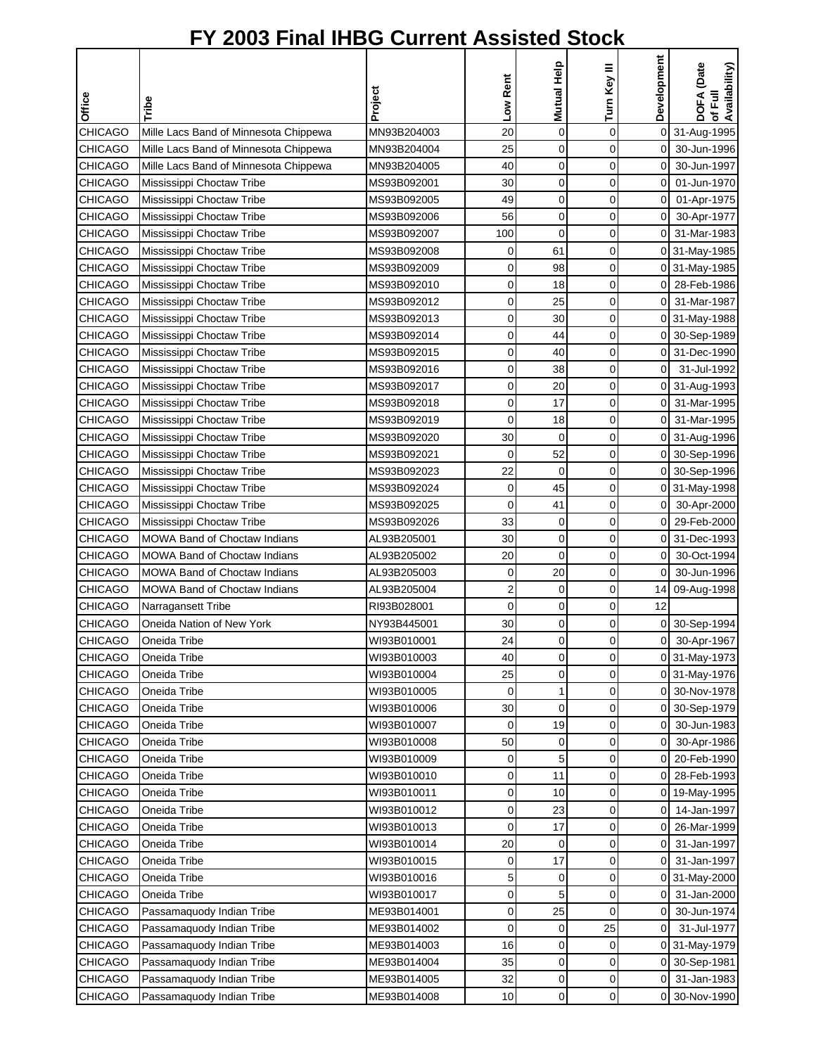# FY 2003 Final IHBG Current Assisted Stock

| Office | Tribe | Project | Low Rent | Mutual Help | Turn Key III | Development | DOFA (Date of Full Availability) |
|---|---|---|---|---|---|---|---|
| CHICAGO | Mille Lacs Band of Minnesota Chippewa | MN93B204003 | 20 | 0 | 0 | 0 | 31-Aug-1995 |
| CHICAGO | Mille Lacs Band of Minnesota Chippewa | MN93B204004 | 25 | 0 | 0 | 0 | 30-Jun-1996 |
| CHICAGO | Mille Lacs Band of Minnesota Chippewa | MN93B204005 | 40 | 0 | 0 | 0 | 30-Jun-1997 |
| CHICAGO | Mississippi Choctaw Tribe | MS93B092001 | 30 | 0 | 0 | 0 | 01-Jun-1970 |
| CHICAGO | Mississippi Choctaw Tribe | MS93B092005 | 49 | 0 | 0 | 0 | 01-Apr-1975 |
| CHICAGO | Mississippi Choctaw Tribe | MS93B092006 | 56 | 0 | 0 | 0 | 30-Apr-1977 |
| CHICAGO | Mississippi Choctaw Tribe | MS93B092007 | 100 | 0 | 0 | 0 | 31-Mar-1983 |
| CHICAGO | Mississippi Choctaw Tribe | MS93B092008 | 0 | 61 | 0 | 0 | 31-May-1985 |
| CHICAGO | Mississippi Choctaw Tribe | MS93B092009 | 0 | 98 | 0 | 0 | 31-May-1985 |
| CHICAGO | Mississippi Choctaw Tribe | MS93B092010 | 0 | 18 | 0 | 0 | 28-Feb-1986 |
| CHICAGO | Mississippi Choctaw Tribe | MS93B092012 | 0 | 25 | 0 | 0 | 31-Mar-1987 |
| CHICAGO | Mississippi Choctaw Tribe | MS93B092013 | 0 | 30 | 0 | 0 | 31-May-1988 |
| CHICAGO | Mississippi Choctaw Tribe | MS93B092014 | 0 | 44 | 0 | 0 | 30-Sep-1989 |
| CHICAGO | Mississippi Choctaw Tribe | MS93B092015 | 0 | 40 | 0 | 0 | 31-Dec-1990 |
| CHICAGO | Mississippi Choctaw Tribe | MS93B092016 | 0 | 38 | 0 | 0 | 31-Jul-1992 |
| CHICAGO | Mississippi Choctaw Tribe | MS93B092017 | 0 | 20 | 0 | 0 | 31-Aug-1993 |
| CHICAGO | Mississippi Choctaw Tribe | MS93B092018 | 0 | 17 | 0 | 0 | 31-Mar-1995 |
| CHICAGO | Mississippi Choctaw Tribe | MS93B092019 | 0 | 18 | 0 | 0 | 31-Mar-1995 |
| CHICAGO | Mississippi Choctaw Tribe | MS93B092020 | 30 | 0 | 0 | 0 | 31-Aug-1996 |
| CHICAGO | Mississippi Choctaw Tribe | MS93B092021 | 0 | 52 | 0 | 0 | 30-Sep-1996 |
| CHICAGO | Mississippi Choctaw Tribe | MS93B092023 | 22 | 0 | 0 | 0 | 30-Sep-1996 |
| CHICAGO | Mississippi Choctaw Tribe | MS93B092024 | 0 | 45 | 0 | 0 | 31-May-1998 |
| CHICAGO | Mississippi Choctaw Tribe | MS93B092025 | 0 | 41 | 0 | 0 | 30-Apr-2000 |
| CHICAGO | Mississippi Choctaw Tribe | MS93B092026 | 33 | 0 | 0 | 0 | 29-Feb-2000 |
| CHICAGO | MOWA Band of Choctaw Indians | AL93B205001 | 30 | 0 | 0 | 0 | 31-Dec-1993 |
| CHICAGO | MOWA Band of Choctaw Indians | AL93B205002 | 20 | 0 | 0 | 0 | 30-Oct-1994 |
| CHICAGO | MOWA Band of Choctaw Indians | AL93B205003 | 0 | 20 | 0 | 0 | 30-Jun-1996 |
| CHICAGO | MOWA Band of Choctaw Indians | AL93B205004 | 2 | 0 | 0 | 14 | 09-Aug-1998 |
| CHICAGO | Narragansett Tribe | RI93B028001 | 0 | 0 | 0 | 12 | |
| CHICAGO | Oneida Nation of New York | NY93B445001 | 30 | 0 | 0 | 0 | 30-Sep-1994 |
| CHICAGO | Oneida Tribe | WI93B010001 | 24 | 0 | 0 | 0 | 30-Apr-1967 |
| CHICAGO | Oneida Tribe | WI93B010003 | 40 | 0 | 0 | 0 | 31-May-1973 |
| CHICAGO | Oneida Tribe | WI93B010004 | 25 | 0 | 0 | 0 | 31-May-1976 |
| CHICAGO | Oneida Tribe | WI93B010005 | 0 | 1 | 0 | 0 | 30-Nov-1978 |
| CHICAGO | Oneida Tribe | WI93B010006 | 30 | 0 | 0 | 0 | 30-Sep-1979 |
| CHICAGO | Oneida Tribe | WI93B010007 | 0 | 19 | 0 | 0 | 30-Jun-1983 |
| CHICAGO | Oneida Tribe | WI93B010008 | 50 | 0 | 0 | 0 | 30-Apr-1986 |
| CHICAGO | Oneida Tribe | WI93B010009 | 0 | 5 | 0 | 0 | 20-Feb-1990 |
| CHICAGO | Oneida Tribe | WI93B010010 | 0 | 11 | 0 | 0 | 28-Feb-1993 |
| CHICAGO | Oneida Tribe | WI93B010011 | 0 | 10 | 0 | 0 | 19-May-1995 |
| CHICAGO | Oneida Tribe | WI93B010012 | 0 | 23 | 0 | 0 | 14-Jan-1997 |
| CHICAGO | Oneida Tribe | WI93B010013 | 0 | 17 | 0 | 0 | 26-Mar-1999 |
| CHICAGO | Oneida Tribe | WI93B010014 | 20 | 0 | 0 | 0 | 31-Jan-1997 |
| CHICAGO | Oneida Tribe | WI93B010015 | 0 | 17 | 0 | 0 | 31-Jan-1997 |
| CHICAGO | Oneida Tribe | WI93B010016 | 5 | 0 | 0 | 0 | 31-May-2000 |
| CHICAGO | Oneida Tribe | WI93B010017 | 0 | 5 | 0 | 0 | 31-Jan-2000 |
| CHICAGO | Passamaquody Indian Tribe | ME93B014001 | 0 | 25 | 0 | 0 | 30-Jun-1974 |
| CHICAGO | Passamaquody Indian Tribe | ME93B014002 | 0 | 0 | 25 | 0 | 31-Jul-1977 |
| CHICAGO | Passamaquody Indian Tribe | ME93B014003 | 16 | 0 | 0 | 0 | 31-May-1979 |
| CHICAGO | Passamaquody Indian Tribe | ME93B014004 | 35 | 0 | 0 | 0 | 30-Sep-1981 |
| CHICAGO | Passamaquody Indian Tribe | ME93B014005 | 32 | 0 | 0 | 0 | 31-Jan-1983 |
| CHICAGO | Passamaquody Indian Tribe | ME93B014008 | 10 | 0 | 0 | 0 | 30-Nov-1990 |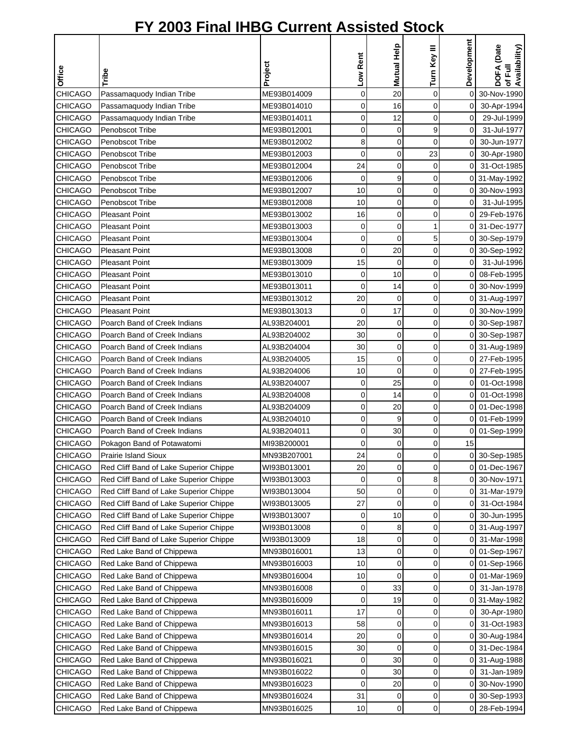# FY 2003 Final IHBG Current Assisted Stock

| Office | Tribe | Project | Low Rent | Mutual Help | Turn Key III | Development | DOFA (Date of Full Availability) |
|---|---|---|---|---|---|---|---|
| CHICAGO | Passamaquody Indian Tribe | ME93B014009 | 0 | 20 | 0 | 0 | 30-Nov-1990 |
| CHICAGO | Passamaquody Indian Tribe | ME93B014010 | 0 | 16 | 0 | 0 | 30-Apr-1994 |
| CHICAGO | Passamaquody Indian Tribe | ME93B014011 | 0 | 12 | 0 | 0 | 29-Jul-1999 |
| CHICAGO | Penobscot Tribe | ME93B012001 | 0 | 0 | 9 | 0 | 31-Jul-1977 |
| CHICAGO | Penobscot Tribe | ME93B012002 | 8 | 0 | 0 | 0 | 30-Jun-1977 |
| CHICAGO | Penobscot Tribe | ME93B012003 | 0 | 0 | 23 | 0 | 30-Apr-1980 |
| CHICAGO | Penobscot Tribe | ME93B012004 | 24 | 0 | 0 | 0 | 31-Oct-1985 |
| CHICAGO | Penobscot Tribe | ME93B012006 | 0 | 9 | 0 | 0 | 31-May-1992 |
| CHICAGO | Penobscot Tribe | ME93B012007 | 10 | 0 | 0 | 0 | 30-Nov-1993 |
| CHICAGO | Penobscot Tribe | ME93B012008 | 10 | 0 | 0 | 0 | 31-Jul-1995 |
| CHICAGO | Pleasant Point | ME93B013002 | 16 | 0 | 0 | 0 | 29-Feb-1976 |
| CHICAGO | Pleasant Point | ME93B013003 | 0 | 0 | 1 | 0 | 31-Dec-1977 |
| CHICAGO | Pleasant Point | ME93B013004 | 0 | 0 | 5 | 0 | 30-Sep-1979 |
| CHICAGO | Pleasant Point | ME93B013008 | 0 | 20 | 0 | 0 | 30-Sep-1992 |
| CHICAGO | Pleasant Point | ME93B013009 | 15 | 0 | 0 | 0 | 31-Jul-1996 |
| CHICAGO | Pleasant Point | ME93B013010 | 0 | 10 | 0 | 0 | 08-Feb-1995 |
| CHICAGO | Pleasant Point | ME93B013011 | 0 | 14 | 0 | 0 | 30-Nov-1999 |
| CHICAGO | Pleasant Point | ME93B013012 | 20 | 0 | 0 | 0 | 31-Aug-1997 |
| CHICAGO | Pleasant Point | ME93B013013 | 0 | 17 | 0 | 0 | 30-Nov-1999 |
| CHICAGO | Poarch Band of Creek Indians | AL93B204001 | 20 | 0 | 0 | 0 | 30-Sep-1987 |
| CHICAGO | Poarch Band of Creek Indians | AL93B204002 | 30 | 0 | 0 | 0 | 30-Sep-1987 |
| CHICAGO | Poarch Band of Creek Indians | AL93B204004 | 30 | 0 | 0 | 0 | 31-Aug-1989 |
| CHICAGO | Poarch Band of Creek Indians | AL93B204005 | 15 | 0 | 0 | 0 | 27-Feb-1995 |
| CHICAGO | Poarch Band of Creek Indians | AL93B204006 | 10 | 0 | 0 | 0 | 27-Feb-1995 |
| CHICAGO | Poarch Band of Creek Indians | AL93B204007 | 0 | 25 | 0 | 0 | 01-Oct-1998 |
| CHICAGO | Poarch Band of Creek Indians | AL93B204008 | 0 | 14 | 0 | 0 | 01-Oct-1998 |
| CHICAGO | Poarch Band of Creek Indians | AL93B204009 | 0 | 20 | 0 | 0 | 01-Dec-1998 |
| CHICAGO | Poarch Band of Creek Indians | AL93B204010 | 0 | 9 | 0 | 0 | 01-Feb-1999 |
| CHICAGO | Poarch Band of Creek Indians | AL93B204011 | 0 | 30 | 0 | 0 | 01-Sep-1999 |
| CHICAGO | Pokagon Band of Potawatomi | MI93B200001 | 0 | 0 | 0 | 15 | |
| CHICAGO | Prairie Island Sioux | MN93B207001 | 24 | 0 | 0 | 0 | 30-Sep-1985 |
| CHICAGO | Red Cliff Band of Lake Superior Chippe | WI93B013001 | 20 | 0 | 0 | 0 | 01-Dec-1967 |
| CHICAGO | Red Cliff Band of Lake Superior Chippe | WI93B013003 | 0 | 0 | 8 | 0 | 30-Nov-1971 |
| CHICAGO | Red Cliff Band of Lake Superior Chippe | WI93B013004 | 50 | 0 | 0 | 0 | 31-Mar-1979 |
| CHICAGO | Red Cliff Band of Lake Superior Chippe | WI93B013005 | 27 | 0 | 0 | 0 | 31-Oct-1984 |
| CHICAGO | Red Cliff Band of Lake Superior Chippe | WI93B013007 | 0 | 10 | 0 | 0 | 30-Jun-1995 |
| CHICAGO | Red Cliff Band of Lake Superior Chippe | WI93B013008 | 0 | 8 | 0 | 0 | 31-Aug-1997 |
| CHICAGO | Red Cliff Band of Lake Superior Chippe | WI93B013009 | 18 | 0 | 0 | 0 | 31-Mar-1998 |
| CHICAGO | Red Lake Band of Chippewa | MN93B016001 | 13 | 0 | 0 | 0 | 01-Sep-1967 |
| CHICAGO | Red Lake Band of Chippewa | MN93B016003 | 10 | 0 | 0 | 0 | 01-Sep-1966 |
| CHICAGO | Red Lake Band of Chippewa | MN93B016004 | 10 | 0 | 0 | 0 | 01-Mar-1969 |
| CHICAGO | Red Lake Band of Chippewa | MN93B016008 | 0 | 33 | 0 | 0 | 31-Jan-1978 |
| CHICAGO | Red Lake Band of Chippewa | MN93B016009 | 0 | 19 | 0 | 0 | 31-May-1982 |
| CHICAGO | Red Lake Band of Chippewa | MN93B016011 | 17 | 0 | 0 | 0 | 30-Apr-1980 |
| CHICAGO | Red Lake Band of Chippewa | MN93B016013 | 58 | 0 | 0 | 0 | 31-Oct-1983 |
| CHICAGO | Red Lake Band of Chippewa | MN93B016014 | 20 | 0 | 0 | 0 | 30-Aug-1984 |
| CHICAGO | Red Lake Band of Chippewa | MN93B016015 | 30 | 0 | 0 | 0 | 31-Dec-1984 |
| CHICAGO | Red Lake Band of Chippewa | MN93B016021 | 0 | 30 | 0 | 0 | 31-Aug-1988 |
| CHICAGO | Red Lake Band of Chippewa | MN93B016022 | 0 | 30 | 0 | 0 | 31-Jan-1989 |
| CHICAGO | Red Lake Band of Chippewa | MN93B016023 | 0 | 20 | 0 | 0 | 30-Nov-1990 |
| CHICAGO | Red Lake Band of Chippewa | MN93B016024 | 31 | 0 | 0 | 0 | 30-Sep-1993 |
| CHICAGO | Red Lake Band of Chippewa | MN93B016025 | 10 | 0 | 0 | 0 | 28-Feb-1994 |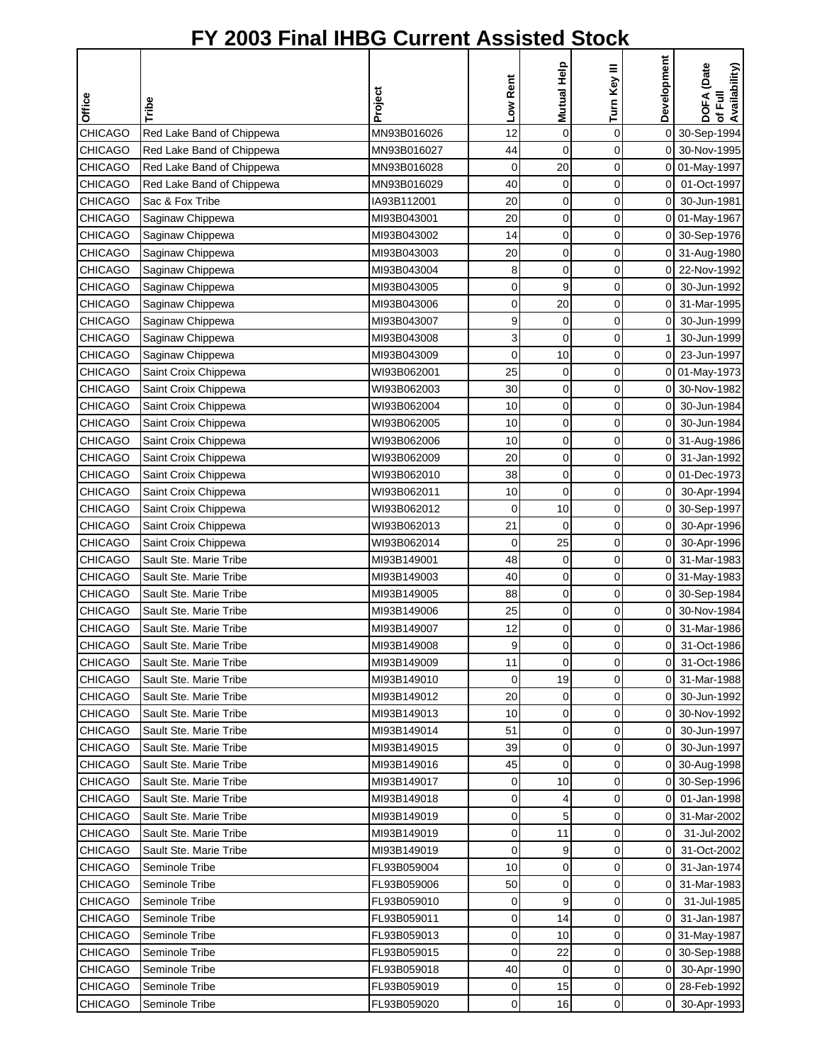# FY 2003 Final IHBG Current Assisted Stock

| Office | Tribe | Project | Low Rent | Mutual Help | Turn Key III | Development | DOFA (Date of Full Availability) |
|---|---|---|---|---|---|---|---|
| CHICAGO | Red Lake Band of Chippewa | MN93B016026 | 12 | 0 | 0 | 0 | 30-Sep-1994 |
| CHICAGO | Red Lake Band of Chippewa | MN93B016027 | 44 | 0 | 0 | 0 | 30-Nov-1995 |
| CHICAGO | Red Lake Band of Chippewa | MN93B016028 | 0 | 20 | 0 | 0 | 01-May-1997 |
| CHICAGO | Red Lake Band of Chippewa | MN93B016029 | 40 | 0 | 0 | 0 | 01-Oct-1997 |
| CHICAGO | Sac & Fox Tribe | IA93B112001 | 20 | 0 | 0 | 0 | 30-Jun-1981 |
| CHICAGO | Saginaw Chippewa | MI93B043001 | 20 | 0 | 0 | 0 | 01-May-1967 |
| CHICAGO | Saginaw Chippewa | MI93B043002 | 14 | 0 | 0 | 0 | 30-Sep-1976 |
| CHICAGO | Saginaw Chippewa | MI93B043003 | 20 | 0 | 0 | 0 | 31-Aug-1980 |
| CHICAGO | Saginaw Chippewa | MI93B043004 | 8 | 0 | 0 | 0 | 22-Nov-1992 |
| CHICAGO | Saginaw Chippewa | MI93B043005 | 0 | 9 | 0 | 0 | 30-Jun-1992 |
| CHICAGO | Saginaw Chippewa | MI93B043006 | 0 | 20 | 0 | 0 | 31-Mar-1995 |
| CHICAGO | Saginaw Chippewa | MI93B043007 | 9 | 0 | 0 | 0 | 30-Jun-1999 |
| CHICAGO | Saginaw Chippewa | MI93B043008 | 3 | 0 | 0 | 1 | 30-Jun-1999 |
| CHICAGO | Saginaw Chippewa | MI93B043009 | 0 | 10 | 0 | 0 | 23-Jun-1997 |
| CHICAGO | Saint Croix Chippewa | WI93B062001 | 25 | 0 | 0 | 0 | 01-May-1973 |
| CHICAGO | Saint Croix Chippewa | WI93B062003 | 30 | 0 | 0 | 0 | 30-Nov-1982 |
| CHICAGO | Saint Croix Chippewa | WI93B062004 | 10 | 0 | 0 | 0 | 30-Jun-1984 |
| CHICAGO | Saint Croix Chippewa | WI93B062005 | 10 | 0 | 0 | 0 | 30-Jun-1984 |
| CHICAGO | Saint Croix Chippewa | WI93B062006 | 10 | 0 | 0 | 0 | 31-Aug-1986 |
| CHICAGO | Saint Croix Chippewa | WI93B062009 | 20 | 0 | 0 | 0 | 31-Jan-1992 |
| CHICAGO | Saint Croix Chippewa | WI93B062010 | 38 | 0 | 0 | 0 | 01-Dec-1973 |
| CHICAGO | Saint Croix Chippewa | WI93B062011 | 10 | 0 | 0 | 0 | 30-Apr-1994 |
| CHICAGO | Saint Croix Chippewa | WI93B062012 | 0 | 10 | 0 | 0 | 30-Sep-1997 |
| CHICAGO | Saint Croix Chippewa | WI93B062013 | 21 | 0 | 0 | 0 | 30-Apr-1996 |
| CHICAGO | Saint Croix Chippewa | WI93B062014 | 0 | 25 | 0 | 0 | 30-Apr-1996 |
| CHICAGO | Sault Ste. Marie Tribe | MI93B149001 | 48 | 0 | 0 | 0 | 31-Mar-1983 |
| CHICAGO | Sault Ste. Marie Tribe | MI93B149003 | 40 | 0 | 0 | 0 | 31-May-1983 |
| CHICAGO | Sault Ste. Marie Tribe | MI93B149005 | 88 | 0 | 0 | 0 | 30-Sep-1984 |
| CHICAGO | Sault Ste. Marie Tribe | MI93B149006 | 25 | 0 | 0 | 0 | 30-Nov-1984 |
| CHICAGO | Sault Ste. Marie Tribe | MI93B149007 | 12 | 0 | 0 | 0 | 31-Mar-1986 |
| CHICAGO | Sault Ste. Marie Tribe | MI93B149008 | 9 | 0 | 0 | 0 | 31-Oct-1986 |
| CHICAGO | Sault Ste. Marie Tribe | MI93B149009 | 11 | 0 | 0 | 0 | 31-Oct-1986 |
| CHICAGO | Sault Ste. Marie Tribe | MI93B149010 | 0 | 19 | 0 | 0 | 31-Mar-1988 |
| CHICAGO | Sault Ste. Marie Tribe | MI93B149012 | 20 | 0 | 0 | 0 | 30-Jun-1992 |
| CHICAGO | Sault Ste. Marie Tribe | MI93B149013 | 10 | 0 | 0 | 0 | 30-Nov-1992 |
| CHICAGO | Sault Ste. Marie Tribe | MI93B149014 | 51 | 0 | 0 | 0 | 30-Jun-1997 |
| CHICAGO | Sault Ste. Marie Tribe | MI93B149015 | 39 | 0 | 0 | 0 | 30-Jun-1997 |
| CHICAGO | Sault Ste. Marie Tribe | MI93B149016 | 45 | 0 | 0 | 0 | 30-Aug-1998 |
| CHICAGO | Sault Ste. Marie Tribe | MI93B149017 | 0 | 10 | 0 | 0 | 30-Sep-1996 |
| CHICAGO | Sault Ste. Marie Tribe | MI93B149018 | 0 | 4 | 0 | 0 | 01-Jan-1998 |
| CHICAGO | Sault Ste. Marie Tribe | MI93B149019 | 0 | 5 | 0 | 0 | 31-Mar-2002 |
| CHICAGO | Sault Ste. Marie Tribe | MI93B149019 | 0 | 11 | 0 | 0 | 31-Jul-2002 |
| CHICAGO | Sault Ste. Marie Tribe | MI93B149019 | 0 | 9 | 0 | 0 | 31-Oct-2002 |
| CHICAGO | Seminole Tribe | FL93B059004 | 10 | 0 | 0 | 0 | 31-Jan-1974 |
| CHICAGO | Seminole Tribe | FL93B059006 | 50 | 0 | 0 | 0 | 31-Mar-1983 |
| CHICAGO | Seminole Tribe | FL93B059010 | 0 | 9 | 0 | 0 | 31-Jul-1985 |
| CHICAGO | Seminole Tribe | FL93B059011 | 0 | 14 | 0 | 0 | 31-Jan-1987 |
| CHICAGO | Seminole Tribe | FL93B059013 | 0 | 10 | 0 | 0 | 31-May-1987 |
| CHICAGO | Seminole Tribe | FL93B059015 | 0 | 22 | 0 | 0 | 30-Sep-1988 |
| CHICAGO | Seminole Tribe | FL93B059018 | 40 | 0 | 0 | 0 | 30-Apr-1990 |
| CHICAGO | Seminole Tribe | FL93B059019 | 0 | 15 | 0 | 0 | 28-Feb-1992 |
| CHICAGO | Seminole Tribe | FL93B059020 | 0 | 16 | 0 | 0 | 30-Apr-1993 |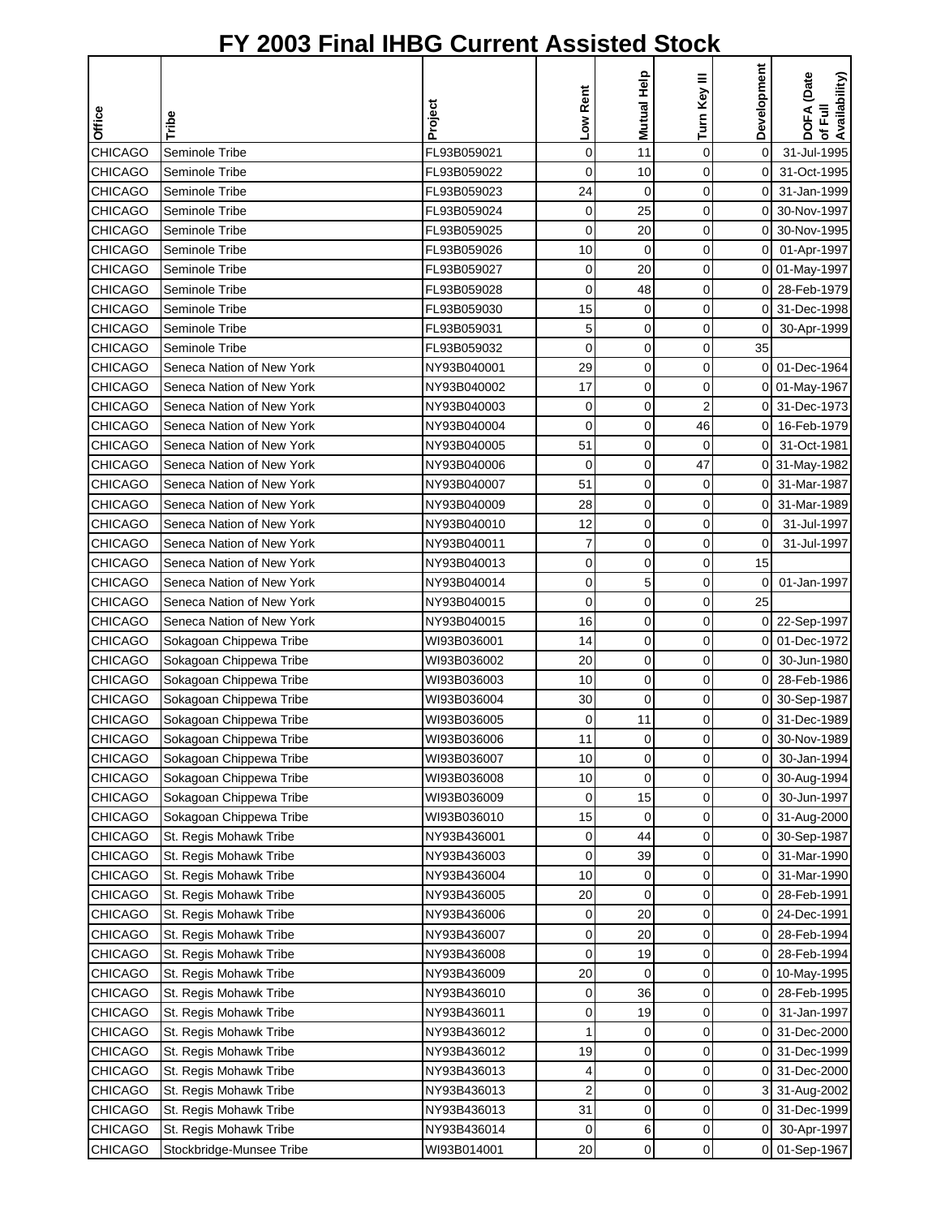# FY 2003 Final IHBG Current Assisted Stock

| Office | Tribe | Project | Low Rent | Mutual Help | Turn Key III | Development | DOFA (Date of Full Availability) |
|---|---|---|---|---|---|---|---|
| CHICAGO | Seminole Tribe | FL93B059021 | 0 | 11 | 0 | 0 | 31-Jul-1995 |
| CHICAGO | Seminole Tribe | FL93B059022 | 0 | 10 | 0 | 0 | 31-Oct-1995 |
| CHICAGO | Seminole Tribe | FL93B059023 | 24 | 0 | 0 | 0 | 31-Jan-1999 |
| CHICAGO | Seminole Tribe | FL93B059024 | 0 | 25 | 0 | 0 | 30-Nov-1997 |
| CHICAGO | Seminole Tribe | FL93B059025 | 0 | 20 | 0 | 0 | 30-Nov-1995 |
| CHICAGO | Seminole Tribe | FL93B059026 | 10 | 0 | 0 | 0 | 01-Apr-1997 |
| CHICAGO | Seminole Tribe | FL93B059027 | 0 | 20 | 0 | 0 | 01-May-1997 |
| CHICAGO | Seminole Tribe | FL93B059028 | 0 | 48 | 0 | 0 | 28-Feb-1979 |
| CHICAGO | Seminole Tribe | FL93B059030 | 15 | 0 | 0 | 0 | 31-Dec-1998 |
| CHICAGO | Seminole Tribe | FL93B059031 | 5 | 0 | 0 | 0 | 30-Apr-1999 |
| CHICAGO | Seminole Tribe | FL93B059032 | 0 | 0 | 0 | 35 | |
| CHICAGO | Seneca Nation of New York | NY93B040001 | 29 | 0 | 0 | 0 | 01-Dec-1964 |
| CHICAGO | Seneca Nation of New York | NY93B040002 | 17 | 0 | 0 | 0 | 01-May-1967 |
| CHICAGO | Seneca Nation of New York | NY93B040003 | 0 | 0 | 2 | 0 | 31-Dec-1973 |
| CHICAGO | Seneca Nation of New York | NY93B040004 | 0 | 0 | 46 | 0 | 16-Feb-1979 |
| CHICAGO | Seneca Nation of New York | NY93B040005 | 51 | 0 | 0 | 0 | 31-Oct-1981 |
| CHICAGO | Seneca Nation of New York | NY93B040006 | 0 | 0 | 47 | 0 | 31-May-1982 |
| CHICAGO | Seneca Nation of New York | NY93B040007 | 51 | 0 | 0 | 0 | 31-Mar-1987 |
| CHICAGO | Seneca Nation of New York | NY93B040009 | 28 | 0 | 0 | 0 | 31-Mar-1989 |
| CHICAGO | Seneca Nation of New York | NY93B040010 | 12 | 0 | 0 | 0 | 31-Jul-1997 |
| CHICAGO | Seneca Nation of New York | NY93B040011 | 7 | 0 | 0 | 0 | 31-Jul-1997 |
| CHICAGO | Seneca Nation of New York | NY93B040013 | 0 | 0 | 0 | 15 | |
| CHICAGO | Seneca Nation of New York | NY93B040014 | 0 | 5 | 0 | 0 | 01-Jan-1997 |
| CHICAGO | Seneca Nation of New York | NY93B040015 | 0 | 0 | 0 | 25 | |
| CHICAGO | Seneca Nation of New York | NY93B040015 | 16 | 0 | 0 | 0 | 22-Sep-1997 |
| CHICAGO | Sokagoan Chippewa Tribe | WI93B036001 | 14 | 0 | 0 | 0 | 01-Dec-1972 |
| CHICAGO | Sokagoan Chippewa Tribe | WI93B036002 | 20 | 0 | 0 | 0 | 30-Jun-1980 |
| CHICAGO | Sokagoan Chippewa Tribe | WI93B036003 | 10 | 0 | 0 | 0 | 28-Feb-1986 |
| CHICAGO | Sokagoan Chippewa Tribe | WI93B036004 | 30 | 0 | 0 | 0 | 30-Sep-1987 |
| CHICAGO | Sokagoan Chippewa Tribe | WI93B036005 | 0 | 11 | 0 | 0 | 31-Dec-1989 |
| CHICAGO | Sokagoan Chippewa Tribe | WI93B036006 | 11 | 0 | 0 | 0 | 30-Nov-1989 |
| CHICAGO | Sokagoan Chippewa Tribe | WI93B036007 | 10 | 0 | 0 | 0 | 30-Jan-1994 |
| CHICAGO | Sokagoan Chippewa Tribe | WI93B036008 | 10 | 0 | 0 | 0 | 30-Aug-1994 |
| CHICAGO | Sokagoan Chippewa Tribe | WI93B036009 | 0 | 15 | 0 | 0 | 30-Jun-1997 |
| CHICAGO | Sokagoan Chippewa Tribe | WI93B036010 | 15 | 0 | 0 | 0 | 31-Aug-2000 |
| CHICAGO | St. Regis Mohawk Tribe | NY93B436001 | 0 | 44 | 0 | 0 | 30-Sep-1987 |
| CHICAGO | St. Regis Mohawk Tribe | NY93B436003 | 0 | 39 | 0 | 0 | 31-Mar-1990 |
| CHICAGO | St. Regis Mohawk Tribe | NY93B436004 | 10 | 0 | 0 | 0 | 31-Mar-1990 |
| CHICAGO | St. Regis Mohawk Tribe | NY93B436005 | 20 | 0 | 0 | 0 | 28-Feb-1991 |
| CHICAGO | St. Regis Mohawk Tribe | NY93B436006 | 0 | 20 | 0 | 0 | 24-Dec-1991 |
| CHICAGO | St. Regis Mohawk Tribe | NY93B436007 | 0 | 20 | 0 | 0 | 28-Feb-1994 |
| CHICAGO | St. Regis Mohawk Tribe | NY93B436008 | 0 | 19 | 0 | 0 | 28-Feb-1994 |
| CHICAGO | St. Regis Mohawk Tribe | NY93B436009 | 20 | 0 | 0 | 0 | 10-May-1995 |
| CHICAGO | St. Regis Mohawk Tribe | NY93B436010 | 0 | 36 | 0 | 0 | 28-Feb-1995 |
| CHICAGO | St. Regis Mohawk Tribe | NY93B436011 | 0 | 19 | 0 | 0 | 31-Jan-1997 |
| CHICAGO | St. Regis Mohawk Tribe | NY93B436012 | 1 | 0 | 0 | 0 | 31-Dec-2000 |
| CHICAGO | St. Regis Mohawk Tribe | NY93B436012 | 19 | 0 | 0 | 0 | 31-Dec-1999 |
| CHICAGO | St. Regis Mohawk Tribe | NY93B436013 | 4 | 0 | 0 | 0 | 31-Dec-2000 |
| CHICAGO | St. Regis Mohawk Tribe | NY93B436013 | 2 | 0 | 0 | 3 | 31-Aug-2002 |
| CHICAGO | St. Regis Mohawk Tribe | NY93B436013 | 31 | 0 | 0 | 0 | 31-Dec-1999 |
| CHICAGO | St. Regis Mohawk Tribe | NY93B436014 | 0 | 6 | 0 | 0 | 30-Apr-1997 |
| CHICAGO | Stockbridge-Munsee Tribe | WI93B014001 | 20 | 0 | 0 | 0 | 01-Sep-1967 |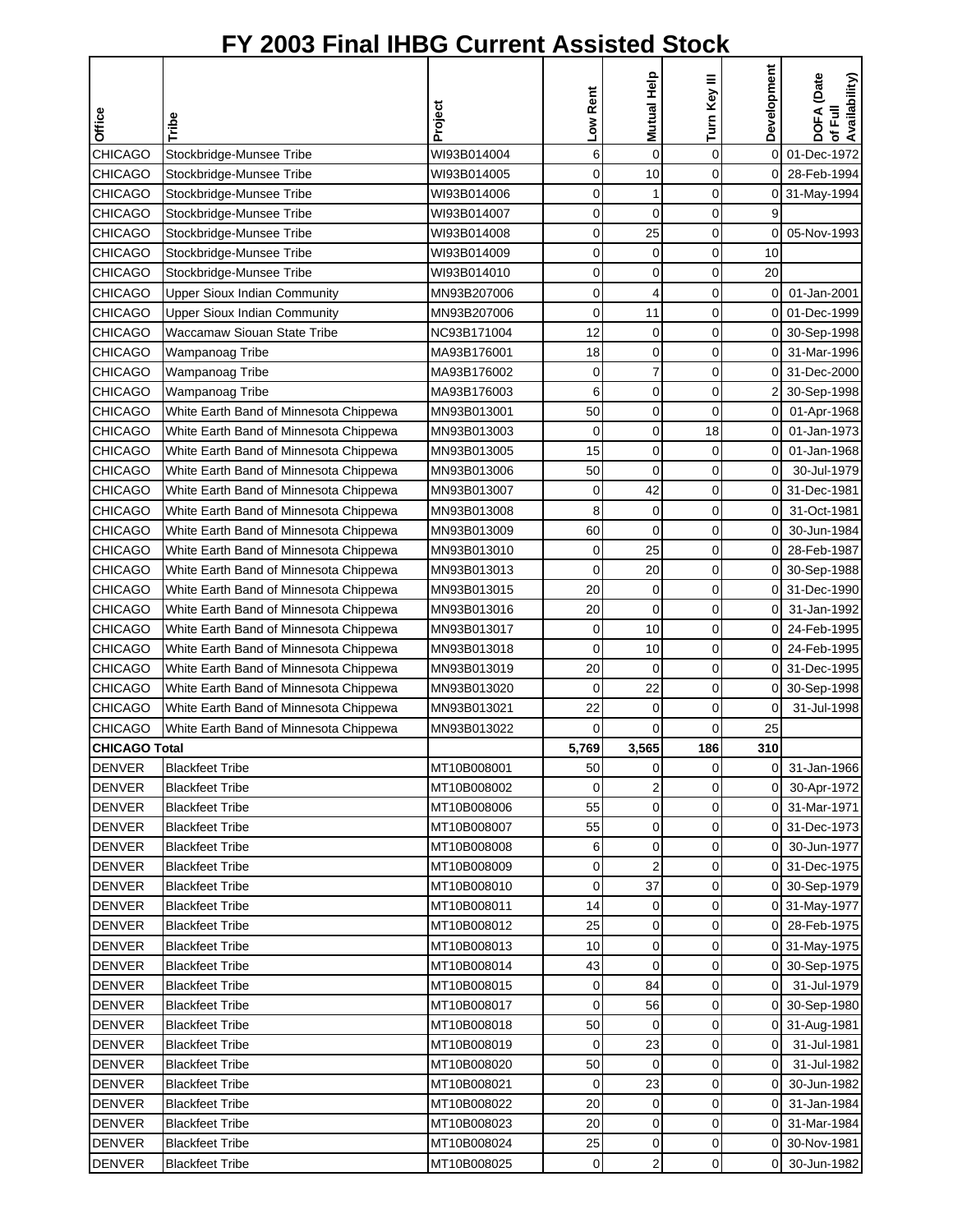# FY 2003 Final IHBG Current Assisted Stock

| Office | Tribe | Project | Low Rent | Mutual Help | Turn Key III | Development | DOFA (Date of Full Availability) |
|---|---|---|---|---|---|---|---|
| CHICAGO | Stockbridge-Munsee Tribe | WI93B014004 | 6 | 0 | 0 | 0 | 01-Dec-1972 |
| CHICAGO | Stockbridge-Munsee Tribe | WI93B014005 | 0 | 10 | 0 | 0 | 28-Feb-1994 |
| CHICAGO | Stockbridge-Munsee Tribe | WI93B014006 | 0 | 1 | 0 | 0 | 31-May-1994 |
| CHICAGO | Stockbridge-Munsee Tribe | WI93B014007 | 0 | 0 | 0 | 9 | |
| CHICAGO | Stockbridge-Munsee Tribe | WI93B014008 | 0 | 25 | 0 | 0 | 05-Nov-1993 |
| CHICAGO | Stockbridge-Munsee Tribe | WI93B014009 | 0 | 0 | 0 | 10 | |
| CHICAGO | Stockbridge-Munsee Tribe | WI93B014010 | 0 | 0 | 0 | 20 | |
| CHICAGO | Upper Sioux Indian Community | MN93B207006 | 0 | 4 | 0 | 0 | 01-Jan-2001 |
| CHICAGO | Upper Sioux Indian Community | MN93B207006 | 0 | 11 | 0 | 0 | 01-Dec-1999 |
| CHICAGO | Waccamaw Siouan State Tribe | NC93B171004 | 12 | 0 | 0 | 0 | 30-Sep-1998 |
| CHICAGO | Wampanoag Tribe | MA93B176001 | 18 | 0 | 0 | 0 | 31-Mar-1996 |
| CHICAGO | Wampanoag Tribe | MA93B176002 | 0 | 7 | 0 | 0 | 31-Dec-2000 |
| CHICAGO | Wampanoag Tribe | MA93B176003 | 6 | 0 | 0 | 2 | 30-Sep-1998 |
| CHICAGO | White Earth Band of Minnesota Chippewa | MN93B013001 | 50 | 0 | 0 | 0 | 01-Apr-1968 |
| CHICAGO | White Earth Band of Minnesota Chippewa | MN93B013003 | 0 | 0 | 18 | 0 | 01-Jan-1973 |
| CHICAGO | White Earth Band of Minnesota Chippewa | MN93B013005 | 15 | 0 | 0 | 0 | 01-Jan-1968 |
| CHICAGO | White Earth Band of Minnesota Chippewa | MN93B013006 | 50 | 0 | 0 | 0 | 30-Jul-1979 |
| CHICAGO | White Earth Band of Minnesota Chippewa | MN93B013007 | 0 | 42 | 0 | 0 | 31-Dec-1981 |
| CHICAGO | White Earth Band of Minnesota Chippewa | MN93B013008 | 8 | 0 | 0 | 0 | 31-Oct-1981 |
| CHICAGO | White Earth Band of Minnesota Chippewa | MN93B013009 | 60 | 0 | 0 | 0 | 30-Jun-1984 |
| CHICAGO | White Earth Band of Minnesota Chippewa | MN93B013010 | 0 | 25 | 0 | 0 | 28-Feb-1987 |
| CHICAGO | White Earth Band of Minnesota Chippewa | MN93B013013 | 0 | 20 | 0 | 0 | 30-Sep-1988 |
| CHICAGO | White Earth Band of Minnesota Chippewa | MN93B013015 | 20 | 0 | 0 | 0 | 31-Dec-1990 |
| CHICAGO | White Earth Band of Minnesota Chippewa | MN93B013016 | 20 | 0 | 0 | 0 | 31-Jan-1992 |
| CHICAGO | White Earth Band of Minnesota Chippewa | MN93B013017 | 0 | 10 | 0 | 0 | 24-Feb-1995 |
| CHICAGO | White Earth Band of Minnesota Chippewa | MN93B013018 | 0 | 10 | 0 | 0 | 24-Feb-1995 |
| CHICAGO | White Earth Band of Minnesota Chippewa | MN93B013019 | 20 | 0 | 0 | 0 | 31-Dec-1995 |
| CHICAGO | White Earth Band of Minnesota Chippewa | MN93B013020 | 0 | 22 | 0 | 0 | 30-Sep-1998 |
| CHICAGO | White Earth Band of Minnesota Chippewa | MN93B013021 | 22 | 0 | 0 | 0 | 31-Jul-1998 |
| CHICAGO | White Earth Band of Minnesota Chippewa | MN93B013022 | 0 | 0 | 0 | 25 | |
| **CHICAGO Total** | | | **5,769** | **3,565** | **186** | **310** | |
| DENVER | Blackfeet Tribe | MT10B008001 | 50 | 0 | 0 | 0 | 31-Jan-1966 |
| DENVER | Blackfeet Tribe | MT10B008002 | 0 | 2 | 0 | 0 | 30-Apr-1972 |
| DENVER | Blackfeet Tribe | MT10B008006 | 55 | 0 | 0 | 0 | 31-Mar-1971 |
| DENVER | Blackfeet Tribe | MT10B008007 | 55 | 0 | 0 | 0 | 31-Dec-1973 |
| DENVER | Blackfeet Tribe | MT10B008008 | 6 | 0 | 0 | 0 | 30-Jun-1977 |
| DENVER | Blackfeet Tribe | MT10B008009 | 0 | 2 | 0 | 0 | 31-Dec-1975 |
| DENVER | Blackfeet Tribe | MT10B008010 | 0 | 37 | 0 | 0 | 30-Sep-1979 |
| DENVER | Blackfeet Tribe | MT10B008011 | 14 | 0 | 0 | 0 | 31-May-1977 |
| DENVER | Blackfeet Tribe | MT10B008012 | 25 | 0 | 0 | 0 | 28-Feb-1975 |
| DENVER | Blackfeet Tribe | MT10B008013 | 10 | 0 | 0 | 0 | 31-May-1975 |
| DENVER | Blackfeet Tribe | MT10B008014 | 43 | 0 | 0 | 0 | 30-Sep-1975 |
| DENVER | Blackfeet Tribe | MT10B008015 | 0 | 84 | 0 | 0 | 31-Jul-1979 |
| DENVER | Blackfeet Tribe | MT10B008017 | 0 | 56 | 0 | 0 | 30-Sep-1980 |
| DENVER | Blackfeet Tribe | MT10B008018 | 50 | 0 | 0 | 0 | 31-Aug-1981 |
| DENVER | Blackfeet Tribe | MT10B008019 | 0 | 23 | 0 | 0 | 31-Jul-1981 |
| DENVER | Blackfeet Tribe | MT10B008020 | 50 | 0 | 0 | 0 | 31-Jul-1982 |
| DENVER | Blackfeet Tribe | MT10B008021 | 0 | 23 | 0 | 0 | 30-Jun-1982 |
| DENVER | Blackfeet Tribe | MT10B008022 | 20 | 0 | 0 | 0 | 31-Jan-1984 |
| DENVER | Blackfeet Tribe | MT10B008023 | 20 | 0 | 0 | 0 | 31-Mar-1984 |
| DENVER | Blackfeet Tribe | MT10B008024 | 25 | 0 | 0 | 0 | 30-Nov-1981 |
| DENVER | Blackfeet Tribe | MT10B008025 | 0 | 2 | 0 | 0 | 30-Jun-1982 |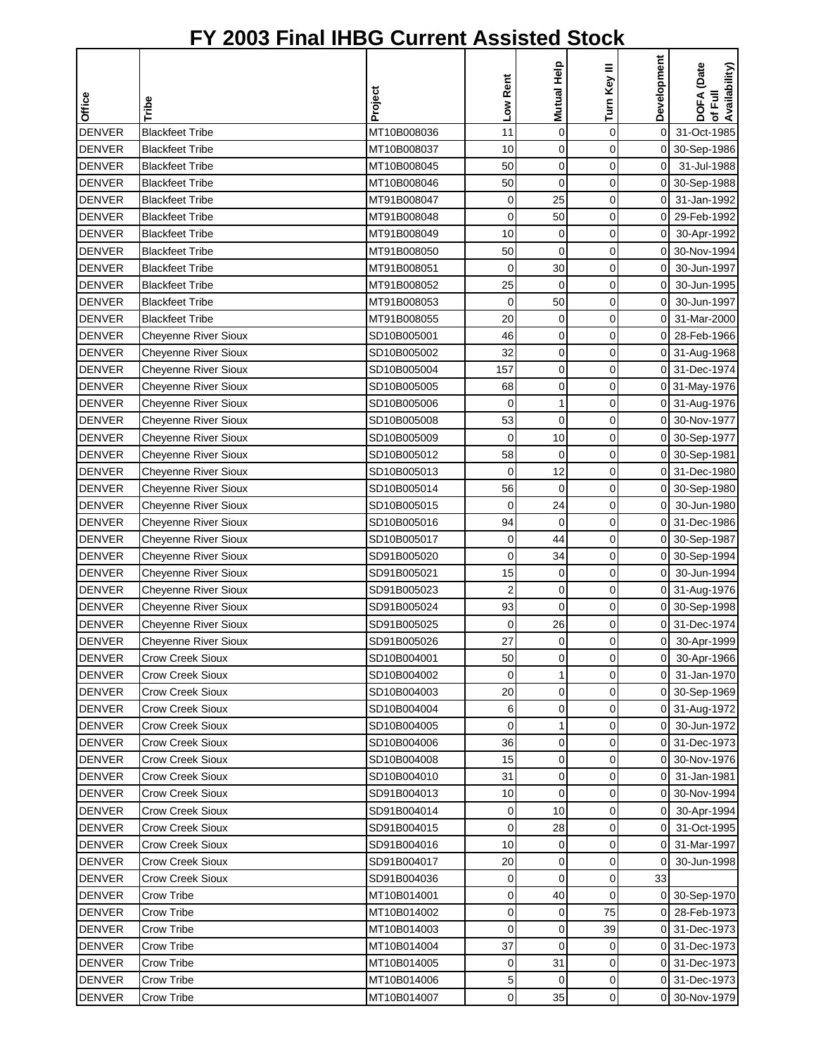# FY 2003 Final IHBG Current Assisted Stock

| Office | Tribe | Project | Low Rent | Mutual Help | Turn Key III | Development | DOFA (Date of Full Availability) |
|---|---|---|---|---|---|---|---|
| DENVER | Blackfeet Tribe | MT10B008036 | 11 | 0 | 0 | 0 | 31-Oct-1985 |
| DENVER | Blackfeet Tribe | MT10B008037 | 10 | 0 | 0 | 0 | 30-Sep-1986 |
| DENVER | Blackfeet Tribe | MT10B008045 | 50 | 0 | 0 | 0 | 31-Jul-1988 |
| DENVER | Blackfeet Tribe | MT10B008046 | 50 | 0 | 0 | 0 | 30-Sep-1988 |
| DENVER | Blackfeet Tribe | MT91B008047 | 0 | 25 | 0 | 0 | 31-Jan-1992 |
| DENVER | Blackfeet Tribe | MT91B008048 | 0 | 50 | 0 | 0 | 29-Feb-1992 |
| DENVER | Blackfeet Tribe | MT91B008049 | 10 | 0 | 0 | 0 | 30-Apr-1992 |
| DENVER | Blackfeet Tribe | MT91B008050 | 50 | 0 | 0 | 0 | 30-Nov-1994 |
| DENVER | Blackfeet Tribe | MT91B008051 | 0 | 30 | 0 | 0 | 30-Jun-1997 |
| DENVER | Blackfeet Tribe | MT91B008052 | 25 | 0 | 0 | 0 | 30-Jun-1995 |
| DENVER | Blackfeet Tribe | MT91B008053 | 0 | 50 | 0 | 0 | 30-Jun-1997 |
| DENVER | Blackfeet Tribe | MT91B008055 | 20 | 0 | 0 | 0 | 31-Mar-2000 |
| DENVER | Cheyenne River Sioux | SD10B005001 | 46 | 0 | 0 | 0 | 28-Feb-1966 |
| DENVER | Cheyenne River Sioux | SD10B005002 | 32 | 0 | 0 | 0 | 31-Aug-1968 |
| DENVER | Cheyenne River Sioux | SD10B005004 | 157 | 0 | 0 | 0 | 31-Dec-1974 |
| DENVER | Cheyenne River Sioux | SD10B005005 | 68 | 0 | 0 | 0 | 31-May-1976 |
| DENVER | Cheyenne River Sioux | SD10B005006 | 0 | 1 | 0 | 0 | 31-Aug-1976 |
| DENVER | Cheyenne River Sioux | SD10B005008 | 53 | 0 | 0 | 0 | 30-Nov-1977 |
| DENVER | Cheyenne River Sioux | SD10B005009 | 0 | 10 | 0 | 0 | 30-Sep-1977 |
| DENVER | Cheyenne River Sioux | SD10B005012 | 58 | 0 | 0 | 0 | 30-Sep-1981 |
| DENVER | Cheyenne River Sioux | SD10B005013 | 0 | 12 | 0 | 0 | 31-Dec-1980 |
| DENVER | Cheyenne River Sioux | SD10B005014 | 56 | 0 | 0 | 0 | 30-Sep-1980 |
| DENVER | Cheyenne River Sioux | SD10B005015 | 0 | 24 | 0 | 0 | 30-Jun-1980 |
| DENVER | Cheyenne River Sioux | SD10B005016 | 94 | 0 | 0 | 0 | 31-Dec-1986 |
| DENVER | Cheyenne River Sioux | SD10B005017 | 0 | 44 | 0 | 0 | 30-Sep-1987 |
| DENVER | Cheyenne River Sioux | SD10B005020 | 0 | 34 | 0 | 0 | 30-Sep-1994 |
| DENVER | Cheyenne River Sioux | SD91B005021 | 15 | 0 | 0 | 0 | 30-Jun-1994 |
| DENVER | Cheyenne River Sioux | SD91B005023 | 2 | 0 | 0 | 0 | 31-Aug-1976 |
| DENVER | Cheyenne River Sioux | SD91B005024 | 93 | 0 | 0 | 0 | 30-Sep-1998 |
| DENVER | Cheyenne River Sioux | SD91B005025 | 0 | 26 | 0 | 0 | 31-Dec-1974 |
| DENVER | Cheyenne River Sioux | SD91B005026 | 27 | 0 | 0 | 0 | 30-Apr-1999 |
| DENVER | Crow Creek Sioux | SD10B004001 | 50 | 0 | 0 | 0 | 30-Apr-1966 |
| DENVER | Crow Creek Sioux | SD10B004002 | 0 | 1 | 0 | 0 | 31-Jan-1970 |
| DENVER | Crow Creek Sioux | SD10B004003 | 20 | 0 | 0 | 0 | 30-Sep-1969 |
| DENVER | Crow Creek Sioux | SD10B004004 | 6 | 0 | 0 | 0 | 31-Aug-1972 |
| DENVER | Crow Creek Sioux | SD10B004005 | 0 | 1 | 0 | 0 | 30-Jun-1972 |
| DENVER | Crow Creek Sioux | SD10B004006 | 36 | 0 | 0 | 0 | 31-Dec-1973 |
| DENVER | Crow Creek Sioux | SD10B004008 | 15 | 0 | 0 | 0 | 30-Nov-1976 |
| DENVER | Crow Creek Sioux | SD10B004010 | 31 | 0 | 0 | 0 | 31-Jan-1981 |
| DENVER | Crow Creek Sioux | SD91B004013 | 10 | 0 | 0 | 0 | 30-Nov-1994 |
| DENVER | Crow Creek Sioux | SD91B004014 | 0 | 10 | 0 | 0 | 30-Apr-1994 |
| DENVER | Crow Creek Sioux | SD91B004015 | 0 | 28 | 0 | 0 | 31-Oct-1995 |
| DENVER | Crow Creek Sioux | SD91B004016 | 10 | 0 | 0 | 0 | 31-Mar-1997 |
| DENVER | Crow Creek Sioux | SD91B004017 | 20 | 0 | 0 | 0 | 30-Jun-1998 |
| DENVER | Crow Creek Sioux | SD91B004036 | 0 | 0 | 0 | 33 | |
| DENVER | Crow Tribe | MT10B014001 | 0 | 40 | 0 | 0 | 30-Sep-1970 |
| DENVER | Crow Tribe | MT10B014002 | 0 | 0 | 75 | 0 | 28-Feb-1973 |
| DENVER | Crow Tribe | MT10B014003 | 0 | 0 | 39 | 0 | 31-Dec-1973 |
| DENVER | Crow Tribe | MT10B014004 | 37 | 0 | 0 | 0 | 31-Dec-1973 |
| DENVER | Crow Tribe | MT10B014005 | 0 | 31 | 0 | 0 | 31-Dec-1973 |
| DENVER | Crow Tribe | MT10B014006 | 5 | 0 | 0 | 0 | 31-Dec-1973 |
| DENVER | Crow Tribe | MT10B014007 | 0 | 35 | 0 | 0 | 30-Nov-1979 |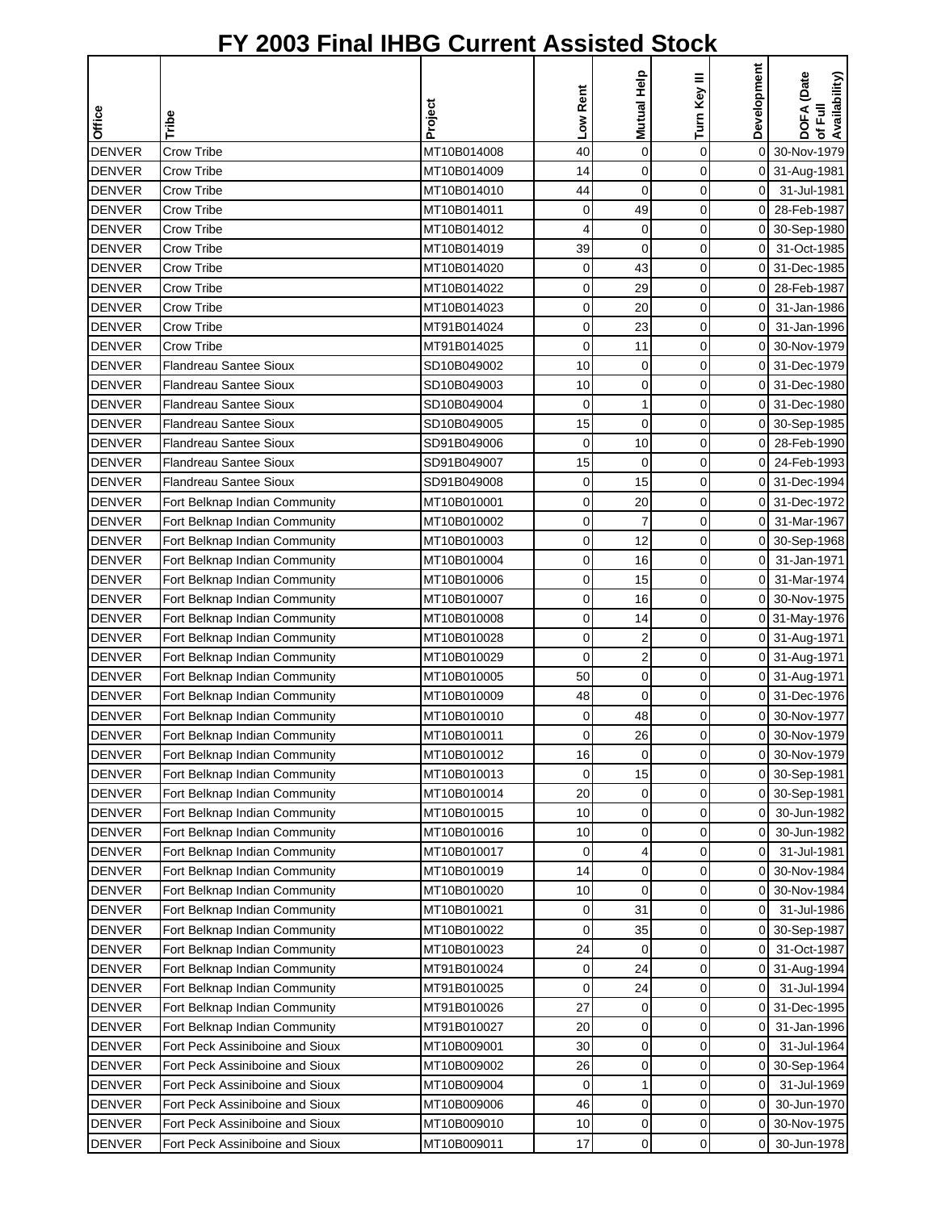# FY 2003 Final IHBG Current Assisted Stock

| Office | Tribe | Project | Low Rent | Mutual Help | Turn Key III | Development | DOFA (Date of Full Availability) |
|---|---|---|---|---|---|---|---|
| DENVER | Crow Tribe | MT10B014008 | 40 | 0 | 0 | 0 | 30-Nov-1979 |
| DENVER | Crow Tribe | MT10B014009 | 14 | 0 | 0 | 0 | 31-Aug-1981 |
| DENVER | Crow Tribe | MT10B014010 | 44 | 0 | 0 | 0 | 31-Jul-1981 |
| DENVER | Crow Tribe | MT10B014011 | 0 | 49 | 0 | 0 | 28-Feb-1987 |
| DENVER | Crow Tribe | MT10B014012 | 4 | 0 | 0 | 0 | 30-Sep-1980 |
| DENVER | Crow Tribe | MT10B014019 | 39 | 0 | 0 | 0 | 31-Oct-1985 |
| DENVER | Crow Tribe | MT10B014020 | 0 | 43 | 0 | 0 | 31-Dec-1985 |
| DENVER | Crow Tribe | MT10B014022 | 0 | 29 | 0 | 0 | 28-Feb-1987 |
| DENVER | Crow Tribe | MT10B014023 | 0 | 20 | 0 | 0 | 31-Jan-1986 |
| DENVER | Crow Tribe | MT91B014024 | 0 | 23 | 0 | 0 | 31-Jan-1996 |
| DENVER | Crow Tribe | MT91B014025 | 0 | 11 | 0 | 0 | 30-Nov-1979 |
| DENVER | Flandreau Santee Sioux | SD10B049002 | 10 | 0 | 0 | 0 | 31-Dec-1979 |
| DENVER | Flandreau Santee Sioux | SD10B049003 | 10 | 0 | 0 | 0 | 31-Dec-1980 |
| DENVER | Flandreau Santee Sioux | SD10B049004 | 0 | 1 | 0 | 0 | 31-Dec-1980 |
| DENVER | Flandreau Santee Sioux | SD10B049005 | 15 | 0 | 0 | 0 | 30-Sep-1985 |
| DENVER | Flandreau Santee Sioux | SD91B049006 | 0 | 10 | 0 | 0 | 28-Feb-1990 |
| DENVER | Flandreau Santee Sioux | SD91B049007 | 15 | 0 | 0 | 0 | 24-Feb-1993 |
| DENVER | Flandreau Santee Sioux | SD91B049008 | 0 | 15 | 0 | 0 | 31-Dec-1994 |
| DENVER | Fort Belknap Indian Community | MT10B010001 | 0 | 20 | 0 | 0 | 31-Dec-1972 |
| DENVER | Fort Belknap Indian Community | MT10B010002 | 0 | 7 | 0 | 0 | 31-Mar-1967 |
| DENVER | Fort Belknap Indian Community | MT10B010003 | 0 | 12 | 0 | 0 | 30-Sep-1968 |
| DENVER | Fort Belknap Indian Community | MT10B010004 | 0 | 16 | 0 | 0 | 31-Jan-1971 |
| DENVER | Fort Belknap Indian Community | MT10B010006 | 0 | 15 | 0 | 0 | 31-Mar-1974 |
| DENVER | Fort Belknap Indian Community | MT10B010007 | 0 | 16 | 0 | 0 | 30-Nov-1975 |
| DENVER | Fort Belknap Indian Community | MT10B010008 | 0 | 14 | 0 | 0 | 31-May-1976 |
| DENVER | Fort Belknap Indian Community | MT10B010028 | 0 | 2 | 0 | 0 | 31-Aug-1971 |
| DENVER | Fort Belknap Indian Community | MT10B010029 | 0 | 2 | 0 | 0 | 31-Aug-1971 |
| DENVER | Fort Belknap Indian Community | MT10B010005 | 50 | 0 | 0 | 0 | 31-Aug-1971 |
| DENVER | Fort Belknap Indian Community | MT10B010009 | 48 | 0 | 0 | 0 | 31-Dec-1976 |
| DENVER | Fort Belknap Indian Community | MT10B010010 | 0 | 48 | 0 | 0 | 30-Nov-1977 |
| DENVER | Fort Belknap Indian Community | MT10B010011 | 0 | 26 | 0 | 0 | 30-Nov-1979 |
| DENVER | Fort Belknap Indian Community | MT10B010012 | 16 | 0 | 0 | 0 | 30-Nov-1979 |
| DENVER | Fort Belknap Indian Community | MT10B010013 | 0 | 15 | 0 | 0 | 30-Sep-1981 |
| DENVER | Fort Belknap Indian Community | MT10B010014 | 20 | 0 | 0 | 0 | 30-Sep-1981 |
| DENVER | Fort Belknap Indian Community | MT10B010015 | 10 | 0 | 0 | 0 | 30-Jun-1982 |
| DENVER | Fort Belknap Indian Community | MT10B010016 | 10 | 0 | 0 | 0 | 30-Jun-1982 |
| DENVER | Fort Belknap Indian Community | MT10B010017 | 0 | 4 | 0 | 0 | 31-Jul-1981 |
| DENVER | Fort Belknap Indian Community | MT10B010019 | 14 | 0 | 0 | 0 | 30-Nov-1984 |
| DENVER | Fort Belknap Indian Community | MT10B010020 | 10 | 0 | 0 | 0 | 30-Nov-1984 |
| DENVER | Fort Belknap Indian Community | MT10B010021 | 0 | 31 | 0 | 0 | 31-Jul-1986 |
| DENVER | Fort Belknap Indian Community | MT10B010022 | 0 | 35 | 0 | 0 | 30-Sep-1987 |
| DENVER | Fort Belknap Indian Community | MT10B010023 | 24 | 0 | 0 | 0 | 31-Oct-1987 |
| DENVER | Fort Belknap Indian Community | MT91B010024 | 0 | 24 | 0 | 0 | 31-Aug-1994 |
| DENVER | Fort Belknap Indian Community | MT91B010025 | 0 | 24 | 0 | 0 | 31-Jul-1994 |
| DENVER | Fort Belknap Indian Community | MT91B010026 | 27 | 0 | 0 | 0 | 31-Dec-1995 |
| DENVER | Fort Belknap Indian Community | MT91B010027 | 20 | 0 | 0 | 0 | 31-Jan-1996 |
| DENVER | Fort Peck Assiniboine and Sioux | MT10B009001 | 30 | 0 | 0 | 0 | 31-Jul-1964 |
| DENVER | Fort Peck Assiniboine and Sioux | MT10B009002 | 26 | 0 | 0 | 0 | 30-Sep-1964 |
| DENVER | Fort Peck Assiniboine and Sioux | MT10B009004 | 0 | 1 | 0 | 0 | 31-Jul-1969 |
| DENVER | Fort Peck Assiniboine and Sioux | MT10B009006 | 46 | 0 | 0 | 0 | 30-Jun-1970 |
| DENVER | Fort Peck Assiniboine and Sioux | MT10B009010 | 10 | 0 | 0 | 0 | 30-Nov-1975 |
| DENVER | Fort Peck Assiniboine and Sioux | MT10B009011 | 17 | 0 | 0 | 0 | 30-Jun-1978 |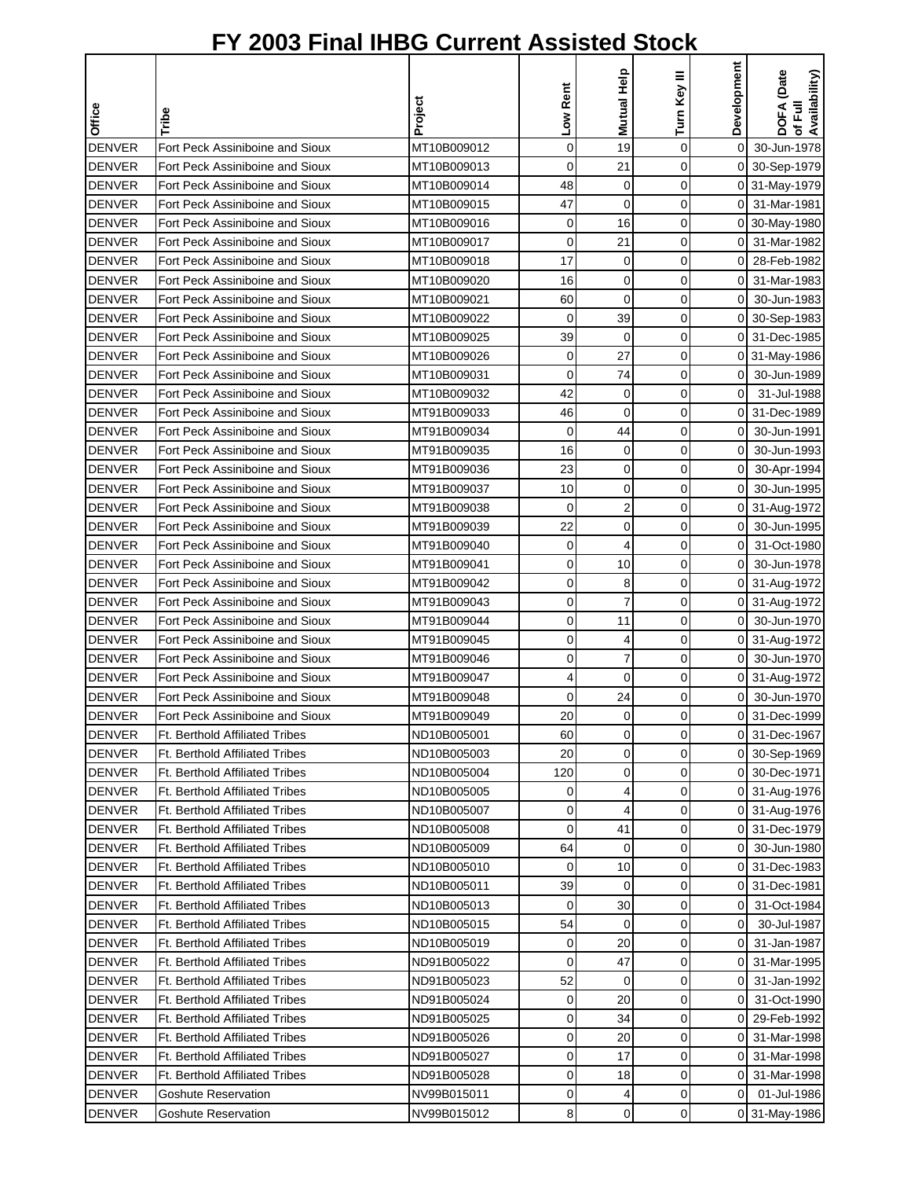# FY 2003 Final IHBG Current Assisted Stock

| Office | Tribe | Project | Low Rent | Mutual Help | Turn Key III | Development | DOFA (Date of Full Availability) |
|---|---|---|---|---|---|---|---|
| DENVER | Fort Peck Assiniboine and Sioux | MT10B009012 | 0 | 19 | 0 | 0 | 30-Jun-1978 |
| DENVER | Fort Peck Assiniboine and Sioux | MT10B009013 | 0 | 21 | 0 | 0 | 30-Sep-1979 |
| DENVER | Fort Peck Assiniboine and Sioux | MT10B009014 | 48 | 0 | 0 | 0 | 31-May-1979 |
| DENVER | Fort Peck Assiniboine and Sioux | MT10B009015 | 47 | 0 | 0 | 0 | 31-Mar-1981 |
| DENVER | Fort Peck Assiniboine and Sioux | MT10B009016 | 0 | 16 | 0 | 0 | 30-May-1980 |
| DENVER | Fort Peck Assiniboine and Sioux | MT10B009017 | 0 | 21 | 0 | 0 | 31-Mar-1982 |
| DENVER | Fort Peck Assiniboine and Sioux | MT10B009018 | 17 | 0 | 0 | 0 | 28-Feb-1982 |
| DENVER | Fort Peck Assiniboine and Sioux | MT10B009020 | 16 | 0 | 0 | 0 | 31-Mar-1983 |
| DENVER | Fort Peck Assiniboine and Sioux | MT10B009021 | 60 | 0 | 0 | 0 | 30-Jun-1983 |
| DENVER | Fort Peck Assiniboine and Sioux | MT10B009022 | 0 | 39 | 0 | 0 | 30-Sep-1983 |
| DENVER | Fort Peck Assiniboine and Sioux | MT10B009025 | 39 | 0 | 0 | 0 | 31-Dec-1985 |
| DENVER | Fort Peck Assiniboine and Sioux | MT10B009026 | 0 | 27 | 0 | 0 | 31-May-1986 |
| DENVER | Fort Peck Assiniboine and Sioux | MT10B009031 | 0 | 74 | 0 | 0 | 30-Jun-1989 |
| DENVER | Fort Peck Assiniboine and Sioux | MT10B009032 | 42 | 0 | 0 | 0 | 31-Jul-1988 |
| DENVER | Fort Peck Assiniboine and Sioux | MT91B009033 | 46 | 0 | 0 | 0 | 31-Dec-1989 |
| DENVER | Fort Peck Assiniboine and Sioux | MT91B009034 | 0 | 44 | 0 | 0 | 30-Jun-1991 |
| DENVER | Fort Peck Assiniboine and Sioux | MT91B009035 | 16 | 0 | 0 | 0 | 30-Jun-1993 |
| DENVER | Fort Peck Assiniboine and Sioux | MT91B009036 | 23 | 0 | 0 | 0 | 30-Apr-1994 |
| DENVER | Fort Peck Assiniboine and Sioux | MT91B009037 | 10 | 0 | 0 | 0 | 30-Jun-1995 |
| DENVER | Fort Peck Assiniboine and Sioux | MT91B009038 | 0 | 2 | 0 | 0 | 31-Aug-1972 |
| DENVER | Fort Peck Assiniboine and Sioux | MT91B009039 | 22 | 0 | 0 | 0 | 30-Jun-1995 |
| DENVER | Fort Peck Assiniboine and Sioux | MT91B009040 | 0 | 4 | 0 | 0 | 31-Oct-1980 |
| DENVER | Fort Peck Assiniboine and Sioux | MT91B009041 | 0 | 10 | 0 | 0 | 30-Jun-1978 |
| DENVER | Fort Peck Assiniboine and Sioux | MT91B009042 | 0 | 8 | 0 | 0 | 31-Aug-1972 |
| DENVER | Fort Peck Assiniboine and Sioux | MT91B009043 | 0 | 7 | 0 | 0 | 31-Aug-1972 |
| DENVER | Fort Peck Assiniboine and Sioux | MT91B009044 | 0 | 11 | 0 | 0 | 30-Jun-1970 |
| DENVER | Fort Peck Assiniboine and Sioux | MT91B009045 | 0 | 4 | 0 | 0 | 31-Aug-1972 |
| DENVER | Fort Peck Assiniboine and Sioux | MT91B009046 | 0 | 7 | 0 | 0 | 30-Jun-1970 |
| DENVER | Fort Peck Assiniboine and Sioux | MT91B009047 | 4 | 0 | 0 | 0 | 31-Aug-1972 |
| DENVER | Fort Peck Assiniboine and Sioux | MT91B009048 | 0 | 24 | 0 | 0 | 30-Jun-1970 |
| DENVER | Fort Peck Assiniboine and Sioux | MT91B009049 | 20 | 0 | 0 | 0 | 31-Dec-1999 |
| DENVER | Ft. Berthold Affiliated Tribes | ND10B005001 | 60 | 0 | 0 | 0 | 31-Dec-1967 |
| DENVER | Ft. Berthold Affiliated Tribes | ND10B005003 | 20 | 0 | 0 | 0 | 30-Sep-1969 |
| DENVER | Ft. Berthold Affiliated Tribes | ND10B005004 | 120 | 0 | 0 | 0 | 30-Dec-1971 |
| DENVER | Ft. Berthold Affiliated Tribes | ND10B005005 | 0 | 4 | 0 | 0 | 31-Aug-1976 |
| DENVER | Ft. Berthold Affiliated Tribes | ND10B005007 | 0 | 4 | 0 | 0 | 31-Aug-1976 |
| DENVER | Ft. Berthold Affiliated Tribes | ND10B005008 | 0 | 41 | 0 | 0 | 31-Dec-1979 |
| DENVER | Ft. Berthold Affiliated Tribes | ND10B005009 | 64 | 0 | 0 | 0 | 30-Jun-1980 |
| DENVER | Ft. Berthold Affiliated Tribes | ND10B005010 | 0 | 10 | 0 | 0 | 31-Dec-1983 |
| DENVER | Ft. Berthold Affiliated Tribes | ND10B005011 | 39 | 0 | 0 | 0 | 31-Dec-1981 |
| DENVER | Ft. Berthold Affiliated Tribes | ND10B005013 | 0 | 30 | 0 | 0 | 31-Oct-1984 |
| DENVER | Ft. Berthold Affiliated Tribes | ND10B005015 | 54 | 0 | 0 | 0 | 30-Jul-1987 |
| DENVER | Ft. Berthold Affiliated Tribes | ND10B005019 | 0 | 20 | 0 | 0 | 31-Jan-1987 |
| DENVER | Ft. Berthold Affiliated Tribes | ND91B005022 | 0 | 47 | 0 | 0 | 31-Mar-1995 |
| DENVER | Ft. Berthold Affiliated Tribes | ND91B005023 | 52 | 0 | 0 | 0 | 31-Jan-1992 |
| DENVER | Ft. Berthold Affiliated Tribes | ND91B005024 | 0 | 20 | 0 | 0 | 31-Oct-1990 |
| DENVER | Ft. Berthold Affiliated Tribes | ND91B005025 | 0 | 34 | 0 | 0 | 29-Feb-1992 |
| DENVER | Ft. Berthold Affiliated Tribes | ND91B005026 | 0 | 20 | 0 | 0 | 31-Mar-1998 |
| DENVER | Ft. Berthold Affiliated Tribes | ND91B005027 | 0 | 17 | 0 | 0 | 31-Mar-1998 |
| DENVER | Ft. Berthold Affiliated Tribes | ND91B005028 | 0 | 18 | 0 | 0 | 31-Mar-1998 |
| DENVER | Goshute Reservation | NV99B015011 | 0 | 4 | 0 | 0 | 01-Jul-1986 |
| DENVER | Goshute Reservation | NV99B015012 | 8 | 0 | 0 | 0 | 31-May-1986 |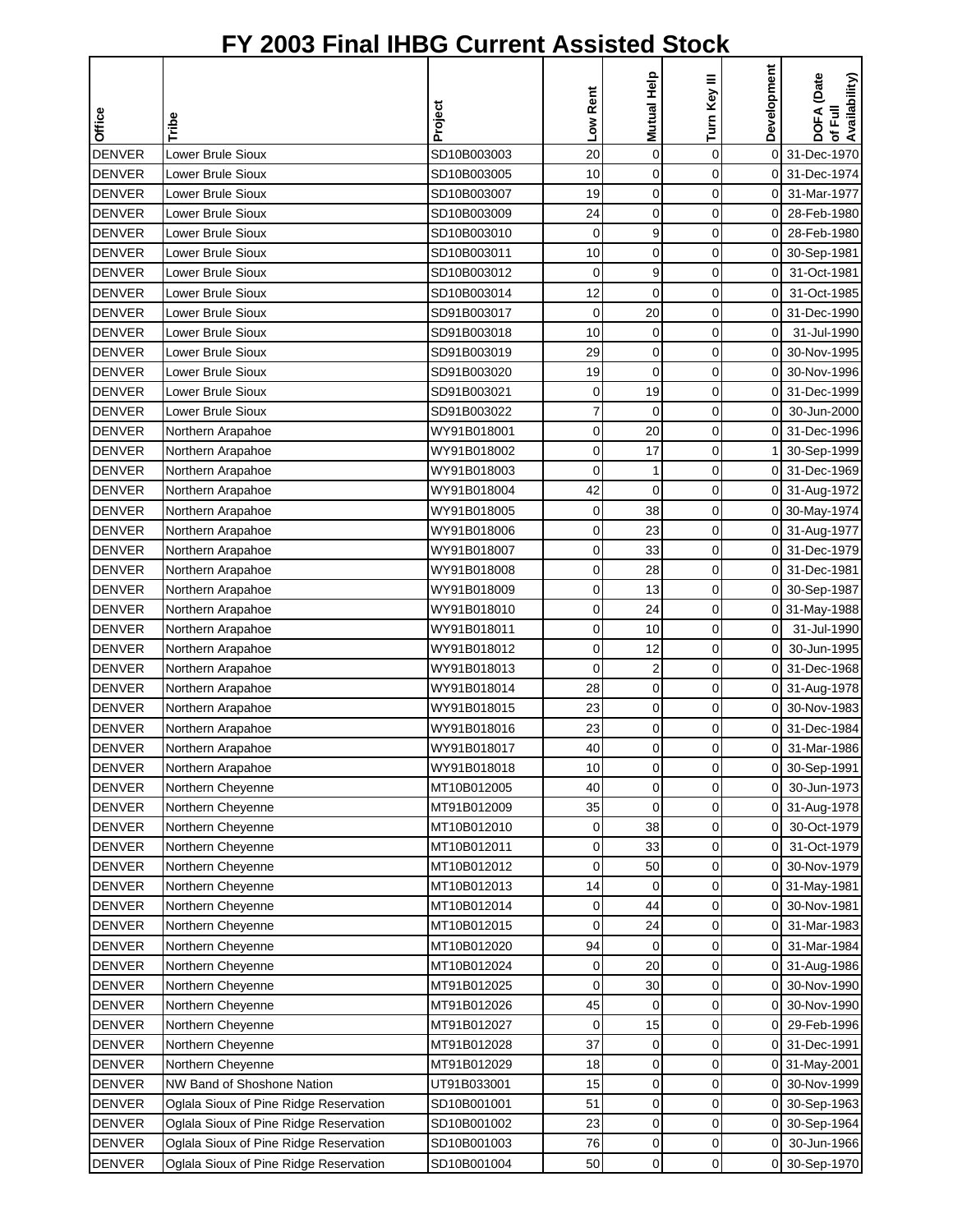# FY 2003 Final IHBG Current Assisted Stock

| Office | Tribe | Project | Low Rent | Mutual Help | Turn Key III | Development | DOFA (Date of Full Availability) |
|---|---|---|---|---|---|---|---|
| DENVER | Lower Brule Sioux | SD10B003003 | 20 | 0 | 0 | 0 | 31-Dec-1970 |
| DENVER | Lower Brule Sioux | SD10B003005 | 10 | 0 | 0 | 0 | 31-Dec-1974 |
| DENVER | Lower Brule Sioux | SD10B003007 | 19 | 0 | 0 | 0 | 31-Mar-1977 |
| DENVER | Lower Brule Sioux | SD10B003009 | 24 | 0 | 0 | 0 | 28-Feb-1980 |
| DENVER | Lower Brule Sioux | SD10B003010 | 0 | 9 | 0 | 0 | 28-Feb-1980 |
| DENVER | Lower Brule Sioux | SD10B003011 | 10 | 0 | 0 | 0 | 30-Sep-1981 |
| DENVER | Lower Brule Sioux | SD10B003012 | 0 | 9 | 0 | 0 | 31-Oct-1981 |
| DENVER | Lower Brule Sioux | SD10B003014 | 12 | 0 | 0 | 0 | 31-Oct-1985 |
| DENVER | Lower Brule Sioux | SD91B003017 | 0 | 20 | 0 | 0 | 31-Dec-1990 |
| DENVER | Lower Brule Sioux | SD91B003018 | 10 | 0 | 0 | 0 | 31-Jul-1990 |
| DENVER | Lower Brule Sioux | SD91B003019 | 29 | 0 | 0 | 0 | 30-Nov-1995 |
| DENVER | Lower Brule Sioux | SD91B003020 | 19 | 0 | 0 | 0 | 30-Nov-1996 |
| DENVER | Lower Brule Sioux | SD91B003021 | 0 | 19 | 0 | 0 | 31-Dec-1999 |
| DENVER | Lower Brule Sioux | SD91B003022 | 7 | 0 | 0 | 0 | 30-Jun-2000 |
| DENVER | Northern Arapahoe | WY91B018001 | 0 | 20 | 0 | 0 | 31-Dec-1996 |
| DENVER | Northern Arapahoe | WY91B018002 | 0 | 17 | 0 | 1 | 30-Sep-1999 |
| DENVER | Northern Arapahoe | WY91B018003 | 0 | 1 | 0 | 0 | 31-Dec-1969 |
| DENVER | Northern Arapahoe | WY91B018004 | 42 | 0 | 0 | 0 | 31-Aug-1972 |
| DENVER | Northern Arapahoe | WY91B018005 | 0 | 38 | 0 | 0 | 30-May-1974 |
| DENVER | Northern Arapahoe | WY91B018006 | 0 | 23 | 0 | 0 | 31-Aug-1977 |
| DENVER | Northern Arapahoe | WY91B018007 | 0 | 33 | 0 | 0 | 31-Dec-1979 |
| DENVER | Northern Arapahoe | WY91B018008 | 0 | 28 | 0 | 0 | 31-Dec-1981 |
| DENVER | Northern Arapahoe | WY91B018009 | 0 | 13 | 0 | 0 | 30-Sep-1987 |
| DENVER | Northern Arapahoe | WY91B018010 | 0 | 24 | 0 | 0 | 31-May-1988 |
| DENVER | Northern Arapahoe | WY91B018011 | 0 | 10 | 0 | 0 | 31-Jul-1990 |
| DENVER | Northern Arapahoe | WY91B018012 | 0 | 12 | 0 | 0 | 30-Jun-1995 |
| DENVER | Northern Arapahoe | WY91B018013 | 0 | 2 | 0 | 0 | 31-Dec-1968 |
| DENVER | Northern Arapahoe | WY91B018014 | 28 | 0 | 0 | 0 | 31-Aug-1978 |
| DENVER | Northern Arapahoe | WY91B018015 | 23 | 0 | 0 | 0 | 30-Nov-1983 |
| DENVER | Northern Arapahoe | WY91B018016 | 23 | 0 | 0 | 0 | 31-Dec-1984 |
| DENVER | Northern Arapahoe | WY91B018017 | 40 | 0 | 0 | 0 | 31-Mar-1986 |
| DENVER | Northern Arapahoe | WY91B018018 | 10 | 0 | 0 | 0 | 30-Sep-1991 |
| DENVER | Northern Cheyenne | MT10B012005 | 40 | 0 | 0 | 0 | 30-Jun-1973 |
| DENVER | Northern Cheyenne | MT91B012009 | 35 | 0 | 0 | 0 | 31-Aug-1978 |
| DENVER | Northern Cheyenne | MT10B012010 | 0 | 38 | 0 | 0 | 30-Oct-1979 |
| DENVER | Northern Cheyenne | MT10B012011 | 0 | 33 | 0 | 0 | 31-Oct-1979 |
| DENVER | Northern Cheyenne | MT10B012012 | 0 | 50 | 0 | 0 | 30-Nov-1979 |
| DENVER | Northern Cheyenne | MT10B012013 | 14 | 0 | 0 | 0 | 31-May-1981 |
| DENVER | Northern Cheyenne | MT10B012014 | 0 | 44 | 0 | 0 | 30-Nov-1981 |
| DENVER | Northern Cheyenne | MT10B012015 | 0 | 24 | 0 | 0 | 31-Mar-1983 |
| DENVER | Northern Cheyenne | MT10B012020 | 94 | 0 | 0 | 0 | 31-Mar-1984 |
| DENVER | Northern Cheyenne | MT10B012024 | 0 | 20 | 0 | 0 | 31-Aug-1986 |
| DENVER | Northern Cheyenne | MT91B012025 | 0 | 30 | 0 | 0 | 30-Nov-1990 |
| DENVER | Northern Cheyenne | MT91B012026 | 45 | 0 | 0 | 0 | 30-Nov-1990 |
| DENVER | Northern Cheyenne | MT91B012027 | 0 | 15 | 0 | 0 | 29-Feb-1996 |
| DENVER | Northern Cheyenne | MT91B012028 | 37 | 0 | 0 | 0 | 31-Dec-1991 |
| DENVER | Northern Cheyenne | MT91B012029 | 18 | 0 | 0 | 0 | 31-May-2001 |
| DENVER | NW Band of Shoshone Nation | UT91B033001 | 15 | 0 | 0 | 0 | 30-Nov-1999 |
| DENVER | Oglala Sioux of Pine Ridge Reservation | SD10B001001 | 51 | 0 | 0 | 0 | 30-Sep-1963 |
| DENVER | Oglala Sioux of Pine Ridge Reservation | SD10B001002 | 23 | 0 | 0 | 0 | 30-Sep-1964 |
| DENVER | Oglala Sioux of Pine Ridge Reservation | SD10B001003 | 76 | 0 | 0 | 0 | 30-Jun-1966 |
| DENVER | Oglala Sioux of Pine Ridge Reservation | SD10B001004 | 50 | 0 | 0 | 0 | 30-Sep-1970 |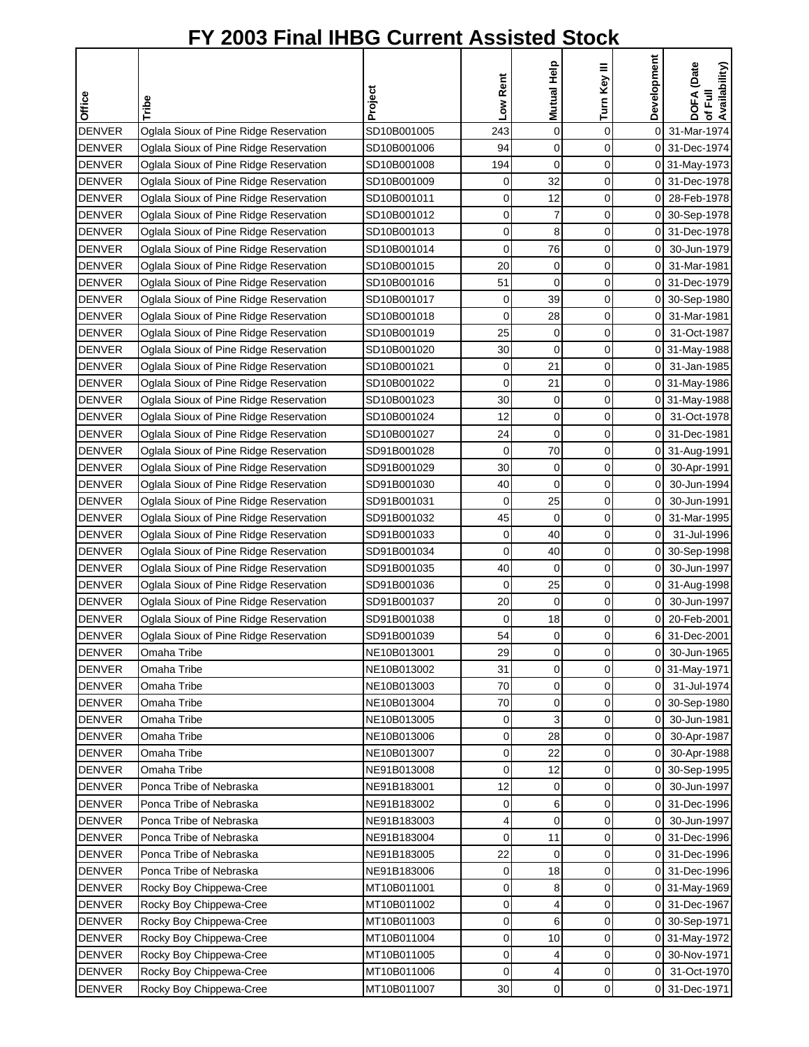# FY 2003 Final IHBG Current Assisted Stock

| Office | Tribe | Project | Low Rent | Mutual Help | Turn Key III | Development | DOFA (Date of Full Availability) |
|---|---|---|---|---|---|---|---|
| DENVER | Oglala Sioux of Pine Ridge Reservation | SD10B001005 | 243 | 0 | 0 | 0 | 31-Mar-1974 |
| DENVER | Oglala Sioux of Pine Ridge Reservation | SD10B001006 | 94 | 0 | 0 | 0 | 31-Dec-1974 |
| DENVER | Oglala Sioux of Pine Ridge Reservation | SD10B001008 | 194 | 0 | 0 | 0 | 31-May-1973 |
| DENVER | Oglala Sioux of Pine Ridge Reservation | SD10B001009 | 0 | 32 | 0 | 0 | 31-Dec-1978 |
| DENVER | Oglala Sioux of Pine Ridge Reservation | SD10B001011 | 0 | 12 | 0 | 0 | 28-Feb-1978 |
| DENVER | Oglala Sioux of Pine Ridge Reservation | SD10B001012 | 0 | 7 | 0 | 0 | 30-Sep-1978 |
| DENVER | Oglala Sioux of Pine Ridge Reservation | SD10B001013 | 0 | 8 | 0 | 0 | 31-Dec-1978 |
| DENVER | Oglala Sioux of Pine Ridge Reservation | SD10B001014 | 0 | 76 | 0 | 0 | 30-Jun-1979 |
| DENVER | Oglala Sioux of Pine Ridge Reservation | SD10B001015 | 20 | 0 | 0 | 0 | 31-Mar-1981 |
| DENVER | Oglala Sioux of Pine Ridge Reservation | SD10B001016 | 51 | 0 | 0 | 0 | 31-Dec-1979 |
| DENVER | Oglala Sioux of Pine Ridge Reservation | SD10B001017 | 0 | 39 | 0 | 0 | 30-Sep-1980 |
| DENVER | Oglala Sioux of Pine Ridge Reservation | SD10B001018 | 0 | 28 | 0 | 0 | 31-Mar-1981 |
| DENVER | Oglala Sioux of Pine Ridge Reservation | SD10B001019 | 25 | 0 | 0 | 0 | 31-Oct-1987 |
| DENVER | Oglala Sioux of Pine Ridge Reservation | SD10B001020 | 30 | 0 | 0 | 0 | 31-May-1988 |
| DENVER | Oglala Sioux of Pine Ridge Reservation | SD10B001021 | 0 | 21 | 0 | 0 | 31-Jan-1985 |
| DENVER | Oglala Sioux of Pine Ridge Reservation | SD10B001022 | 0 | 21 | 0 | 0 | 31-May-1986 |
| DENVER | Oglala Sioux of Pine Ridge Reservation | SD10B001023 | 30 | 0 | 0 | 0 | 31-May-1988 |
| DENVER | Oglala Sioux of Pine Ridge Reservation | SD10B001024 | 12 | 0 | 0 | 0 | 31-Oct-1978 |
| DENVER | Oglala Sioux of Pine Ridge Reservation | SD10B001027 | 24 | 0 | 0 | 0 | 31-Dec-1981 |
| DENVER | Oglala Sioux of Pine Ridge Reservation | SD91B001028 | 0 | 70 | 0 | 0 | 31-Aug-1991 |
| DENVER | Oglala Sioux of Pine Ridge Reservation | SD91B001029 | 30 | 0 | 0 | 0 | 30-Apr-1991 |
| DENVER | Oglala Sioux of Pine Ridge Reservation | SD91B001030 | 40 | 0 | 0 | 0 | 30-Jun-1994 |
| DENVER | Oglala Sioux of Pine Ridge Reservation | SD91B001031 | 0 | 25 | 0 | 0 | 30-Jun-1991 |
| DENVER | Oglala Sioux of Pine Ridge Reservation | SD91B001032 | 45 | 0 | 0 | 0 | 31-Mar-1995 |
| DENVER | Oglala Sioux of Pine Ridge Reservation | SD91B001033 | 0 | 40 | 0 | 0 | 31-Jul-1996 |
| DENVER | Oglala Sioux of Pine Ridge Reservation | SD91B001034 | 0 | 40 | 0 | 0 | 30-Sep-1998 |
| DENVER | Oglala Sioux of Pine Ridge Reservation | SD91B001035 | 40 | 0 | 0 | 0 | 30-Jun-1997 |
| DENVER | Oglala Sioux of Pine Ridge Reservation | SD91B001036 | 0 | 25 | 0 | 0 | 31-Aug-1998 |
| DENVER | Oglala Sioux of Pine Ridge Reservation | SD91B001037 | 20 | 0 | 0 | 0 | 30-Jun-1997 |
| DENVER | Oglala Sioux of Pine Ridge Reservation | SD91B001038 | 0 | 18 | 0 | 0 | 20-Feb-2001 |
| DENVER | Oglala Sioux of Pine Ridge Reservation | SD91B001039 | 54 | 0 | 0 | 6 | 31-Dec-2001 |
| DENVER | Omaha Tribe | NE10B013001 | 29 | 0 | 0 | 0 | 30-Jun-1965 |
| DENVER | Omaha Tribe | NE10B013002 | 31 | 0 | 0 | 0 | 31-May-1971 |
| DENVER | Omaha Tribe | NE10B013003 | 70 | 0 | 0 | 0 | 31-Jul-1974 |
| DENVER | Omaha Tribe | NE10B013004 | 70 | 0 | 0 | 0 | 30-Sep-1980 |
| DENVER | Omaha Tribe | NE10B013005 | 0 | 3 | 0 | 0 | 30-Jun-1981 |
| DENVER | Omaha Tribe | NE10B013006 | 0 | 28 | 0 | 0 | 30-Apr-1987 |
| DENVER | Omaha Tribe | NE10B013007 | 0 | 22 | 0 | 0 | 30-Apr-1988 |
| DENVER | Omaha Tribe | NE91B013008 | 0 | 12 | 0 | 0 | 30-Sep-1995 |
| DENVER | Ponca Tribe of Nebraska | NE91B183001 | 12 | 0 | 0 | 0 | 30-Jun-1997 |
| DENVER | Ponca Tribe of Nebraska | NE91B183002 | 0 | 6 | 0 | 0 | 31-Dec-1996 |
| DENVER | Ponca Tribe of Nebraska | NE91B183003 | 4 | 0 | 0 | 0 | 30-Jun-1997 |
| DENVER | Ponca Tribe of Nebraska | NE91B183004 | 0 | 11 | 0 | 0 | 31-Dec-1996 |
| DENVER | Ponca Tribe of Nebraska | NE91B183005 | 22 | 0 | 0 | 0 | 31-Dec-1996 |
| DENVER | Ponca Tribe of Nebraska | NE91B183006 | 0 | 18 | 0 | 0 | 31-Dec-1996 |
| DENVER | Rocky Boy Chippewa-Cree | MT10B011001 | 0 | 8 | 0 | 0 | 31-May-1969 |
| DENVER | Rocky Boy Chippewa-Cree | MT10B011002 | 0 | 4 | 0 | 0 | 31-Dec-1967 |
| DENVER | Rocky Boy Chippewa-Cree | MT10B011003 | 0 | 6 | 0 | 0 | 30-Sep-1971 |
| DENVER | Rocky Boy Chippewa-Cree | MT10B011004 | 0 | 10 | 0 | 0 | 31-May-1972 |
| DENVER | Rocky Boy Chippewa-Cree | MT10B011005 | 0 | 4 | 0 | 0 | 30-Nov-1971 |
| DENVER | Rocky Boy Chippewa-Cree | MT10B011006 | 0 | 4 | 0 | 0 | 31-Oct-1970 |
| DENVER | Rocky Boy Chippewa-Cree | MT10B011007 | 30 | 0 | 0 | 0 | 31-Dec-1971 |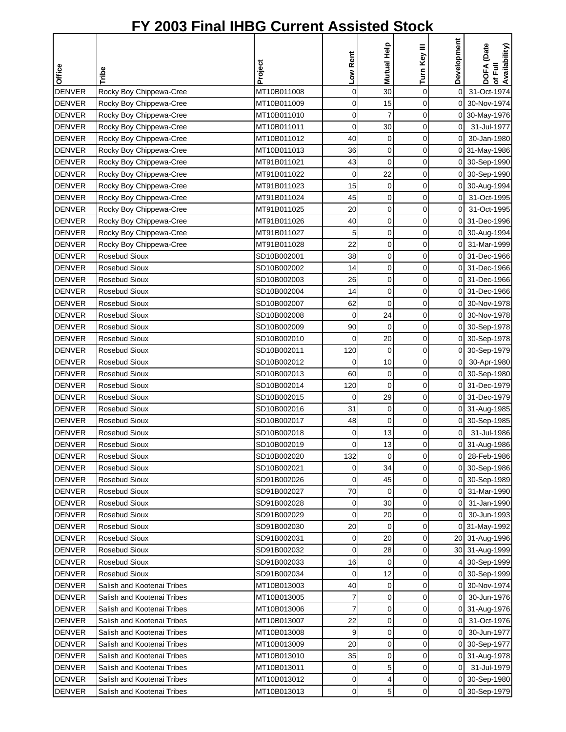# FY 2003 Final IHBG Current Assisted Stock

| Office | Tribe | Project | Low Rent | Mutual Help | Turn Key III | Development | DOFA (Date of Full Availability) |
|---|---|---|---|---|---|---|---|
| DENVER | Rocky Boy Chippewa-Cree | MT10B011008 | 0 | 30 | 0 | 0 | 31-Oct-1974 |
| DENVER | Rocky Boy Chippewa-Cree | MT10B011009 | 0 | 15 | 0 | 0 | 30-Nov-1974 |
| DENVER | Rocky Boy Chippewa-Cree | MT10B011010 | 0 | 7 | 0 | 0 | 30-May-1976 |
| DENVER | Rocky Boy Chippewa-Cree | MT10B011011 | 0 | 30 | 0 | 0 | 31-Jul-1977 |
| DENVER | Rocky Boy Chippewa-Cree | MT10B011012 | 40 | 0 | 0 | 0 | 30-Jan-1980 |
| DENVER | Rocky Boy Chippewa-Cree | MT10B011013 | 36 | 0 | 0 | 0 | 31-May-1986 |
| DENVER | Rocky Boy Chippewa-Cree | MT91B011021 | 43 | 0 | 0 | 0 | 30-Sep-1990 |
| DENVER | Rocky Boy Chippewa-Cree | MT91B011022 | 0 | 22 | 0 | 0 | 30-Sep-1990 |
| DENVER | Rocky Boy Chippewa-Cree | MT91B011023 | 15 | 0 | 0 | 0 | 30-Aug-1994 |
| DENVER | Rocky Boy Chippewa-Cree | MT91B011024 | 45 | 0 | 0 | 0 | 31-Oct-1995 |
| DENVER | Rocky Boy Chippewa-Cree | MT91B011025 | 20 | 0 | 0 | 0 | 31-Oct-1995 |
| DENVER | Rocky Boy Chippewa-Cree | MT91B011026 | 40 | 0 | 0 | 0 | 31-Dec-1996 |
| DENVER | Rocky Boy Chippewa-Cree | MT91B011027 | 5 | 0 | 0 | 0 | 30-Aug-1994 |
| DENVER | Rocky Boy Chippewa-Cree | MT91B011028 | 22 | 0 | 0 | 0 | 31-Mar-1999 |
| DENVER | Rosebud Sioux | SD10B002001 | 38 | 0 | 0 | 0 | 31-Dec-1966 |
| DENVER | Rosebud Sioux | SD10B002002 | 14 | 0 | 0 | 0 | 31-Dec-1966 |
| DENVER | Rosebud Sioux | SD10B002003 | 26 | 0 | 0 | 0 | 31-Dec-1966 |
| DENVER | Rosebud Sioux | SD10B002004 | 14 | 0 | 0 | 0 | 31-Dec-1966 |
| DENVER | Rosebud Sioux | SD10B002007 | 62 | 0 | 0 | 0 | 30-Nov-1978 |
| DENVER | Rosebud Sioux | SD10B002008 | 0 | 24 | 0 | 0 | 30-Nov-1978 |
| DENVER | Rosebud Sioux | SD10B002009 | 90 | 0 | 0 | 0 | 30-Sep-1978 |
| DENVER | Rosebud Sioux | SD10B002010 | 0 | 20 | 0 | 0 | 30-Sep-1978 |
| DENVER | Rosebud Sioux | SD10B002011 | 120 | 0 | 0 | 0 | 30-Sep-1979 |
| DENVER | Rosebud Sioux | SD10B002012 | 0 | 10 | 0 | 0 | 30-Apr-1980 |
| DENVER | Rosebud Sioux | SD10B002013 | 60 | 0 | 0 | 0 | 30-Sep-1980 |
| DENVER | Rosebud Sioux | SD10B002014 | 120 | 0 | 0 | 0 | 31-Dec-1979 |
| DENVER | Rosebud Sioux | SD10B002015 | 0 | 29 | 0 | 0 | 31-Dec-1979 |
| DENVER | Rosebud Sioux | SD10B002016 | 31 | 0 | 0 | 0 | 31-Aug-1985 |
| DENVER | Rosebud Sioux | SD10B002017 | 48 | 0 | 0 | 0 | 30-Sep-1985 |
| DENVER | Rosebud Sioux | SD10B002018 | 0 | 13 | 0 | 0 | 31-Jul-1986 |
| DENVER | Rosebud Sioux | SD10B002019 | 0 | 13 | 0 | 0 | 31-Aug-1986 |
| DENVER | Rosebud Sioux | SD10B002020 | 132 | 0 | 0 | 0 | 28-Feb-1986 |
| DENVER | Rosebud Sioux | SD10B002021 | 0 | 34 | 0 | 0 | 30-Sep-1986 |
| DENVER | Rosebud Sioux | SD91B002026 | 0 | 45 | 0 | 0 | 30-Sep-1989 |
| DENVER | Rosebud Sioux | SD91B002027 | 70 | 0 | 0 | 0 | 31-Mar-1990 |
| DENVER | Rosebud Sioux | SD91B002028 | 0 | 30 | 0 | 0 | 31-Jan-1990 |
| DENVER | Rosebud Sioux | SD91B002029 | 0 | 20 | 0 | 0 | 30-Jun-1993 |
| DENVER | Rosebud Sioux | SD91B002030 | 20 | 0 | 0 | 0 | 31-May-1992 |
| DENVER | Rosebud Sioux | SD91B002031 | 0 | 20 | 0 | 20 | 31-Aug-1996 |
| DENVER | Rosebud Sioux | SD91B002032 | 0 | 28 | 0 | 30 | 31-Aug-1999 |
| DENVER | Rosebud Sioux | SD91B002033 | 16 | 0 | 0 | 4 | 30-Sep-1999 |
| DENVER | Rosebud Sioux | SD91B002034 | 0 | 12 | 0 | 0 | 30-Sep-1999 |
| DENVER | Salish and Kootenai Tribes | MT10B013003 | 40 | 0 | 0 | 0 | 30-Nov-1974 |
| DENVER | Salish and Kootenai Tribes | MT10B013005 | 7 | 0 | 0 | 0 | 30-Jun-1976 |
| DENVER | Salish and Kootenai Tribes | MT10B013006 | 7 | 0 | 0 | 0 | 31-Aug-1976 |
| DENVER | Salish and Kootenai Tribes | MT10B013007 | 22 | 0 | 0 | 0 | 31-Oct-1976 |
| DENVER | Salish and Kootenai Tribes | MT10B013008 | 9 | 0 | 0 | 0 | 30-Jun-1977 |
| DENVER | Salish and Kootenai Tribes | MT10B013009 | 20 | 0 | 0 | 0 | 30-Sep-1977 |
| DENVER | Salish and Kootenai Tribes | MT10B013010 | 35 | 0 | 0 | 0 | 31-Aug-1978 |
| DENVER | Salish and Kootenai Tribes | MT10B013011 | 0 | 5 | 0 | 0 | 31-Jul-1979 |
| DENVER | Salish and Kootenai Tribes | MT10B013012 | 0 | 4 | 0 | 0 | 30-Sep-1980 |
| DENVER | Salish and Kootenai Tribes | MT10B013013 | 0 | 5 | 0 | 0 | 30-Sep-1979 |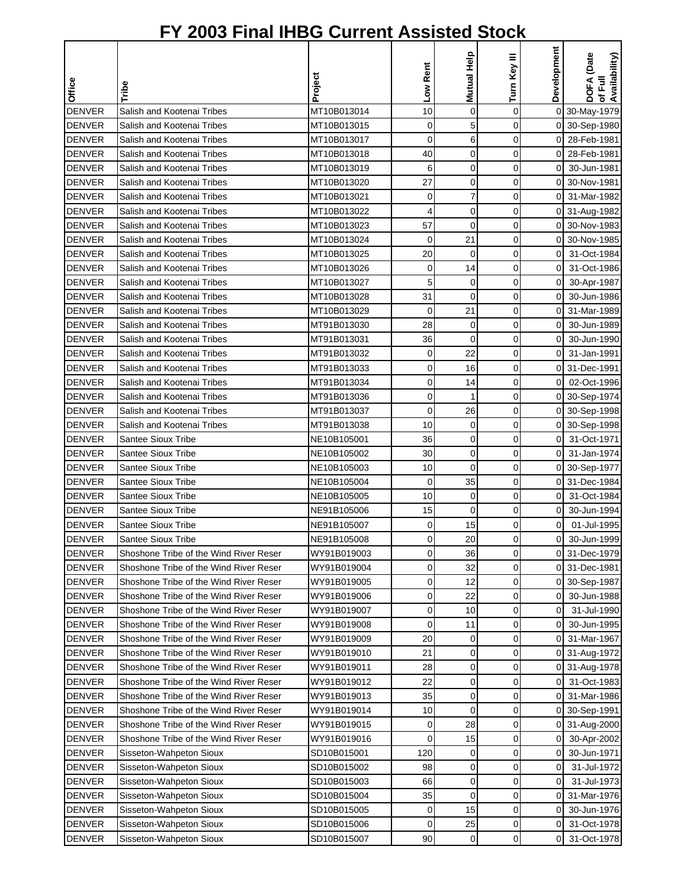# FY 2003 Final IHBG Current Assisted Stock

| Office | Tribe | Project | Low Rent | Mutual Help | Turn Key III | Development | DOFA (Date of Full Availability) |
|---|---|---|---|---|---|---|---|
| DENVER | Salish and Kootenai Tribes | MT10B013014 | 10 | 0 | 0 | 0 | 30-May-1979 |
| DENVER | Salish and Kootenai Tribes | MT10B013015 | 0 | 5 | 0 | 0 | 30-Sep-1980 |
| DENVER | Salish and Kootenai Tribes | MT10B013017 | 0 | 6 | 0 | 0 | 28-Feb-1981 |
| DENVER | Salish and Kootenai Tribes | MT10B013018 | 40 | 0 | 0 | 0 | 28-Feb-1981 |
| DENVER | Salish and Kootenai Tribes | MT10B013019 | 6 | 0 | 0 | 0 | 30-Jun-1981 |
| DENVER | Salish and Kootenai Tribes | MT10B013020 | 27 | 0 | 0 | 0 | 30-Nov-1981 |
| DENVER | Salish and Kootenai Tribes | MT10B013021 | 0 | 7 | 0 | 0 | 31-Mar-1982 |
| DENVER | Salish and Kootenai Tribes | MT10B013022 | 4 | 0 | 0 | 0 | 31-Aug-1982 |
| DENVER | Salish and Kootenai Tribes | MT10B013023 | 57 | 0 | 0 | 0 | 30-Nov-1983 |
| DENVER | Salish and Kootenai Tribes | MT10B013024 | 0 | 21 | 0 | 0 | 30-Nov-1985 |
| DENVER | Salish and Kootenai Tribes | MT10B013025 | 20 | 0 | 0 | 0 | 31-Oct-1984 |
| DENVER | Salish and Kootenai Tribes | MT10B013026 | 0 | 14 | 0 | 0 | 31-Oct-1986 |
| DENVER | Salish and Kootenai Tribes | MT10B013027 | 5 | 0 | 0 | 0 | 30-Apr-1987 |
| DENVER | Salish and Kootenai Tribes | MT10B013028 | 31 | 0 | 0 | 0 | 30-Jun-1986 |
| DENVER | Salish and Kootenai Tribes | MT10B013029 | 0 | 21 | 0 | 0 | 31-Mar-1989 |
| DENVER | Salish and Kootenai Tribes | MT91B013030 | 28 | 0 | 0 | 0 | 30-Jun-1989 |
| DENVER | Salish and Kootenai Tribes | MT91B013031 | 36 | 0 | 0 | 0 | 30-Jun-1990 |
| DENVER | Salish and Kootenai Tribes | MT91B013032 | 0 | 22 | 0 | 0 | 31-Jan-1991 |
| DENVER | Salish and Kootenai Tribes | MT91B013033 | 0 | 16 | 0 | 0 | 31-Dec-1991 |
| DENVER | Salish and Kootenai Tribes | MT91B013034 | 0 | 14 | 0 | 0 | 02-Oct-1996 |
| DENVER | Salish and Kootenai Tribes | MT91B013036 | 0 | 1 | 0 | 0 | 30-Sep-1974 |
| DENVER | Salish and Kootenai Tribes | MT91B013037 | 0 | 26 | 0 | 0 | 30-Sep-1998 |
| DENVER | Salish and Kootenai Tribes | MT91B013038 | 10 | 0 | 0 | 0 | 30-Sep-1998 |
| DENVER | Santee Sioux Tribe | NE10B105001 | 36 | 0 | 0 | 0 | 31-Oct-1971 |
| DENVER | Santee Sioux Tribe | NE10B105002 | 30 | 0 | 0 | 0 | 31-Jan-1974 |
| DENVER | Santee Sioux Tribe | NE10B105003 | 10 | 0 | 0 | 0 | 30-Sep-1977 |
| DENVER | Santee Sioux Tribe | NE10B105004 | 0 | 35 | 0 | 0 | 31-Dec-1984 |
| DENVER | Santee Sioux Tribe | NE10B105005 | 10 | 0 | 0 | 0 | 31-Oct-1984 |
| DENVER | Santee Sioux Tribe | NE91B105006 | 15 | 0 | 0 | 0 | 30-Jun-1994 |
| DENVER | Santee Sioux Tribe | NE91B105007 | 0 | 15 | 0 | 0 | 01-Jul-1995 |
| DENVER | Santee Sioux Tribe | NE91B105008 | 0 | 20 | 0 | 0 | 30-Jun-1999 |
| DENVER | Shoshone Tribe of the Wind River Reser | WY91B019003 | 0 | 36 | 0 | 0 | 31-Dec-1979 |
| DENVER | Shoshone Tribe of the Wind River Reser | WY91B019004 | 0 | 32 | 0 | 0 | 31-Dec-1981 |
| DENVER | Shoshone Tribe of the Wind River Reser | WY91B019005 | 0 | 12 | 0 | 0 | 30-Sep-1987 |
| DENVER | Shoshone Tribe of the Wind River Reser | WY91B019006 | 0 | 22 | 0 | 0 | 30-Jun-1988 |
| DENVER | Shoshone Tribe of the Wind River Reser | WY91B019007 | 0 | 10 | 0 | 0 | 31-Jul-1990 |
| DENVER | Shoshone Tribe of the Wind River Reser | WY91B019008 | 0 | 11 | 0 | 0 | 30-Jun-1995 |
| DENVER | Shoshone Tribe of the Wind River Reser | WY91B019009 | 20 | 0 | 0 | 0 | 31-Mar-1967 |
| DENVER | Shoshone Tribe of the Wind River Reser | WY91B019010 | 21 | 0 | 0 | 0 | 31-Aug-1972 |
| DENVER | Shoshone Tribe of the Wind River Reser | WY91B019011 | 28 | 0 | 0 | 0 | 31-Aug-1978 |
| DENVER | Shoshone Tribe of the Wind River Reser | WY91B019012 | 22 | 0 | 0 | 0 | 31-Oct-1983 |
| DENVER | Shoshone Tribe of the Wind River Reser | WY91B019013 | 35 | 0 | 0 | 0 | 31-Mar-1986 |
| DENVER | Shoshone Tribe of the Wind River Reser | WY91B019014 | 10 | 0 | 0 | 0 | 30-Sep-1991 |
| DENVER | Shoshone Tribe of the Wind River Reser | WY91B019015 | 0 | 28 | 0 | 0 | 31-Aug-2000 |
| DENVER | Shoshone Tribe of the Wind River Reser | WY91B019016 | 0 | 15 | 0 | 0 | 30-Apr-2002 |
| DENVER | Sisseton-Wahpeton Sioux | SD10B015001 | 120 | 0 | 0 | 0 | 30-Jun-1971 |
| DENVER | Sisseton-Wahpeton Sioux | SD10B015002 | 98 | 0 | 0 | 0 | 31-Jul-1972 |
| DENVER | Sisseton-Wahpeton Sioux | SD10B015003 | 66 | 0 | 0 | 0 | 31-Jul-1973 |
| DENVER | Sisseton-Wahpeton Sioux | SD10B015004 | 35 | 0 | 0 | 0 | 31-Mar-1976 |
| DENVER | Sisseton-Wahpeton Sioux | SD10B015005 | 0 | 15 | 0 | 0 | 30-Jun-1976 |
| DENVER | Sisseton-Wahpeton Sioux | SD10B015006 | 0 | 25 | 0 | 0 | 31-Oct-1978 |
| DENVER | Sisseton-Wahpeton Sioux | SD10B015007 | 90 | 0 | 0 | 0 | 31-Oct-1978 |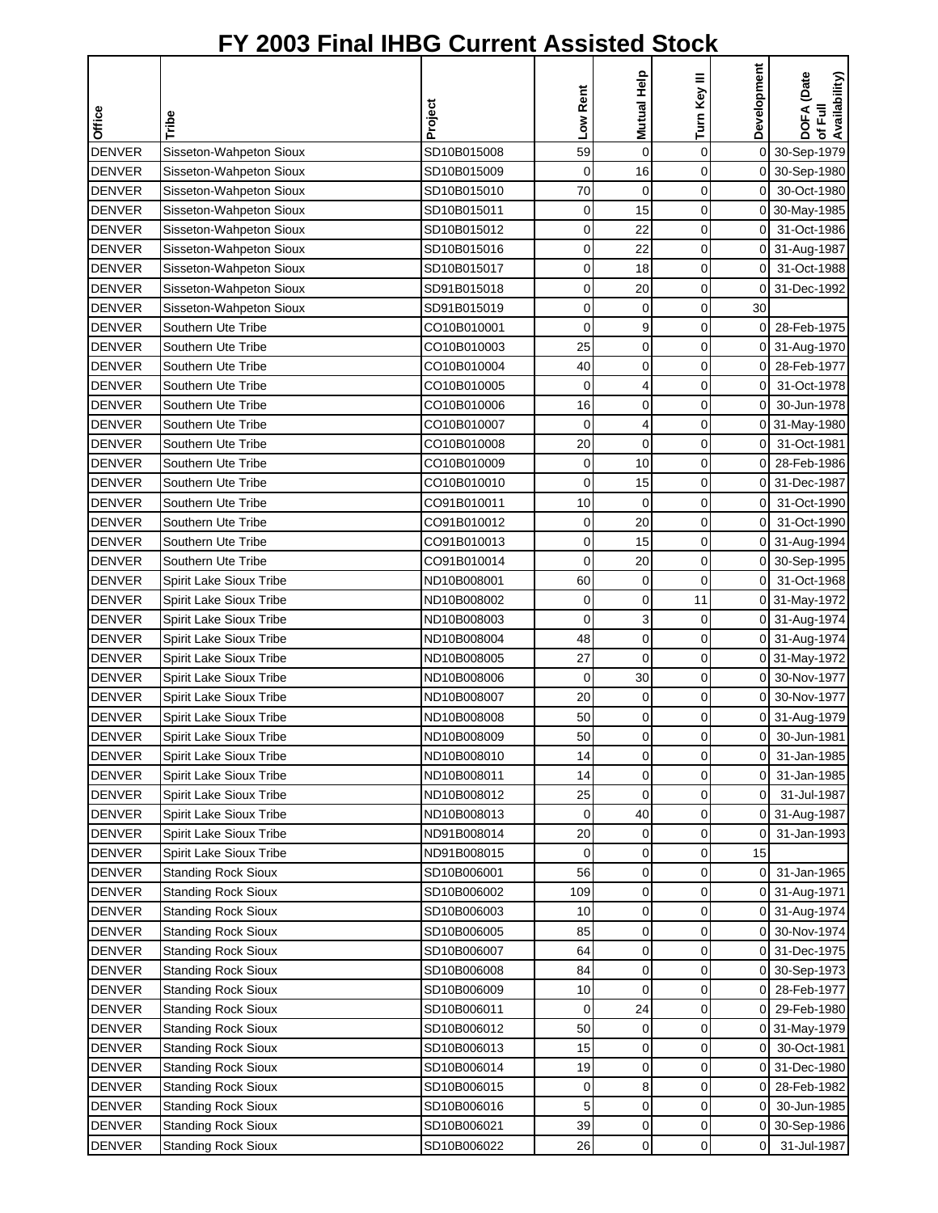# FY 2003 Final IHBG Current Assisted Stock

| Office | Tribe | Project | Low Rent | Mutual Help | Turn Key III | Development | DOFA (Date of Full Availability) |
|---|---|---|---|---|---|---|---|
| DENVER | Sisseton-Wahpeton Sioux | SD10B015008 | 59 | 0 | 0 | 0 | 30-Sep-1979 |
| DENVER | Sisseton-Wahpeton Sioux | SD10B015009 | 0 | 16 | 0 | 0 | 30-Sep-1980 |
| DENVER | Sisseton-Wahpeton Sioux | SD10B015010 | 70 | 0 | 0 | 0 | 30-Oct-1980 |
| DENVER | Sisseton-Wahpeton Sioux | SD10B015011 | 0 | 15 | 0 | 0 | 30-May-1985 |
| DENVER | Sisseton-Wahpeton Sioux | SD10B015012 | 0 | 22 | 0 | 0 | 31-Oct-1986 |
| DENVER | Sisseton-Wahpeton Sioux | SD10B015016 | 0 | 22 | 0 | 0 | 31-Aug-1987 |
| DENVER | Sisseton-Wahpeton Sioux | SD10B015017 | 0 | 18 | 0 | 0 | 31-Oct-1988 |
| DENVER | Sisseton-Wahpeton Sioux | SD91B015018 | 0 | 20 | 0 | 0 | 31-Dec-1992 |
| DENVER | Sisseton-Wahpeton Sioux | SD91B015019 | 0 | 0 | 0 | 30 | |
| DENVER | Southern Ute Tribe | CO10B010001 | 0 | 9 | 0 | 0 | 28-Feb-1975 |
| DENVER | Southern Ute Tribe | CO10B010003 | 25 | 0 | 0 | 0 | 31-Aug-1970 |
| DENVER | Southern Ute Tribe | CO10B010004 | 40 | 0 | 0 | 0 | 28-Feb-1977 |
| DENVER | Southern Ute Tribe | CO10B010005 | 0 | 4 | 0 | 0 | 31-Oct-1978 |
| DENVER | Southern Ute Tribe | CO10B010006 | 16 | 0 | 0 | 0 | 30-Jun-1978 |
| DENVER | Southern Ute Tribe | CO10B010007 | 0 | 4 | 0 | 0 | 31-May-1980 |
| DENVER | Southern Ute Tribe | CO10B010008 | 20 | 0 | 0 | 0 | 31-Oct-1981 |
| DENVER | Southern Ute Tribe | CO10B010009 | 0 | 10 | 0 | 0 | 28-Feb-1986 |
| DENVER | Southern Ute Tribe | CO10B010010 | 0 | 15 | 0 | 0 | 31-Dec-1987 |
| DENVER | Southern Ute Tribe | CO91B010011 | 10 | 0 | 0 | 0 | 31-Oct-1990 |
| DENVER | Southern Ute Tribe | CO91B010012 | 0 | 20 | 0 | 0 | 31-Oct-1990 |
| DENVER | Southern Ute Tribe | CO91B010013 | 0 | 15 | 0 | 0 | 31-Aug-1994 |
| DENVER | Southern Ute Tribe | CO91B010014 | 0 | 20 | 0 | 0 | 30-Sep-1995 |
| DENVER | Spirit Lake Sioux Tribe | ND10B008001 | 60 | 0 | 0 | 0 | 31-Oct-1968 |
| DENVER | Spirit Lake Sioux Tribe | ND10B008002 | 0 | 0 | 11 | 0 | 31-May-1972 |
| DENVER | Spirit Lake Sioux Tribe | ND10B008003 | 0 | 3 | 0 | 0 | 31-Aug-1974 |
| DENVER | Spirit Lake Sioux Tribe | ND10B008004 | 48 | 0 | 0 | 0 | 31-Aug-1974 |
| DENVER | Spirit Lake Sioux Tribe | ND10B008005 | 27 | 0 | 0 | 0 | 31-May-1972 |
| DENVER | Spirit Lake Sioux Tribe | ND10B008006 | 0 | 30 | 0 | 0 | 30-Nov-1977 |
| DENVER | Spirit Lake Sioux Tribe | ND10B008007 | 20 | 0 | 0 | 0 | 30-Nov-1977 |
| DENVER | Spirit Lake Sioux Tribe | ND10B008008 | 50 | 0 | 0 | 0 | 31-Aug-1979 |
| DENVER | Spirit Lake Sioux Tribe | ND10B008009 | 50 | 0 | 0 | 0 | 30-Jun-1981 |
| DENVER | Spirit Lake Sioux Tribe | ND10B008010 | 14 | 0 | 0 | 0 | 31-Jan-1985 |
| DENVER | Spirit Lake Sioux Tribe | ND10B008011 | 14 | 0 | 0 | 0 | 31-Jan-1985 |
| DENVER | Spirit Lake Sioux Tribe | ND10B008012 | 25 | 0 | 0 | 0 | 31-Jul-1987 |
| DENVER | Spirit Lake Sioux Tribe | ND10B008013 | 0 | 40 | 0 | 0 | 31-Aug-1987 |
| DENVER | Spirit Lake Sioux Tribe | ND91B008014 | 20 | 0 | 0 | 0 | 31-Jan-1993 |
| DENVER | Spirit Lake Sioux Tribe | ND91B008015 | 0 | 0 | 0 | 15 | |
| DENVER | Standing Rock Sioux | SD10B006001 | 56 | 0 | 0 | 0 | 31-Jan-1965 |
| DENVER | Standing Rock Sioux | SD10B006002 | 109 | 0 | 0 | 0 | 31-Aug-1971 |
| DENVER | Standing Rock Sioux | SD10B006003 | 10 | 0 | 0 | 0 | 31-Aug-1974 |
| DENVER | Standing Rock Sioux | SD10B006005 | 85 | 0 | 0 | 0 | 30-Nov-1974 |
| DENVER | Standing Rock Sioux | SD10B006007 | 64 | 0 | 0 | 0 | 31-Dec-1975 |
| DENVER | Standing Rock Sioux | SD10B006008 | 84 | 0 | 0 | 0 | 30-Sep-1973 |
| DENVER | Standing Rock Sioux | SD10B006009 | 10 | 0 | 0 | 0 | 28-Feb-1977 |
| DENVER | Standing Rock Sioux | SD10B006011 | 0 | 24 | 0 | 0 | 29-Feb-1980 |
| DENVER | Standing Rock Sioux | SD10B006012 | 50 | 0 | 0 | 0 | 31-May-1979 |
| DENVER | Standing Rock Sioux | SD10B006013 | 15 | 0 | 0 | 0 | 30-Oct-1981 |
| DENVER | Standing Rock Sioux | SD10B006014 | 19 | 0 | 0 | 0 | 31-Dec-1980 |
| DENVER | Standing Rock Sioux | SD10B006015 | 0 | 8 | 0 | 0 | 28-Feb-1982 |
| DENVER | Standing Rock Sioux | SD10B006016 | 5 | 0 | 0 | 0 | 30-Jun-1985 |
| DENVER | Standing Rock Sioux | SD10B006021 | 39 | 0 | 0 | 0 | 30-Sep-1986 |
| DENVER | Standing Rock Sioux | SD10B006022 | 26 | 0 | 0 | 0 | 31-Jul-1987 |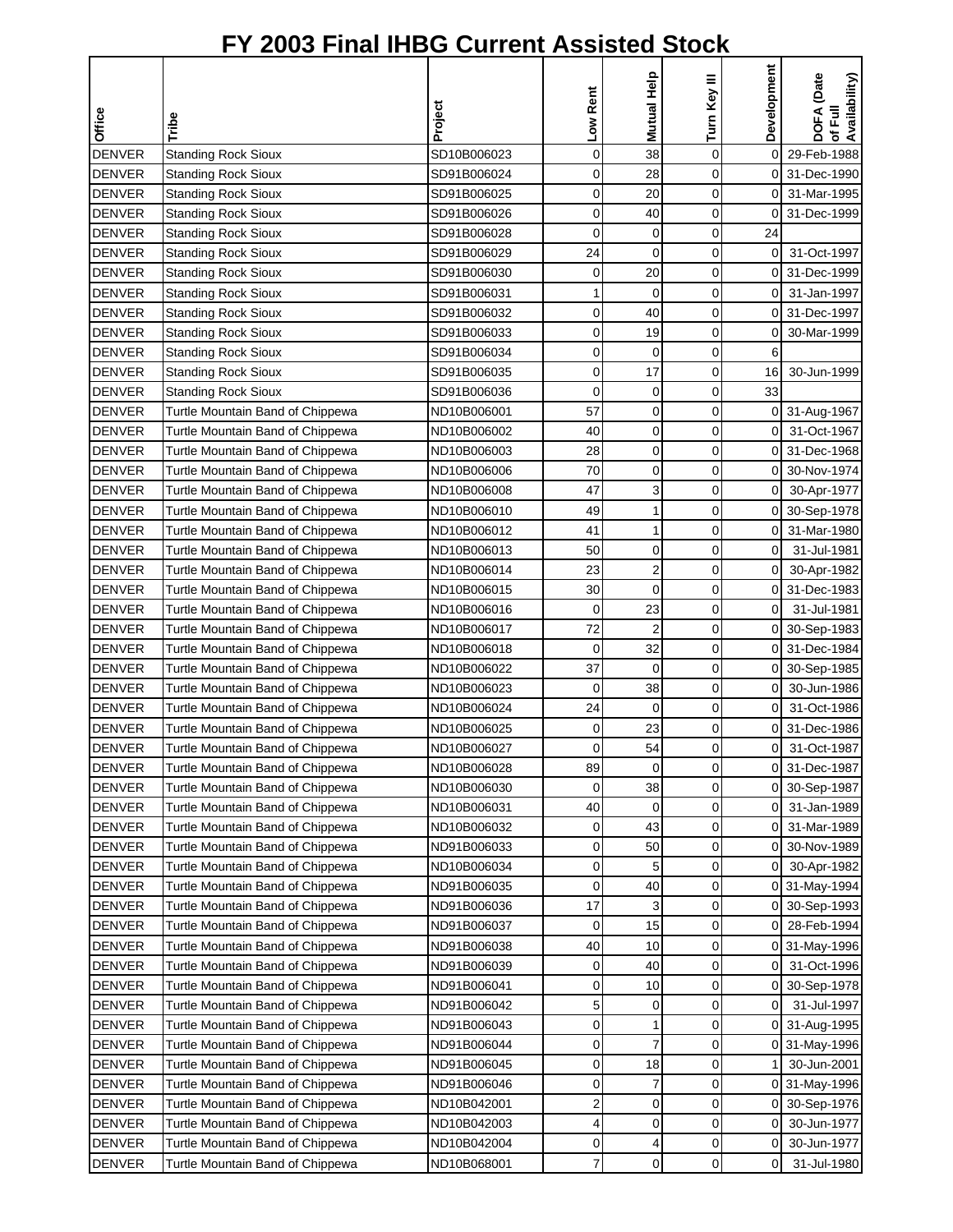# FY 2003 Final IHBG Current Assisted Stock

| Office | Tribe | Project | Low Rent | Mutual Help | Turn Key III | Development | DOFA (Date of Full Availability) |
|---|---|---|---|---|---|---|---|
| DENVER | Standing Rock Sioux | SD10B006023 | 0 | 38 | 0 | 0 | 29-Feb-1988 |
| DENVER | Standing Rock Sioux | SD91B006024 | 0 | 28 | 0 | 0 | 31-Dec-1990 |
| DENVER | Standing Rock Sioux | SD91B006025 | 0 | 20 | 0 | 0 | 31-Mar-1995 |
| DENVER | Standing Rock Sioux | SD91B006026 | 0 | 40 | 0 | 0 | 31-Dec-1999 |
| DENVER | Standing Rock Sioux | SD91B006028 | 0 | 0 | 0 | 24 | |
| DENVER | Standing Rock Sioux | SD91B006029 | 24 | 0 | 0 | 0 | 31-Oct-1997 |
| DENVER | Standing Rock Sioux | SD91B006030 | 0 | 20 | 0 | 0 | 31-Dec-1999 |
| DENVER | Standing Rock Sioux | SD91B006031 | 1 | 0 | 0 | 0 | 31-Jan-1997 |
| DENVER | Standing Rock Sioux | SD91B006032 | 0 | 40 | 0 | 0 | 31-Dec-1997 |
| DENVER | Standing Rock Sioux | SD91B006033 | 0 | 19 | 0 | 0 | 30-Mar-1999 |
| DENVER | Standing Rock Sioux | SD91B006034 | 0 | 0 | 0 | 6 | |
| DENVER | Standing Rock Sioux | SD91B006035 | 0 | 17 | 0 | 16 | 30-Jun-1999 |
| DENVER | Standing Rock Sioux | SD91B006036 | 0 | 0 | 0 | 33 | |
| DENVER | Turtle Mountain Band of Chippewa | ND10B006001 | 57 | 0 | 0 | 0 | 31-Aug-1967 |
| DENVER | Turtle Mountain Band of Chippewa | ND10B006002 | 40 | 0 | 0 | 0 | 31-Oct-1967 |
| DENVER | Turtle Mountain Band of Chippewa | ND10B006003 | 28 | 0 | 0 | 0 | 31-Dec-1968 |
| DENVER | Turtle Mountain Band of Chippewa | ND10B006006 | 70 | 0 | 0 | 0 | 30-Nov-1974 |
| DENVER | Turtle Mountain Band of Chippewa | ND10B006008 | 47 | 3 | 0 | 0 | 30-Apr-1977 |
| DENVER | Turtle Mountain Band of Chippewa | ND10B006010 | 49 | 1 | 0 | 0 | 30-Sep-1978 |
| DENVER | Turtle Mountain Band of Chippewa | ND10B006012 | 41 | 1 | 0 | 0 | 31-Mar-1980 |
| DENVER | Turtle Mountain Band of Chippewa | ND10B006013 | 50 | 0 | 0 | 0 | 31-Jul-1981 |
| DENVER | Turtle Mountain Band of Chippewa | ND10B006014 | 23 | 2 | 0 | 0 | 30-Apr-1982 |
| DENVER | Turtle Mountain Band of Chippewa | ND10B006015 | 30 | 0 | 0 | 0 | 31-Dec-1983 |
| DENVER | Turtle Mountain Band of Chippewa | ND10B006016 | 0 | 23 | 0 | 0 | 31-Jul-1981 |
| DENVER | Turtle Mountain Band of Chippewa | ND10B006017 | 72 | 2 | 0 | 0 | 30-Sep-1983 |
| DENVER | Turtle Mountain Band of Chippewa | ND10B006018 | 0 | 32 | 0 | 0 | 31-Dec-1984 |
| DENVER | Turtle Mountain Band of Chippewa | ND10B006022 | 37 | 0 | 0 | 0 | 30-Sep-1985 |
| DENVER | Turtle Mountain Band of Chippewa | ND10B006023 | 0 | 38 | 0 | 0 | 30-Jun-1986 |
| DENVER | Turtle Mountain Band of Chippewa | ND10B006024 | 24 | 0 | 0 | 0 | 31-Oct-1986 |
| DENVER | Turtle Mountain Band of Chippewa | ND10B006025 | 0 | 23 | 0 | 0 | 31-Dec-1986 |
| DENVER | Turtle Mountain Band of Chippewa | ND10B006027 | 0 | 54 | 0 | 0 | 31-Oct-1987 |
| DENVER | Turtle Mountain Band of Chippewa | ND10B006028 | 89 | 0 | 0 | 0 | 31-Dec-1987 |
| DENVER | Turtle Mountain Band of Chippewa | ND10B006030 | 0 | 38 | 0 | 0 | 30-Sep-1987 |
| DENVER | Turtle Mountain Band of Chippewa | ND10B006031 | 40 | 0 | 0 | 0 | 31-Jan-1989 |
| DENVER | Turtle Mountain Band of Chippewa | ND10B006032 | 0 | 43 | 0 | 0 | 31-Mar-1989 |
| DENVER | Turtle Mountain Band of Chippewa | ND91B006033 | 0 | 50 | 0 | 0 | 30-Nov-1989 |
| DENVER | Turtle Mountain Band of Chippewa | ND10B006034 | 0 | 5 | 0 | 0 | 30-Apr-1982 |
| DENVER | Turtle Mountain Band of Chippewa | ND91B006035 | 0 | 40 | 0 | 0 | 31-May-1994 |
| DENVER | Turtle Mountain Band of Chippewa | ND91B006036 | 17 | 3 | 0 | 0 | 30-Sep-1993 |
| DENVER | Turtle Mountain Band of Chippewa | ND91B006037 | 0 | 15 | 0 | 0 | 28-Feb-1994 |
| DENVER | Turtle Mountain Band of Chippewa | ND91B006038 | 40 | 10 | 0 | 0 | 31-May-1996 |
| DENVER | Turtle Mountain Band of Chippewa | ND91B006039 | 0 | 40 | 0 | 0 | 31-Oct-1996 |
| DENVER | Turtle Mountain Band of Chippewa | ND91B006041 | 0 | 10 | 0 | 0 | 30-Sep-1978 |
| DENVER | Turtle Mountain Band of Chippewa | ND91B006042 | 5 | 0 | 0 | 0 | 31-Jul-1997 |
| DENVER | Turtle Mountain Band of Chippewa | ND91B006043 | 0 | 1 | 0 | 0 | 31-Aug-1995 |
| DENVER | Turtle Mountain Band of Chippewa | ND91B006044 | 0 | 7 | 0 | 0 | 31-May-1996 |
| DENVER | Turtle Mountain Band of Chippewa | ND91B006045 | 0 | 18 | 0 | 1 | 30-Jun-2001 |
| DENVER | Turtle Mountain Band of Chippewa | ND91B006046 | 0 | 7 | 0 | 0 | 31-May-1996 |
| DENVER | Turtle Mountain Band of Chippewa | ND10B042001 | 2 | 0 | 0 | 0 | 30-Sep-1976 |
| DENVER | Turtle Mountain Band of Chippewa | ND10B042003 | 4 | 0 | 0 | 0 | 30-Jun-1977 |
| DENVER | Turtle Mountain Band of Chippewa | ND10B042004 | 0 | 4 | 0 | 0 | 30-Jun-1977 |
| DENVER | Turtle Mountain Band of Chippewa | ND10B068001 | 7 | 0 | 0 | 0 | 31-Jul-1980 |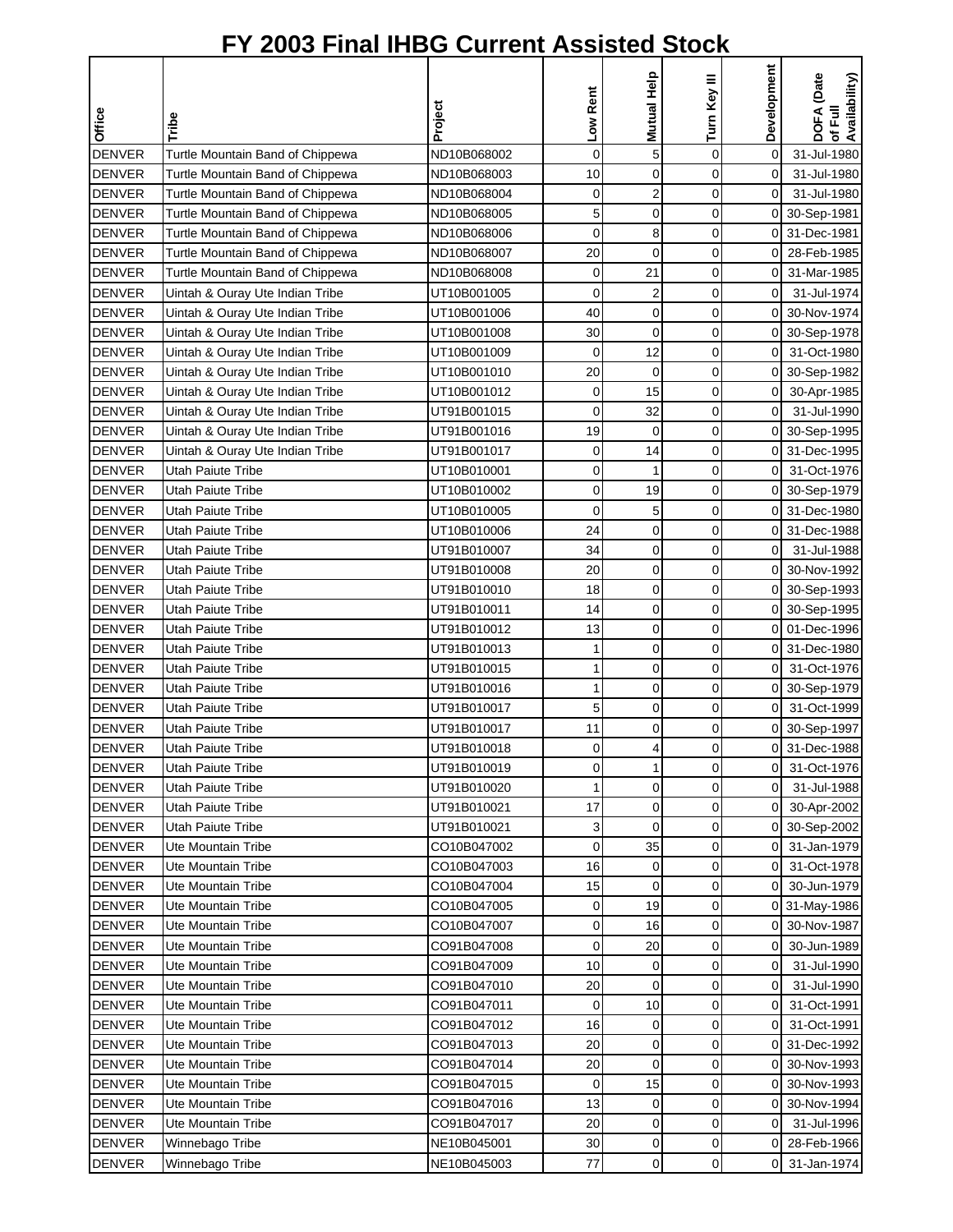# FY 2003 Final IHBG Current Assisted Stock

| Office | Tribe | Project | Low Rent | Mutual Help | Turn Key III | Development | DOFA (Date of Full Availability) |
|---|---|---|---|---|---|---|---|
| DENVER | Turtle Mountain Band of Chippewa | ND10B068002 | 0 | 5 | 0 | 0 | 31-Jul-1980 |
| DENVER | Turtle Mountain Band of Chippewa | ND10B068003 | 10 | 0 | 0 | 0 | 31-Jul-1980 |
| DENVER | Turtle Mountain Band of Chippewa | ND10B068004 | 0 | 2 | 0 | 0 | 31-Jul-1980 |
| DENVER | Turtle Mountain Band of Chippewa | ND10B068005 | 5 | 0 | 0 | 0 | 30-Sep-1981 |
| DENVER | Turtle Mountain Band of Chippewa | ND10B068006 | 0 | 8 | 0 | 0 | 31-Dec-1981 |
| DENVER | Turtle Mountain Band of Chippewa | ND10B068007 | 20 | 0 | 0 | 0 | 28-Feb-1985 |
| DENVER | Turtle Mountain Band of Chippewa | ND10B068008 | 0 | 21 | 0 | 0 | 31-Mar-1985 |
| DENVER | Uintah & Ouray Ute Indian Tribe | UT10B001005 | 0 | 2 | 0 | 0 | 31-Jul-1974 |
| DENVER | Uintah & Ouray Ute Indian Tribe | UT10B001006 | 40 | 0 | 0 | 0 | 30-Nov-1974 |
| DENVER | Uintah & Ouray Ute Indian Tribe | UT10B001008 | 30 | 0 | 0 | 0 | 30-Sep-1978 |
| DENVER | Uintah & Ouray Ute Indian Tribe | UT10B001009 | 0 | 12 | 0 | 0 | 31-Oct-1980 |
| DENVER | Uintah & Ouray Ute Indian Tribe | UT10B001010 | 20 | 0 | 0 | 0 | 30-Sep-1982 |
| DENVER | Uintah & Ouray Ute Indian Tribe | UT10B001012 | 0 | 15 | 0 | 0 | 30-Apr-1985 |
| DENVER | Uintah & Ouray Ute Indian Tribe | UT91B001015 | 0 | 32 | 0 | 0 | 31-Jul-1990 |
| DENVER | Uintah & Ouray Ute Indian Tribe | UT91B001016 | 19 | 0 | 0 | 0 | 30-Sep-1995 |
| DENVER | Uintah & Ouray Ute Indian Tribe | UT91B001017 | 0 | 14 | 0 | 0 | 31-Dec-1995 |
| DENVER | Utah Paiute Tribe | UT10B010001 | 0 | 1 | 0 | 0 | 31-Oct-1976 |
| DENVER | Utah Paiute Tribe | UT10B010002 | 0 | 19 | 0 | 0 | 30-Sep-1979 |
| DENVER | Utah Paiute Tribe | UT10B010005 | 0 | 5 | 0 | 0 | 31-Dec-1980 |
| DENVER | Utah Paiute Tribe | UT10B010006 | 24 | 0 | 0 | 0 | 31-Dec-1988 |
| DENVER | Utah Paiute Tribe | UT91B010007 | 34 | 0 | 0 | 0 | 31-Jul-1988 |
| DENVER | Utah Paiute Tribe | UT91B010008 | 20 | 0 | 0 | 0 | 30-Nov-1992 |
| DENVER | Utah Paiute Tribe | UT91B010010 | 18 | 0 | 0 | 0 | 30-Sep-1993 |
| DENVER | Utah Paiute Tribe | UT91B010011 | 14 | 0 | 0 | 0 | 30-Sep-1995 |
| DENVER | Utah Paiute Tribe | UT91B010012 | 13 | 0 | 0 | 0 | 01-Dec-1996 |
| DENVER | Utah Paiute Tribe | UT91B010013 | 1 | 0 | 0 | 0 | 31-Dec-1980 |
| DENVER | Utah Paiute Tribe | UT91B010015 | 1 | 0 | 0 | 0 | 31-Oct-1976 |
| DENVER | Utah Paiute Tribe | UT91B010016 | 1 | 0 | 0 | 0 | 30-Sep-1979 |
| DENVER | Utah Paiute Tribe | UT91B010017 | 5 | 0 | 0 | 0 | 31-Oct-1999 |
| DENVER | Utah Paiute Tribe | UT91B010017 | 11 | 0 | 0 | 0 | 30-Sep-1997 |
| DENVER | Utah Paiute Tribe | UT91B010018 | 0 | 4 | 0 | 0 | 31-Dec-1988 |
| DENVER | Utah Paiute Tribe | UT91B010019 | 0 | 1 | 0 | 0 | 31-Oct-1976 |
| DENVER | Utah Paiute Tribe | UT91B010020 | 1 | 0 | 0 | 0 | 31-Jul-1988 |
| DENVER | Utah Paiute Tribe | UT91B010021 | 17 | 0 | 0 | 0 | 30-Apr-2002 |
| DENVER | Utah Paiute Tribe | UT91B010021 | 3 | 0 | 0 | 0 | 30-Sep-2002 |
| DENVER | Ute Mountain Tribe | CO10B047002 | 0 | 35 | 0 | 0 | 31-Jan-1979 |
| DENVER | Ute Mountain Tribe | CO10B047003 | 16 | 0 | 0 | 0 | 31-Oct-1978 |
| DENVER | Ute Mountain Tribe | CO10B047004 | 15 | 0 | 0 | 0 | 30-Jun-1979 |
| DENVER | Ute Mountain Tribe | CO10B047005 | 0 | 19 | 0 | 0 | 31-May-1986 |
| DENVER | Ute Mountain Tribe | CO10B047007 | 0 | 16 | 0 | 0 | 30-Nov-1987 |
| DENVER | Ute Mountain Tribe | CO91B047008 | 0 | 20 | 0 | 0 | 30-Jun-1989 |
| DENVER | Ute Mountain Tribe | CO91B047009 | 10 | 0 | 0 | 0 | 31-Jul-1990 |
| DENVER | Ute Mountain Tribe | CO91B047010 | 20 | 0 | 0 | 0 | 31-Jul-1990 |
| DENVER | Ute Mountain Tribe | CO91B047011 | 0 | 10 | 0 | 0 | 31-Oct-1991 |
| DENVER | Ute Mountain Tribe | CO91B047012 | 16 | 0 | 0 | 0 | 31-Oct-1991 |
| DENVER | Ute Mountain Tribe | CO91B047013 | 20 | 0 | 0 | 0 | 31-Dec-1992 |
| DENVER | Ute Mountain Tribe | CO91B047014 | 20 | 0 | 0 | 0 | 30-Nov-1993 |
| DENVER | Ute Mountain Tribe | CO91B047015 | 0 | 15 | 0 | 0 | 30-Nov-1993 |
| DENVER | Ute Mountain Tribe | CO91B047016 | 13 | 0 | 0 | 0 | 30-Nov-1994 |
| DENVER | Ute Mountain Tribe | CO91B047017 | 20 | 0 | 0 | 0 | 31-Jul-1996 |
| DENVER | Winnebago Tribe | NE10B045001 | 30 | 0 | 0 | 0 | 28-Feb-1966 |
| DENVER | Winnebago Tribe | NE10B045003 | 77 | 0 | 0 | 0 | 31-Jan-1974 |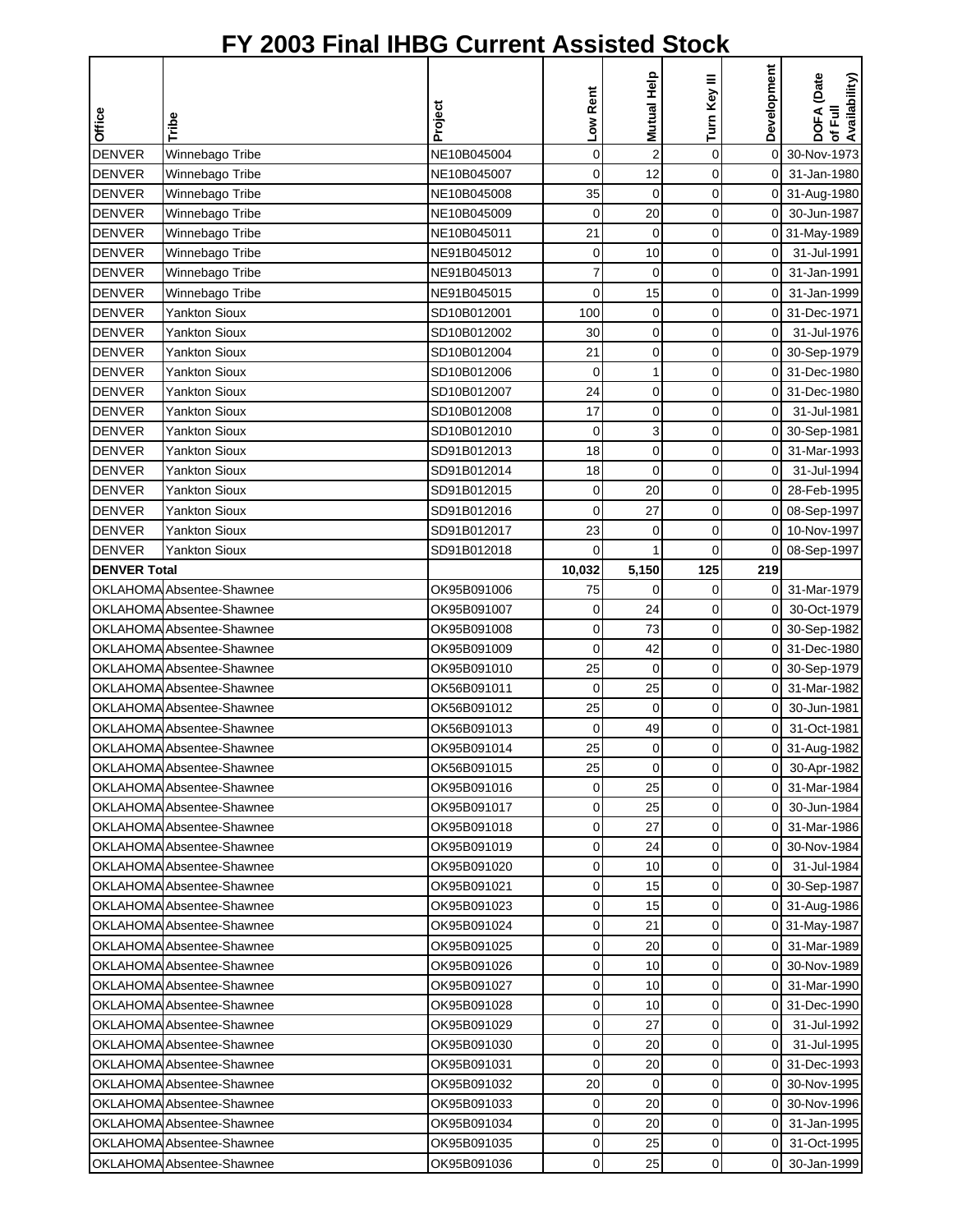# FY 2003 Final IHBG Current Assisted Stock

| Office | Tribe | Project | Low Rent | Mutual Help | Turn Key III | Development | DOFA (Date of Full Availability) |
|---|---|---|---|---|---|---|---|
| DENVER | Winnebago Tribe | NE10B045004 | 0 | 2 | 0 | 0 | 30-Nov-1973 |
| DENVER | Winnebago Tribe | NE10B045007 | 0 | 12 | 0 | 0 | 31-Jan-1980 |
| DENVER | Winnebago Tribe | NE10B045008 | 35 | 0 | 0 | 0 | 31-Aug-1980 |
| DENVER | Winnebago Tribe | NE10B045009 | 0 | 20 | 0 | 0 | 30-Jun-1987 |
| DENVER | Winnebago Tribe | NE10B045011 | 21 | 0 | 0 | 0 | 31-May-1989 |
| DENVER | Winnebago Tribe | NE91B045012 | 0 | 10 | 0 | 0 | 31-Jul-1991 |
| DENVER | Winnebago Tribe | NE91B045013 | 7 | 0 | 0 | 0 | 31-Jan-1991 |
| DENVER | Winnebago Tribe | NE91B045015 | 0 | 15 | 0 | 0 | 31-Jan-1999 |
| DENVER | Yankton Sioux | SD10B012001 | 100 | 0 | 0 | 0 | 31-Dec-1971 |
| DENVER | Yankton Sioux | SD10B012002 | 30 | 0 | 0 | 0 | 31-Jul-1976 |
| DENVER | Yankton Sioux | SD10B012004 | 21 | 0 | 0 | 0 | 30-Sep-1979 |
| DENVER | Yankton Sioux | SD10B012006 | 0 | 1 | 0 | 0 | 31-Dec-1980 |
| DENVER | Yankton Sioux | SD10B012007 | 24 | 0 | 0 | 0 | 31-Dec-1980 |
| DENVER | Yankton Sioux | SD10B012008 | 17 | 0 | 0 | 0 | 31-Jul-1981 |
| DENVER | Yankton Sioux | SD10B012010 | 0 | 3 | 0 | 0 | 30-Sep-1981 |
| DENVER | Yankton Sioux | SD91B012013 | 18 | 0 | 0 | 0 | 31-Mar-1993 |
| DENVER | Yankton Sioux | SD91B012014 | 18 | 0 | 0 | 0 | 31-Jul-1994 |
| DENVER | Yankton Sioux | SD91B012015 | 0 | 20 | 0 | 0 | 28-Feb-1995 |
| DENVER | Yankton Sioux | SD91B012016 | 0 | 27 | 0 | 0 | 08-Sep-1997 |
| DENVER | Yankton Sioux | SD91B012017 | 23 | 0 | 0 | 0 | 10-Nov-1997 |
| DENVER | Yankton Sioux | SD91B012018 | 0 | 1 | 0 | 0 | 08-Sep-1997 |
| **DENVER Total** | | | **10,032** | **5,150** | **125** | **219** | |
| OKLAHOMA | Absentee-Shawnee | OK95B091006 | 75 | 0 | 0 | 0 | 31-Mar-1979 |
| OKLAHOMA | Absentee-Shawnee | OK95B091007 | 0 | 24 | 0 | 0 | 30-Oct-1979 |
| OKLAHOMA | Absentee-Shawnee | OK95B091008 | 0 | 73 | 0 | 0 | 30-Sep-1982 |
| OKLAHOMA | Absentee-Shawnee | OK95B091009 | 0 | 42 | 0 | 0 | 31-Dec-1980 |
| OKLAHOMA | Absentee-Shawnee | OK95B091010 | 25 | 0 | 0 | 0 | 30-Sep-1979 |
| OKLAHOMA | Absentee-Shawnee | OK56B091011 | 0 | 25 | 0 | 0 | 31-Mar-1982 |
| OKLAHOMA | Absentee-Shawnee | OK56B091012 | 25 | 0 | 0 | 0 | 30-Jun-1981 |
| OKLAHOMA | Absentee-Shawnee | OK56B091013 | 0 | 49 | 0 | 0 | 31-Oct-1981 |
| OKLAHOMA | Absentee-Shawnee | OK95B091014 | 25 | 0 | 0 | 0 | 31-Aug-1982 |
| OKLAHOMA | Absentee-Shawnee | OK56B091015 | 25 | 0 | 0 | 0 | 30-Apr-1982 |
| OKLAHOMA | Absentee-Shawnee | OK95B091016 | 0 | 25 | 0 | 0 | 31-Mar-1984 |
| OKLAHOMA | Absentee-Shawnee | OK95B091017 | 0 | 25 | 0 | 0 | 30-Jun-1984 |
| OKLAHOMA | Absentee-Shawnee | OK95B091018 | 0 | 27 | 0 | 0 | 31-Mar-1986 |
| OKLAHOMA | Absentee-Shawnee | OK95B091019 | 0 | 24 | 0 | 0 | 30-Nov-1984 |
| OKLAHOMA | Absentee-Shawnee | OK95B091020 | 0 | 10 | 0 | 0 | 31-Jul-1984 |
| OKLAHOMA | Absentee-Shawnee | OK95B091021 | 0 | 15 | 0 | 0 | 30-Sep-1987 |
| OKLAHOMA | Absentee-Shawnee | OK95B091023 | 0 | 15 | 0 | 0 | 31-Aug-1986 |
| OKLAHOMA | Absentee-Shawnee | OK95B091024 | 0 | 21 | 0 | 0 | 31-May-1987 |
| OKLAHOMA | Absentee-Shawnee | OK95B091025 | 0 | 20 | 0 | 0 | 31-Mar-1989 |
| OKLAHOMA | Absentee-Shawnee | OK95B091026 | 0 | 10 | 0 | 0 | 30-Nov-1989 |
| OKLAHOMA | Absentee-Shawnee | OK95B091027 | 0 | 10 | 0 | 0 | 31-Mar-1990 |
| OKLAHOMA | Absentee-Shawnee | OK95B091028 | 0 | 10 | 0 | 0 | 31-Dec-1990 |
| OKLAHOMA | Absentee-Shawnee | OK95B091029 | 0 | 27 | 0 | 0 | 31-Jul-1992 |
| OKLAHOMA | Absentee-Shawnee | OK95B091030 | 0 | 20 | 0 | 0 | 31-Jul-1995 |
| OKLAHOMA | Absentee-Shawnee | OK95B091031 | 0 | 20 | 0 | 0 | 31-Dec-1993 |
| OKLAHOMA | Absentee-Shawnee | OK95B091032 | 20 | 0 | 0 | 0 | 30-Nov-1995 |
| OKLAHOMA | Absentee-Shawnee | OK95B091033 | 0 | 20 | 0 | 0 | 30-Nov-1996 |
| OKLAHOMA | Absentee-Shawnee | OK95B091034 | 0 | 20 | 0 | 0 | 31-Jan-1995 |
| OKLAHOMA | Absentee-Shawnee | OK95B091035 | 0 | 25 | 0 | 0 | 31-Oct-1995 |
| OKLAHOMA | Absentee-Shawnee | OK95B091036 | 0 | 25 | 0 | 0 | 30-Jan-1999 |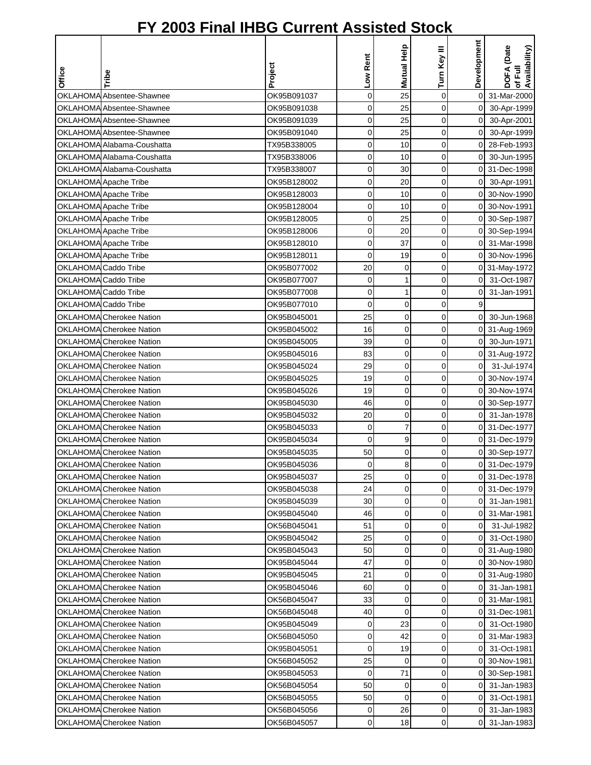# FY 2003 Final IHBG Current Assisted Stock

| Office | Tribe | Project | Low Rent | Mutual Help | Turn Key III | Development | DOFA (Date of Full Availability) |
|---|---|---|---|---|---|---|---|
| OKLAHOMA | Absentee-Shawnee | OK95B091037 | 0 | 25 | 0 | 0 | 31-Mar-2000 |
| OKLAHOMA | Absentee-Shawnee | OK95B091038 | 0 | 25 | 0 | 0 | 30-Apr-1999 |
| OKLAHOMA | Absentee-Shawnee | OK95B091039 | 0 | 25 | 0 | 0 | 30-Apr-2001 |
| OKLAHOMA | Absentee-Shawnee | OK95B091040 | 0 | 25 | 0 | 0 | 30-Apr-1999 |
| OKLAHOMA | Alabama-Coushatta | TX95B338005 | 0 | 10 | 0 | 0 | 28-Feb-1993 |
| OKLAHOMA | Alabama-Coushatta | TX95B338006 | 0 | 10 | 0 | 0 | 30-Jun-1995 |
| OKLAHOMA | Alabama-Coushatta | TX95B338007 | 0 | 30 | 0 | 0 | 31-Dec-1998 |
| OKLAHOMA | Apache Tribe | OK95B128002 | 0 | 20 | 0 | 0 | 30-Apr-1991 |
| OKLAHOMA | Apache Tribe | OK95B128003 | 0 | 10 | 0 | 0 | 30-Nov-1990 |
| OKLAHOMA | Apache Tribe | OK95B128004 | 0 | 10 | 0 | 0 | 30-Nov-1991 |
| OKLAHOMA | Apache Tribe | OK95B128005 | 0 | 25 | 0 | 0 | 30-Sep-1987 |
| OKLAHOMA | Apache Tribe | OK95B128006 | 0 | 20 | 0 | 0 | 30-Sep-1994 |
| OKLAHOMA | Apache Tribe | OK95B128010 | 0 | 37 | 0 | 0 | 31-Mar-1998 |
| OKLAHOMA | Apache Tribe | OK95B128011 | 0 | 19 | 0 | 0 | 30-Nov-1996 |
| OKLAHOMA | Caddo Tribe | OK95B077002 | 20 | 0 | 0 | 0 | 31-May-1972 |
| OKLAHOMA | Caddo Tribe | OK95B077007 | 0 | 1 | 0 | 0 | 31-Oct-1987 |
| OKLAHOMA | Caddo Tribe | OK95B077008 | 0 | 1 | 0 | 0 | 31-Jan-1991 |
| OKLAHOMA | Caddo Tribe | OK95B077010 | 0 | 0 | 0 | 9 | |
| OKLAHOMA | Cherokee Nation | OK95B045001 | 25 | 0 | 0 | 0 | 30-Jun-1968 |
| OKLAHOMA | Cherokee Nation | OK95B045002 | 16 | 0 | 0 | 0 | 31-Aug-1969 |
| OKLAHOMA | Cherokee Nation | OK95B045005 | 39 | 0 | 0 | 0 | 30-Jun-1971 |
| OKLAHOMA | Cherokee Nation | OK95B045016 | 83 | 0 | 0 | 0 | 31-Aug-1972 |
| OKLAHOMA | Cherokee Nation | OK95B045024 | 29 | 0 | 0 | 0 | 31-Jul-1974 |
| OKLAHOMA | Cherokee Nation | OK95B045025 | 19 | 0 | 0 | 0 | 30-Nov-1974 |
| OKLAHOMA | Cherokee Nation | OK95B045026 | 19 | 0 | 0 | 0 | 30-Nov-1974 |
| OKLAHOMA | Cherokee Nation | OK95B045030 | 46 | 0 | 0 | 0 | 30-Sep-1977 |
| OKLAHOMA | Cherokee Nation | OK95B045032 | 20 | 0 | 0 | 0 | 31-Jan-1978 |
| OKLAHOMA | Cherokee Nation | OK95B045033 | 0 | 7 | 0 | 0 | 31-Dec-1977 |
| OKLAHOMA | Cherokee Nation | OK95B045034 | 0 | 9 | 0 | 0 | 31-Dec-1979 |
| OKLAHOMA | Cherokee Nation | OK95B045035 | 50 | 0 | 0 | 0 | 30-Sep-1977 |
| OKLAHOMA | Cherokee Nation | OK95B045036 | 0 | 8 | 0 | 0 | 31-Dec-1979 |
| OKLAHOMA | Cherokee Nation | OK95B045037 | 25 | 0 | 0 | 0 | 31-Dec-1978 |
| OKLAHOMA | Cherokee Nation | OK95B045038 | 24 | 0 | 0 | 0 | 31-Dec-1979 |
| OKLAHOMA | Cherokee Nation | OK95B045039 | 30 | 0 | 0 | 0 | 31-Jan-1981 |
| OKLAHOMA | Cherokee Nation | OK95B045040 | 46 | 0 | 0 | 0 | 31-Mar-1981 |
| OKLAHOMA | Cherokee Nation | OK56B045041 | 51 | 0 | 0 | 0 | 31-Jul-1982 |
| OKLAHOMA | Cherokee Nation | OK95B045042 | 25 | 0 | 0 | 0 | 31-Oct-1980 |
| OKLAHOMA | Cherokee Nation | OK95B045043 | 50 | 0 | 0 | 0 | 31-Aug-1980 |
| OKLAHOMA | Cherokee Nation | OK95B045044 | 47 | 0 | 0 | 0 | 30-Nov-1980 |
| OKLAHOMA | Cherokee Nation | OK95B045045 | 21 | 0 | 0 | 0 | 31-Aug-1980 |
| OKLAHOMA | Cherokee Nation | OK95B045046 | 60 | 0 | 0 | 0 | 31-Jan-1981 |
| OKLAHOMA | Cherokee Nation | OK56B045047 | 33 | 0 | 0 | 0 | 31-Mar-1981 |
| OKLAHOMA | Cherokee Nation | OK56B045048 | 40 | 0 | 0 | 0 | 31-Dec-1981 |
| OKLAHOMA | Cherokee Nation | OK95B045049 | 0 | 23 | 0 | 0 | 31-Oct-1980 |
| OKLAHOMA | Cherokee Nation | OK56B045050 | 0 | 42 | 0 | 0 | 31-Mar-1983 |
| OKLAHOMA | Cherokee Nation | OK95B045051 | 0 | 19 | 0 | 0 | 31-Oct-1981 |
| OKLAHOMA | Cherokee Nation | OK56B045052 | 25 | 0 | 0 | 0 | 30-Nov-1981 |
| OKLAHOMA | Cherokee Nation | OK95B045053 | 0 | 71 | 0 | 0 | 30-Sep-1981 |
| OKLAHOMA | Cherokee Nation | OK56B045054 | 50 | 0 | 0 | 0 | 31-Jan-1983 |
| OKLAHOMA | Cherokee Nation | OK56B045055 | 50 | 0 | 0 | 0 | 31-Oct-1981 |
| OKLAHOMA | Cherokee Nation | OK56B045056 | 0 | 26 | 0 | 0 | 31-Jan-1983 |
| OKLAHOMA | Cherokee Nation | OK56B045057 | 0 | 18 | 0 | 0 | 31-Jan-1983 |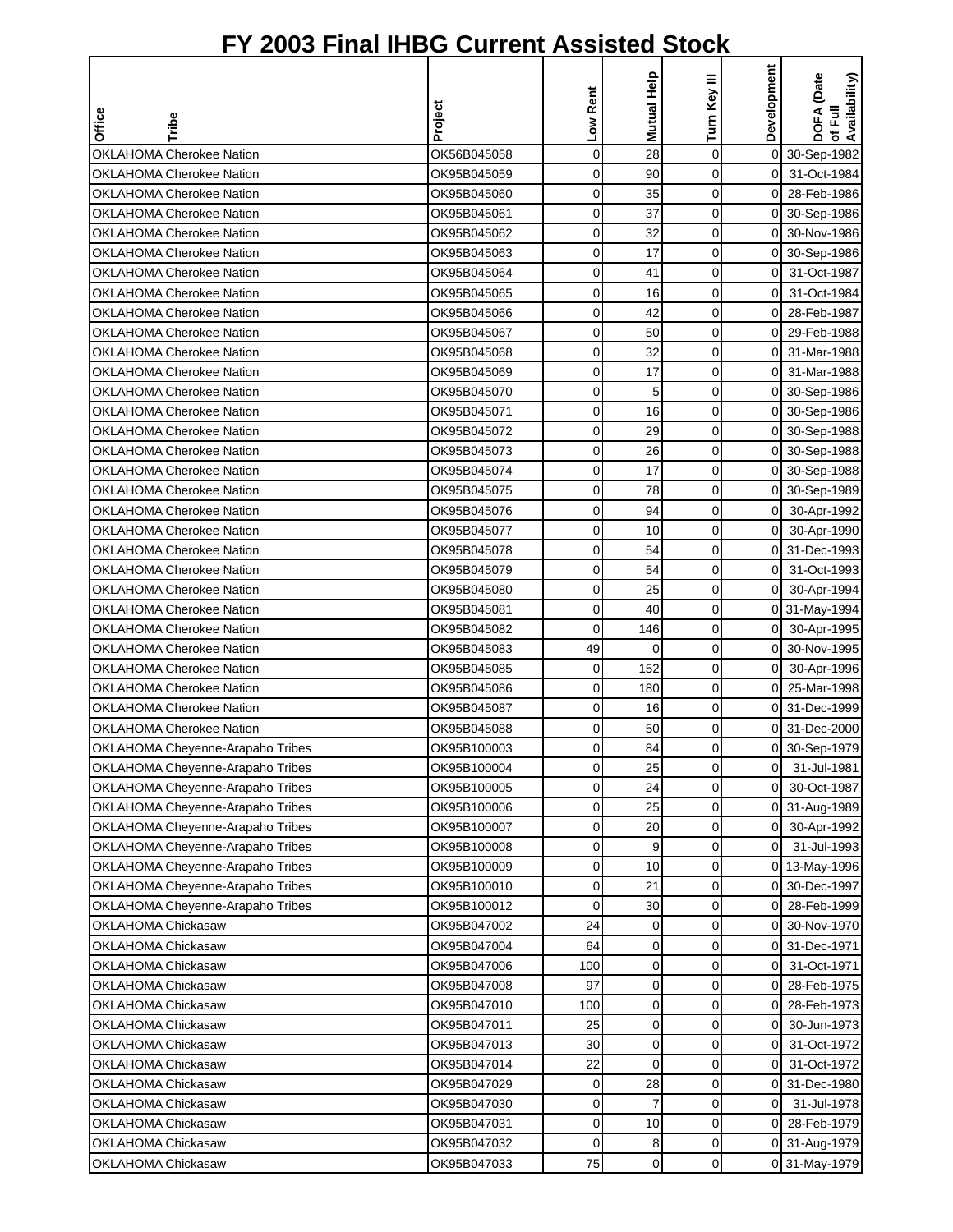# FY 2003 Final IHBG Current Assisted Stock

| Office | Tribe | Project | Low Rent | Mutual Help | Turn Key III | Development | DOFA (Date of Full Availability) |
|---|---|---|---|---|---|---|---|
| OKLAHOMA | Cherokee Nation | OK56B045058 | 0 | 28 | 0 | 0 | 30-Sep-1982 |
| OKLAHOMA | Cherokee Nation | OK95B045059 | 0 | 90 | 0 | 0 | 31-Oct-1984 |
| OKLAHOMA | Cherokee Nation | OK95B045060 | 0 | 35 | 0 | 0 | 28-Feb-1986 |
| OKLAHOMA | Cherokee Nation | OK95B045061 | 0 | 37 | 0 | 0 | 30-Sep-1986 |
| OKLAHOMA | Cherokee Nation | OK95B045062 | 0 | 32 | 0 | 0 | 30-Nov-1986 |
| OKLAHOMA | Cherokee Nation | OK95B045063 | 0 | 17 | 0 | 0 | 30-Sep-1986 |
| OKLAHOMA | Cherokee Nation | OK95B045064 | 0 | 41 | 0 | 0 | 31-Oct-1987 |
| OKLAHOMA | Cherokee Nation | OK95B045065 | 0 | 16 | 0 | 0 | 31-Oct-1984 |
| OKLAHOMA | Cherokee Nation | OK95B045066 | 0 | 42 | 0 | 0 | 28-Feb-1987 |
| OKLAHOMA | Cherokee Nation | OK95B045067 | 0 | 50 | 0 | 0 | 29-Feb-1988 |
| OKLAHOMA | Cherokee Nation | OK95B045068 | 0 | 32 | 0 | 0 | 31-Mar-1988 |
| OKLAHOMA | Cherokee Nation | OK95B045069 | 0 | 17 | 0 | 0 | 31-Mar-1988 |
| OKLAHOMA | Cherokee Nation | OK95B045070 | 0 | 5 | 0 | 0 | 30-Sep-1986 |
| OKLAHOMA | Cherokee Nation | OK95B045071 | 0 | 16 | 0 | 0 | 30-Sep-1986 |
| OKLAHOMA | Cherokee Nation | OK95B045072 | 0 | 29 | 0 | 0 | 30-Sep-1988 |
| OKLAHOMA | Cherokee Nation | OK95B045073 | 0 | 26 | 0 | 0 | 30-Sep-1988 |
| OKLAHOMA | Cherokee Nation | OK95B045074 | 0 | 17 | 0 | 0 | 30-Sep-1988 |
| OKLAHOMA | Cherokee Nation | OK95B045075 | 0 | 78 | 0 | 0 | 30-Sep-1989 |
| OKLAHOMA | Cherokee Nation | OK95B045076 | 0 | 94 | 0 | 0 | 30-Apr-1992 |
| OKLAHOMA | Cherokee Nation | OK95B045077 | 0 | 10 | 0 | 0 | 30-Apr-1990 |
| OKLAHOMA | Cherokee Nation | OK95B045078 | 0 | 54 | 0 | 0 | 31-Dec-1993 |
| OKLAHOMA | Cherokee Nation | OK95B045079 | 0 | 54 | 0 | 0 | 31-Oct-1993 |
| OKLAHOMA | Cherokee Nation | OK95B045080 | 0 | 25 | 0 | 0 | 30-Apr-1994 |
| OKLAHOMA | Cherokee Nation | OK95B045081 | 0 | 40 | 0 | 0 | 31-May-1994 |
| OKLAHOMA | Cherokee Nation | OK95B045082 | 0 | 146 | 0 | 0 | 30-Apr-1995 |
| OKLAHOMA | Cherokee Nation | OK95B045083 | 49 | 0 | 0 | 0 | 30-Nov-1995 |
| OKLAHOMA | Cherokee Nation | OK95B045085 | 0 | 152 | 0 | 0 | 30-Apr-1996 |
| OKLAHOMA | Cherokee Nation | OK95B045086 | 0 | 180 | 0 | 0 | 25-Mar-1998 |
| OKLAHOMA | Cherokee Nation | OK95B045087 | 0 | 16 | 0 | 0 | 31-Dec-1999 |
| OKLAHOMA | Cherokee Nation | OK95B045088 | 0 | 50 | 0 | 0 | 31-Dec-2000 |
| OKLAHOMA | Cheyenne-Arapaho Tribes | OK95B100003 | 0 | 84 | 0 | 0 | 30-Sep-1979 |
| OKLAHOMA | Cheyenne-Arapaho Tribes | OK95B100004 | 0 | 25 | 0 | 0 | 31-Jul-1981 |
| OKLAHOMA | Cheyenne-Arapaho Tribes | OK95B100005 | 0 | 24 | 0 | 0 | 30-Oct-1987 |
| OKLAHOMA | Cheyenne-Arapaho Tribes | OK95B100006 | 0 | 25 | 0 | 0 | 31-Aug-1989 |
| OKLAHOMA | Cheyenne-Arapaho Tribes | OK95B100007 | 0 | 20 | 0 | 0 | 30-Apr-1992 |
| OKLAHOMA | Cheyenne-Arapaho Tribes | OK95B100008 | 0 | 9 | 0 | 0 | 31-Jul-1993 |
| OKLAHOMA | Cheyenne-Arapaho Tribes | OK95B100009 | 0 | 10 | 0 | 0 | 13-May-1996 |
| OKLAHOMA | Cheyenne-Arapaho Tribes | OK95B100010 | 0 | 21 | 0 | 0 | 30-Dec-1997 |
| OKLAHOMA | Cheyenne-Arapaho Tribes | OK95B100012 | 0 | 30 | 0 | 0 | 28-Feb-1999 |
| OKLAHOMA | Chickasaw | OK95B047002 | 24 | 0 | 0 | 0 | 30-Nov-1970 |
| OKLAHOMA | Chickasaw | OK95B047004 | 64 | 0 | 0 | 0 | 31-Dec-1971 |
| OKLAHOMA | Chickasaw | OK95B047006 | 100 | 0 | 0 | 0 | 31-Oct-1971 |
| OKLAHOMA | Chickasaw | OK95B047008 | 97 | 0 | 0 | 0 | 28-Feb-1975 |
| OKLAHOMA | Chickasaw | OK95B047010 | 100 | 0 | 0 | 0 | 28-Feb-1973 |
| OKLAHOMA | Chickasaw | OK95B047011 | 25 | 0 | 0 | 0 | 30-Jun-1973 |
| OKLAHOMA | Chickasaw | OK95B047013 | 30 | 0 | 0 | 0 | 31-Oct-1972 |
| OKLAHOMA | Chickasaw | OK95B047014 | 22 | 0 | 0 | 0 | 31-Oct-1972 |
| OKLAHOMA | Chickasaw | OK95B047029 | 0 | 28 | 0 | 0 | 31-Dec-1980 |
| OKLAHOMA | Chickasaw | OK95B047030 | 0 | 7 | 0 | 0 | 31-Jul-1978 |
| OKLAHOMA | Chickasaw | OK95B047031 | 0 | 10 | 0 | 0 | 28-Feb-1979 |
| OKLAHOMA | Chickasaw | OK95B047032 | 0 | 8 | 0 | 0 | 31-Aug-1979 |
| OKLAHOMA | Chickasaw | OK95B047033 | 75 | 0 | 0 | 0 | 31-May-1979 |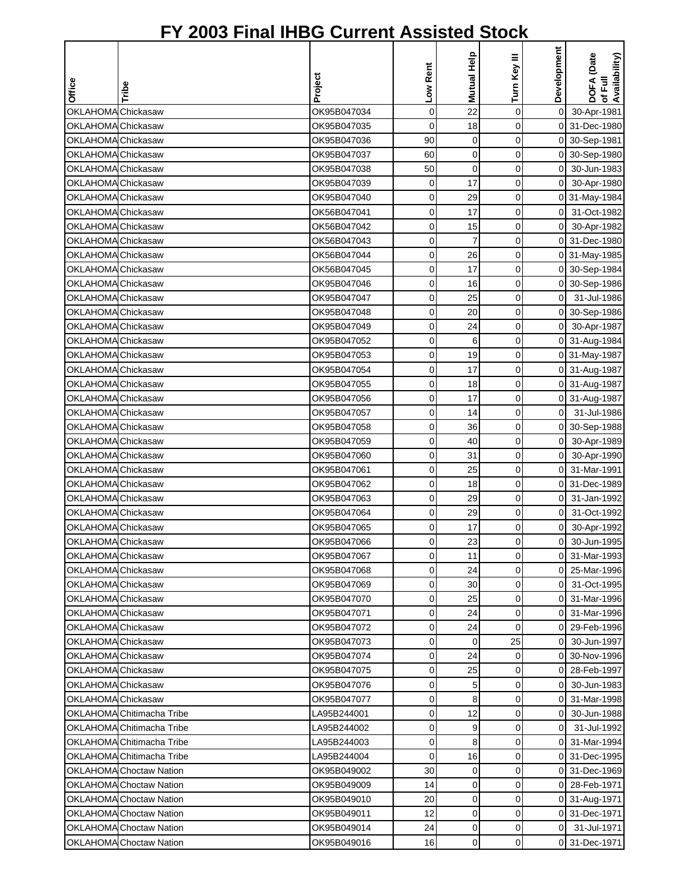# FY 2003 Final IHBG Current Assisted Stock

| Office | Tribe | Project | Low Rent | Mutual Help | Turn Key III | Development | DOFA (Date of Full Availability) |
|---|---|---|---|---|---|---|---|
| OKLAHOMA | Chickasaw | OK95B047034 | 0 | 22 | 0 | 0 | 30-Apr-1981 |
| OKLAHOMA | Chickasaw | OK95B047035 | 0 | 18 | 0 | 0 | 31-Dec-1980 |
| OKLAHOMA | Chickasaw | OK95B047036 | 90 | 0 | 0 | 0 | 30-Sep-1981 |
| OKLAHOMA | Chickasaw | OK95B047037 | 60 | 0 | 0 | 0 | 30-Sep-1980 |
| OKLAHOMA | Chickasaw | OK95B047038 | 50 | 0 | 0 | 0 | 30-Jun-1983 |
| OKLAHOMA | Chickasaw | OK95B047039 | 0 | 17 | 0 | 0 | 30-Apr-1980 |
| OKLAHOMA | Chickasaw | OK95B047040 | 0 | 29 | 0 | 0 | 31-May-1984 |
| OKLAHOMA | Chickasaw | OK56B047041 | 0 | 17 | 0 | 0 | 31-Oct-1982 |
| OKLAHOMA | Chickasaw | OK56B047042 | 0 | 15 | 0 | 0 | 30-Apr-1982 |
| OKLAHOMA | Chickasaw | OK56B047043 | 0 | 7 | 0 | 0 | 31-Dec-1980 |
| OKLAHOMA | Chickasaw | OK56B047044 | 0 | 26 | 0 | 0 | 31-May-1985 |
| OKLAHOMA | Chickasaw | OK56B047045 | 0 | 17 | 0 | 0 | 30-Sep-1984 |
| OKLAHOMA | Chickasaw | OK95B047046 | 0 | 16 | 0 | 0 | 30-Sep-1986 |
| OKLAHOMA | Chickasaw | OK95B047047 | 0 | 25 | 0 | 0 | 31-Jul-1986 |
| OKLAHOMA | Chickasaw | OK95B047048 | 0 | 20 | 0 | 0 | 30-Sep-1986 |
| OKLAHOMA | Chickasaw | OK95B047049 | 0 | 24 | 0 | 0 | 30-Apr-1987 |
| OKLAHOMA | Chickasaw | OK95B047052 | 0 | 6 | 0 | 0 | 31-Aug-1984 |
| OKLAHOMA | Chickasaw | OK95B047053 | 0 | 19 | 0 | 0 | 31-May-1987 |
| OKLAHOMA | Chickasaw | OK95B047054 | 0 | 17 | 0 | 0 | 31-Aug-1987 |
| OKLAHOMA | Chickasaw | OK95B047055 | 0 | 18 | 0 | 0 | 31-Aug-1987 |
| OKLAHOMA | Chickasaw | OK95B047056 | 0 | 17 | 0 | 0 | 31-Aug-1987 |
| OKLAHOMA | Chickasaw | OK95B047057 | 0 | 14 | 0 | 0 | 31-Jul-1986 |
| OKLAHOMA | Chickasaw | OK95B047058 | 0 | 36 | 0 | 0 | 30-Sep-1988 |
| OKLAHOMA | Chickasaw | OK95B047059 | 0 | 40 | 0 | 0 | 30-Apr-1989 |
| OKLAHOMA | Chickasaw | OK95B047060 | 0 | 31 | 0 | 0 | 30-Apr-1990 |
| OKLAHOMA | Chickasaw | OK95B047061 | 0 | 25 | 0 | 0 | 31-Mar-1991 |
| OKLAHOMA | Chickasaw | OK95B047062 | 0 | 18 | 0 | 0 | 31-Dec-1989 |
| OKLAHOMA | Chickasaw | OK95B047063 | 0 | 29 | 0 | 0 | 31-Jan-1992 |
| OKLAHOMA | Chickasaw | OK95B047064 | 0 | 29 | 0 | 0 | 31-Oct-1992 |
| OKLAHOMA | Chickasaw | OK95B047065 | 0 | 17 | 0 | 0 | 30-Apr-1992 |
| OKLAHOMA | Chickasaw | OK95B047066 | 0 | 23 | 0 | 0 | 30-Jun-1995 |
| OKLAHOMA | Chickasaw | OK95B047067 | 0 | 11 | 0 | 0 | 31-Mar-1993 |
| OKLAHOMA | Chickasaw | OK95B047068 | 0 | 24 | 0 | 0 | 25-Mar-1996 |
| OKLAHOMA | Chickasaw | OK95B047069 | 0 | 30 | 0 | 0 | 31-Oct-1995 |
| OKLAHOMA | Chickasaw | OK95B047070 | 0 | 25 | 0 | 0 | 31-Mar-1996 |
| OKLAHOMA | Chickasaw | OK95B047071 | 0 | 24 | 0 | 0 | 31-Mar-1996 |
| OKLAHOMA | Chickasaw | OK95B047072 | 0 | 24 | 0 | 0 | 29-Feb-1996 |
| OKLAHOMA | Chickasaw | OK95B047073 | 0 | 0 | 25 | 0 | 30-Jun-1997 |
| OKLAHOMA | Chickasaw | OK95B047074 | 0 | 24 | 0 | 0 | 30-Nov-1996 |
| OKLAHOMA | Chickasaw | OK95B047075 | 0 | 25 | 0 | 0 | 28-Feb-1997 |
| OKLAHOMA | Chickasaw | OK95B047076 | 0 | 5 | 0 | 0 | 30-Jun-1983 |
| OKLAHOMA | Chickasaw | OK95B047077 | 0 | 8 | 0 | 0 | 31-Mar-1998 |
| OKLAHOMA | Chitimacha Tribe | LA95B244001 | 0 | 12 | 0 | 0 | 30-Jun-1988 |
| OKLAHOMA | Chitimacha Tribe | LA95B244002 | 0 | 9 | 0 | 0 | 31-Jul-1992 |
| OKLAHOMA | Chitimacha Tribe | LA95B244003 | 0 | 8 | 0 | 0 | 31-Mar-1994 |
| OKLAHOMA | Chitimacha Tribe | LA95B244004 | 0 | 16 | 0 | 0 | 31-Dec-1995 |
| OKLAHOMA | Choctaw Nation | OK95B049002 | 30 | 0 | 0 | 0 | 31-Dec-1969 |
| OKLAHOMA | Choctaw Nation | OK95B049009 | 14 | 0 | 0 | 0 | 28-Feb-1971 |
| OKLAHOMA | Choctaw Nation | OK95B049010 | 20 | 0 | 0 | 0 | 31-Aug-1971 |
| OKLAHOMA | Choctaw Nation | OK95B049011 | 12 | 0 | 0 | 0 | 31-Dec-1971 |
| OKLAHOMA | Choctaw Nation | OK95B049014 | 24 | 0 | 0 | 0 | 31-Jul-1971 |
| OKLAHOMA | Choctaw Nation | OK95B049016 | 16 | 0 | 0 | 0 | 31-Dec-1971 |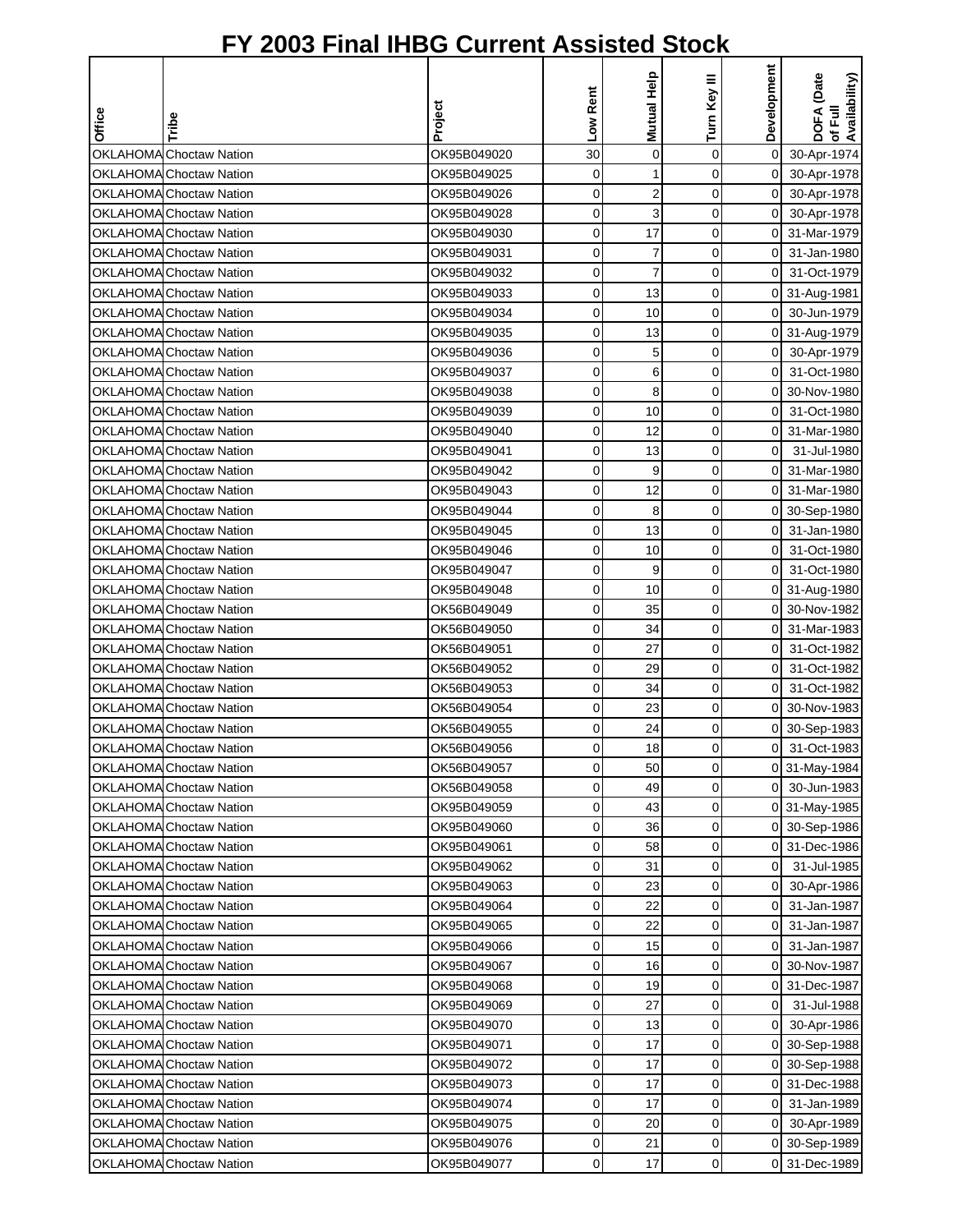# FY 2003 Final IHBG Current Assisted Stock

| Office | Tribe | Project | Low Rent | Mutual Help | Turn Key III | Development | DOFA (Date of Full Availability) |
|---|---|---|---|---|---|---|---|
| OKLAHOMA | Choctaw Nation | OK95B049020 | 30 | 0 | 0 | 0 | 30-Apr-1974 |
| OKLAHOMA | Choctaw Nation | OK95B049025 | 0 | 1 | 0 | 0 | 30-Apr-1978 |
| OKLAHOMA | Choctaw Nation | OK95B049026 | 0 | 2 | 0 | 0 | 30-Apr-1978 |
| OKLAHOMA | Choctaw Nation | OK95B049028 | 0 | 3 | 0 | 0 | 30-Apr-1978 |
| OKLAHOMA | Choctaw Nation | OK95B049030 | 0 | 17 | 0 | 0 | 31-Mar-1979 |
| OKLAHOMA | Choctaw Nation | OK95B049031 | 0 | 7 | 0 | 0 | 31-Jan-1980 |
| OKLAHOMA | Choctaw Nation | OK95B049032 | 0 | 7 | 0 | 0 | 31-Oct-1979 |
| OKLAHOMA | Choctaw Nation | OK95B049033 | 0 | 13 | 0 | 0 | 31-Aug-1981 |
| OKLAHOMA | Choctaw Nation | OK95B049034 | 0 | 10 | 0 | 0 | 30-Jun-1979 |
| OKLAHOMA | Choctaw Nation | OK95B049035 | 0 | 13 | 0 | 0 | 31-Aug-1979 |
| OKLAHOMA | Choctaw Nation | OK95B049036 | 0 | 5 | 0 | 0 | 30-Apr-1979 |
| OKLAHOMA | Choctaw Nation | OK95B049037 | 0 | 6 | 0 | 0 | 31-Oct-1980 |
| OKLAHOMA | Choctaw Nation | OK95B049038 | 0 | 8 | 0 | 0 | 30-Nov-1980 |
| OKLAHOMA | Choctaw Nation | OK95B049039 | 0 | 10 | 0 | 0 | 31-Oct-1980 |
| OKLAHOMA | Choctaw Nation | OK95B049040 | 0 | 12 | 0 | 0 | 31-Mar-1980 |
| OKLAHOMA | Choctaw Nation | OK95B049041 | 0 | 13 | 0 | 0 | 31-Jul-1980 |
| OKLAHOMA | Choctaw Nation | OK95B049042 | 0 | 9 | 0 | 0 | 31-Mar-1980 |
| OKLAHOMA | Choctaw Nation | OK95B049043 | 0 | 12 | 0 | 0 | 31-Mar-1980 |
| OKLAHOMA | Choctaw Nation | OK95B049044 | 0 | 8 | 0 | 0 | 30-Sep-1980 |
| OKLAHOMA | Choctaw Nation | OK95B049045 | 0 | 13 | 0 | 0 | 31-Jan-1980 |
| OKLAHOMA | Choctaw Nation | OK95B049046 | 0 | 10 | 0 | 0 | 31-Oct-1980 |
| OKLAHOMA | Choctaw Nation | OK95B049047 | 0 | 9 | 0 | 0 | 31-Oct-1980 |
| OKLAHOMA | Choctaw Nation | OK95B049048 | 0 | 10 | 0 | 0 | 31-Aug-1980 |
| OKLAHOMA | Choctaw Nation | OK56B049049 | 0 | 35 | 0 | 0 | 30-Nov-1982 |
| OKLAHOMA | Choctaw Nation | OK56B049050 | 0 | 34 | 0 | 0 | 31-Mar-1983 |
| OKLAHOMA | Choctaw Nation | OK56B049051 | 0 | 27 | 0 | 0 | 31-Oct-1982 |
| OKLAHOMA | Choctaw Nation | OK56B049052 | 0 | 29 | 0 | 0 | 31-Oct-1982 |
| OKLAHOMA | Choctaw Nation | OK56B049053 | 0 | 34 | 0 | 0 | 31-Oct-1982 |
| OKLAHOMA | Choctaw Nation | OK56B049054 | 0 | 23 | 0 | 0 | 30-Nov-1983 |
| OKLAHOMA | Choctaw Nation | OK56B049055 | 0 | 24 | 0 | 0 | 30-Sep-1983 |
| OKLAHOMA | Choctaw Nation | OK56B049056 | 0 | 18 | 0 | 0 | 31-Oct-1983 |
| OKLAHOMA | Choctaw Nation | OK56B049057 | 0 | 50 | 0 | 0 | 31-May-1984 |
| OKLAHOMA | Choctaw Nation | OK56B049058 | 0 | 49 | 0 | 0 | 30-Jun-1983 |
| OKLAHOMA | Choctaw Nation | OK95B049059 | 0 | 43 | 0 | 0 | 31-May-1985 |
| OKLAHOMA | Choctaw Nation | OK95B049060 | 0 | 36 | 0 | 0 | 30-Sep-1986 |
| OKLAHOMA | Choctaw Nation | OK95B049061 | 0 | 58 | 0 | 0 | 31-Dec-1986 |
| OKLAHOMA | Choctaw Nation | OK95B049062 | 0 | 31 | 0 | 0 | 31-Jul-1985 |
| OKLAHOMA | Choctaw Nation | OK95B049063 | 0 | 23 | 0 | 0 | 30-Apr-1986 |
| OKLAHOMA | Choctaw Nation | OK95B049064 | 0 | 22 | 0 | 0 | 31-Jan-1987 |
| OKLAHOMA | Choctaw Nation | OK95B049065 | 0 | 22 | 0 | 0 | 31-Jan-1987 |
| OKLAHOMA | Choctaw Nation | OK95B049066 | 0 | 15 | 0 | 0 | 31-Jan-1987 |
| OKLAHOMA | Choctaw Nation | OK95B049067 | 0 | 16 | 0 | 0 | 30-Nov-1987 |
| OKLAHOMA | Choctaw Nation | OK95B049068 | 0 | 19 | 0 | 0 | 31-Dec-1987 |
| OKLAHOMA | Choctaw Nation | OK95B049069 | 0 | 27 | 0 | 0 | 31-Jul-1988 |
| OKLAHOMA | Choctaw Nation | OK95B049070 | 0 | 13 | 0 | 0 | 30-Apr-1986 |
| OKLAHOMA | Choctaw Nation | OK95B049071 | 0 | 17 | 0 | 0 | 30-Sep-1988 |
| OKLAHOMA | Choctaw Nation | OK95B049072 | 0 | 17 | 0 | 0 | 30-Sep-1988 |
| OKLAHOMA | Choctaw Nation | OK95B049073 | 0 | 17 | 0 | 0 | 31-Dec-1988 |
| OKLAHOMA | Choctaw Nation | OK95B049074 | 0 | 17 | 0 | 0 | 31-Jan-1989 |
| OKLAHOMA | Choctaw Nation | OK95B049075 | 0 | 20 | 0 | 0 | 30-Apr-1989 |
| OKLAHOMA | Choctaw Nation | OK95B049076 | 0 | 21 | 0 | 0 | 30-Sep-1989 |
| OKLAHOMA | Choctaw Nation | OK95B049077 | 0 | 17 | 0 | 0 | 31-Dec-1989 |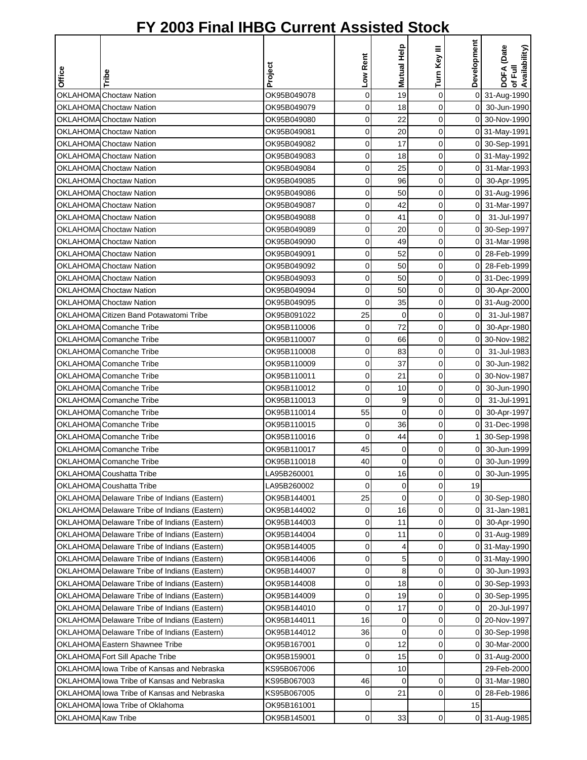# FY 2003 Final IHBG Current Assisted Stock

| Office | Tribe | Project | Low Rent | Mutual Help | Turn Key III | Development | DOFA (Date of Full Availability) |
|---|---|---|---|---|---|---|---|
| OKLAHOMA | Choctaw Nation | OK95B049078 | 0 | 19 | 0 | 0 | 31-Aug-1990 |
| OKLAHOMA | Choctaw Nation | OK95B049079 | 0 | 18 | 0 | 0 | 30-Jun-1990 |
| OKLAHOMA | Choctaw Nation | OK95B049080 | 0 | 22 | 0 | 0 | 30-Nov-1990 |
| OKLAHOMA | Choctaw Nation | OK95B049081 | 0 | 20 | 0 | 0 | 31-May-1991 |
| OKLAHOMA | Choctaw Nation | OK95B049082 | 0 | 17 | 0 | 0 | 30-Sep-1991 |
| OKLAHOMA | Choctaw Nation | OK95B049083 | 0 | 18 | 0 | 0 | 31-May-1992 |
| OKLAHOMA | Choctaw Nation | OK95B049084 | 0 | 25 | 0 | 0 | 31-Mar-1993 |
| OKLAHOMA | Choctaw Nation | OK95B049085 | 0 | 96 | 0 | 0 | 30-Apr-1995 |
| OKLAHOMA | Choctaw Nation | OK95B049086 | 0 | 50 | 0 | 0 | 31-Aug-1996 |
| OKLAHOMA | Choctaw Nation | OK95B049087 | 0 | 42 | 0 | 0 | 31-Mar-1997 |
| OKLAHOMA | Choctaw Nation | OK95B049088 | 0 | 41 | 0 | 0 | 31-Jul-1997 |
| OKLAHOMA | Choctaw Nation | OK95B049089 | 0 | 20 | 0 | 0 | 30-Sep-1997 |
| OKLAHOMA | Choctaw Nation | OK95B049090 | 0 | 49 | 0 | 0 | 31-Mar-1998 |
| OKLAHOMA | Choctaw Nation | OK95B049091 | 0 | 52 | 0 | 0 | 28-Feb-1999 |
| OKLAHOMA | Choctaw Nation | OK95B049092 | 0 | 50 | 0 | 0 | 28-Feb-1999 |
| OKLAHOMA | Choctaw Nation | OK95B049093 | 0 | 50 | 0 | 0 | 31-Dec-1999 |
| OKLAHOMA | Choctaw Nation | OK95B049094 | 0 | 50 | 0 | 0 | 30-Apr-2000 |
| OKLAHOMA | Choctaw Nation | OK95B049095 | 0 | 35 | 0 | 0 | 31-Aug-2000 |
| OKLAHOMA | Citizen Band Potawatomi Tribe | OK95B091022 | 25 | 0 | 0 | 0 | 31-Jul-1987 |
| OKLAHOMA | Comanche Tribe | OK95B110006 | 0 | 72 | 0 | 0 | 30-Apr-1980 |
| OKLAHOMA | Comanche Tribe | OK95B110007 | 0 | 66 | 0 | 0 | 30-Nov-1982 |
| OKLAHOMA | Comanche Tribe | OK95B110008 | 0 | 83 | 0 | 0 | 31-Jul-1983 |
| OKLAHOMA | Comanche Tribe | OK95B110009 | 0 | 37 | 0 | 0 | 30-Jun-1982 |
| OKLAHOMA | Comanche Tribe | OK95B110011 | 0 | 21 | 0 | 0 | 30-Nov-1987 |
| OKLAHOMA | Comanche Tribe | OK95B110012 | 0 | 10 | 0 | 0 | 30-Jun-1990 |
| OKLAHOMA | Comanche Tribe | OK95B110013 | 0 | 9 | 0 | 0 | 31-Jul-1991 |
| OKLAHOMA | Comanche Tribe | OK95B110014 | 55 | 0 | 0 | 0 | 30-Apr-1997 |
| OKLAHOMA | Comanche Tribe | OK95B110015 | 0 | 36 | 0 | 0 | 31-Dec-1998 |
| OKLAHOMA | Comanche Tribe | OK95B110016 | 0 | 44 | 0 | 1 | 30-Sep-1998 |
| OKLAHOMA | Comanche Tribe | OK95B110017 | 45 | 0 | 0 | 0 | 30-Jun-1999 |
| OKLAHOMA | Comanche Tribe | OK95B110018 | 40 | 0 | 0 | 0 | 30-Jun-1999 |
| OKLAHOMA | Coushatta Tribe | LA95B260001 | 0 | 16 | 0 | 0 | 30-Jun-1995 |
| OKLAHOMA | Coushatta Tribe | LA95B260002 | 0 | 0 | 0 | 19 | |
| OKLAHOMA | Delaware Tribe of Indians (Eastern) | OK95B144001 | 25 | 0 | 0 | 0 | 30-Sep-1980 |
| OKLAHOMA | Delaware Tribe of Indians (Eastern) | OK95B144002 | 0 | 16 | 0 | 0 | 31-Jan-1981 |
| OKLAHOMA | Delaware Tribe of Indians (Eastern) | OK95B144003 | 0 | 11 | 0 | 0 | 30-Apr-1990 |
| OKLAHOMA | Delaware Tribe of Indians (Eastern) | OK95B144004 | 0 | 11 | 0 | 0 | 31-Aug-1989 |
| OKLAHOMA | Delaware Tribe of Indians (Eastern) | OK95B144005 | 0 | 4 | 0 | 0 | 31-May-1990 |
| OKLAHOMA | Delaware Tribe of Indians (Eastern) | OK95B144006 | 0 | 5 | 0 | 0 | 31-May-1990 |
| OKLAHOMA | Delaware Tribe of Indians (Eastern) | OK95B144007 | 0 | 8 | 0 | 0 | 30-Jun-1993 |
| OKLAHOMA | Delaware Tribe of Indians (Eastern) | OK95B144008 | 0 | 18 | 0 | 0 | 30-Sep-1993 |
| OKLAHOMA | Delaware Tribe of Indians (Eastern) | OK95B144009 | 0 | 19 | 0 | 0 | 30-Sep-1995 |
| OKLAHOMA | Delaware Tribe of Indians (Eastern) | OK95B144010 | 0 | 17 | 0 | 0 | 20-Jul-1997 |
| OKLAHOMA | Delaware Tribe of Indians (Eastern) | OK95B144011 | 16 | 0 | 0 | 0 | 20-Nov-1997 |
| OKLAHOMA | Delaware Tribe of Indians (Eastern) | OK95B144012 | 36 | 0 | 0 | 0 | 30-Sep-1998 |
| OKLAHOMA | Eastern Shawnee Tribe | OK95B167001 | 0 | 12 | 0 | 0 | 30-Mar-2000 |
| OKLAHOMA | Fort Sill Apache Tribe | OK95B159001 | 0 | 15 | 0 | 0 | 31-Aug-2000 |
| OKLAHOMA | Iowa Tribe of Kansas and Nebraska | KS95B067006 | | 10 | | | 29-Feb-2000 |
| OKLAHOMA | Iowa Tribe of Kansas and Nebraska | KS95B067003 | 46 | 0 | 0 | 0 | 31-Mar-1980 |
| OKLAHOMA | Iowa Tribe of Kansas and Nebraska | KS95B067005 | 0 | 21 | 0 | 0 | 28-Feb-1986 |
| OKLAHOMA | Iowa Tribe of Oklahoma | OK95B161001 | | | | 15 | |
| OKLAHOMA | Kaw Tribe | OK95B145001 | 0 | 33 | 0 | 0 | 31-Aug-1985 |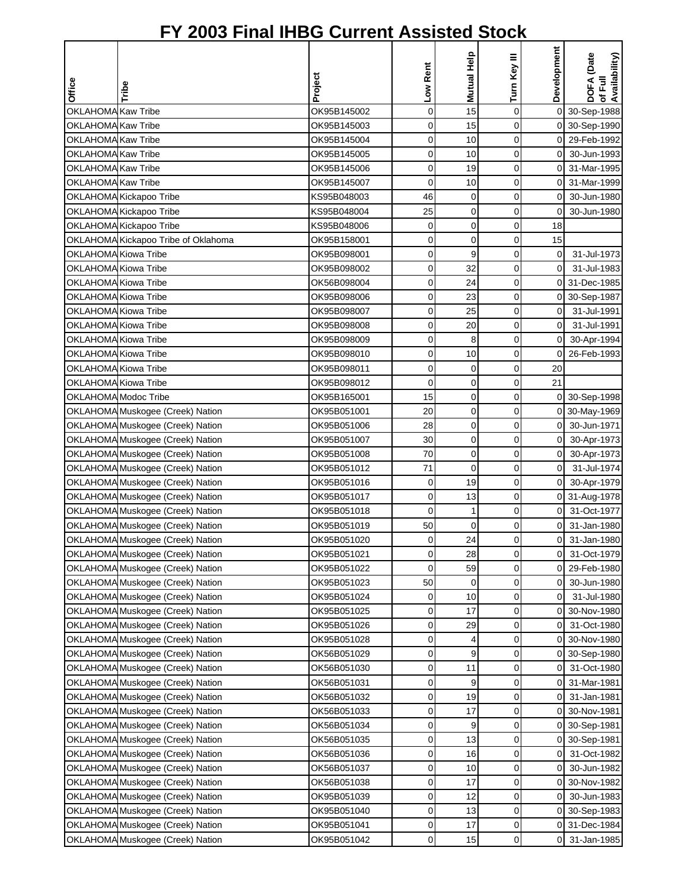# FY 2003 Final IHBG Current Assisted Stock

| Office | Tribe | Project | Low Rent | Mutual Help | Turn Key III | Development | DOFA (Date of Full Availability) |
|---|---|---|---|---|---|---|---|
| OKLAHOMA | Kaw Tribe | OK95B145002 | 0 | 15 | 0 | 0 | 30-Sep-1988 |
| OKLAHOMA | Kaw Tribe | OK95B145003 | 0 | 15 | 0 | 0 | 30-Sep-1990 |
| OKLAHOMA | Kaw Tribe | OK95B145004 | 0 | 10 | 0 | 0 | 29-Feb-1992 |
| OKLAHOMA | Kaw Tribe | OK95B145005 | 0 | 10 | 0 | 0 | 30-Jun-1993 |
| OKLAHOMA | Kaw Tribe | OK95B145006 | 0 | 19 | 0 | 0 | 31-Mar-1995 |
| OKLAHOMA | Kaw Tribe | OK95B145007 | 0 | 10 | 0 | 0 | 31-Mar-1999 |
| OKLAHOMA | Kickapoo Tribe | KS95B048003 | 46 | 0 | 0 | 0 | 30-Jun-1980 |
| OKLAHOMA | Kickapoo Tribe | KS95B048004 | 25 | 0 | 0 | 0 | 30-Jun-1980 |
| OKLAHOMA | Kickapoo Tribe | KS95B048006 | 0 | 0 | 0 | 18 | |
| OKLAHOMA | Kickapoo Tribe of Oklahoma | OK95B158001 | 0 | 0 | 0 | 15 | |
| OKLAHOMA | Kiowa Tribe | OK95B098001 | 0 | 9 | 0 | 0 | 31-Jul-1973 |
| OKLAHOMA | Kiowa Tribe | OK95B098002 | 0 | 32 | 0 | 0 | 31-Jul-1983 |
| OKLAHOMA | Kiowa Tribe | OK56B098004 | 0 | 24 | 0 | 0 | 31-Dec-1985 |
| OKLAHOMA | Kiowa Tribe | OK95B098006 | 0 | 23 | 0 | 0 | 30-Sep-1987 |
| OKLAHOMA | Kiowa Tribe | OK95B098007 | 0 | 25 | 0 | 0 | 31-Jul-1991 |
| OKLAHOMA | Kiowa Tribe | OK95B098008 | 0 | 20 | 0 | 0 | 31-Jul-1991 |
| OKLAHOMA | Kiowa Tribe | OK95B098009 | 0 | 8 | 0 | 0 | 30-Apr-1994 |
| OKLAHOMA | Kiowa Tribe | OK95B098010 | 0 | 10 | 0 | 0 | 26-Feb-1993 |
| OKLAHOMA | Kiowa Tribe | OK95B098011 | 0 | 0 | 0 | 20 | |
| OKLAHOMA | Kiowa Tribe | OK95B098012 | 0 | 0 | 0 | 21 | |
| OKLAHOMA | Modoc Tribe | OK95B165001 | 15 | 0 | 0 | 0 | 30-Sep-1998 |
| OKLAHOMA | Muskogee (Creek) Nation | OK95B051001 | 20 | 0 | 0 | 0 | 30-May-1969 |
| OKLAHOMA | Muskogee (Creek) Nation | OK95B051006 | 28 | 0 | 0 | 0 | 30-Jun-1971 |
| OKLAHOMA | Muskogee (Creek) Nation | OK95B051007 | 30 | 0 | 0 | 0 | 30-Apr-1973 |
| OKLAHOMA | Muskogee (Creek) Nation | OK95B051008 | 70 | 0 | 0 | 0 | 30-Apr-1973 |
| OKLAHOMA | Muskogee (Creek) Nation | OK95B051012 | 71 | 0 | 0 | 0 | 31-Jul-1974 |
| OKLAHOMA | Muskogee (Creek) Nation | OK95B051016 | 0 | 19 | 0 | 0 | 30-Apr-1979 |
| OKLAHOMA | Muskogee (Creek) Nation | OK95B051017 | 0 | 13 | 0 | 0 | 31-Aug-1978 |
| OKLAHOMA | Muskogee (Creek) Nation | OK95B051018 | 0 | 1 | 0 | 0 | 31-Oct-1977 |
| OKLAHOMA | Muskogee (Creek) Nation | OK95B051019 | 50 | 0 | 0 | 0 | 31-Jan-1980 |
| OKLAHOMA | Muskogee (Creek) Nation | OK95B051020 | 0 | 24 | 0 | 0 | 31-Jan-1980 |
| OKLAHOMA | Muskogee (Creek) Nation | OK95B051021 | 0 | 28 | 0 | 0 | 31-Oct-1979 |
| OKLAHOMA | Muskogee (Creek) Nation | OK95B051022 | 0 | 59 | 0 | 0 | 29-Feb-1980 |
| OKLAHOMA | Muskogee (Creek) Nation | OK95B051023 | 50 | 0 | 0 | 0 | 30-Jun-1980 |
| OKLAHOMA | Muskogee (Creek) Nation | OK95B051024 | 0 | 10 | 0 | 0 | 31-Jul-1980 |
| OKLAHOMA | Muskogee (Creek) Nation | OK95B051025 | 0 | 17 | 0 | 0 | 30-Nov-1980 |
| OKLAHOMA | Muskogee (Creek) Nation | OK95B051026 | 0 | 29 | 0 | 0 | 31-Oct-1980 |
| OKLAHOMA | Muskogee (Creek) Nation | OK95B051028 | 0 | 4 | 0 | 0 | 30-Nov-1980 |
| OKLAHOMA | Muskogee (Creek) Nation | OK56B051029 | 0 | 9 | 0 | 0 | 30-Sep-1980 |
| OKLAHOMA | Muskogee (Creek) Nation | OK56B051030 | 0 | 11 | 0 | 0 | 31-Oct-1980 |
| OKLAHOMA | Muskogee (Creek) Nation | OK56B051031 | 0 | 9 | 0 | 0 | 31-Mar-1981 |
| OKLAHOMA | Muskogee (Creek) Nation | OK56B051032 | 0 | 19 | 0 | 0 | 31-Jan-1981 |
| OKLAHOMA | Muskogee (Creek) Nation | OK56B051033 | 0 | 17 | 0 | 0 | 30-Nov-1981 |
| OKLAHOMA | Muskogee (Creek) Nation | OK56B051034 | 0 | 9 | 0 | 0 | 30-Sep-1981 |
| OKLAHOMA | Muskogee (Creek) Nation | OK56B051035 | 0 | 13 | 0 | 0 | 30-Sep-1981 |
| OKLAHOMA | Muskogee (Creek) Nation | OK56B051036 | 0 | 16 | 0 | 0 | 31-Oct-1982 |
| OKLAHOMA | Muskogee (Creek) Nation | OK56B051037 | 0 | 10 | 0 | 0 | 30-Jun-1982 |
| OKLAHOMA | Muskogee (Creek) Nation | OK56B051038 | 0 | 17 | 0 | 0 | 30-Nov-1982 |
| OKLAHOMA | Muskogee (Creek) Nation | OK95B051039 | 0 | 12 | 0 | 0 | 30-Jun-1983 |
| OKLAHOMA | Muskogee (Creek) Nation | OK95B051040 | 0 | 13 | 0 | 0 | 30-Sep-1983 |
| OKLAHOMA | Muskogee (Creek) Nation | OK95B051041 | 0 | 17 | 0 | 0 | 31-Dec-1984 |
| OKLAHOMA | Muskogee (Creek) Nation | OK95B051042 | 0 | 15 | 0 | 0 | 31-Jan-1985 |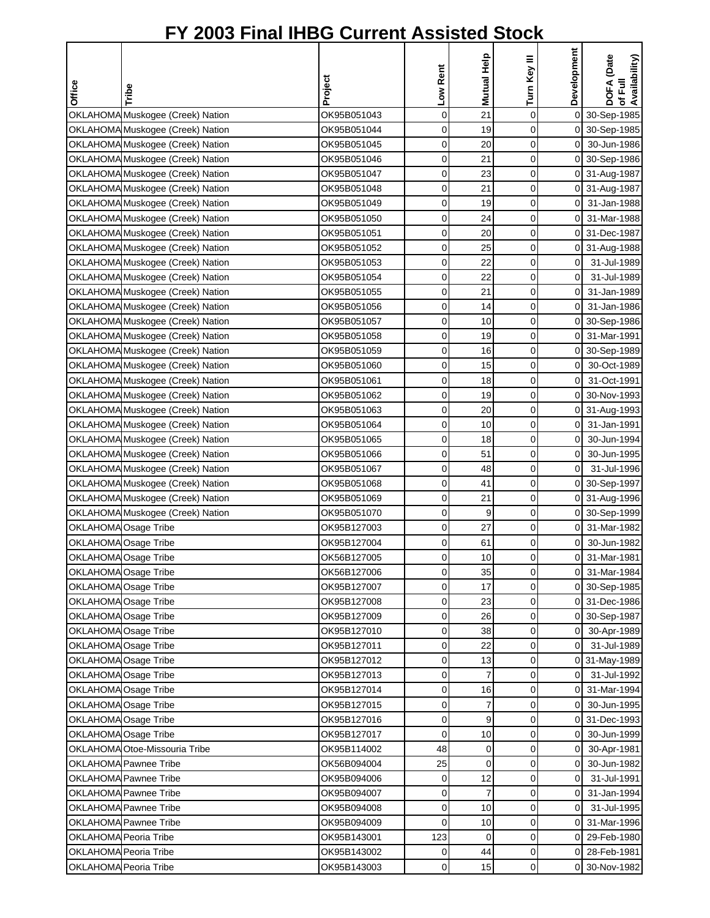# FY 2003 Final IHBG Current Assisted Stock

| Office | Tribe | Project | Low Rent | Mutual Help | Turn Key III | Development | DOFA (Date of Full Availability) |
|---|---|---|---|---|---|---|---|
| OKLAHOMA | Muskogee (Creek) Nation | OK95B051043 | 0 | 21 | 0 | 0 | 30-Sep-1985 |
| OKLAHOMA | Muskogee (Creek) Nation | OK95B051044 | 0 | 19 | 0 | 0 | 30-Sep-1985 |
| OKLAHOMA | Muskogee (Creek) Nation | OK95B051045 | 0 | 20 | 0 | 0 | 30-Jun-1986 |
| OKLAHOMA | Muskogee (Creek) Nation | OK95B051046 | 0 | 21 | 0 | 0 | 30-Sep-1986 |
| OKLAHOMA | Muskogee (Creek) Nation | OK95B051047 | 0 | 23 | 0 | 0 | 31-Aug-1987 |
| OKLAHOMA | Muskogee (Creek) Nation | OK95B051048 | 0 | 21 | 0 | 0 | 31-Aug-1987 |
| OKLAHOMA | Muskogee (Creek) Nation | OK95B051049 | 0 | 19 | 0 | 0 | 31-Jan-1988 |
| OKLAHOMA | Muskogee (Creek) Nation | OK95B051050 | 0 | 24 | 0 | 0 | 31-Mar-1988 |
| OKLAHOMA | Muskogee (Creek) Nation | OK95B051051 | 0 | 20 | 0 | 0 | 31-Dec-1987 |
| OKLAHOMA | Muskogee (Creek) Nation | OK95B051052 | 0 | 25 | 0 | 0 | 31-Aug-1988 |
| OKLAHOMA | Muskogee (Creek) Nation | OK95B051053 | 0 | 22 | 0 | 0 | 31-Jul-1989 |
| OKLAHOMA | Muskogee (Creek) Nation | OK95B051054 | 0 | 22 | 0 | 0 | 31-Jul-1989 |
| OKLAHOMA | Muskogee (Creek) Nation | OK95B051055 | 0 | 21 | 0 | 0 | 31-Jan-1989 |
| OKLAHOMA | Muskogee (Creek) Nation | OK95B051056 | 0 | 14 | 0 | 0 | 31-Jan-1986 |
| OKLAHOMA | Muskogee (Creek) Nation | OK95B051057 | 0 | 10 | 0 | 0 | 30-Sep-1986 |
| OKLAHOMA | Muskogee (Creek) Nation | OK95B051058 | 0 | 19 | 0 | 0 | 31-Mar-1991 |
| OKLAHOMA | Muskogee (Creek) Nation | OK95B051059 | 0 | 16 | 0 | 0 | 30-Sep-1989 |
| OKLAHOMA | Muskogee (Creek) Nation | OK95B051060 | 0 | 15 | 0 | 0 | 30-Oct-1989 |
| OKLAHOMA | Muskogee (Creek) Nation | OK95B051061 | 0 | 18 | 0 | 0 | 31-Oct-1991 |
| OKLAHOMA | Muskogee (Creek) Nation | OK95B051062 | 0 | 19 | 0 | 0 | 30-Nov-1993 |
| OKLAHOMA | Muskogee (Creek) Nation | OK95B051063 | 0 | 20 | 0 | 0 | 31-Aug-1993 |
| OKLAHOMA | Muskogee (Creek) Nation | OK95B051064 | 0 | 10 | 0 | 0 | 31-Jan-1991 |
| OKLAHOMA | Muskogee (Creek) Nation | OK95B051065 | 0 | 18 | 0 | 0 | 30-Jun-1994 |
| OKLAHOMA | Muskogee (Creek) Nation | OK95B051066 | 0 | 51 | 0 | 0 | 30-Jun-1995 |
| OKLAHOMA | Muskogee (Creek) Nation | OK95B051067 | 0 | 48 | 0 | 0 | 31-Jul-1996 |
| OKLAHOMA | Muskogee (Creek) Nation | OK95B051068 | 0 | 41 | 0 | 0 | 30-Sep-1997 |
| OKLAHOMA | Muskogee (Creek) Nation | OK95B051069 | 0 | 21 | 0 | 0 | 31-Aug-1996 |
| OKLAHOMA | Muskogee (Creek) Nation | OK95B051070 | 0 | 9 | 0 | 0 | 30-Sep-1999 |
| OKLAHOMA | Osage Tribe | OK95B127003 | 0 | 27 | 0 | 0 | 31-Mar-1982 |
| OKLAHOMA | Osage Tribe | OK95B127004 | 0 | 61 | 0 | 0 | 30-Jun-1982 |
| OKLAHOMA | Osage Tribe | OK56B127005 | 0 | 10 | 0 | 0 | 31-Mar-1981 |
| OKLAHOMA | Osage Tribe | OK56B127006 | 0 | 35 | 0 | 0 | 31-Mar-1984 |
| OKLAHOMA | Osage Tribe | OK95B127007 | 0 | 17 | 0 | 0 | 30-Sep-1985 |
| OKLAHOMA | Osage Tribe | OK95B127008 | 0 | 23 | 0 | 0 | 31-Dec-1986 |
| OKLAHOMA | Osage Tribe | OK95B127009 | 0 | 26 | 0 | 0 | 30-Sep-1987 |
| OKLAHOMA | Osage Tribe | OK95B127010 | 0 | 38 | 0 | 0 | 30-Apr-1989 |
| OKLAHOMA | Osage Tribe | OK95B127011 | 0 | 22 | 0 | 0 | 31-Jul-1989 |
| OKLAHOMA | Osage Tribe | OK95B127012 | 0 | 13 | 0 | 0 | 31-May-1989 |
| OKLAHOMA | Osage Tribe | OK95B127013 | 0 | 7 | 0 | 0 | 31-Jul-1992 |
| OKLAHOMA | Osage Tribe | OK95B127014 | 0 | 16 | 0 | 0 | 31-Mar-1994 |
| OKLAHOMA | Osage Tribe | OK95B127015 | 0 | 7 | 0 | 0 | 30-Jun-1995 |
| OKLAHOMA | Osage Tribe | OK95B127016 | 0 | 9 | 0 | 0 | 31-Dec-1993 |
| OKLAHOMA | Osage Tribe | OK95B127017 | 0 | 10 | 0 | 0 | 30-Jun-1999 |
| OKLAHOMA | Otoe-Missouria Tribe | OK95B114002 | 48 | 0 | 0 | 0 | 30-Apr-1981 |
| OKLAHOMA | Pawnee Tribe | OK56B094004 | 25 | 0 | 0 | 0 | 30-Jun-1982 |
| OKLAHOMA | Pawnee Tribe | OK95B094006 | 0 | 12 | 0 | 0 | 31-Jul-1991 |
| OKLAHOMA | Pawnee Tribe | OK95B094007 | 0 | 7 | 0 | 0 | 31-Jan-1994 |
| OKLAHOMA | Pawnee Tribe | OK95B094008 | 0 | 10 | 0 | 0 | 31-Jul-1995 |
| OKLAHOMA | Pawnee Tribe | OK95B094009 | 0 | 10 | 0 | 0 | 31-Mar-1996 |
| OKLAHOMA | Peoria Tribe | OK95B143001 | 123 | 0 | 0 | 0 | 29-Feb-1980 |
| OKLAHOMA | Peoria Tribe | OK95B143002 | 0 | 44 | 0 | 0 | 28-Feb-1981 |
| OKLAHOMA | Peoria Tribe | OK95B143003 | 0 | 15 | 0 | 0 | 30-Nov-1982 |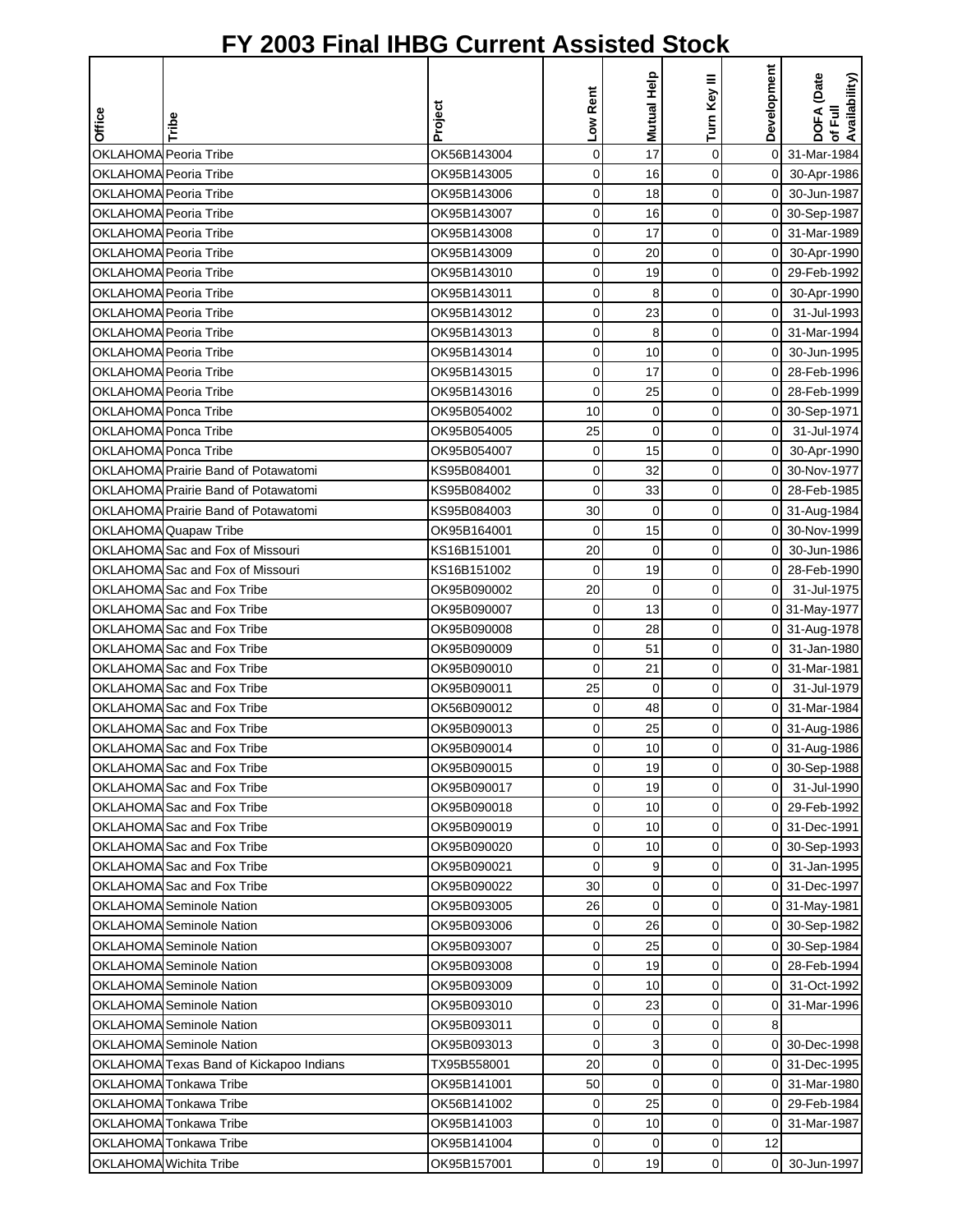# FY 2003 Final IHBG Current Assisted Stock

| Office | Tribe | Project | Low Rent | Mutual Help | Turn Key III | Development | DOFA (Date of Full Availability) |
|---|---|---|---|---|---|---|---|
| OKLAHOMA | Peoria Tribe | OK56B143004 | 0 | 17 | 0 | 0 | 31-Mar-1984 |
| OKLAHOMA | Peoria Tribe | OK95B143005 | 0 | 16 | 0 | 0 | 30-Apr-1986 |
| OKLAHOMA | Peoria Tribe | OK95B143006 | 0 | 18 | 0 | 0 | 30-Jun-1987 |
| OKLAHOMA | Peoria Tribe | OK95B143007 | 0 | 16 | 0 | 0 | 30-Sep-1987 |
| OKLAHOMA | Peoria Tribe | OK95B143008 | 0 | 17 | 0 | 0 | 31-Mar-1989 |
| OKLAHOMA | Peoria Tribe | OK95B143009 | 0 | 20 | 0 | 0 | 30-Apr-1990 |
| OKLAHOMA | Peoria Tribe | OK95B143010 | 0 | 19 | 0 | 0 | 29-Feb-1992 |
| OKLAHOMA | Peoria Tribe | OK95B143011 | 0 | 8 | 0 | 0 | 30-Apr-1990 |
| OKLAHOMA | Peoria Tribe | OK95B143012 | 0 | 23 | 0 | 0 | 31-Jul-1993 |
| OKLAHOMA | Peoria Tribe | OK95B143013 | 0 | 8 | 0 | 0 | 31-Mar-1994 |
| OKLAHOMA | Peoria Tribe | OK95B143014 | 0 | 10 | 0 | 0 | 30-Jun-1995 |
| OKLAHOMA | Peoria Tribe | OK95B143015 | 0 | 17 | 0 | 0 | 28-Feb-1996 |
| OKLAHOMA | Peoria Tribe | OK95B143016 | 0 | 25 | 0 | 0 | 28-Feb-1999 |
| OKLAHOMA | Ponca Tribe | OK95B054002 | 10 | 0 | 0 | 0 | 30-Sep-1971 |
| OKLAHOMA | Ponca Tribe | OK95B054005 | 25 | 0 | 0 | 0 | 31-Jul-1974 |
| OKLAHOMA | Ponca Tribe | OK95B054007 | 0 | 15 | 0 | 0 | 30-Apr-1990 |
| OKLAHOMA | Prairie Band of Potawatomi | KS95B084001 | 0 | 32 | 0 | 0 | 30-Nov-1977 |
| OKLAHOMA | Prairie Band of Potawatomi | KS95B084002 | 0 | 33 | 0 | 0 | 28-Feb-1985 |
| OKLAHOMA | Prairie Band of Potawatomi | KS95B084003 | 30 | 0 | 0 | 0 | 31-Aug-1984 |
| OKLAHOMA | Quapaw Tribe | OK95B164001 | 0 | 15 | 0 | 0 | 30-Nov-1999 |
| OKLAHOMA | Sac and Fox of Missouri | KS16B151001 | 20 | 0 | 0 | 0 | 30-Jun-1986 |
| OKLAHOMA | Sac and Fox of Missouri | KS16B151002 | 0 | 19 | 0 | 0 | 28-Feb-1990 |
| OKLAHOMA | Sac and Fox Tribe | OK95B090002 | 20 | 0 | 0 | 0 | 31-Jul-1975 |
| OKLAHOMA | Sac and Fox Tribe | OK95B090007 | 0 | 13 | 0 | 0 | 31-May-1977 |
| OKLAHOMA | Sac and Fox Tribe | OK95B090008 | 0 | 28 | 0 | 0 | 31-Aug-1978 |
| OKLAHOMA | Sac and Fox Tribe | OK95B090009 | 0 | 51 | 0 | 0 | 31-Jan-1980 |
| OKLAHOMA | Sac and Fox Tribe | OK95B090010 | 0 | 21 | 0 | 0 | 31-Mar-1981 |
| OKLAHOMA | Sac and Fox Tribe | OK95B090011 | 25 | 0 | 0 | 0 | 31-Jul-1979 |
| OKLAHOMA | Sac and Fox Tribe | OK56B090012 | 0 | 48 | 0 | 0 | 31-Mar-1984 |
| OKLAHOMA | Sac and Fox Tribe | OK95B090013 | 0 | 25 | 0 | 0 | 31-Aug-1986 |
| OKLAHOMA | Sac and Fox Tribe | OK95B090014 | 0 | 10 | 0 | 0 | 31-Aug-1986 |
| OKLAHOMA | Sac and Fox Tribe | OK95B090015 | 0 | 19 | 0 | 0 | 30-Sep-1988 |
| OKLAHOMA | Sac and Fox Tribe | OK95B090017 | 0 | 19 | 0 | 0 | 31-Jul-1990 |
| OKLAHOMA | Sac and Fox Tribe | OK95B090018 | 0 | 10 | 0 | 0 | 29-Feb-1992 |
| OKLAHOMA | Sac and Fox Tribe | OK95B090019 | 0 | 10 | 0 | 0 | 31-Dec-1991 |
| OKLAHOMA | Sac and Fox Tribe | OK95B090020 | 0 | 10 | 0 | 0 | 30-Sep-1993 |
| OKLAHOMA | Sac and Fox Tribe | OK95B090021 | 0 | 9 | 0 | 0 | 31-Jan-1995 |
| OKLAHOMA | Sac and Fox Tribe | OK95B090022 | 30 | 0 | 0 | 0 | 31-Dec-1997 |
| OKLAHOMA | Seminole Nation | OK95B093005 | 26 | 0 | 0 | 0 | 31-May-1981 |
| OKLAHOMA | Seminole Nation | OK95B093006 | 0 | 26 | 0 | 0 | 30-Sep-1982 |
| OKLAHOMA | Seminole Nation | OK95B093007 | 0 | 25 | 0 | 0 | 30-Sep-1984 |
| OKLAHOMA | Seminole Nation | OK95B093008 | 0 | 19 | 0 | 0 | 28-Feb-1994 |
| OKLAHOMA | Seminole Nation | OK95B093009 | 0 | 10 | 0 | 0 | 31-Oct-1992 |
| OKLAHOMA | Seminole Nation | OK95B093010 | 0 | 23 | 0 | 0 | 31-Mar-1996 |
| OKLAHOMA | Seminole Nation | OK95B093011 | 0 | 0 | 0 | 8 | |
| OKLAHOMA | Seminole Nation | OK95B093013 | 0 | 3 | 0 | 0 | 30-Dec-1998 |
| OKLAHOMA | Texas Band of Kickapoo Indians | TX95B558001 | 20 | 0 | 0 | 0 | 31-Dec-1995 |
| OKLAHOMA | Tonkawa Tribe | OK95B141001 | 50 | 0 | 0 | 0 | 31-Mar-1980 |
| OKLAHOMA | Tonkawa Tribe | OK56B141002 | 0 | 25 | 0 | 0 | 29-Feb-1984 |
| OKLAHOMA | Tonkawa Tribe | OK95B141003 | 0 | 10 | 0 | 0 | 31-Mar-1987 |
| OKLAHOMA | Tonkawa Tribe | OK95B141004 | 0 | 0 | 0 | 12 | |
| OKLAHOMA | Wichita Tribe | OK95B157001 | 0 | 19 | 0 | 0 | 30-Jun-1997 |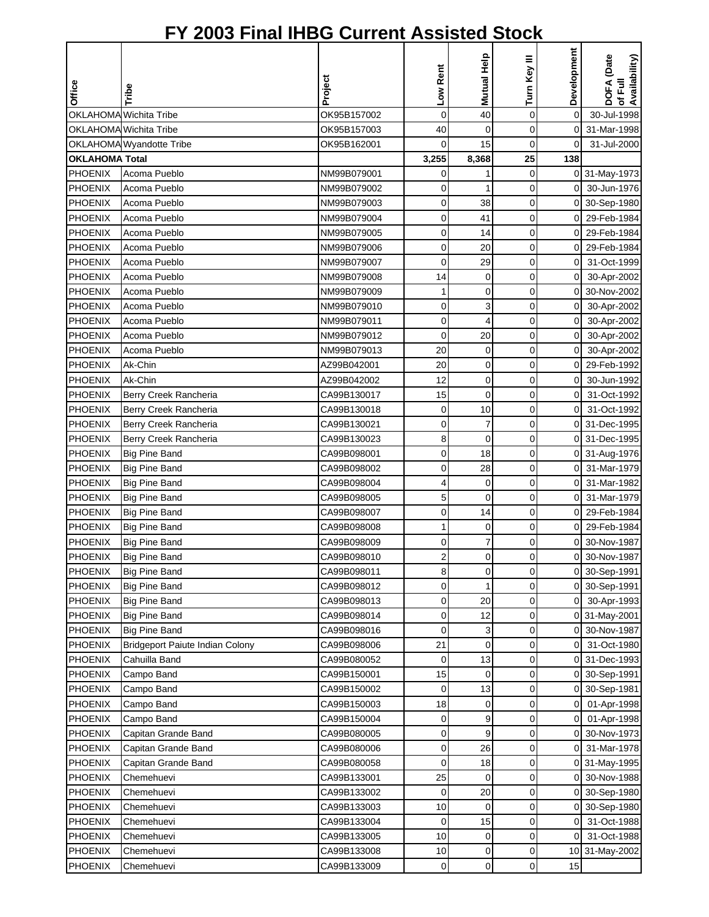# FY 2003 Final IHBG Current Assisted Stock

| Office | Tribe | Project | Low Rent | Mutual Help | Turn Key III | Development | DOFA (Date of Full Availability) |
|---|---|---|---|---|---|---|---|
| OKLAHOMA | Wichita Tribe | OK95B157002 | 0 | 40 | 0 | 0 | 30-Jul-1998 |
| OKLAHOMA | Wichita Tribe | OK95B157003 | 40 | 0 | 0 | 0 | 31-Mar-1998 |
| OKLAHOMA | Wyandotte Tribe | OK95B162001 | 0 | 15 | 0 | 0 | 31-Jul-2000 |
| **OKLAHOMA Total** | | | **3,255** | **8,368** | **25** | **138** | |
| PHOENIX | Acoma Pueblo | NM99B079001 | 0 | 1 | 0 | 0 | 31-May-1973 |
| PHOENIX | Acoma Pueblo | NM99B079002 | 0 | 1 | 0 | 0 | 30-Jun-1976 |
| PHOENIX | Acoma Pueblo | NM99B079003 | 0 | 38 | 0 | 0 | 30-Sep-1980 |
| PHOENIX | Acoma Pueblo | NM99B079004 | 0 | 41 | 0 | 0 | 29-Feb-1984 |
| PHOENIX | Acoma Pueblo | NM99B079005 | 0 | 14 | 0 | 0 | 29-Feb-1984 |
| PHOENIX | Acoma Pueblo | NM99B079006 | 0 | 20 | 0 | 0 | 29-Feb-1984 |
| PHOENIX | Acoma Pueblo | NM99B079007 | 0 | 29 | 0 | 0 | 31-Oct-1999 |
| PHOENIX | Acoma Pueblo | NM99B079008 | 14 | 0 | 0 | 0 | 30-Apr-2002 |
| PHOENIX | Acoma Pueblo | NM99B079009 | 1 | 0 | 0 | 0 | 30-Nov-2002 |
| PHOENIX | Acoma Pueblo | NM99B079010 | 0 | 3 | 0 | 0 | 30-Apr-2002 |
| PHOENIX | Acoma Pueblo | NM99B079011 | 0 | 4 | 0 | 0 | 30-Apr-2002 |
| PHOENIX | Acoma Pueblo | NM99B079012 | 0 | 20 | 0 | 0 | 30-Apr-2002 |
| PHOENIX | Acoma Pueblo | NM99B079013 | 20 | 0 | 0 | 0 | 30-Apr-2002 |
| PHOENIX | Ak-Chin | AZ99B042001 | 20 | 0 | 0 | 0 | 29-Feb-1992 |
| PHOENIX | Ak-Chin | AZ99B042002 | 12 | 0 | 0 | 0 | 30-Jun-1992 |
| PHOENIX | Berry Creek Rancheria | CA99B130017 | 15 | 0 | 0 | 0 | 31-Oct-1992 |
| PHOENIX | Berry Creek Rancheria | CA99B130018 | 0 | 10 | 0 | 0 | 31-Oct-1992 |
| PHOENIX | Berry Creek Rancheria | CA99B130021 | 0 | 7 | 0 | 0 | 31-Dec-1995 |
| PHOENIX | Berry Creek Rancheria | CA99B130023 | 8 | 0 | 0 | 0 | 31-Dec-1995 |
| PHOENIX | Big Pine Band | CA99B098001 | 0 | 18 | 0 | 0 | 31-Aug-1976 |
| PHOENIX | Big Pine Band | CA99B098002 | 0 | 28 | 0 | 0 | 31-Mar-1979 |
| PHOENIX | Big Pine Band | CA99B098004 | 4 | 0 | 0 | 0 | 31-Mar-1982 |
| PHOENIX | Big Pine Band | CA99B098005 | 5 | 0 | 0 | 0 | 31-Mar-1979 |
| PHOENIX | Big Pine Band | CA99B098007 | 0 | 14 | 0 | 0 | 29-Feb-1984 |
| PHOENIX | Big Pine Band | CA99B098008 | 1 | 0 | 0 | 0 | 29-Feb-1984 |
| PHOENIX | Big Pine Band | CA99B098009 | 0 | 7 | 0 | 0 | 30-Nov-1987 |
| PHOENIX | Big Pine Band | CA99B098010 | 2 | 0 | 0 | 0 | 30-Nov-1987 |
| PHOENIX | Big Pine Band | CA99B098011 | 8 | 0 | 0 | 0 | 30-Sep-1991 |
| PHOENIX | Big Pine Band | CA99B098012 | 0 | 1 | 0 | 0 | 30-Sep-1991 |
| PHOENIX | Big Pine Band | CA99B098013 | 0 | 20 | 0 | 0 | 30-Apr-1993 |
| PHOENIX | Big Pine Band | CA99B098014 | 0 | 12 | 0 | 0 | 31-May-2001 |
| PHOENIX | Big Pine Band | CA99B098016 | 0 | 3 | 0 | 0 | 30-Nov-1987 |
| PHOENIX | Bridgeport Paiute Indian Colony | CA99B098006 | 21 | 0 | 0 | 0 | 31-Oct-1980 |
| PHOENIX | Cahuilla Band | CA99B080052 | 0 | 13 | 0 | 0 | 31-Dec-1993 |
| PHOENIX | Campo Band | CA99B150001 | 15 | 0 | 0 | 0 | 30-Sep-1991 |
| PHOENIX | Campo Band | CA99B150002 | 0 | 13 | 0 | 0 | 30-Sep-1981 |
| PHOENIX | Campo Band | CA99B150003 | 18 | 0 | 0 | 0 | 01-Apr-1998 |
| PHOENIX | Campo Band | CA99B150004 | 0 | 9 | 0 | 0 | 01-Apr-1998 |
| PHOENIX | Capitan Grande Band | CA99B080005 | 0 | 9 | 0 | 0 | 30-Nov-1973 |
| PHOENIX | Capitan Grande Band | CA99B080006 | 0 | 26 | 0 | 0 | 31-Mar-1978 |
| PHOENIX | Capitan Grande Band | CA99B080058 | 0 | 18 | 0 | 0 | 31-May-1995 |
| PHOENIX | Chemehuevi | CA99B133001 | 25 | 0 | 0 | 0 | 30-Nov-1988 |
| PHOENIX | Chemehuevi | CA99B133002 | 0 | 20 | 0 | 0 | 30-Sep-1980 |
| PHOENIX | Chemehuevi | CA99B133003 | 10 | 0 | 0 | 0 | 30-Sep-1980 |
| PHOENIX | Chemehuevi | CA99B133004 | 0 | 15 | 0 | 0 | 31-Oct-1988 |
| PHOENIX | Chemehuevi | CA99B133005 | 10 | 0 | 0 | 0 | 31-Oct-1988 |
| PHOENIX | Chemehuevi | CA99B133008 | 10 | 0 | 0 | 10 | 31-May-2002 |
| PHOENIX | Chemehuevi | CA99B133009 | 0 | 0 | 0 | 15 | |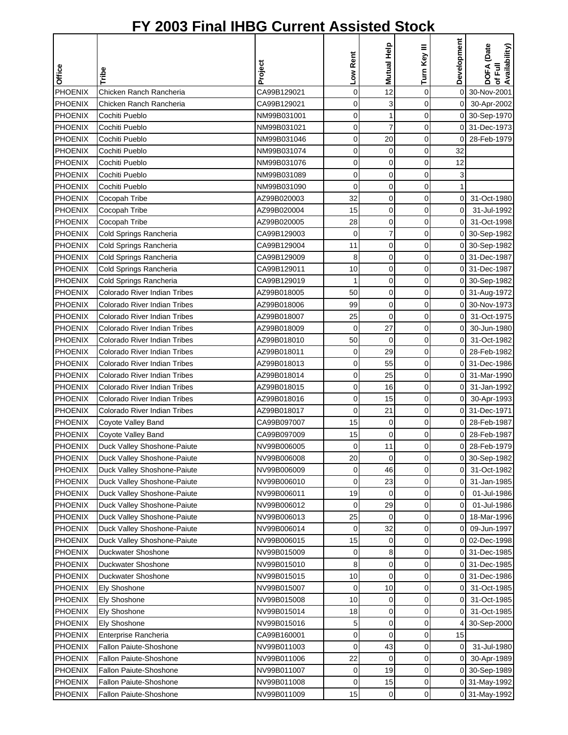# FY 2003 Final IHBG Current Assisted Stock

| Office | Tribe | Project | Low Rent | Mutual Help | Turn Key III | Development | DOFA (Date of Full Availability) |
|---|---|---|---|---|---|---|---|
| PHOENIX | Chicken Ranch Rancheria | CA99B129021 | 0 | 12 | 0 | 0 | 30-Nov-2001 |
| PHOENIX | Chicken Ranch Rancheria | CA99B129021 | 0 | 3 | 0 | 0 | 30-Apr-2002 |
| PHOENIX | Cochiti Pueblo | NM99B031001 | 0 | 1 | 0 | 0 | 30-Sep-1970 |
| PHOENIX | Cochiti Pueblo | NM99B031021 | 0 | 7 | 0 | 0 | 31-Dec-1973 |
| PHOENIX | Cochiti Pueblo | NM99B031046 | 0 | 20 | 0 | 0 | 28-Feb-1979 |
| PHOENIX | Cochiti Pueblo | NM99B031074 | 0 | 0 | 0 | 32 | |
| PHOENIX | Cochiti Pueblo | NM99B031076 | 0 | 0 | 0 | 12 | |
| PHOENIX | Cochiti Pueblo | NM99B031089 | 0 | 0 | 0 | 3 | |
| PHOENIX | Cochiti Pueblo | NM99B031090 | 0 | 0 | 0 | 1 | |
| PHOENIX | Cocopah Tribe | AZ99B020003 | 32 | 0 | 0 | 0 | 31-Oct-1980 |
| PHOENIX | Cocopah Tribe | AZ99B020004 | 15 | 0 | 0 | 0 | 31-Jul-1992 |
| PHOENIX | Cocopah Tribe | AZ99B020005 | 28 | 0 | 0 | 0 | 31-Oct-1998 |
| PHOENIX | Cold Springs Rancheria | CA99B129003 | 0 | 7 | 0 | 0 | 30-Sep-1982 |
| PHOENIX | Cold Springs Rancheria | CA99B129004 | 11 | 0 | 0 | 0 | 30-Sep-1982 |
| PHOENIX | Cold Springs Rancheria | CA99B129009 | 8 | 0 | 0 | 0 | 31-Dec-1987 |
| PHOENIX | Cold Springs Rancheria | CA99B129011 | 10 | 0 | 0 | 0 | 31-Dec-1987 |
| PHOENIX | Cold Springs Rancheria | CA99B129019 | 1 | 0 | 0 | 0 | 30-Sep-1982 |
| PHOENIX | Colorado River Indian Tribes | AZ99B018005 | 50 | 0 | 0 | 0 | 31-Aug-1972 |
| PHOENIX | Colorado River Indian Tribes | AZ99B018006 | 99 | 0 | 0 | 0 | 30-Nov-1973 |
| PHOENIX | Colorado River Indian Tribes | AZ99B018007 | 25 | 0 | 0 | 0 | 31-Oct-1975 |
| PHOENIX | Colorado River Indian Tribes | AZ99B018009 | 0 | 27 | 0 | 0 | 30-Jun-1980 |
| PHOENIX | Colorado River Indian Tribes | AZ99B018010 | 50 | 0 | 0 | 0 | 31-Oct-1982 |
| PHOENIX | Colorado River Indian Tribes | AZ99B018011 | 0 | 29 | 0 | 0 | 28-Feb-1982 |
| PHOENIX | Colorado River Indian Tribes | AZ99B018013 | 0 | 55 | 0 | 0 | 31-Dec-1986 |
| PHOENIX | Colorado River Indian Tribes | AZ99B018014 | 0 | 25 | 0 | 0 | 31-Mar-1990 |
| PHOENIX | Colorado River Indian Tribes | AZ99B018015 | 0 | 16 | 0 | 0 | 31-Jan-1992 |
| PHOENIX | Colorado River Indian Tribes | AZ99B018016 | 0 | 15 | 0 | 0 | 30-Apr-1993 |
| PHOENIX | Colorado River Indian Tribes | AZ99B018017 | 0 | 21 | 0 | 0 | 31-Dec-1971 |
| PHOENIX | Coyote Valley Band | CA99B097007 | 15 | 0 | 0 | 0 | 28-Feb-1987 |
| PHOENIX | Coyote Valley Band | CA99B097009 | 15 | 0 | 0 | 0 | 28-Feb-1987 |
| PHOENIX | Duck Valley Shoshone-Paiute | NV99B006005 | 0 | 11 | 0 | 0 | 28-Feb-1979 |
| PHOENIX | Duck Valley Shoshone-Paiute | NV99B006008 | 20 | 0 | 0 | 0 | 30-Sep-1982 |
| PHOENIX | Duck Valley Shoshone-Paiute | NV99B006009 | 0 | 46 | 0 | 0 | 31-Oct-1982 |
| PHOENIX | Duck Valley Shoshone-Paiute | NV99B006010 | 0 | 23 | 0 | 0 | 31-Jan-1985 |
| PHOENIX | Duck Valley Shoshone-Paiute | NV99B006011 | 19 | 0 | 0 | 0 | 01-Jul-1986 |
| PHOENIX | Duck Valley Shoshone-Paiute | NV99B006012 | 0 | 29 | 0 | 0 | 01-Jul-1986 |
| PHOENIX | Duck Valley Shoshone-Paiute | NV99B006013 | 25 | 0 | 0 | 0 | 18-Mar-1996 |
| PHOENIX | Duck Valley Shoshone-Paiute | NV99B006014 | 0 | 32 | 0 | 0 | 09-Jun-1997 |
| PHOENIX | Duck Valley Shoshone-Paiute | NV99B006015 | 15 | 0 | 0 | 0 | 02-Dec-1998 |
| PHOENIX | Duckwater Shoshone | NV99B015009 | 0 | 8 | 0 | 0 | 31-Dec-1985 |
| PHOENIX | Duckwater Shoshone | NV99B015010 | 8 | 0 | 0 | 0 | 31-Dec-1985 |
| PHOENIX | Duckwater Shoshone | NV99B015015 | 10 | 0 | 0 | 0 | 31-Dec-1986 |
| PHOENIX | Ely Shoshone | NV99B015007 | 0 | 10 | 0 | 0 | 31-Oct-1985 |
| PHOENIX | Ely Shoshone | NV99B015008 | 10 | 0 | 0 | 0 | 31-Oct-1985 |
| PHOENIX | Ely Shoshone | NV99B015014 | 18 | 0 | 0 | 0 | 31-Oct-1985 |
| PHOENIX | Ely Shoshone | NV99B015016 | 5 | 0 | 0 | 4 | 30-Sep-2000 |
| PHOENIX | Enterprise Rancheria | CA99B160001 | 0 | 0 | 0 | 15 | |
| PHOENIX | Fallon Paiute-Shoshone | NV99B011003 | 0 | 43 | 0 | 0 | 31-Jul-1980 |
| PHOENIX | Fallon Paiute-Shoshone | NV99B011006 | 22 | 0 | 0 | 0 | 30-Apr-1989 |
| PHOENIX | Fallon Paiute-Shoshone | NV99B011007 | 0 | 19 | 0 | 0 | 30-Sep-1989 |
| PHOENIX | Fallon Paiute-Shoshone | NV99B011008 | 0 | 15 | 0 | 0 | 31-May-1992 |
| PHOENIX | Fallon Paiute-Shoshone | NV99B011009 | 15 | 0 | 0 | 0 | 31-May-1992 |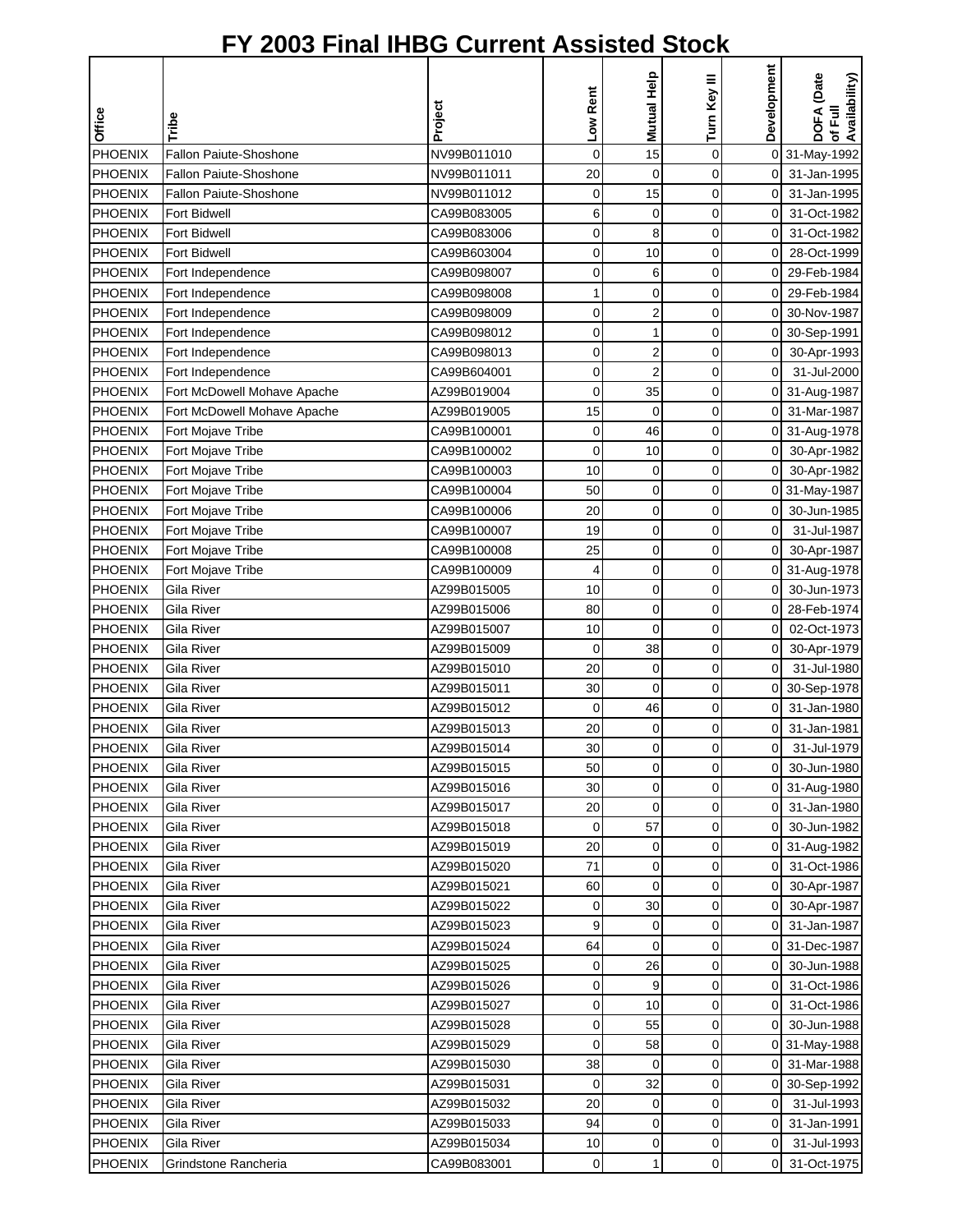# FY 2003 Final IHBG Current Assisted Stock

| Office | Tribe | Project | Low Rent | Mutual Help | Turn Key III | Development | DOFA (Date of Full Availability) |
|---|---|---|---|---|---|---|---|
| PHOENIX | Fallon Paiute-Shoshone | NV99B011010 | 0 | 15 | 0 | 0 | 31-May-1992 |
| PHOENIX | Fallon Paiute-Shoshone | NV99B011011 | 20 | 0 | 0 | 0 | 31-Jan-1995 |
| PHOENIX | Fallon Paiute-Shoshone | NV99B011012 | 0 | 15 | 0 | 0 | 31-Jan-1995 |
| PHOENIX | Fort Bidwell | CA99B083005 | 6 | 0 | 0 | 0 | 31-Oct-1982 |
| PHOENIX | Fort Bidwell | CA99B083006 | 0 | 8 | 0 | 0 | 31-Oct-1982 |
| PHOENIX | Fort Bidwell | CA99B603004 | 0 | 10 | 0 | 0 | 28-Oct-1999 |
| PHOENIX | Fort Independence | CA99B098007 | 0 | 6 | 0 | 0 | 29-Feb-1984 |
| PHOENIX | Fort Independence | CA99B098008 | 1 | 0 | 0 | 0 | 29-Feb-1984 |
| PHOENIX | Fort Independence | CA99B098009 | 0 | 2 | 0 | 0 | 30-Nov-1987 |
| PHOENIX | Fort Independence | CA99B098012 | 0 | 1 | 0 | 0 | 30-Sep-1991 |
| PHOENIX | Fort Independence | CA99B098013 | 0 | 2 | 0 | 0 | 30-Apr-1993 |
| PHOENIX | Fort Independence | CA99B604001 | 0 | 2 | 0 | 0 | 31-Jul-2000 |
| PHOENIX | Fort McDowell Mohave Apache | AZ99B019004 | 0 | 35 | 0 | 0 | 31-Aug-1987 |
| PHOENIX | Fort McDowell Mohave Apache | AZ99B019005 | 15 | 0 | 0 | 0 | 31-Mar-1987 |
| PHOENIX | Fort Mojave Tribe | CA99B100001 | 0 | 46 | 0 | 0 | 31-Aug-1978 |
| PHOENIX | Fort Mojave Tribe | CA99B100002 | 0 | 10 | 0 | 0 | 30-Apr-1982 |
| PHOENIX | Fort Mojave Tribe | CA99B100003 | 10 | 0 | 0 | 0 | 30-Apr-1982 |
| PHOENIX | Fort Mojave Tribe | CA99B100004 | 50 | 0 | 0 | 0 | 31-May-1987 |
| PHOENIX | Fort Mojave Tribe | CA99B100006 | 20 | 0 | 0 | 0 | 30-Jun-1985 |
| PHOENIX | Fort Mojave Tribe | CA99B100007 | 19 | 0 | 0 | 0 | 31-Jul-1987 |
| PHOENIX | Fort Mojave Tribe | CA99B100008 | 25 | 0 | 0 | 0 | 30-Apr-1987 |
| PHOENIX | Fort Mojave Tribe | CA99B100009 | 4 | 0 | 0 | 0 | 31-Aug-1978 |
| PHOENIX | Gila River | AZ99B015005 | 10 | 0 | 0 | 0 | 30-Jun-1973 |
| PHOENIX | Gila River | AZ99B015006 | 80 | 0 | 0 | 0 | 28-Feb-1974 |
| PHOENIX | Gila River | AZ99B015007 | 10 | 0 | 0 | 0 | 02-Oct-1973 |
| PHOENIX | Gila River | AZ99B015009 | 0 | 38 | 0 | 0 | 30-Apr-1979 |
| PHOENIX | Gila River | AZ99B015010 | 20 | 0 | 0 | 0 | 31-Jul-1980 |
| PHOENIX | Gila River | AZ99B015011 | 30 | 0 | 0 | 0 | 30-Sep-1978 |
| PHOENIX | Gila River | AZ99B015012 | 0 | 46 | 0 | 0 | 31-Jan-1980 |
| PHOENIX | Gila River | AZ99B015013 | 20 | 0 | 0 | 0 | 31-Jan-1981 |
| PHOENIX | Gila River | AZ99B015014 | 30 | 0 | 0 | 0 | 31-Jul-1979 |
| PHOENIX | Gila River | AZ99B015015 | 50 | 0 | 0 | 0 | 30-Jun-1980 |
| PHOENIX | Gila River | AZ99B015016 | 30 | 0 | 0 | 0 | 31-Aug-1980 |
| PHOENIX | Gila River | AZ99B015017 | 20 | 0 | 0 | 0 | 31-Jan-1980 |
| PHOENIX | Gila River | AZ99B015018 | 0 | 57 | 0 | 0 | 30-Jun-1982 |
| PHOENIX | Gila River | AZ99B015019 | 20 | 0 | 0 | 0 | 31-Aug-1982 |
| PHOENIX | Gila River | AZ99B015020 | 71 | 0 | 0 | 0 | 31-Oct-1986 |
| PHOENIX | Gila River | AZ99B015021 | 60 | 0 | 0 | 0 | 30-Apr-1987 |
| PHOENIX | Gila River | AZ99B015022 | 0 | 30 | 0 | 0 | 30-Apr-1987 |
| PHOENIX | Gila River | AZ99B015023 | 9 | 0 | 0 | 0 | 31-Jan-1987 |
| PHOENIX | Gila River | AZ99B015024 | 64 | 0 | 0 | 0 | 31-Dec-1987 |
| PHOENIX | Gila River | AZ99B015025 | 0 | 26 | 0 | 0 | 30-Jun-1988 |
| PHOENIX | Gila River | AZ99B015026 | 0 | 9 | 0 | 0 | 31-Oct-1986 |
| PHOENIX | Gila River | AZ99B015027 | 0 | 10 | 0 | 0 | 31-Oct-1986 |
| PHOENIX | Gila River | AZ99B015028 | 0 | 55 | 0 | 0 | 30-Jun-1988 |
| PHOENIX | Gila River | AZ99B015029 | 0 | 58 | 0 | 0 | 31-May-1988 |
| PHOENIX | Gila River | AZ99B015030 | 38 | 0 | 0 | 0 | 31-Mar-1988 |
| PHOENIX | Gila River | AZ99B015031 | 0 | 32 | 0 | 0 | 30-Sep-1992 |
| PHOENIX | Gila River | AZ99B015032 | 20 | 0 | 0 | 0 | 31-Jul-1993 |
| PHOENIX | Gila River | AZ99B015033 | 94 | 0 | 0 | 0 | 31-Jan-1991 |
| PHOENIX | Gila River | AZ99B015034 | 10 | 0 | 0 | 0 | 31-Jul-1993 |
| PHOENIX | Grindstone Rancheria | CA99B083001 | 0 | 1 | 0 | 0 | 31-Oct-1975 |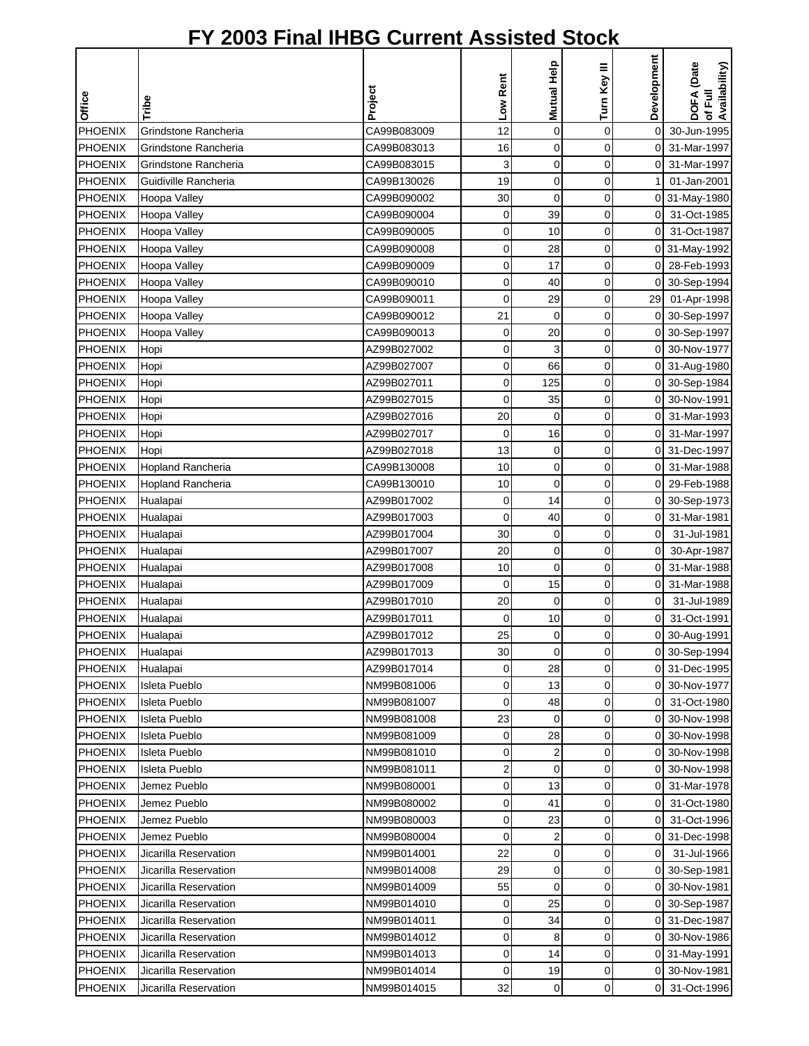# FY 2003 Final IHBG Current Assisted Stock

| Office | Tribe | Project | Low Rent | Mutual Help | Turn Key III | Development | DOFA (Date of Full Availability) |
|---|---|---|---|---|---|---|---|
| PHOENIX | Grindstone Rancheria | CA99B083009 | 12 | 0 | 0 | 0 | 30-Jun-1995 |
| PHOENIX | Grindstone Rancheria | CA99B083013 | 16 | 0 | 0 | 0 | 31-Mar-1997 |
| PHOENIX | Grindstone Rancheria | CA99B083015 | 3 | 0 | 0 | 0 | 31-Mar-1997 |
| PHOENIX | Guidiville Rancheria | CA99B130026 | 19 | 0 | 0 | 1 | 01-Jan-2001 |
| PHOENIX | Hoopa Valley | CA99B090002 | 30 | 0 | 0 | 0 | 31-May-1980 |
| PHOENIX | Hoopa Valley | CA99B090004 | 0 | 39 | 0 | 0 | 31-Oct-1985 |
| PHOENIX | Hoopa Valley | CA99B090005 | 0 | 10 | 0 | 0 | 31-Oct-1987 |
| PHOENIX | Hoopa Valley | CA99B090008 | 0 | 28 | 0 | 0 | 31-May-1992 |
| PHOENIX | Hoopa Valley | CA99B090009 | 0 | 17 | 0 | 0 | 28-Feb-1993 |
| PHOENIX | Hoopa Valley | CA99B090010 | 0 | 40 | 0 | 0 | 30-Sep-1994 |
| PHOENIX | Hoopa Valley | CA99B090011 | 0 | 29 | 0 | 29 | 01-Apr-1998 |
| PHOENIX | Hoopa Valley | CA99B090012 | 21 | 0 | 0 | 0 | 30-Sep-1997 |
| PHOENIX | Hoopa Valley | CA99B090013 | 0 | 20 | 0 | 0 | 30-Sep-1997 |
| PHOENIX | Hopi | AZ99B027002 | 0 | 3 | 0 | 0 | 30-Nov-1977 |
| PHOENIX | Hopi | AZ99B027007 | 0 | 66 | 0 | 0 | 31-Aug-1980 |
| PHOENIX | Hopi | AZ99B027011 | 0 | 125 | 0 | 0 | 30-Sep-1984 |
| PHOENIX | Hopi | AZ99B027015 | 0 | 35 | 0 | 0 | 30-Nov-1991 |
| PHOENIX | Hopi | AZ99B027016 | 20 | 0 | 0 | 0 | 31-Mar-1993 |
| PHOENIX | Hopi | AZ99B027017 | 0 | 16 | 0 | 0 | 31-Mar-1997 |
| PHOENIX | Hopi | AZ99B027018 | 13 | 0 | 0 | 0 | 31-Dec-1997 |
| PHOENIX | Hopland Rancheria | CA99B130008 | 10 | 0 | 0 | 0 | 31-Mar-1988 |
| PHOENIX | Hopland Rancheria | CA99B130010 | 10 | 0 | 0 | 0 | 29-Feb-1988 |
| PHOENIX | Hualapai | AZ99B017002 | 0 | 14 | 0 | 0 | 30-Sep-1973 |
| PHOENIX | Hualapai | AZ99B017003 | 0 | 40 | 0 | 0 | 31-Mar-1981 |
| PHOENIX | Hualapai | AZ99B017004 | 30 | 0 | 0 | 0 | 31-Jul-1981 |
| PHOENIX | Hualapai | AZ99B017007 | 20 | 0 | 0 | 0 | 30-Apr-1987 |
| PHOENIX | Hualapai | AZ99B017008 | 10 | 0 | 0 | 0 | 31-Mar-1988 |
| PHOENIX | Hualapai | AZ99B017009 | 0 | 15 | 0 | 0 | 31-Mar-1988 |
| PHOENIX | Hualapai | AZ99B017010 | 20 | 0 | 0 | 0 | 31-Jul-1989 |
| PHOENIX | Hualapai | AZ99B017011 | 0 | 10 | 0 | 0 | 31-Oct-1991 |
| PHOENIX | Hualapai | AZ99B017012 | 25 | 0 | 0 | 0 | 30-Aug-1991 |
| PHOENIX | Hualapai | AZ99B017013 | 30 | 0 | 0 | 0 | 30-Sep-1994 |
| PHOENIX | Hualapai | AZ99B017014 | 0 | 28 | 0 | 0 | 31-Dec-1995 |
| PHOENIX | Isleta Pueblo | NM99B081006 | 0 | 13 | 0 | 0 | 30-Nov-1977 |
| PHOENIX | Isleta Pueblo | NM99B081007 | 0 | 48 | 0 | 0 | 31-Oct-1980 |
| PHOENIX | Isleta Pueblo | NM99B081008 | 23 | 0 | 0 | 0 | 30-Nov-1998 |
| PHOENIX | Isleta Pueblo | NM99B081009 | 0 | 28 | 0 | 0 | 30-Nov-1998 |
| PHOENIX | Isleta Pueblo | NM99B081010 | 0 | 2 | 0 | 0 | 30-Nov-1998 |
| PHOENIX | Isleta Pueblo | NM99B081011 | 2 | 0 | 0 | 0 | 30-Nov-1998 |
| PHOENIX | Jemez Pueblo | NM99B080001 | 0 | 13 | 0 | 0 | 31-Mar-1978 |
| PHOENIX | Jemez Pueblo | NM99B080002 | 0 | 41 | 0 | 0 | 31-Oct-1980 |
| PHOENIX | Jemez Pueblo | NM99B080003 | 0 | 23 | 0 | 0 | 31-Oct-1996 |
| PHOENIX | Jemez Pueblo | NM99B080004 | 0 | 2 | 0 | 0 | 31-Dec-1998 |
| PHOENIX | Jicarilla Reservation | NM99B014001 | 22 | 0 | 0 | 0 | 31-Jul-1966 |
| PHOENIX | Jicarilla Reservation | NM99B014008 | 29 | 0 | 0 | 0 | 30-Sep-1981 |
| PHOENIX | Jicarilla Reservation | NM99B014009 | 55 | 0 | 0 | 0 | 30-Nov-1981 |
| PHOENIX | Jicarilla Reservation | NM99B014010 | 0 | 25 | 0 | 0 | 30-Sep-1987 |
| PHOENIX | Jicarilla Reservation | NM99B014011 | 0 | 34 | 0 | 0 | 31-Dec-1987 |
| PHOENIX | Jicarilla Reservation | NM99B014012 | 0 | 8 | 0 | 0 | 30-Nov-1986 |
| PHOENIX | Jicarilla Reservation | NM99B014013 | 0 | 14 | 0 | 0 | 31-May-1991 |
| PHOENIX | Jicarilla Reservation | NM99B014014 | 0 | 19 | 0 | 0 | 30-Nov-1981 |
| PHOENIX | Jicarilla Reservation | NM99B014015 | 32 | 0 | 0 | 0 | 31-Oct-1996 |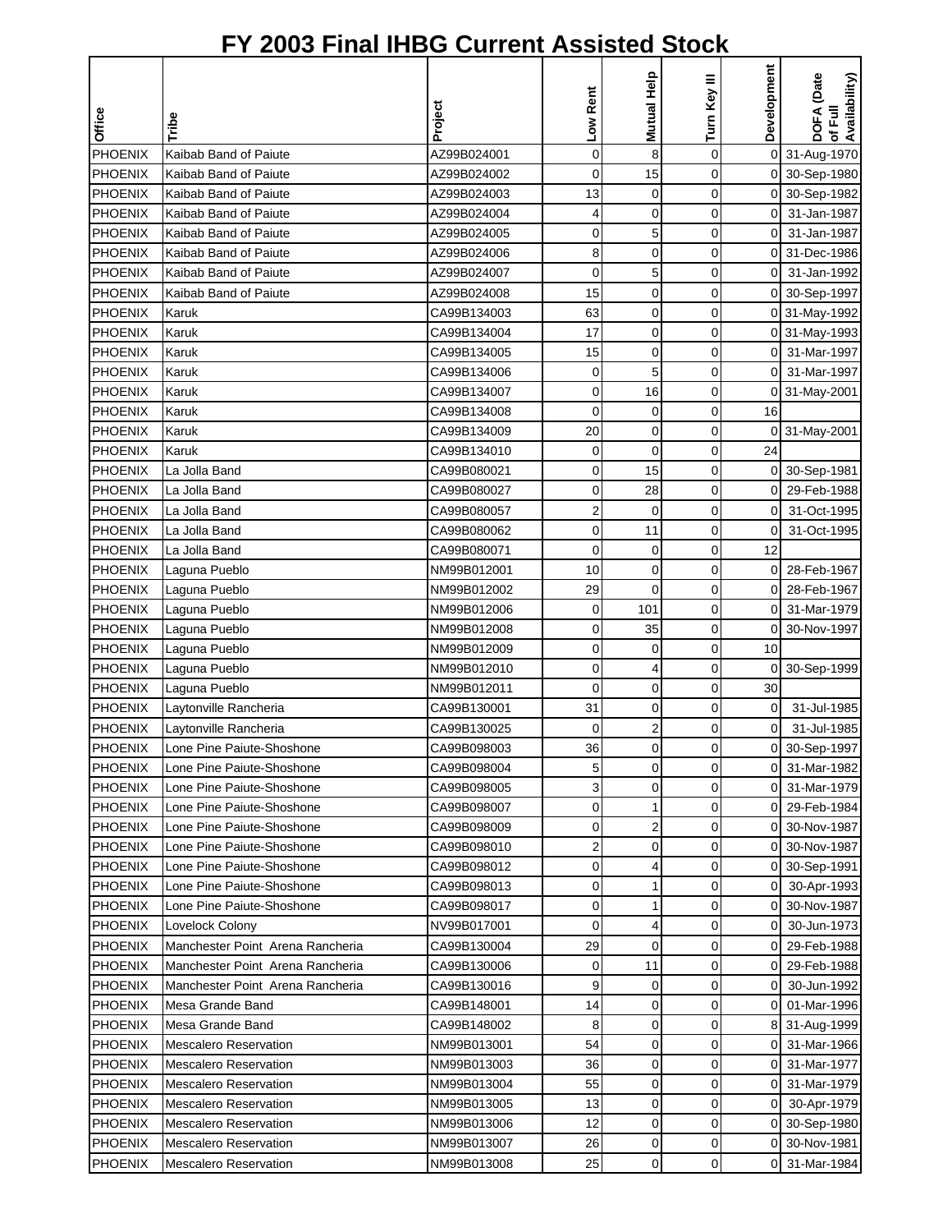# FY 2003 Final IHBG Current Assisted Stock

| Office | Tribe | Project | Low Rent | Mutual Help | Turn Key III | Development | DOFA (Date of Full Availability) |
|---|---|---|---|---|---|---|---|
| PHOENIX | Kaibab Band of Paiute | AZ99B024001 | 0 | 8 | 0 | 0 | 31-Aug-1970 |
| PHOENIX | Kaibab Band of Paiute | AZ99B024002 | 0 | 15 | 0 | 0 | 30-Sep-1980 |
| PHOENIX | Kaibab Band of Paiute | AZ99B024003 | 13 | 0 | 0 | 0 | 30-Sep-1982 |
| PHOENIX | Kaibab Band of Paiute | AZ99B024004 | 4 | 0 | 0 | 0 | 31-Jan-1987 |
| PHOENIX | Kaibab Band of Paiute | AZ99B024005 | 0 | 5 | 0 | 0 | 31-Jan-1987 |
| PHOENIX | Kaibab Band of Paiute | AZ99B024006 | 8 | 0 | 0 | 0 | 31-Dec-1986 |
| PHOENIX | Kaibab Band of Paiute | AZ99B024007 | 0 | 5 | 0 | 0 | 31-Jan-1992 |
| PHOENIX | Kaibab Band of Paiute | AZ99B024008 | 15 | 0 | 0 | 0 | 30-Sep-1997 |
| PHOENIX | Karuk | CA99B134003 | 63 | 0 | 0 | 0 | 31-May-1992 |
| PHOENIX | Karuk | CA99B134004 | 17 | 0 | 0 | 0 | 31-May-1993 |
| PHOENIX | Karuk | CA99B134005 | 15 | 0 | 0 | 0 | 31-Mar-1997 |
| PHOENIX | Karuk | CA99B134006 | 0 | 5 | 0 | 0 | 31-Mar-1997 |
| PHOENIX | Karuk | CA99B134007 | 0 | 16 | 0 | 0 | 31-May-2001 |
| PHOENIX | Karuk | CA99B134008 | 0 | 0 | 0 | 16 | |
| PHOENIX | Karuk | CA99B134009 | 20 | 0 | 0 | 0 | 31-May-2001 |
| PHOENIX | Karuk | CA99B134010 | 0 | 0 | 0 | 24 | |
| PHOENIX | La Jolla Band | CA99B080021 | 0 | 15 | 0 | 0 | 30-Sep-1981 |
| PHOENIX | La Jolla Band | CA99B080027 | 0 | 28 | 0 | 0 | 29-Feb-1988 |
| PHOENIX | La Jolla Band | CA99B080057 | 2 | 0 | 0 | 0 | 31-Oct-1995 |
| PHOENIX | La Jolla Band | CA99B080062 | 0 | 11 | 0 | 0 | 31-Oct-1995 |
| PHOENIX | La Jolla Band | CA99B080071 | 0 | 0 | 0 | 12 | |
| PHOENIX | Laguna Pueblo | NM99B012001 | 10 | 0 | 0 | 0 | 28-Feb-1967 |
| PHOENIX | Laguna Pueblo | NM99B012002 | 29 | 0 | 0 | 0 | 28-Feb-1967 |
| PHOENIX | Laguna Pueblo | NM99B012006 | 0 | 101 | 0 | 0 | 31-Mar-1979 |
| PHOENIX | Laguna Pueblo | NM99B012008 | 0 | 35 | 0 | 0 | 30-Nov-1997 |
| PHOENIX | Laguna Pueblo | NM99B012009 | 0 | 0 | 0 | 10 | |
| PHOENIX | Laguna Pueblo | NM99B012010 | 0 | 4 | 0 | 0 | 30-Sep-1999 |
| PHOENIX | Laguna Pueblo | NM99B012011 | 0 | 0 | 0 | 30 | |
| PHOENIX | Laytonville Rancheria | CA99B130001 | 31 | 0 | 0 | 0 | 31-Jul-1985 |
| PHOENIX | Laytonville Rancheria | CA99B130025 | 0 | 2 | 0 | 0 | 31-Jul-1985 |
| PHOENIX | Lone Pine Paiute-Shoshone | CA99B098003 | 36 | 0 | 0 | 0 | 30-Sep-1997 |
| PHOENIX | Lone Pine Paiute-Shoshone | CA99B098004 | 5 | 0 | 0 | 0 | 31-Mar-1982 |
| PHOENIX | Lone Pine Paiute-Shoshone | CA99B098005 | 3 | 0 | 0 | 0 | 31-Mar-1979 |
| PHOENIX | Lone Pine Paiute-Shoshone | CA99B098007 | 0 | 1 | 0 | 0 | 29-Feb-1984 |
| PHOENIX | Lone Pine Paiute-Shoshone | CA99B098009 | 0 | 2 | 0 | 0 | 30-Nov-1987 |
| PHOENIX | Lone Pine Paiute-Shoshone | CA99B098010 | 2 | 0 | 0 | 0 | 30-Nov-1987 |
| PHOENIX | Lone Pine Paiute-Shoshone | CA99B098012 | 0 | 4 | 0 | 0 | 30-Sep-1991 |
| PHOENIX | Lone Pine Paiute-Shoshone | CA99B098013 | 0 | 1 | 0 | 0 | 30-Apr-1993 |
| PHOENIX | Lone Pine Paiute-Shoshone | CA99B098017 | 0 | 1 | 0 | 0 | 30-Nov-1987 |
| PHOENIX | Lovelock Colony | NV99B017001 | 0 | 4 | 0 | 0 | 30-Jun-1973 |
| PHOENIX | Manchester Point Arena Rancheria | CA99B130004 | 29 | 0 | 0 | 0 | 29-Feb-1988 |
| PHOENIX | Manchester Point Arena Rancheria | CA99B130006 | 0 | 11 | 0 | 0 | 29-Feb-1988 |
| PHOENIX | Manchester Point Arena Rancheria | CA99B130016 | 9 | 0 | 0 | 0 | 30-Jun-1992 |
| PHOENIX | Mesa Grande Band | CA99B148001 | 14 | 0 | 0 | 0 | 01-Mar-1996 |
| PHOENIX | Mesa Grande Band | CA99B148002 | 8 | 0 | 0 | 8 | 31-Aug-1999 |
| PHOENIX | Mescalero Reservation | NM99B013001 | 54 | 0 | 0 | 0 | 31-Mar-1966 |
| PHOENIX | Mescalero Reservation | NM99B013003 | 36 | 0 | 0 | 0 | 31-Mar-1977 |
| PHOENIX | Mescalero Reservation | NM99B013004 | 55 | 0 | 0 | 0 | 31-Mar-1979 |
| PHOENIX | Mescalero Reservation | NM99B013005 | 13 | 0 | 0 | 0 | 30-Apr-1979 |
| PHOENIX | Mescalero Reservation | NM99B013006 | 12 | 0 | 0 | 0 | 30-Sep-1980 |
| PHOENIX | Mescalero Reservation | NM99B013007 | 26 | 0 | 0 | 0 | 30-Nov-1981 |
| PHOENIX | Mescalero Reservation | NM99B013008 | 25 | 0 | 0 | 0 | 31-Mar-1984 |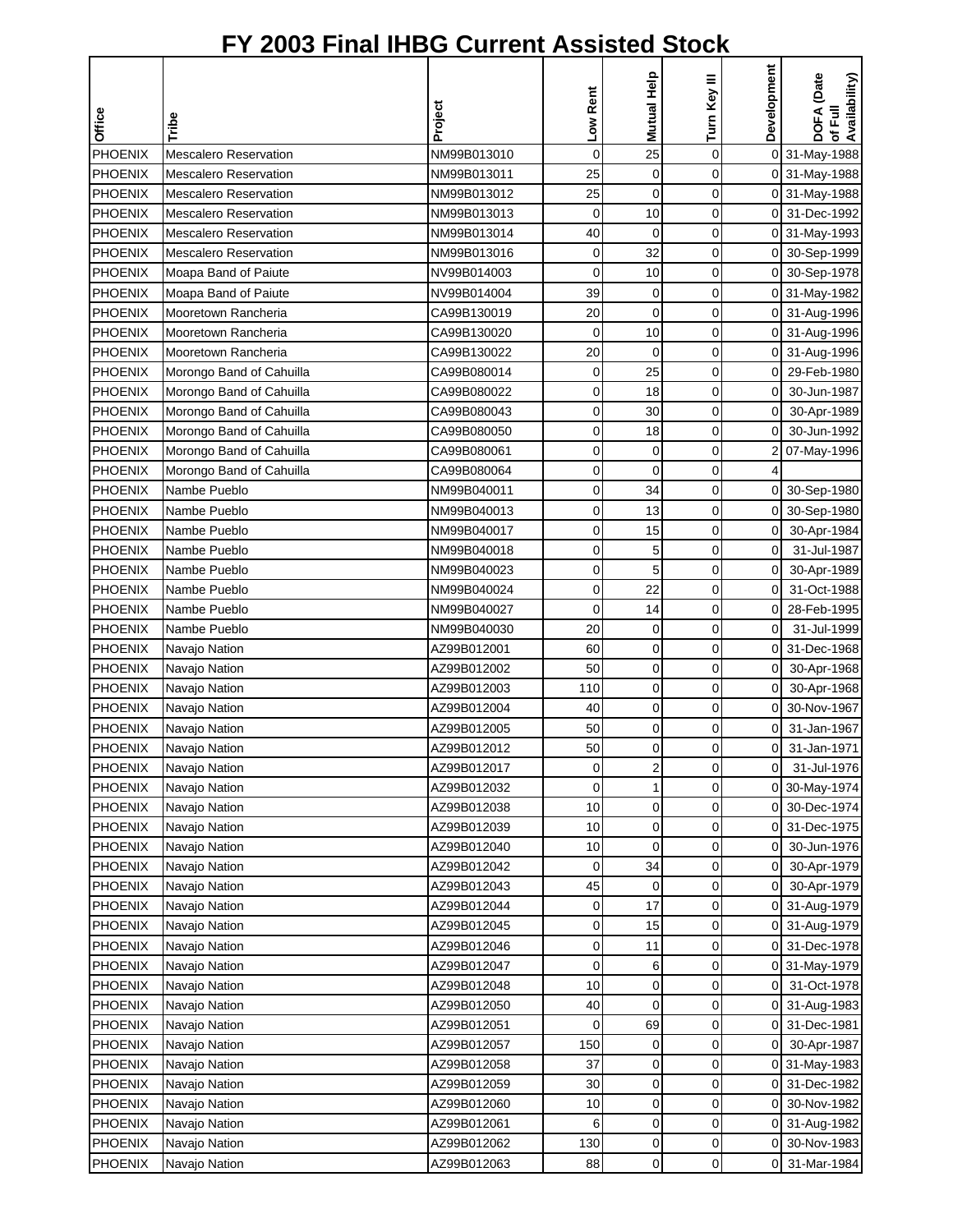# FY 2003 Final IHBG Current Assisted Stock

| Office | Tribe | Project | Low Rent | Mutual Help | Turn Key III | Development | DOFA (Date of Full Availability) |
|---|---|---|---|---|---|---|---|
| PHOENIX | Mescalero Reservation | NM99B013010 | 0 | 25 | 0 | 0 | 31-May-1988 |
| PHOENIX | Mescalero Reservation | NM99B013011 | 25 | 0 | 0 | 0 | 31-May-1988 |
| PHOENIX | Mescalero Reservation | NM99B013012 | 25 | 0 | 0 | 0 | 31-May-1988 |
| PHOENIX | Mescalero Reservation | NM99B013013 | 0 | 10 | 0 | 0 | 31-Dec-1992 |
| PHOENIX | Mescalero Reservation | NM99B013014 | 40 | 0 | 0 | 0 | 31-May-1993 |
| PHOENIX | Mescalero Reservation | NM99B013016 | 0 | 32 | 0 | 0 | 30-Sep-1999 |
| PHOENIX | Moapa Band of Paiute | NV99B014003 | 0 | 10 | 0 | 0 | 30-Sep-1978 |
| PHOENIX | Moapa Band of Paiute | NV99B014004 | 39 | 0 | 0 | 0 | 31-May-1982 |
| PHOENIX | Mooretown Rancheria | CA99B130019 | 20 | 0 | 0 | 0 | 31-Aug-1996 |
| PHOENIX | Mooretown Rancheria | CA99B130020 | 0 | 10 | 0 | 0 | 31-Aug-1996 |
| PHOENIX | Mooretown Rancheria | CA99B130022 | 20 | 0 | 0 | 0 | 31-Aug-1996 |
| PHOENIX | Morongo Band of Cahuilla | CA99B080014 | 0 | 25 | 0 | 0 | 29-Feb-1980 |
| PHOENIX | Morongo Band of Cahuilla | CA99B080022 | 0 | 18 | 0 | 0 | 30-Jun-1987 |
| PHOENIX | Morongo Band of Cahuilla | CA99B080043 | 0 | 30 | 0 | 0 | 30-Apr-1989 |
| PHOENIX | Morongo Band of Cahuilla | CA99B080050 | 0 | 18 | 0 | 0 | 30-Jun-1992 |
| PHOENIX | Morongo Band of Cahuilla | CA99B080061 | 0 | 0 | 0 | 2 | 07-May-1996 |
| PHOENIX | Morongo Band of Cahuilla | CA99B080064 | 0 | 0 | 0 | 4 | |
| PHOENIX | Nambe Pueblo | NM99B040011 | 0 | 34 | 0 | 0 | 30-Sep-1980 |
| PHOENIX | Nambe Pueblo | NM99B040013 | 0 | 13 | 0 | 0 | 30-Sep-1980 |
| PHOENIX | Nambe Pueblo | NM99B040017 | 0 | 15 | 0 | 0 | 30-Apr-1984 |
| PHOENIX | Nambe Pueblo | NM99B040018 | 0 | 5 | 0 | 0 | 31-Jul-1987 |
| PHOENIX | Nambe Pueblo | NM99B040023 | 0 | 5 | 0 | 0 | 30-Apr-1989 |
| PHOENIX | Nambe Pueblo | NM99B040024 | 0 | 22 | 0 | 0 | 31-Oct-1988 |
| PHOENIX | Nambe Pueblo | NM99B040027 | 0 | 14 | 0 | 0 | 28-Feb-1995 |
| PHOENIX | Nambe Pueblo | NM99B040030 | 20 | 0 | 0 | 0 | 31-Jul-1999 |
| PHOENIX | Navajo Nation | AZ99B012001 | 60 | 0 | 0 | 0 | 31-Dec-1968 |
| PHOENIX | Navajo Nation | AZ99B012002 | 50 | 0 | 0 | 0 | 30-Apr-1968 |
| PHOENIX | Navajo Nation | AZ99B012003 | 110 | 0 | 0 | 0 | 30-Apr-1968 |
| PHOENIX | Navajo Nation | AZ99B012004 | 40 | 0 | 0 | 0 | 30-Nov-1967 |
| PHOENIX | Navajo Nation | AZ99B012005 | 50 | 0 | 0 | 0 | 31-Jan-1967 |
| PHOENIX | Navajo Nation | AZ99B012012 | 50 | 0 | 0 | 0 | 31-Jan-1971 |
| PHOENIX | Navajo Nation | AZ99B012017 | 0 | 2 | 0 | 0 | 31-Jul-1976 |
| PHOENIX | Navajo Nation | AZ99B012032 | 0 | 1 | 0 | 0 | 30-May-1974 |
| PHOENIX | Navajo Nation | AZ99B012038 | 10 | 0 | 0 | 0 | 30-Dec-1974 |
| PHOENIX | Navajo Nation | AZ99B012039 | 10 | 0 | 0 | 0 | 31-Dec-1975 |
| PHOENIX | Navajo Nation | AZ99B012040 | 10 | 0 | 0 | 0 | 30-Jun-1976 |
| PHOENIX | Navajo Nation | AZ99B012042 | 0 | 34 | 0 | 0 | 30-Apr-1979 |
| PHOENIX | Navajo Nation | AZ99B012043 | 45 | 0 | 0 | 0 | 30-Apr-1979 |
| PHOENIX | Navajo Nation | AZ99B012044 | 0 | 17 | 0 | 0 | 31-Aug-1979 |
| PHOENIX | Navajo Nation | AZ99B012045 | 0 | 15 | 0 | 0 | 31-Aug-1979 |
| PHOENIX | Navajo Nation | AZ99B012046 | 0 | 11 | 0 | 0 | 31-Dec-1978 |
| PHOENIX | Navajo Nation | AZ99B012047 | 0 | 6 | 0 | 0 | 31-May-1979 |
| PHOENIX | Navajo Nation | AZ99B012048 | 10 | 0 | 0 | 0 | 31-Oct-1978 |
| PHOENIX | Navajo Nation | AZ99B012050 | 40 | 0 | 0 | 0 | 31-Aug-1983 |
| PHOENIX | Navajo Nation | AZ99B012051 | 0 | 69 | 0 | 0 | 31-Dec-1981 |
| PHOENIX | Navajo Nation | AZ99B012057 | 150 | 0 | 0 | 0 | 30-Apr-1987 |
| PHOENIX | Navajo Nation | AZ99B012058 | 37 | 0 | 0 | 0 | 31-May-1983 |
| PHOENIX | Navajo Nation | AZ99B012059 | 30 | 0 | 0 | 0 | 31-Dec-1982 |
| PHOENIX | Navajo Nation | AZ99B012060 | 10 | 0 | 0 | 0 | 30-Nov-1982 |
| PHOENIX | Navajo Nation | AZ99B012061 | 6 | 0 | 0 | 0 | 31-Aug-1982 |
| PHOENIX | Navajo Nation | AZ99B012062 | 130 | 0 | 0 | 0 | 30-Nov-1983 |
| PHOENIX | Navajo Nation | AZ99B012063 | 88 | 0 | 0 | 0 | 31-Mar-1984 |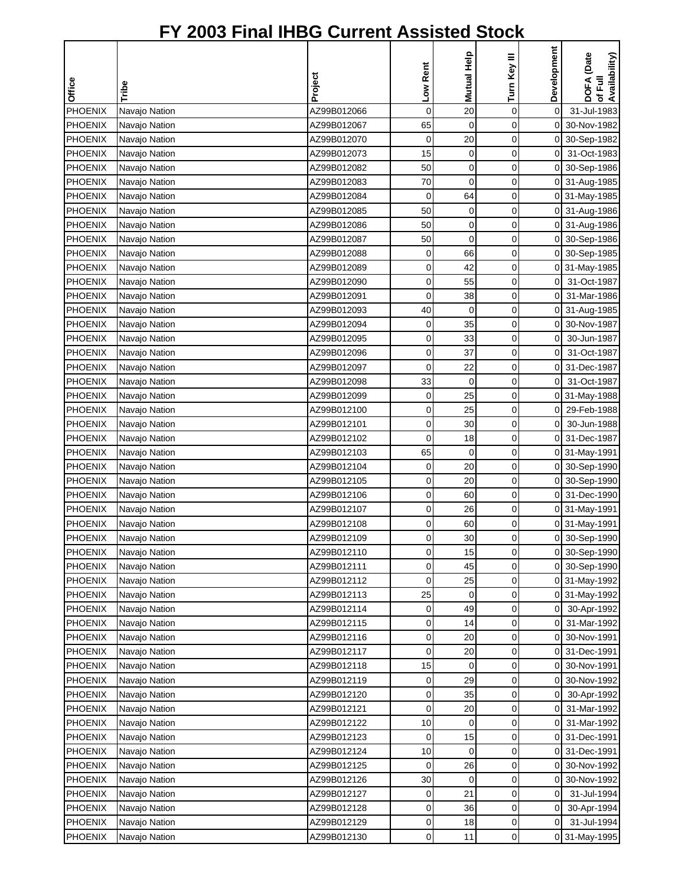# FY 2003 Final IHBG Current Assisted Stock

| Office | Tribe | Project | Low Rent | Mutual Help | Turn Key III | Development | DOFA (Date of Full Availability) |
|---|---|---|---|---|---|---|---|
| PHOENIX | Navajo Nation | AZ99B012066 | 0 | 20 | 0 | 0 | 31-Jul-1983 |
| PHOENIX | Navajo Nation | AZ99B012067 | 65 | 0 | 0 | 0 | 30-Nov-1982 |
| PHOENIX | Navajo Nation | AZ99B012070 | 0 | 20 | 0 | 0 | 30-Sep-1982 |
| PHOENIX | Navajo Nation | AZ99B012073 | 15 | 0 | 0 | 0 | 31-Oct-1983 |
| PHOENIX | Navajo Nation | AZ99B012082 | 50 | 0 | 0 | 0 | 30-Sep-1986 |
| PHOENIX | Navajo Nation | AZ99B012083 | 70 | 0 | 0 | 0 | 31-Aug-1985 |
| PHOENIX | Navajo Nation | AZ99B012084 | 0 | 64 | 0 | 0 | 31-May-1985 |
| PHOENIX | Navajo Nation | AZ99B012085 | 50 | 0 | 0 | 0 | 31-Aug-1986 |
| PHOENIX | Navajo Nation | AZ99B012086 | 50 | 0 | 0 | 0 | 31-Aug-1986 |
| PHOENIX | Navajo Nation | AZ99B012087 | 50 | 0 | 0 | 0 | 30-Sep-1986 |
| PHOENIX | Navajo Nation | AZ99B012088 | 0 | 66 | 0 | 0 | 30-Sep-1985 |
| PHOENIX | Navajo Nation | AZ99B012089 | 0 | 42 | 0 | 0 | 31-May-1985 |
| PHOENIX | Navajo Nation | AZ99B012090 | 0 | 55 | 0 | 0 | 31-Oct-1987 |
| PHOENIX | Navajo Nation | AZ99B012091 | 0 | 38 | 0 | 0 | 31-Mar-1986 |
| PHOENIX | Navajo Nation | AZ99B012093 | 40 | 0 | 0 | 0 | 31-Aug-1985 |
| PHOENIX | Navajo Nation | AZ99B012094 | 0 | 35 | 0 | 0 | 30-Nov-1987 |
| PHOENIX | Navajo Nation | AZ99B012095 | 0 | 33 | 0 | 0 | 30-Jun-1987 |
| PHOENIX | Navajo Nation | AZ99B012096 | 0 | 37 | 0 | 0 | 31-Oct-1987 |
| PHOENIX | Navajo Nation | AZ99B012097 | 0 | 22 | 0 | 0 | 31-Dec-1987 |
| PHOENIX | Navajo Nation | AZ99B012098 | 33 | 0 | 0 | 0 | 31-Oct-1987 |
| PHOENIX | Navajo Nation | AZ99B012099 | 0 | 25 | 0 | 0 | 31-May-1988 |
| PHOENIX | Navajo Nation | AZ99B012100 | 0 | 25 | 0 | 0 | 29-Feb-1988 |
| PHOENIX | Navajo Nation | AZ99B012101 | 0 | 30 | 0 | 0 | 30-Jun-1988 |
| PHOENIX | Navajo Nation | AZ99B012102 | 0 | 18 | 0 | 0 | 31-Dec-1987 |
| PHOENIX | Navajo Nation | AZ99B012103 | 65 | 0 | 0 | 0 | 31-May-1991 |
| PHOENIX | Navajo Nation | AZ99B012104 | 0 | 20 | 0 | 0 | 30-Sep-1990 |
| PHOENIX | Navajo Nation | AZ99B012105 | 0 | 20 | 0 | 0 | 30-Sep-1990 |
| PHOENIX | Navajo Nation | AZ99B012106 | 0 | 60 | 0 | 0 | 31-Dec-1990 |
| PHOENIX | Navajo Nation | AZ99B012107 | 0 | 26 | 0 | 0 | 31-May-1991 |
| PHOENIX | Navajo Nation | AZ99B012108 | 0 | 60 | 0 | 0 | 31-May-1991 |
| PHOENIX | Navajo Nation | AZ99B012109 | 0 | 30 | 0 | 0 | 30-Sep-1990 |
| PHOENIX | Navajo Nation | AZ99B012110 | 0 | 15 | 0 | 0 | 30-Sep-1990 |
| PHOENIX | Navajo Nation | AZ99B012111 | 0 | 45 | 0 | 0 | 30-Sep-1990 |
| PHOENIX | Navajo Nation | AZ99B012112 | 0 | 25 | 0 | 0 | 31-May-1992 |
| PHOENIX | Navajo Nation | AZ99B012113 | 25 | 0 | 0 | 0 | 31-May-1992 |
| PHOENIX | Navajo Nation | AZ99B012114 | 0 | 49 | 0 | 0 | 30-Apr-1992 |
| PHOENIX | Navajo Nation | AZ99B012115 | 0 | 14 | 0 | 0 | 31-Mar-1992 |
| PHOENIX | Navajo Nation | AZ99B012116 | 0 | 20 | 0 | 0 | 30-Nov-1991 |
| PHOENIX | Navajo Nation | AZ99B012117 | 0 | 20 | 0 | 0 | 31-Dec-1991 |
| PHOENIX | Navajo Nation | AZ99B012118 | 15 | 0 | 0 | 0 | 30-Nov-1991 |
| PHOENIX | Navajo Nation | AZ99B012119 | 0 | 29 | 0 | 0 | 30-Nov-1992 |
| PHOENIX | Navajo Nation | AZ99B012120 | 0 | 35 | 0 | 0 | 30-Apr-1992 |
| PHOENIX | Navajo Nation | AZ99B012121 | 0 | 20 | 0 | 0 | 31-Mar-1992 |
| PHOENIX | Navajo Nation | AZ99B012122 | 10 | 0 | 0 | 0 | 31-Mar-1992 |
| PHOENIX | Navajo Nation | AZ99B012123 | 0 | 15 | 0 | 0 | 31-Dec-1991 |
| PHOENIX | Navajo Nation | AZ99B012124 | 10 | 0 | 0 | 0 | 31-Dec-1991 |
| PHOENIX | Navajo Nation | AZ99B012125 | 0 | 26 | 0 | 0 | 30-Nov-1992 |
| PHOENIX | Navajo Nation | AZ99B012126 | 30 | 0 | 0 | 0 | 30-Nov-1992 |
| PHOENIX | Navajo Nation | AZ99B012127 | 0 | 21 | 0 | 0 | 31-Jul-1994 |
| PHOENIX | Navajo Nation | AZ99B012128 | 0 | 36 | 0 | 0 | 30-Apr-1994 |
| PHOENIX | Navajo Nation | AZ99B012129 | 0 | 18 | 0 | 0 | 31-Jul-1994 |
| PHOENIX | Navajo Nation | AZ99B012130 | 0 | 11 | 0 | 0 | 31-May-1995 |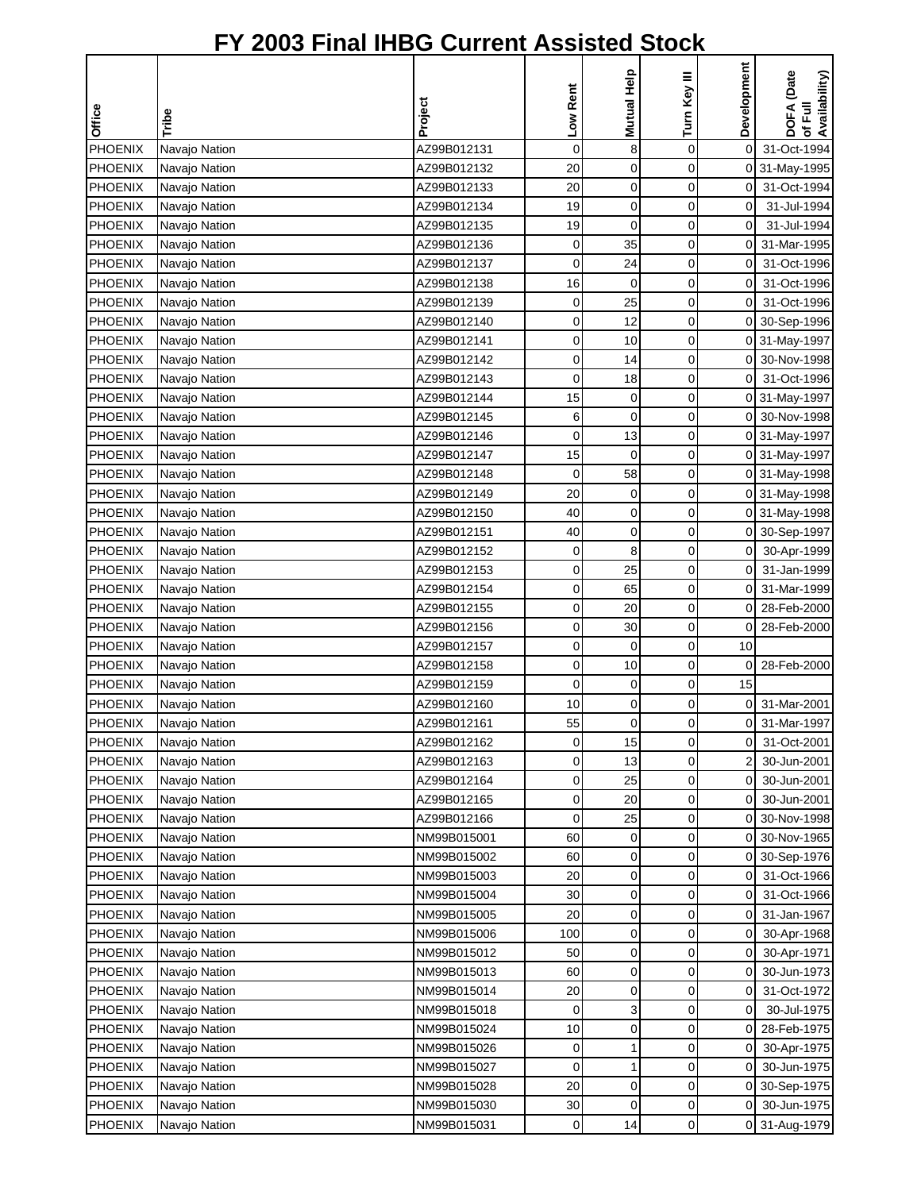# FY 2003 Final IHBG Current Assisted Stock

| Office | Tribe | Project | Low Rent | Mutual Help | Turn Key III | Development | DOFA (Date of Full Availability) |
|---|---|---|---|---|---|---|---|
| PHOENIX | Navajo Nation | AZ99B012131 | 0 | 8 | 0 | 0 | 31-Oct-1994 |
| PHOENIX | Navajo Nation | AZ99B012132 | 20 | 0 | 0 | 0 | 31-May-1995 |
| PHOENIX | Navajo Nation | AZ99B012133 | 20 | 0 | 0 | 0 | 31-Oct-1994 |
| PHOENIX | Navajo Nation | AZ99B012134 | 19 | 0 | 0 | 0 | 31-Jul-1994 |
| PHOENIX | Navajo Nation | AZ99B012135 | 19 | 0 | 0 | 0 | 31-Jul-1994 |
| PHOENIX | Navajo Nation | AZ99B012136 | 0 | 35 | 0 | 0 | 31-Mar-1995 |
| PHOENIX | Navajo Nation | AZ99B012137 | 0 | 24 | 0 | 0 | 31-Oct-1996 |
| PHOENIX | Navajo Nation | AZ99B012138 | 16 | 0 | 0 | 0 | 31-Oct-1996 |
| PHOENIX | Navajo Nation | AZ99B012139 | 0 | 25 | 0 | 0 | 31-Oct-1996 |
| PHOENIX | Navajo Nation | AZ99B012140 | 0 | 12 | 0 | 0 | 30-Sep-1996 |
| PHOENIX | Navajo Nation | AZ99B012141 | 0 | 10 | 0 | 0 | 31-May-1997 |
| PHOENIX | Navajo Nation | AZ99B012142 | 0 | 14 | 0 | 0 | 30-Nov-1998 |
| PHOENIX | Navajo Nation | AZ99B012143 | 0 | 18 | 0 | 0 | 31-Oct-1996 |
| PHOENIX | Navajo Nation | AZ99B012144 | 15 | 0 | 0 | 0 | 31-May-1997 |
| PHOENIX | Navajo Nation | AZ99B012145 | 6 | 0 | 0 | 0 | 30-Nov-1998 |
| PHOENIX | Navajo Nation | AZ99B012146 | 0 | 13 | 0 | 0 | 31-May-1997 |
| PHOENIX | Navajo Nation | AZ99B012147 | 15 | 0 | 0 | 0 | 31-May-1997 |
| PHOENIX | Navajo Nation | AZ99B012148 | 0 | 58 | 0 | 0 | 31-May-1998 |
| PHOENIX | Navajo Nation | AZ99B012149 | 20 | 0 | 0 | 0 | 31-May-1998 |
| PHOENIX | Navajo Nation | AZ99B012150 | 40 | 0 | 0 | 0 | 31-May-1998 |
| PHOENIX | Navajo Nation | AZ99B012151 | 40 | 0 | 0 | 0 | 30-Sep-1997 |
| PHOENIX | Navajo Nation | AZ99B012152 | 0 | 8 | 0 | 0 | 30-Apr-1999 |
| PHOENIX | Navajo Nation | AZ99B012153 | 0 | 25 | 0 | 0 | 31-Jan-1999 |
| PHOENIX | Navajo Nation | AZ99B012154 | 0 | 65 | 0 | 0 | 31-Mar-1999 |
| PHOENIX | Navajo Nation | AZ99B012155 | 0 | 20 | 0 | 0 | 28-Feb-2000 |
| PHOENIX | Navajo Nation | AZ99B012156 | 0 | 30 | 0 | 0 | 28-Feb-2000 |
| PHOENIX | Navajo Nation | AZ99B012157 | 0 | 0 | 0 | 10 | |
| PHOENIX | Navajo Nation | AZ99B012158 | 0 | 10 | 0 | 0 | 28-Feb-2000 |
| PHOENIX | Navajo Nation | AZ99B012159 | 0 | 0 | 0 | 15 | |
| PHOENIX | Navajo Nation | AZ99B012160 | 10 | 0 | 0 | 0 | 31-Mar-2001 |
| PHOENIX | Navajo Nation | AZ99B012161 | 55 | 0 | 0 | 0 | 31-Mar-1997 |
| PHOENIX | Navajo Nation | AZ99B012162 | 0 | 15 | 0 | 0 | 31-Oct-2001 |
| PHOENIX | Navajo Nation | AZ99B012163 | 0 | 13 | 0 | 2 | 30-Jun-2001 |
| PHOENIX | Navajo Nation | AZ99B012164 | 0 | 25 | 0 | 0 | 30-Jun-2001 |
| PHOENIX | Navajo Nation | AZ99B012165 | 0 | 20 | 0 | 0 | 30-Jun-2001 |
| PHOENIX | Navajo Nation | AZ99B012166 | 0 | 25 | 0 | 0 | 30-Nov-1998 |
| PHOENIX | Navajo Nation | NM99B015001 | 60 | 0 | 0 | 0 | 30-Nov-1965 |
| PHOENIX | Navajo Nation | NM99B015002 | 60 | 0 | 0 | 0 | 30-Sep-1976 |
| PHOENIX | Navajo Nation | NM99B015003 | 20 | 0 | 0 | 0 | 31-Oct-1966 |
| PHOENIX | Navajo Nation | NM99B015004 | 30 | 0 | 0 | 0 | 31-Oct-1966 |
| PHOENIX | Navajo Nation | NM99B015005 | 20 | 0 | 0 | 0 | 31-Jan-1967 |
| PHOENIX | Navajo Nation | NM99B015006 | 100 | 0 | 0 | 0 | 30-Apr-1968 |
| PHOENIX | Navajo Nation | NM99B015012 | 50 | 0 | 0 | 0 | 30-Apr-1971 |
| PHOENIX | Navajo Nation | NM99B015013 | 60 | 0 | 0 | 0 | 30-Jun-1973 |
| PHOENIX | Navajo Nation | NM99B015014 | 20 | 0 | 0 | 0 | 31-Oct-1972 |
| PHOENIX | Navajo Nation | NM99B015018 | 0 | 3 | 0 | 0 | 30-Jul-1975 |
| PHOENIX | Navajo Nation | NM99B015024 | 10 | 0 | 0 | 0 | 28-Feb-1975 |
| PHOENIX | Navajo Nation | NM99B015026 | 0 | 1 | 0 | 0 | 30-Apr-1975 |
| PHOENIX | Navajo Nation | NM99B015027 | 0 | 1 | 0 | 0 | 30-Jun-1975 |
| PHOENIX | Navajo Nation | NM99B015028 | 20 | 0 | 0 | 0 | 30-Sep-1975 |
| PHOENIX | Navajo Nation | NM99B015030 | 30 | 0 | 0 | 0 | 30-Jun-1975 |
| PHOENIX | Navajo Nation | NM99B015031 | 0 | 14 | 0 | 0 | 31-Aug-1979 |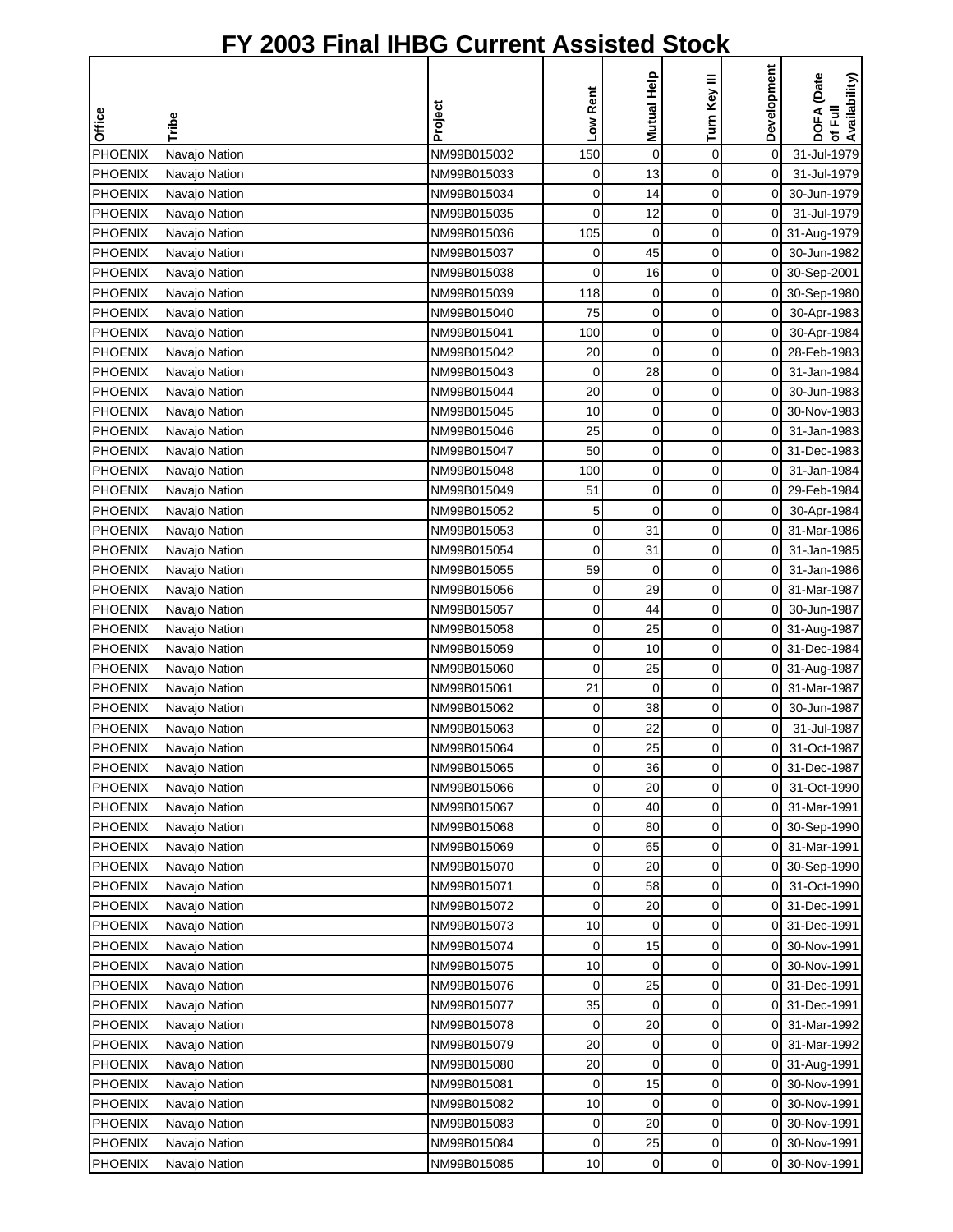# FY 2003 Final IHBG Current Assisted Stock

| Office | Tribe | Project | Low Rent | Mutual Help | Turn Key III | Development | DOFA (Date of Full Availability) |
|---|---|---|---|---|---|---|---|
| PHOENIX | Navajo Nation | NM99B015032 | 150 | 0 | 0 | 0 | 31-Jul-1979 |
| PHOENIX | Navajo Nation | NM99B015033 | 0 | 13 | 0 | 0 | 31-Jul-1979 |
| PHOENIX | Navajo Nation | NM99B015034 | 0 | 14 | 0 | 0 | 30-Jun-1979 |
| PHOENIX | Navajo Nation | NM99B015035 | 0 | 12 | 0 | 0 | 31-Jul-1979 |
| PHOENIX | Navajo Nation | NM99B015036 | 105 | 0 | 0 | 0 | 31-Aug-1979 |
| PHOENIX | Navajo Nation | NM99B015037 | 0 | 45 | 0 | 0 | 30-Jun-1982 |
| PHOENIX | Navajo Nation | NM99B015038 | 0 | 16 | 0 | 0 | 30-Sep-2001 |
| PHOENIX | Navajo Nation | NM99B015039 | 118 | 0 | 0 | 0 | 30-Sep-1980 |
| PHOENIX | Navajo Nation | NM99B015040 | 75 | 0 | 0 | 0 | 30-Apr-1983 |
| PHOENIX | Navajo Nation | NM99B015041 | 100 | 0 | 0 | 0 | 30-Apr-1984 |
| PHOENIX | Navajo Nation | NM99B015042 | 20 | 0 | 0 | 0 | 28-Feb-1983 |
| PHOENIX | Navajo Nation | NM99B015043 | 0 | 28 | 0 | 0 | 31-Jan-1984 |
| PHOENIX | Navajo Nation | NM99B015044 | 20 | 0 | 0 | 0 | 30-Jun-1983 |
| PHOENIX | Navajo Nation | NM99B015045 | 10 | 0 | 0 | 0 | 30-Nov-1983 |
| PHOENIX | Navajo Nation | NM99B015046 | 25 | 0 | 0 | 0 | 31-Jan-1983 |
| PHOENIX | Navajo Nation | NM99B015047 | 50 | 0 | 0 | 0 | 31-Dec-1983 |
| PHOENIX | Navajo Nation | NM99B015048 | 100 | 0 | 0 | 0 | 31-Jan-1984 |
| PHOENIX | Navajo Nation | NM99B015049 | 51 | 0 | 0 | 0 | 29-Feb-1984 |
| PHOENIX | Navajo Nation | NM99B015052 | 5 | 0 | 0 | 0 | 30-Apr-1984 |
| PHOENIX | Navajo Nation | NM99B015053 | 0 | 31 | 0 | 0 | 31-Mar-1986 |
| PHOENIX | Navajo Nation | NM99B015054 | 0 | 31 | 0 | 0 | 31-Jan-1985 |
| PHOENIX | Navajo Nation | NM99B015055 | 59 | 0 | 0 | 0 | 31-Jan-1986 |
| PHOENIX | Navajo Nation | NM99B015056 | 0 | 29 | 0 | 0 | 31-Mar-1987 |
| PHOENIX | Navajo Nation | NM99B015057 | 0 | 44 | 0 | 0 | 30-Jun-1987 |
| PHOENIX | Navajo Nation | NM99B015058 | 0 | 25 | 0 | 0 | 31-Aug-1987 |
| PHOENIX | Navajo Nation | NM99B015059 | 0 | 10 | 0 | 0 | 31-Dec-1984 |
| PHOENIX | Navajo Nation | NM99B015060 | 0 | 25 | 0 | 0 | 31-Aug-1987 |
| PHOENIX | Navajo Nation | NM99B015061 | 21 | 0 | 0 | 0 | 31-Mar-1987 |
| PHOENIX | Navajo Nation | NM99B015062 | 0 | 38 | 0 | 0 | 30-Jun-1987 |
| PHOENIX | Navajo Nation | NM99B015063 | 0 | 22 | 0 | 0 | 31-Jul-1987 |
| PHOENIX | Navajo Nation | NM99B015064 | 0 | 25 | 0 | 0 | 31-Oct-1987 |
| PHOENIX | Navajo Nation | NM99B015065 | 0 | 36 | 0 | 0 | 31-Dec-1987 |
| PHOENIX | Navajo Nation | NM99B015066 | 0 | 20 | 0 | 0 | 31-Oct-1990 |
| PHOENIX | Navajo Nation | NM99B015067 | 0 | 40 | 0 | 0 | 31-Mar-1991 |
| PHOENIX | Navajo Nation | NM99B015068 | 0 | 80 | 0 | 0 | 30-Sep-1990 |
| PHOENIX | Navajo Nation | NM99B015069 | 0 | 65 | 0 | 0 | 31-Mar-1991 |
| PHOENIX | Navajo Nation | NM99B015070 | 0 | 20 | 0 | 0 | 30-Sep-1990 |
| PHOENIX | Navajo Nation | NM99B015071 | 0 | 58 | 0 | 0 | 31-Oct-1990 |
| PHOENIX | Navajo Nation | NM99B015072 | 0 | 20 | 0 | 0 | 31-Dec-1991 |
| PHOENIX | Navajo Nation | NM99B015073 | 10 | 0 | 0 | 0 | 31-Dec-1991 |
| PHOENIX | Navajo Nation | NM99B015074 | 0 | 15 | 0 | 0 | 30-Nov-1991 |
| PHOENIX | Navajo Nation | NM99B015075 | 10 | 0 | 0 | 0 | 30-Nov-1991 |
| PHOENIX | Navajo Nation | NM99B015076 | 0 | 25 | 0 | 0 | 31-Dec-1991 |
| PHOENIX | Navajo Nation | NM99B015077 | 35 | 0 | 0 | 0 | 31-Dec-1991 |
| PHOENIX | Navajo Nation | NM99B015078 | 0 | 20 | 0 | 0 | 31-Mar-1992 |
| PHOENIX | Navajo Nation | NM99B015079 | 20 | 0 | 0 | 0 | 31-Mar-1992 |
| PHOENIX | Navajo Nation | NM99B015080 | 20 | 0 | 0 | 0 | 31-Aug-1991 |
| PHOENIX | Navajo Nation | NM99B015081 | 0 | 15 | 0 | 0 | 30-Nov-1991 |
| PHOENIX | Navajo Nation | NM99B015082 | 10 | 0 | 0 | 0 | 30-Nov-1991 |
| PHOENIX | Navajo Nation | NM99B015083 | 0 | 20 | 0 | 0 | 30-Nov-1991 |
| PHOENIX | Navajo Nation | NM99B015084 | 0 | 25 | 0 | 0 | 30-Nov-1991 |
| PHOENIX | Navajo Nation | NM99B015085 | 10 | 0 | 0 | 0 | 30-Nov-1991 |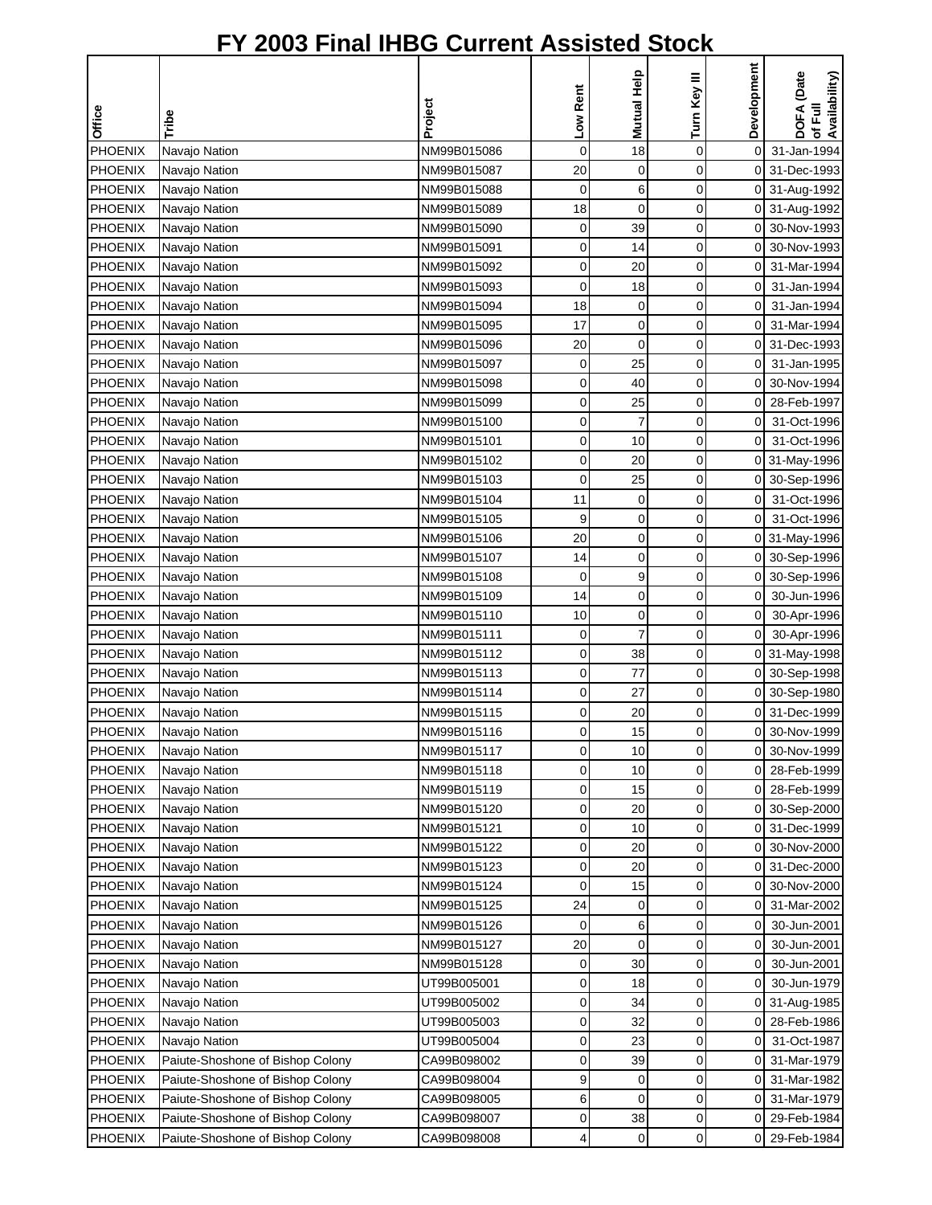# FY 2003 Final IHBG Current Assisted Stock

| Office | Tribe | Project | Low Rent | Mutual Help | Turn Key III | Development | DOFA (Date of Full Availability) |
|---|---|---|---|---|---|---|---|
| PHOENIX | Navajo Nation | NM99B015086 | 0 | 18 | 0 | 0 | 31-Jan-1994 |
| PHOENIX | Navajo Nation | NM99B015087 | 20 | 0 | 0 | 0 | 31-Dec-1993 |
| PHOENIX | Navajo Nation | NM99B015088 | 0 | 6 | 0 | 0 | 31-Aug-1992 |
| PHOENIX | Navajo Nation | NM99B015089 | 18 | 0 | 0 | 0 | 31-Aug-1992 |
| PHOENIX | Navajo Nation | NM99B015090 | 0 | 39 | 0 | 0 | 30-Nov-1993 |
| PHOENIX | Navajo Nation | NM99B015091 | 0 | 14 | 0 | 0 | 30-Nov-1993 |
| PHOENIX | Navajo Nation | NM99B015092 | 0 | 20 | 0 | 0 | 31-Mar-1994 |
| PHOENIX | Navajo Nation | NM99B015093 | 0 | 18 | 0 | 0 | 31-Jan-1994 |
| PHOENIX | Navajo Nation | NM99B015094 | 18 | 0 | 0 | 0 | 31-Jan-1994 |
| PHOENIX | Navajo Nation | NM99B015095 | 17 | 0 | 0 | 0 | 31-Mar-1994 |
| PHOENIX | Navajo Nation | NM99B015096 | 20 | 0 | 0 | 0 | 31-Dec-1993 |
| PHOENIX | Navajo Nation | NM99B015097 | 0 | 25 | 0 | 0 | 31-Jan-1995 |
| PHOENIX | Navajo Nation | NM99B015098 | 0 | 40 | 0 | 0 | 30-Nov-1994 |
| PHOENIX | Navajo Nation | NM99B015099 | 0 | 25 | 0 | 0 | 28-Feb-1997 |
| PHOENIX | Navajo Nation | NM99B015100 | 0 | 7 | 0 | 0 | 31-Oct-1996 |
| PHOENIX | Navajo Nation | NM99B015101 | 0 | 10 | 0 | 0 | 31-Oct-1996 |
| PHOENIX | Navajo Nation | NM99B015102 | 0 | 20 | 0 | 0 | 31-May-1996 |
| PHOENIX | Navajo Nation | NM99B015103 | 0 | 25 | 0 | 0 | 30-Sep-1996 |
| PHOENIX | Navajo Nation | NM99B015104 | 11 | 0 | 0 | 0 | 31-Oct-1996 |
| PHOENIX | Navajo Nation | NM99B015105 | 9 | 0 | 0 | 0 | 31-Oct-1996 |
| PHOENIX | Navajo Nation | NM99B015106 | 20 | 0 | 0 | 0 | 31-May-1996 |
| PHOENIX | Navajo Nation | NM99B015107 | 14 | 0 | 0 | 0 | 30-Sep-1996 |
| PHOENIX | Navajo Nation | NM99B015108 | 0 | 9 | 0 | 0 | 30-Sep-1996 |
| PHOENIX | Navajo Nation | NM99B015109 | 14 | 0 | 0 | 0 | 30-Jun-1996 |
| PHOENIX | Navajo Nation | NM99B015110 | 10 | 0 | 0 | 0 | 30-Apr-1996 |
| PHOENIX | Navajo Nation | NM99B015111 | 0 | 7 | 0 | 0 | 30-Apr-1996 |
| PHOENIX | Navajo Nation | NM99B015112 | 0 | 38 | 0 | 0 | 31-May-1998 |
| PHOENIX | Navajo Nation | NM99B015113 | 0 | 77 | 0 | 0 | 30-Sep-1998 |
| PHOENIX | Navajo Nation | NM99B015114 | 0 | 27 | 0 | 0 | 30-Sep-1980 |
| PHOENIX | Navajo Nation | NM99B015115 | 0 | 20 | 0 | 0 | 31-Dec-1999 |
| PHOENIX | Navajo Nation | NM99B015116 | 0 | 15 | 0 | 0 | 30-Nov-1999 |
| PHOENIX | Navajo Nation | NM99B015117 | 0 | 10 | 0 | 0 | 30-Nov-1999 |
| PHOENIX | Navajo Nation | NM99B015118 | 0 | 10 | 0 | 0 | 28-Feb-1999 |
| PHOENIX | Navajo Nation | NM99B015119 | 0 | 15 | 0 | 0 | 28-Feb-1999 |
| PHOENIX | Navajo Nation | NM99B015120 | 0 | 20 | 0 | 0 | 30-Sep-2000 |
| PHOENIX | Navajo Nation | NM99B015121 | 0 | 10 | 0 | 0 | 31-Dec-1999 |
| PHOENIX | Navajo Nation | NM99B015122 | 0 | 20 | 0 | 0 | 30-Nov-2000 |
| PHOENIX | Navajo Nation | NM99B015123 | 0 | 20 | 0 | 0 | 31-Dec-2000 |
| PHOENIX | Navajo Nation | NM99B015124 | 0 | 15 | 0 | 0 | 30-Nov-2000 |
| PHOENIX | Navajo Nation | NM99B015125 | 24 | 0 | 0 | 0 | 31-Mar-2002 |
| PHOENIX | Navajo Nation | NM99B015126 | 0 | 6 | 0 | 0 | 30-Jun-2001 |
| PHOENIX | Navajo Nation | NM99B015127 | 20 | 0 | 0 | 0 | 30-Jun-2001 |
| PHOENIX | Navajo Nation | NM99B015128 | 0 | 30 | 0 | 0 | 30-Jun-2001 |
| PHOENIX | Navajo Nation | UT99B005001 | 0 | 18 | 0 | 0 | 30-Jun-1979 |
| PHOENIX | Navajo Nation | UT99B005002 | 0 | 34 | 0 | 0 | 31-Aug-1985 |
| PHOENIX | Navajo Nation | UT99B005003 | 0 | 32 | 0 | 0 | 28-Feb-1986 |
| PHOENIX | Navajo Nation | UT99B005004 | 0 | 23 | 0 | 0 | 31-Oct-1987 |
| PHOENIX | Paiute-Shoshone of Bishop Colony | CA99B098002 | 0 | 39 | 0 | 0 | 31-Mar-1979 |
| PHOENIX | Paiute-Shoshone of Bishop Colony | CA99B098004 | 9 | 0 | 0 | 0 | 31-Mar-1982 |
| PHOENIX | Paiute-Shoshone of Bishop Colony | CA99B098005 | 6 | 0 | 0 | 0 | 31-Mar-1979 |
| PHOENIX | Paiute-Shoshone of Bishop Colony | CA99B098007 | 0 | 38 | 0 | 0 | 29-Feb-1984 |
| PHOENIX | Paiute-Shoshone of Bishop Colony | CA99B098008 | 4 | 0 | 0 | 0 | 29-Feb-1984 |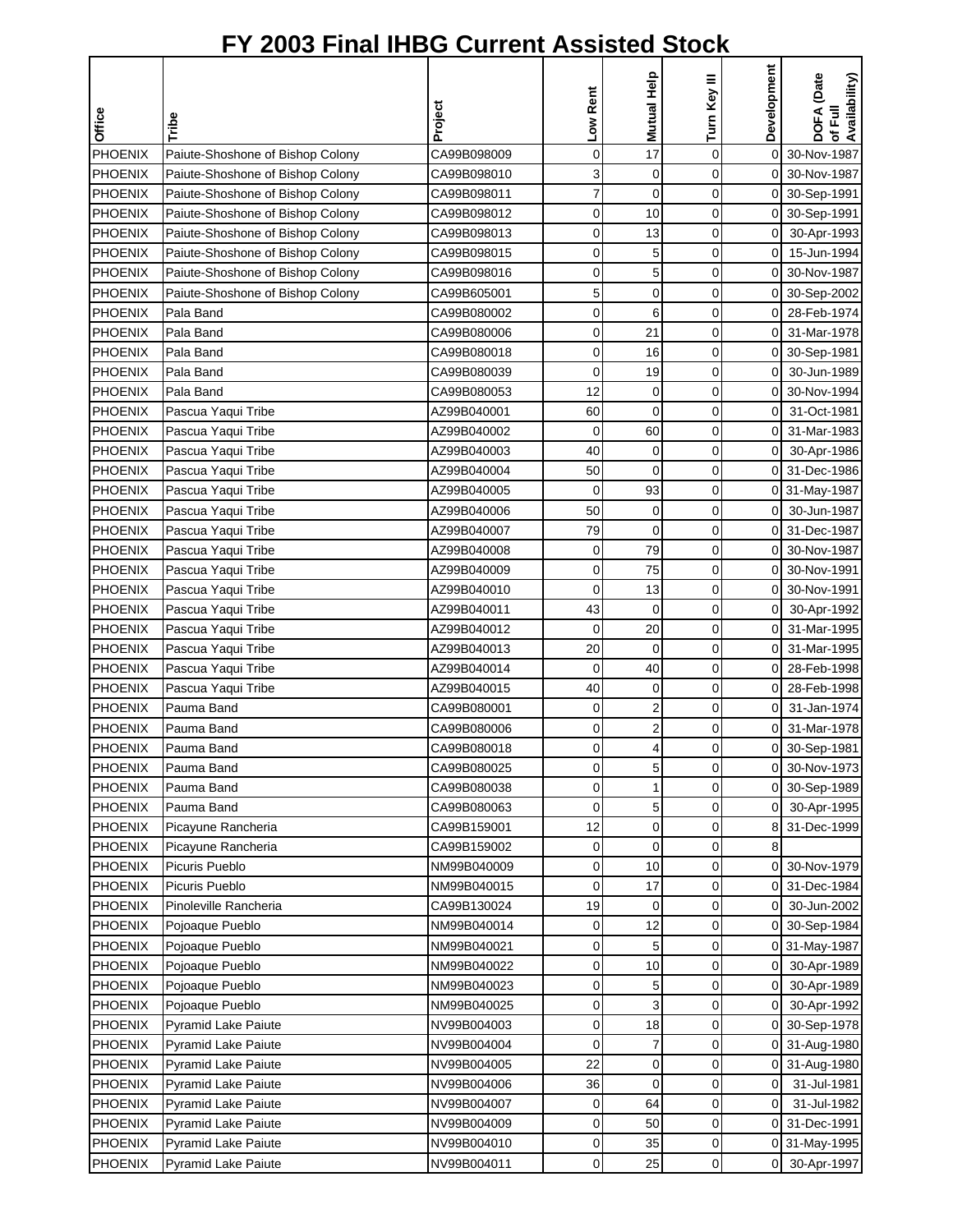# FY 2003 Final IHBG Current Assisted Stock

| Office | Tribe | Project | Low Rent | Mutual Help | Turn Key III | Development | DOFA (Date of Full Availability) |
|---|---|---|---|---|---|---|---|
| PHOENIX | Paiute-Shoshone of Bishop Colony | CA99B098009 | 0 | 17 | 0 | 0 | 30-Nov-1987 |
| PHOENIX | Paiute-Shoshone of Bishop Colony | CA99B098010 | 3 | 0 | 0 | 0 | 30-Nov-1987 |
| PHOENIX | Paiute-Shoshone of Bishop Colony | CA99B098011 | 7 | 0 | 0 | 0 | 30-Sep-1991 |
| PHOENIX | Paiute-Shoshone of Bishop Colony | CA99B098012 | 0 | 10 | 0 | 0 | 30-Sep-1991 |
| PHOENIX | Paiute-Shoshone of Bishop Colony | CA99B098013 | 0 | 13 | 0 | 0 | 30-Apr-1993 |
| PHOENIX | Paiute-Shoshone of Bishop Colony | CA99B098015 | 0 | 5 | 0 | 0 | 15-Jun-1994 |
| PHOENIX | Paiute-Shoshone of Bishop Colony | CA99B098016 | 0 | 5 | 0 | 0 | 30-Nov-1987 |
| PHOENIX | Paiute-Shoshone of Bishop Colony | CA99B605001 | 5 | 0 | 0 | 0 | 30-Sep-2002 |
| PHOENIX | Pala Band | CA99B080002 | 0 | 6 | 0 | 0 | 28-Feb-1974 |
| PHOENIX | Pala Band | CA99B080006 | 0 | 21 | 0 | 0 | 31-Mar-1978 |
| PHOENIX | Pala Band | CA99B080018 | 0 | 16 | 0 | 0 | 30-Sep-1981 |
| PHOENIX | Pala Band | CA99B080039 | 0 | 19 | 0 | 0 | 30-Jun-1989 |
| PHOENIX | Pala Band | CA99B080053 | 12 | 0 | 0 | 0 | 30-Nov-1994 |
| PHOENIX | Pascua Yaqui Tribe | AZ99B040001 | 60 | 0 | 0 | 0 | 31-Oct-1981 |
| PHOENIX | Pascua Yaqui Tribe | AZ99B040002 | 0 | 60 | 0 | 0 | 31-Mar-1983 |
| PHOENIX | Pascua Yaqui Tribe | AZ99B040003 | 40 | 0 | 0 | 0 | 30-Apr-1986 |
| PHOENIX | Pascua Yaqui Tribe | AZ99B040004 | 50 | 0 | 0 | 0 | 31-Dec-1986 |
| PHOENIX | Pascua Yaqui Tribe | AZ99B040005 | 0 | 93 | 0 | 0 | 31-May-1987 |
| PHOENIX | Pascua Yaqui Tribe | AZ99B040006 | 50 | 0 | 0 | 0 | 30-Jun-1987 |
| PHOENIX | Pascua Yaqui Tribe | AZ99B040007 | 79 | 0 | 0 | 0 | 31-Dec-1987 |
| PHOENIX | Pascua Yaqui Tribe | AZ99B040008 | 0 | 79 | 0 | 0 | 30-Nov-1987 |
| PHOENIX | Pascua Yaqui Tribe | AZ99B040009 | 0 | 75 | 0 | 0 | 30-Nov-1991 |
| PHOENIX | Pascua Yaqui Tribe | AZ99B040010 | 0 | 13 | 0 | 0 | 30-Nov-1991 |
| PHOENIX | Pascua Yaqui Tribe | AZ99B040011 | 43 | 0 | 0 | 0 | 30-Apr-1992 |
| PHOENIX | Pascua Yaqui Tribe | AZ99B040012 | 0 | 20 | 0 | 0 | 31-Mar-1995 |
| PHOENIX | Pascua Yaqui Tribe | AZ99B040013 | 20 | 0 | 0 | 0 | 31-Mar-1995 |
| PHOENIX | Pascua Yaqui Tribe | AZ99B040014 | 0 | 40 | 0 | 0 | 28-Feb-1998 |
| PHOENIX | Pascua Yaqui Tribe | AZ99B040015 | 40 | 0 | 0 | 0 | 28-Feb-1998 |
| PHOENIX | Pauma Band | CA99B080001 | 0 | 2 | 0 | 0 | 31-Jan-1974 |
| PHOENIX | Pauma Band | CA99B080006 | 0 | 2 | 0 | 0 | 31-Mar-1978 |
| PHOENIX | Pauma Band | CA99B080018 | 0 | 4 | 0 | 0 | 30-Sep-1981 |
| PHOENIX | Pauma Band | CA99B080025 | 0 | 5 | 0 | 0 | 30-Nov-1973 |
| PHOENIX | Pauma Band | CA99B080038 | 0 | 1 | 0 | 0 | 30-Sep-1989 |
| PHOENIX | Pauma Band | CA99B080063 | 0 | 5 | 0 | 0 | 30-Apr-1995 |
| PHOENIX | Picayune Rancheria | CA99B159001 | 12 | 0 | 0 | 8 | 31-Dec-1999 |
| PHOENIX | Picayune Rancheria | CA99B159002 | 0 | 0 | 0 | 8 | |
| PHOENIX | Picuris Pueblo | NM99B040009 | 0 | 10 | 0 | 0 | 30-Nov-1979 |
| PHOENIX | Picuris Pueblo | NM99B040015 | 0 | 17 | 0 | 0 | 31-Dec-1984 |
| PHOENIX | Pinoleville Rancheria | CA99B130024 | 19 | 0 | 0 | 0 | 30-Jun-2002 |
| PHOENIX | Pojoaque Pueblo | NM99B040014 | 0 | 12 | 0 | 0 | 30-Sep-1984 |
| PHOENIX | Pojoaque Pueblo | NM99B040021 | 0 | 5 | 0 | 0 | 31-May-1987 |
| PHOENIX | Pojoaque Pueblo | NM99B040022 | 0 | 10 | 0 | 0 | 30-Apr-1989 |
| PHOENIX | Pojoaque Pueblo | NM99B040023 | 0 | 5 | 0 | 0 | 30-Apr-1989 |
| PHOENIX | Pojoaque Pueblo | NM99B040025 | 0 | 3 | 0 | 0 | 30-Apr-1992 |
| PHOENIX | Pyramid Lake Paiute | NV99B004003 | 0 | 18 | 0 | 0 | 30-Sep-1978 |
| PHOENIX | Pyramid Lake Paiute | NV99B004004 | 0 | 7 | 0 | 0 | 31-Aug-1980 |
| PHOENIX | Pyramid Lake Paiute | NV99B004005 | 22 | 0 | 0 | 0 | 31-Aug-1980 |
| PHOENIX | Pyramid Lake Paiute | NV99B004006 | 36 | 0 | 0 | 0 | 31-Jul-1981 |
| PHOENIX | Pyramid Lake Paiute | NV99B004007 | 0 | 64 | 0 | 0 | 31-Jul-1982 |
| PHOENIX | Pyramid Lake Paiute | NV99B004009 | 0 | 50 | 0 | 0 | 31-Dec-1991 |
| PHOENIX | Pyramid Lake Paiute | NV99B004010 | 0 | 35 | 0 | 0 | 31-May-1995 |
| PHOENIX | Pyramid Lake Paiute | NV99B004011 | 0 | 25 | 0 | 0 | 30-Apr-1997 |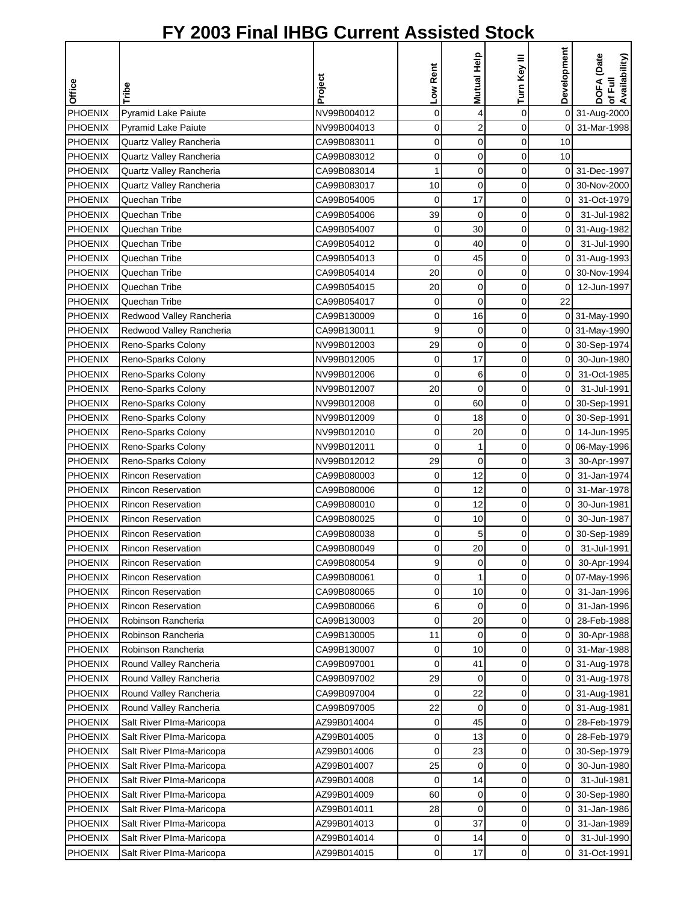# FY 2003 Final IHBG Current Assisted Stock

| Office | Tribe | Project | Low Rent | Mutual Help | Turn Key III | Development | DOFA (Date of Full Availability) |
|---|---|---|---|---|---|---|---|
| PHOENIX | Pyramid Lake Paiute | NV99B004012 | 0 | 4 | 0 | 0 | 31-Aug-2000 |
| PHOENIX | Pyramid Lake Paiute | NV99B004013 | 0 | 2 | 0 | 0 | 31-Mar-1998 |
| PHOENIX | Quartz Valley Rancheria | CA99B083011 | 0 | 0 | 0 | 10 | |
| PHOENIX | Quartz Valley Rancheria | CA99B083012 | 0 | 0 | 0 | 10 | |
| PHOENIX | Quartz Valley Rancheria | CA99B083014 | 1 | 0 | 0 | 0 | 31-Dec-1997 |
| PHOENIX | Quartz Valley Rancheria | CA99B083017 | 10 | 0 | 0 | 0 | 30-Nov-2000 |
| PHOENIX | Quechan Tribe | CA99B054005 | 0 | 17 | 0 | 0 | 31-Oct-1979 |
| PHOENIX | Quechan Tribe | CA99B054006 | 39 | 0 | 0 | 0 | 31-Jul-1982 |
| PHOENIX | Quechan Tribe | CA99B054007 | 0 | 30 | 0 | 0 | 31-Aug-1982 |
| PHOENIX | Quechan Tribe | CA99B054012 | 0 | 40 | 0 | 0 | 31-Jul-1990 |
| PHOENIX | Quechan Tribe | CA99B054013 | 0 | 45 | 0 | 0 | 31-Aug-1993 |
| PHOENIX | Quechan Tribe | CA99B054014 | 20 | 0 | 0 | 0 | 30-Nov-1994 |
| PHOENIX | Quechan Tribe | CA99B054015 | 20 | 0 | 0 | 0 | 12-Jun-1997 |
| PHOENIX | Quechan Tribe | CA99B054017 | 0 | 0 | 0 | 22 | |
| PHOENIX | Redwood Valley Rancheria | CA99B130009 | 0 | 16 | 0 | 0 | 31-May-1990 |
| PHOENIX | Redwood Valley Rancheria | CA99B130011 | 9 | 0 | 0 | 0 | 31-May-1990 |
| PHOENIX | Reno-Sparks Colony | NV99B012003 | 29 | 0 | 0 | 0 | 30-Sep-1974 |
| PHOENIX | Reno-Sparks Colony | NV99B012005 | 0 | 17 | 0 | 0 | 30-Jun-1980 |
| PHOENIX | Reno-Sparks Colony | NV99B012006 | 0 | 6 | 0 | 0 | 31-Oct-1985 |
| PHOENIX | Reno-Sparks Colony | NV99B012007 | 20 | 0 | 0 | 0 | 31-Jul-1991 |
| PHOENIX | Reno-Sparks Colony | NV99B012008 | 0 | 60 | 0 | 0 | 30-Sep-1991 |
| PHOENIX | Reno-Sparks Colony | NV99B012009 | 0 | 18 | 0 | 0 | 30-Sep-1991 |
| PHOENIX | Reno-Sparks Colony | NV99B012010 | 0 | 20 | 0 | 0 | 14-Jun-1995 |
| PHOENIX | Reno-Sparks Colony | NV99B012011 | 0 | 1 | 0 | 0 | 06-May-1996 |
| PHOENIX | Reno-Sparks Colony | NV99B012012 | 29 | 0 | 0 | 3 | 30-Apr-1997 |
| PHOENIX | Rincon Reservation | CA99B080003 | 0 | 12 | 0 | 0 | 31-Jan-1974 |
| PHOENIX | Rincon Reservation | CA99B080006 | 0 | 12 | 0 | 0 | 31-Mar-1978 |
| PHOENIX | Rincon Reservation | CA99B080010 | 0 | 12 | 0 | 0 | 30-Jun-1981 |
| PHOENIX | Rincon Reservation | CA99B080025 | 0 | 10 | 0 | 0 | 30-Jun-1987 |
| PHOENIX | Rincon Reservation | CA99B080038 | 0 | 5 | 0 | 0 | 30-Sep-1989 |
| PHOENIX | Rincon Reservation | CA99B080049 | 0 | 20 | 0 | 0 | 31-Jul-1991 |
| PHOENIX | Rincon Reservation | CA99B080054 | 9 | 0 | 0 | 0 | 30-Apr-1994 |
| PHOENIX | Rincon Reservation | CA99B080061 | 0 | 1 | 0 | 0 | 07-May-1996 |
| PHOENIX | Rincon Reservation | CA99B080065 | 0 | 10 | 0 | 0 | 31-Jan-1996 |
| PHOENIX | Rincon Reservation | CA99B080066 | 6 | 0 | 0 | 0 | 31-Jan-1996 |
| PHOENIX | Robinson Rancheria | CA99B130003 | 0 | 20 | 0 | 0 | 28-Feb-1988 |
| PHOENIX | Robinson Rancheria | CA99B130005 | 11 | 0 | 0 | 0 | 30-Apr-1988 |
| PHOENIX | Robinson Rancheria | CA99B130007 | 0 | 10 | 0 | 0 | 31-Mar-1988 |
| PHOENIX | Round Valley Rancheria | CA99B097001 | 0 | 41 | 0 | 0 | 31-Aug-1978 |
| PHOENIX | Round Valley Rancheria | CA99B097002 | 29 | 0 | 0 | 0 | 31-Aug-1978 |
| PHOENIX | Round Valley Rancheria | CA99B097004 | 0 | 22 | 0 | 0 | 31-Aug-1981 |
| PHOENIX | Round Valley Rancheria | CA99B097005 | 22 | 0 | 0 | 0 | 31-Aug-1981 |
| PHOENIX | Salt River PIma-Maricopa | AZ99B014004 | 0 | 45 | 0 | 0 | 28-Feb-1979 |
| PHOENIX | Salt River PIma-Maricopa | AZ99B014005 | 0 | 13 | 0 | 0 | 28-Feb-1979 |
| PHOENIX | Salt River PIma-Maricopa | AZ99B014006 | 0 | 23 | 0 | 0 | 30-Sep-1979 |
| PHOENIX | Salt River PIma-Maricopa | AZ99B014007 | 25 | 0 | 0 | 0 | 30-Jun-1980 |
| PHOENIX | Salt River PIma-Maricopa | AZ99B014008 | 0 | 14 | 0 | 0 | 31-Jul-1981 |
| PHOENIX | Salt River PIma-Maricopa | AZ99B014009 | 60 | 0 | 0 | 0 | 30-Sep-1980 |
| PHOENIX | Salt River PIma-Maricopa | AZ99B014011 | 28 | 0 | 0 | 0 | 31-Jan-1986 |
| PHOENIX | Salt River PIma-Maricopa | AZ99B014013 | 0 | 37 | 0 | 0 | 31-Jan-1989 |
| PHOENIX | Salt River PIma-Maricopa | AZ99B014014 | 0 | 14 | 0 | 0 | 31-Jul-1990 |
| PHOENIX | Salt River PIma-Maricopa | AZ99B014015 | 0 | 17 | 0 | 0 | 31-Oct-1991 |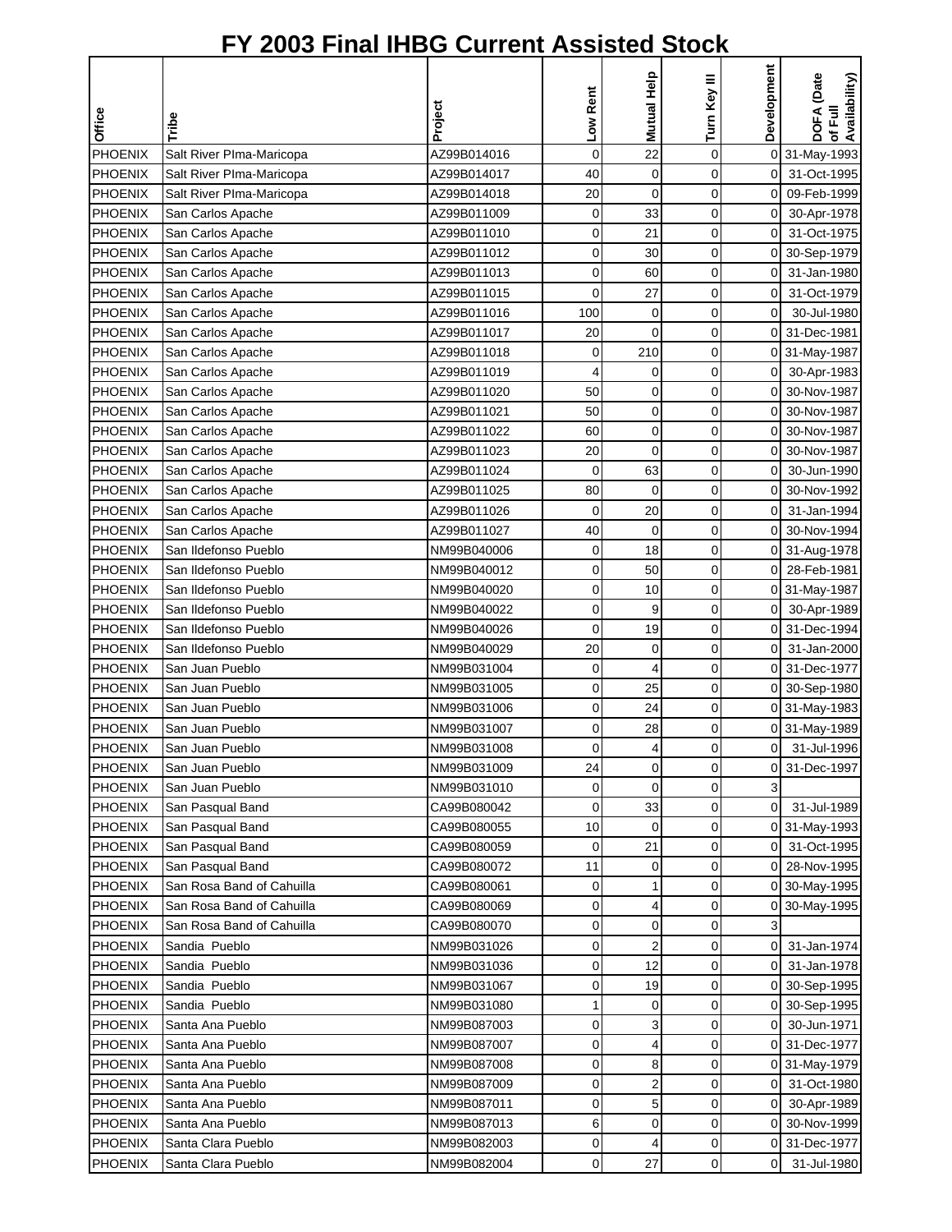# FY 2003 Final IHBG Current Assisted Stock

| Office | Tribe | Project | Low Rent | Mutual Help | Turn Key III | Development | DOFA (Date of Full Availability) |
|---|---|---|---|---|---|---|---|
| PHOENIX | Salt River PIma-Maricopa | AZ99B014016 | 0 | 22 | 0 | 0 | 31-May-1993 |
| PHOENIX | Salt River PIma-Maricopa | AZ99B014017 | 40 | 0 | 0 | 0 | 31-Oct-1995 |
| PHOENIX | Salt River PIma-Maricopa | AZ99B014018 | 20 | 0 | 0 | 0 | 09-Feb-1999 |
| PHOENIX | San Carlos Apache | AZ99B011009 | 0 | 33 | 0 | 0 | 30-Apr-1978 |
| PHOENIX | San Carlos Apache | AZ99B011010 | 0 | 21 | 0 | 0 | 31-Oct-1975 |
| PHOENIX | San Carlos Apache | AZ99B011012 | 0 | 30 | 0 | 0 | 30-Sep-1979 |
| PHOENIX | San Carlos Apache | AZ99B011013 | 0 | 60 | 0 | 0 | 31-Jan-1980 |
| PHOENIX | San Carlos Apache | AZ99B011015 | 0 | 27 | 0 | 0 | 31-Oct-1979 |
| PHOENIX | San Carlos Apache | AZ99B011016 | 100 | 0 | 0 | 0 | 30-Jul-1980 |
| PHOENIX | San Carlos Apache | AZ99B011017 | 20 | 0 | 0 | 0 | 31-Dec-1981 |
| PHOENIX | San Carlos Apache | AZ99B011018 | 0 | 210 | 0 | 0 | 31-May-1987 |
| PHOENIX | San Carlos Apache | AZ99B011019 | 4 | 0 | 0 | 0 | 30-Apr-1983 |
| PHOENIX | San Carlos Apache | AZ99B011020 | 50 | 0 | 0 | 0 | 30-Nov-1987 |
| PHOENIX | San Carlos Apache | AZ99B011021 | 50 | 0 | 0 | 0 | 30-Nov-1987 |
| PHOENIX | San Carlos Apache | AZ99B011022 | 60 | 0 | 0 | 0 | 30-Nov-1987 |
| PHOENIX | San Carlos Apache | AZ99B011023 | 20 | 0 | 0 | 0 | 30-Nov-1987 |
| PHOENIX | San Carlos Apache | AZ99B011024 | 0 | 63 | 0 | 0 | 30-Jun-1990 |
| PHOENIX | San Carlos Apache | AZ99B011025 | 80 | 0 | 0 | 0 | 30-Nov-1992 |
| PHOENIX | San Carlos Apache | AZ99B011026 | 0 | 20 | 0 | 0 | 31-Jan-1994 |
| PHOENIX | San Carlos Apache | AZ99B011027 | 40 | 0 | 0 | 0 | 30-Nov-1994 |
| PHOENIX | San Ildefonso Pueblo | NM99B040006 | 0 | 18 | 0 | 0 | 31-Aug-1978 |
| PHOENIX | San Ildefonso Pueblo | NM99B040012 | 0 | 50 | 0 | 0 | 28-Feb-1981 |
| PHOENIX | San Ildefonso Pueblo | NM99B040020 | 0 | 10 | 0 | 0 | 31-May-1987 |
| PHOENIX | San Ildefonso Pueblo | NM99B040022 | 0 | 9 | 0 | 0 | 30-Apr-1989 |
| PHOENIX | San Ildefonso Pueblo | NM99B040026 | 0 | 19 | 0 | 0 | 31-Dec-1994 |
| PHOENIX | San Ildefonso Pueblo | NM99B040029 | 20 | 0 | 0 | 0 | 31-Jan-2000 |
| PHOENIX | San Juan Pueblo | NM99B031004 | 0 | 4 | 0 | 0 | 31-Dec-1977 |
| PHOENIX | San Juan Pueblo | NM99B031005 | 0 | 25 | 0 | 0 | 30-Sep-1980 |
| PHOENIX | San Juan Pueblo | NM99B031006 | 0 | 24 | 0 | 0 | 31-May-1983 |
| PHOENIX | San Juan Pueblo | NM99B031007 | 0 | 28 | 0 | 0 | 31-May-1989 |
| PHOENIX | San Juan Pueblo | NM99B031008 | 0 | 4 | 0 | 0 | 31-Jul-1996 |
| PHOENIX | San Juan Pueblo | NM99B031009 | 24 | 0 | 0 | 0 | 31-Dec-1997 |
| PHOENIX | San Juan Pueblo | NM99B031010 | 0 | 0 | 0 | 3 | |
| PHOENIX | San Pasqual Band | CA99B080042 | 0 | 33 | 0 | 0 | 31-Jul-1989 |
| PHOENIX | San Pasqual Band | CA99B080055 | 10 | 0 | 0 | 0 | 31-May-1993 |
| PHOENIX | San Pasqual Band | CA99B080059 | 0 | 21 | 0 | 0 | 31-Oct-1995 |
| PHOENIX | San Pasqual Band | CA99B080072 | 11 | 0 | 0 | 0 | 28-Nov-1995 |
| PHOENIX | San Rosa Band of Cahuilla | CA99B080061 | 0 | 1 | 0 | 0 | 30-May-1995 |
| PHOENIX | San Rosa Band of Cahuilla | CA99B080069 | 0 | 4 | 0 | 0 | 30-May-1995 |
| PHOENIX | San Rosa Band of Cahuilla | CA99B080070 | 0 | 0 | 0 | 3 | |
| PHOENIX | Sandia Pueblo | NM99B031026 | 0 | 2 | 0 | 0 | 31-Jan-1974 |
| PHOENIX | Sandia Pueblo | NM99B031036 | 0 | 12 | 0 | 0 | 31-Jan-1978 |
| PHOENIX | Sandia Pueblo | NM99B031067 | 0 | 19 | 0 | 0 | 30-Sep-1995 |
| PHOENIX | Sandia Pueblo | NM99B031080 | 1 | 0 | 0 | 0 | 30-Sep-1995 |
| PHOENIX | Santa Ana Pueblo | NM99B087003 | 0 | 3 | 0 | 0 | 30-Jun-1971 |
| PHOENIX | Santa Ana Pueblo | NM99B087007 | 0 | 4 | 0 | 0 | 31-Dec-1977 |
| PHOENIX | Santa Ana Pueblo | NM99B087008 | 0 | 8 | 0 | 0 | 31-May-1979 |
| PHOENIX | Santa Ana Pueblo | NM99B087009 | 0 | 2 | 0 | 0 | 31-Oct-1980 |
| PHOENIX | Santa Ana Pueblo | NM99B087011 | 0 | 5 | 0 | 0 | 30-Apr-1989 |
| PHOENIX | Santa Ana Pueblo | NM99B087013 | 6 | 0 | 0 | 0 | 30-Nov-1999 |
| PHOENIX | Santa Clara Pueblo | NM99B082003 | 0 | 4 | 0 | 0 | 31-Dec-1977 |
| PHOENIX | Santa Clara Pueblo | NM99B082004 | 0 | 27 | 0 | 0 | 31-Jul-1980 |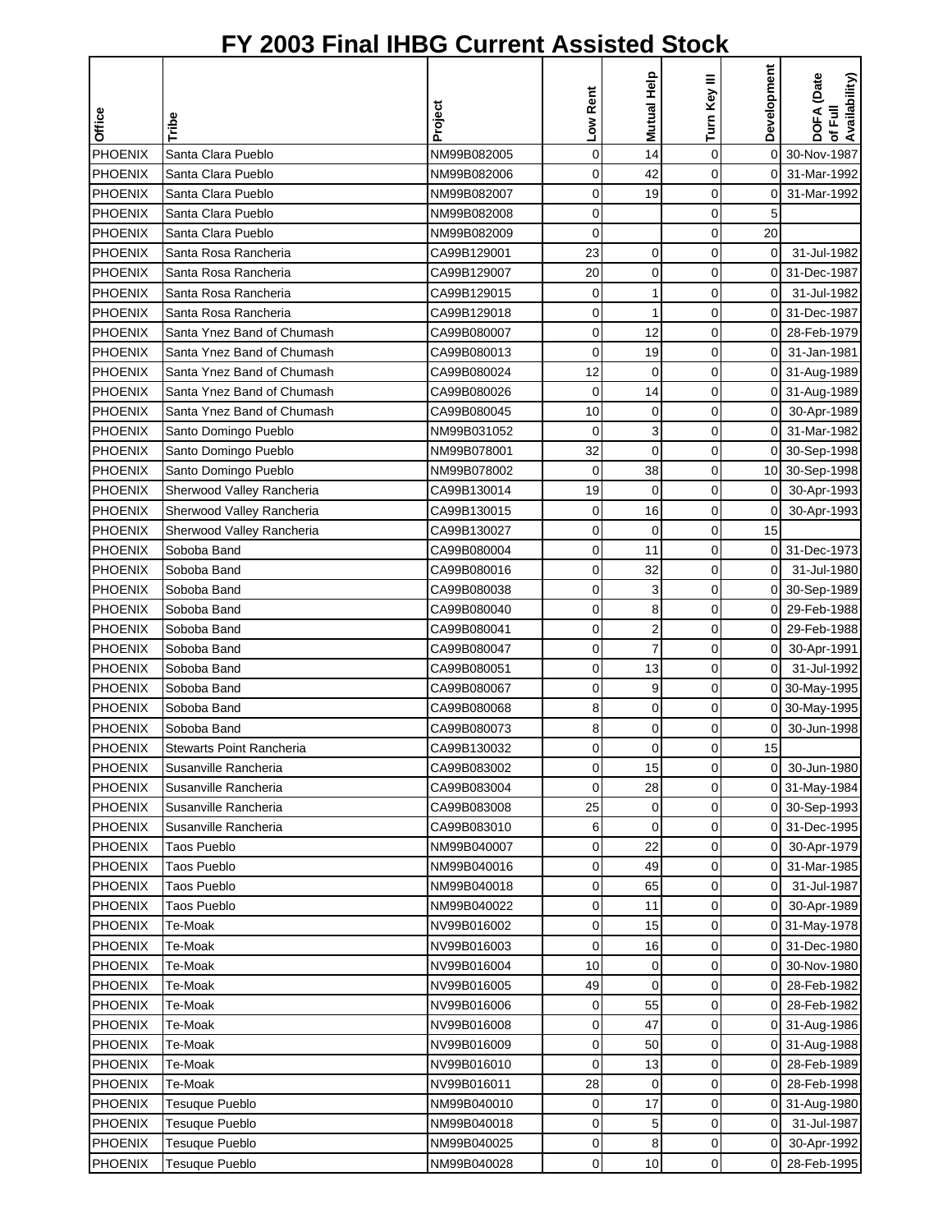# FY 2003 Final IHBG Current Assisted Stock

| Office | Tribe | Project | Low Rent | Mutual Help | Turn Key III | Development | DOFA (Date of Full Availability) |
|---|---|---|---|---|---|---|---|
| PHOENIX | Santa Clara Pueblo | NM99B082005 | 0 | 14 | 0 | 0 | 30-Nov-1987 |
| PHOENIX | Santa Clara Pueblo | NM99B082006 | 0 | 42 | 0 | 0 | 31-Mar-1992 |
| PHOENIX | Santa Clara Pueblo | NM99B082007 | 0 | 19 | 0 | 0 | 31-Mar-1992 |
| PHOENIX | Santa Clara Pueblo | NM99B082008 | 0 | | 0 | 5 | |
| PHOENIX | Santa Clara Pueblo | NM99B082009 | 0 | | 0 | 20 | |
| PHOENIX | Santa Rosa Rancheria | CA99B129001 | 23 | 0 | 0 | 0 | 31-Jul-1982 |
| PHOENIX | Santa Rosa Rancheria | CA99B129007 | 20 | 0 | 0 | 0 | 31-Dec-1987 |
| PHOENIX | Santa Rosa Rancheria | CA99B129015 | 0 | 1 | 0 | 0 | 31-Jul-1982 |
| PHOENIX | Santa Rosa Rancheria | CA99B129018 | 0 | 1 | 0 | 0 | 31-Dec-1987 |
| PHOENIX | Santa Ynez Band of Chumash | CA99B080007 | 0 | 12 | 0 | 0 | 28-Feb-1979 |
| PHOENIX | Santa Ynez Band of Chumash | CA99B080013 | 0 | 19 | 0 | 0 | 31-Jan-1981 |
| PHOENIX | Santa Ynez Band of Chumash | CA99B080024 | 12 | 0 | 0 | 0 | 31-Aug-1989 |
| PHOENIX | Santa Ynez Band of Chumash | CA99B080026 | 0 | 14 | 0 | 0 | 31-Aug-1989 |
| PHOENIX | Santa Ynez Band of Chumash | CA99B080045 | 10 | 0 | 0 | 0 | 30-Apr-1989 |
| PHOENIX | Santo Domingo Pueblo | NM99B031052 | 0 | 3 | 0 | 0 | 31-Mar-1982 |
| PHOENIX | Santo Domingo Pueblo | NM99B078001 | 32 | 0 | 0 | 0 | 30-Sep-1998 |
| PHOENIX | Santo Domingo Pueblo | NM99B078002 | 0 | 38 | 0 | 10 | 30-Sep-1998 |
| PHOENIX | Sherwood Valley Rancheria | CA99B130014 | 19 | 0 | 0 | 0 | 30-Apr-1993 |
| PHOENIX | Sherwood Valley Rancheria | CA99B130015 | 0 | 16 | 0 | 0 | 30-Apr-1993 |
| PHOENIX | Sherwood Valley Rancheria | CA99B130027 | 0 | 0 | 0 | 15 | |
| PHOENIX | Soboba Band | CA99B080004 | 0 | 11 | 0 | 0 | 31-Dec-1973 |
| PHOENIX | Soboba Band | CA99B080016 | 0 | 32 | 0 | 0 | 31-Jul-1980 |
| PHOENIX | Soboba Band | CA99B080038 | 0 | 3 | 0 | 0 | 30-Sep-1989 |
| PHOENIX | Soboba Band | CA99B080040 | 0 | 8 | 0 | 0 | 29-Feb-1988 |
| PHOENIX | Soboba Band | CA99B080041 | 0 | 2 | 0 | 0 | 29-Feb-1988 |
| PHOENIX | Soboba Band | CA99B080047 | 0 | 7 | 0 | 0 | 30-Apr-1991 |
| PHOENIX | Soboba Band | CA99B080051 | 0 | 13 | 0 | 0 | 31-Jul-1992 |
| PHOENIX | Soboba Band | CA99B080067 | 0 | 9 | 0 | 0 | 30-May-1995 |
| PHOENIX | Soboba Band | CA99B080068 | 8 | 0 | 0 | 0 | 30-May-1995 |
| PHOENIX | Soboba Band | CA99B080073 | 8 | 0 | 0 | 0 | 30-Jun-1998 |
| PHOENIX | Stewarts Point Rancheria | CA99B130032 | 0 | 0 | 0 | 15 | |
| PHOENIX | Susanville Rancheria | CA99B083002 | 0 | 15 | 0 | 0 | 30-Jun-1980 |
| PHOENIX | Susanville Rancheria | CA99B083004 | 0 | 28 | 0 | 0 | 31-May-1984 |
| PHOENIX | Susanville Rancheria | CA99B083008 | 25 | 0 | 0 | 0 | 30-Sep-1993 |
| PHOENIX | Susanville Rancheria | CA99B083010 | 6 | 0 | 0 | 0 | 31-Dec-1995 |
| PHOENIX | Taos Pueblo | NM99B040007 | 0 | 22 | 0 | 0 | 30-Apr-1979 |
| PHOENIX | Taos Pueblo | NM99B040016 | 0 | 49 | 0 | 0 | 31-Mar-1985 |
| PHOENIX | Taos Pueblo | NM99B040018 | 0 | 65 | 0 | 0 | 31-Jul-1987 |
| PHOENIX | Taos Pueblo | NM99B040022 | 0 | 11 | 0 | 0 | 30-Apr-1989 |
| PHOENIX | Te-Moak | NV99B016002 | 0 | 15 | 0 | 0 | 31-May-1978 |
| PHOENIX | Te-Moak | NV99B016003 | 0 | 16 | 0 | 0 | 31-Dec-1980 |
| PHOENIX | Te-Moak | NV99B016004 | 10 | 0 | 0 | 0 | 30-Nov-1980 |
| PHOENIX | Te-Moak | NV99B016005 | 49 | 0 | 0 | 0 | 28-Feb-1982 |
| PHOENIX | Te-Moak | NV99B016006 | 0 | 55 | 0 | 0 | 28-Feb-1982 |
| PHOENIX | Te-Moak | NV99B016008 | 0 | 47 | 0 | 0 | 31-Aug-1986 |
| PHOENIX | Te-Moak | NV99B016009 | 0 | 50 | 0 | 0 | 31-Aug-1988 |
| PHOENIX | Te-Moak | NV99B016010 | 0 | 13 | 0 | 0 | 28-Feb-1989 |
| PHOENIX | Te-Moak | NV99B016011 | 28 | 0 | 0 | 0 | 28-Feb-1998 |
| PHOENIX | Tesuque Pueblo | NM99B040010 | 0 | 17 | 0 | 0 | 31-Aug-1980 |
| PHOENIX | Tesuque Pueblo | NM99B040018 | 0 | 5 | 0 | 0 | 31-Jul-1987 |
| PHOENIX | Tesuque Pueblo | NM99B040025 | 0 | 8 | 0 | 0 | 30-Apr-1992 |
| PHOENIX | Tesuque Pueblo | NM99B040028 | 0 | 10 | 0 | 0 | 28-Feb-1995 |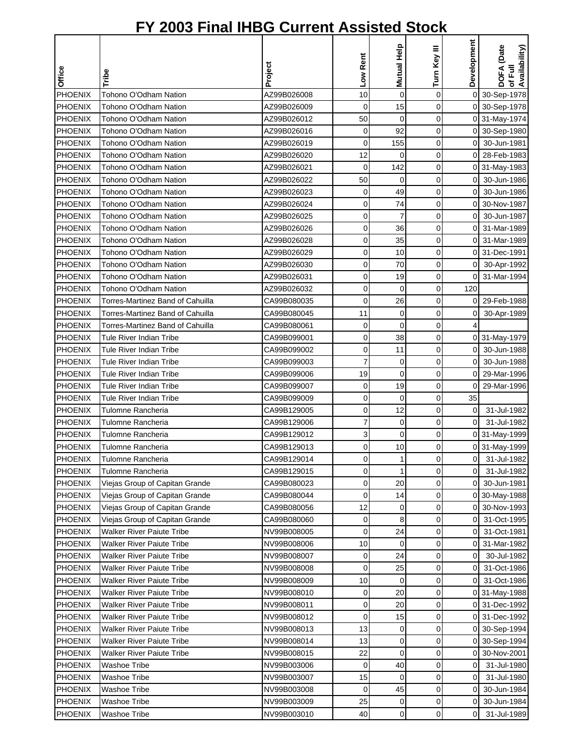# FY 2003 Final IHBG Current Assisted Stock

| Office | Tribe | Project | Low Rent | Mutual Help | Turn Key III | Development | DOFA (Date of Full Availability) |
|---|---|---|---|---|---|---|---|
| PHOENIX | Tohono O'Odham Nation | AZ99B026008 | 10 | 0 | 0 | 0 | 30-Sep-1978 |
| PHOENIX | Tohono O'Odham Nation | AZ99B026009 | 0 | 15 | 0 | 0 | 30-Sep-1978 |
| PHOENIX | Tohono O'Odham Nation | AZ99B026012 | 50 | 0 | 0 | 0 | 31-May-1974 |
| PHOENIX | Tohono O'Odham Nation | AZ99B026016 | 0 | 92 | 0 | 0 | 30-Sep-1980 |
| PHOENIX | Tohono O'Odham Nation | AZ99B026019 | 0 | 155 | 0 | 0 | 30-Jun-1981 |
| PHOENIX | Tohono O'Odham Nation | AZ99B026020 | 12 | 0 | 0 | 0 | 28-Feb-1983 |
| PHOENIX | Tohono O'Odham Nation | AZ99B026021 | 0 | 142 | 0 | 0 | 31-May-1983 |
| PHOENIX | Tohono O'Odham Nation | AZ99B026022 | 50 | 0 | 0 | 0 | 30-Jun-1986 |
| PHOENIX | Tohono O'Odham Nation | AZ99B026023 | 0 | 49 | 0 | 0 | 30-Jun-1986 |
| PHOENIX | Tohono O'Odham Nation | AZ99B026024 | 0 | 74 | 0 | 0 | 30-Nov-1987 |
| PHOENIX | Tohono O'Odham Nation | AZ99B026025 | 0 | 7 | 0 | 0 | 30-Jun-1987 |
| PHOENIX | Tohono O'Odham Nation | AZ99B026026 | 0 | 36 | 0 | 0 | 31-Mar-1989 |
| PHOENIX | Tohono O'Odham Nation | AZ99B026028 | 0 | 35 | 0 | 0 | 31-Mar-1989 |
| PHOENIX | Tohono O'Odham Nation | AZ99B026029 | 0 | 10 | 0 | 0 | 31-Dec-1991 |
| PHOENIX | Tohono O'Odham Nation | AZ99B026030 | 0 | 70 | 0 | 0 | 30-Apr-1992 |
| PHOENIX | Tohono O'Odham Nation | AZ99B026031 | 0 | 19 | 0 | 0 | 31-Mar-1994 |
| PHOENIX | Tohono O'Odham Nation | AZ99B026032 | 0 | 0 | 0 | 120 | |
| PHOENIX | Torres-Martinez Band of Cahuilla | CA99B080035 | 0 | 26 | 0 | 0 | 29-Feb-1988 |
| PHOENIX | Torres-Martinez Band of Cahuilla | CA99B080045 | 11 | 0 | 0 | 0 | 30-Apr-1989 |
| PHOENIX | Torres-Martinez Band of Cahuilla | CA99B080061 | 0 | 0 | 0 | 4 | |
| PHOENIX | Tule River Indian Tribe | CA99B099001 | 0 | 38 | 0 | 0 | 31-May-1979 |
| PHOENIX | Tule River Indian Tribe | CA99B099002 | 0 | 11 | 0 | 0 | 30-Jun-1988 |
| PHOENIX | Tule River Indian Tribe | CA99B099003 | 7 | 0 | 0 | 0 | 30-Jun-1988 |
| PHOENIX | Tule River Indian Tribe | CA99B099006 | 19 | 0 | 0 | 0 | 29-Mar-1996 |
| PHOENIX | Tule River Indian Tribe | CA99B099007 | 0 | 19 | 0 | 0 | 29-Mar-1996 |
| PHOENIX | Tule River Indian Tribe | CA99B099009 | 0 | 0 | 0 | 35 | |
| PHOENIX | Tulomne Rancheria | CA99B129005 | 0 | 12 | 0 | 0 | 31-Jul-1982 |
| PHOENIX | Tulomne Rancheria | CA99B129006 | 7 | 0 | 0 | 0 | 31-Jul-1982 |
| PHOENIX | Tulomne Rancheria | CA99B129012 | 3 | 0 | 0 | 0 | 31-May-1999 |
| PHOENIX | Tulomne Rancheria | CA99B129013 | 0 | 10 | 0 | 0 | 31-May-1999 |
| PHOENIX | Tulomne Rancheria | CA99B129014 | 0 | 1 | 0 | 0 | 31-Jul-1982 |
| PHOENIX | Tulomne Rancheria | CA99B129015 | 0 | 1 | 0 | 0 | 31-Jul-1982 |
| PHOENIX | Viejas Group of Capitan Grande | CA99B080023 | 0 | 20 | 0 | 0 | 30-Jun-1981 |
| PHOENIX | Viejas Group of Capitan Grande | CA99B080044 | 0 | 14 | 0 | 0 | 30-May-1988 |
| PHOENIX | Viejas Group of Capitan Grande | CA99B080056 | 12 | 0 | 0 | 0 | 30-Nov-1993 |
| PHOENIX | Viejas Group of Capitan Grande | CA99B080060 | 0 | 8 | 0 | 0 | 31-Oct-1995 |
| PHOENIX | Walker River Paiute Tribe | NV99B008005 | 0 | 24 | 0 | 0 | 31-Oct-1981 |
| PHOENIX | Walker River Paiute Tribe | NV99B008006 | 10 | 0 | 0 | 0 | 31-Mar-1982 |
| PHOENIX | Walker River Paiute Tribe | NV99B008007 | 0 | 24 | 0 | 0 | 30-Jul-1982 |
| PHOENIX | Walker River Paiute Tribe | NV99B008008 | 0 | 25 | 0 | 0 | 31-Oct-1986 |
| PHOENIX | Walker River Paiute Tribe | NV99B008009 | 10 | 0 | 0 | 0 | 31-Oct-1986 |
| PHOENIX | Walker River Paiute Tribe | NV99B008010 | 0 | 20 | 0 | 0 | 31-May-1988 |
| PHOENIX | Walker River Paiute Tribe | NV99B008011 | 0 | 20 | 0 | 0 | 31-Dec-1992 |
| PHOENIX | Walker River Paiute Tribe | NV99B008012 | 0 | 15 | 0 | 0 | 31-Dec-1992 |
| PHOENIX | Walker River Paiute Tribe | NV99B008013 | 13 | 0 | 0 | 0 | 30-Sep-1994 |
| PHOENIX | Walker River Paiute Tribe | NV99B008014 | 13 | 0 | 0 | 0 | 30-Sep-1994 |
| PHOENIX | Walker River Paiute Tribe | NV99B008015 | 22 | 0 | 0 | 0 | 30-Nov-2001 |
| PHOENIX | Washoe Tribe | NV99B003006 | 0 | 40 | 0 | 0 | 31-Jul-1980 |
| PHOENIX | Washoe Tribe | NV99B003007 | 15 | 0 | 0 | 0 | 31-Jul-1980 |
| PHOENIX | Washoe Tribe | NV99B003008 | 0 | 45 | 0 | 0 | 30-Jun-1984 |
| PHOENIX | Washoe Tribe | NV99B003009 | 25 | 0 | 0 | 0 | 30-Jun-1984 |
| PHOENIX | Washoe Tribe | NV99B003010 | 40 | 0 | 0 | 0 | 31-Jul-1989 |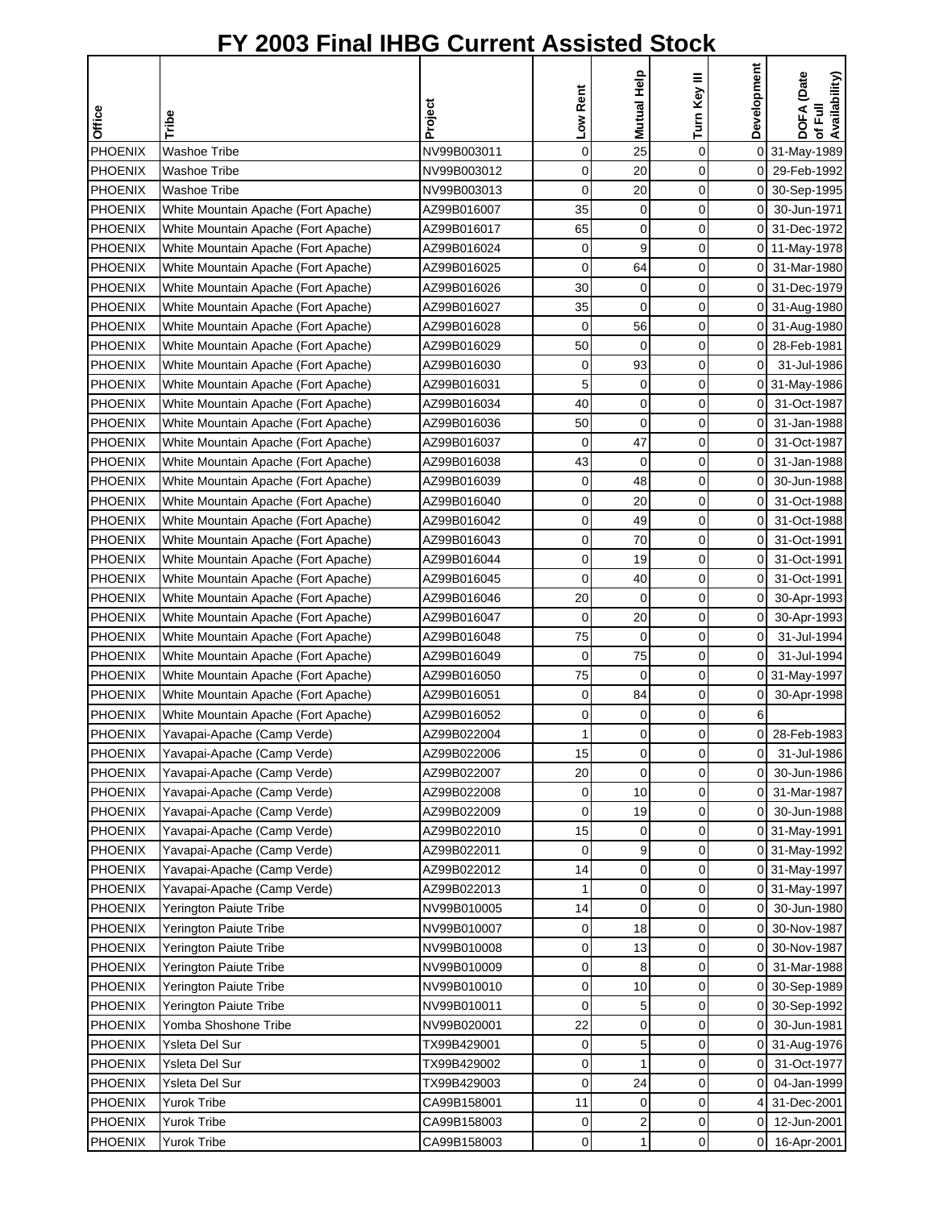# FY 2003 Final IHBG Current Assisted Stock

| Office | Tribe | Project | Low Rent | Mutual Help | Turn Key III | Development | DOFA (Date of Full Availability) |
|---|---|---|---|---|---|---|---|
| PHOENIX | Washoe Tribe | NV99B003011 | 0 | 25 | 0 | 0 | 31-May-1989 |
| PHOENIX | Washoe Tribe | NV99B003012 | 0 | 20 | 0 | 0 | 29-Feb-1992 |
| PHOENIX | Washoe Tribe | NV99B003013 | 0 | 20 | 0 | 0 | 30-Sep-1995 |
| PHOENIX | White Mountain Apache (Fort Apache) | AZ99B016007 | 35 | 0 | 0 | 0 | 30-Jun-1971 |
| PHOENIX | White Mountain Apache (Fort Apache) | AZ99B016017 | 65 | 0 | 0 | 0 | 31-Dec-1972 |
| PHOENIX | White Mountain Apache (Fort Apache) | AZ99B016024 | 0 | 9 | 0 | 0 | 11-May-1978 |
| PHOENIX | White Mountain Apache (Fort Apache) | AZ99B016025 | 0 | 64 | 0 | 0 | 31-Mar-1980 |
| PHOENIX | White Mountain Apache (Fort Apache) | AZ99B016026 | 30 | 0 | 0 | 0 | 31-Dec-1979 |
| PHOENIX | White Mountain Apache (Fort Apache) | AZ99B016027 | 35 | 0 | 0 | 0 | 31-Aug-1980 |
| PHOENIX | White Mountain Apache (Fort Apache) | AZ99B016028 | 0 | 56 | 0 | 0 | 31-Aug-1980 |
| PHOENIX | White Mountain Apache (Fort Apache) | AZ99B016029 | 50 | 0 | 0 | 0 | 28-Feb-1981 |
| PHOENIX | White Mountain Apache (Fort Apache) | AZ99B016030 | 0 | 93 | 0 | 0 | 31-Jul-1986 |
| PHOENIX | White Mountain Apache (Fort Apache) | AZ99B016031 | 5 | 0 | 0 | 0 | 31-May-1986 |
| PHOENIX | White Mountain Apache (Fort Apache) | AZ99B016034 | 40 | 0 | 0 | 0 | 31-Oct-1987 |
| PHOENIX | White Mountain Apache (Fort Apache) | AZ99B016036 | 50 | 0 | 0 | 0 | 31-Jan-1988 |
| PHOENIX | White Mountain Apache (Fort Apache) | AZ99B016037 | 0 | 47 | 0 | 0 | 31-Oct-1987 |
| PHOENIX | White Mountain Apache (Fort Apache) | AZ99B016038 | 43 | 0 | 0 | 0 | 31-Jan-1988 |
| PHOENIX | White Mountain Apache (Fort Apache) | AZ99B016039 | 0 | 48 | 0 | 0 | 30-Jun-1988 |
| PHOENIX | White Mountain Apache (Fort Apache) | AZ99B016040 | 0 | 20 | 0 | 0 | 31-Oct-1988 |
| PHOENIX | White Mountain Apache (Fort Apache) | AZ99B016042 | 0 | 49 | 0 | 0 | 31-Oct-1988 |
| PHOENIX | White Mountain Apache (Fort Apache) | AZ99B016043 | 0 | 70 | 0 | 0 | 31-Oct-1991 |
| PHOENIX | White Mountain Apache (Fort Apache) | AZ99B016044 | 0 | 19 | 0 | 0 | 31-Oct-1991 |
| PHOENIX | White Mountain Apache (Fort Apache) | AZ99B016045 | 0 | 40 | 0 | 0 | 31-Oct-1991 |
| PHOENIX | White Mountain Apache (Fort Apache) | AZ99B016046 | 20 | 0 | 0 | 0 | 30-Apr-1993 |
| PHOENIX | White Mountain Apache (Fort Apache) | AZ99B016047 | 0 | 20 | 0 | 0 | 30-Apr-1993 |
| PHOENIX | White Mountain Apache (Fort Apache) | AZ99B016048 | 75 | 0 | 0 | 0 | 31-Jul-1994 |
| PHOENIX | White Mountain Apache (Fort Apache) | AZ99B016049 | 0 | 75 | 0 | 0 | 31-Jul-1994 |
| PHOENIX | White Mountain Apache (Fort Apache) | AZ99B016050 | 75 | 0 | 0 | 0 | 31-May-1997 |
| PHOENIX | White Mountain Apache (Fort Apache) | AZ99B016051 | 0 | 84 | 0 | 0 | 30-Apr-1998 |
| PHOENIX | White Mountain Apache (Fort Apache) | AZ99B016052 | 0 | 0 | 0 | 6 | |
| PHOENIX | Yavapai-Apache (Camp Verde) | AZ99B022004 | 1 | 0 | 0 | 0 | 28-Feb-1983 |
| PHOENIX | Yavapai-Apache (Camp Verde) | AZ99B022006 | 15 | 0 | 0 | 0 | 31-Jul-1986 |
| PHOENIX | Yavapai-Apache (Camp Verde) | AZ99B022007 | 20 | 0 | 0 | 0 | 30-Jun-1986 |
| PHOENIX | Yavapai-Apache (Camp Verde) | AZ99B022008 | 0 | 10 | 0 | 0 | 31-Mar-1987 |
| PHOENIX | Yavapai-Apache (Camp Verde) | AZ99B022009 | 0 | 19 | 0 | 0 | 30-Jun-1988 |
| PHOENIX | Yavapai-Apache (Camp Verde) | AZ99B022010 | 15 | 0 | 0 | 0 | 31-May-1991 |
| PHOENIX | Yavapai-Apache (Camp Verde) | AZ99B022011 | 0 | 9 | 0 | 0 | 31-May-1992 |
| PHOENIX | Yavapai-Apache (Camp Verde) | AZ99B022012 | 14 | 0 | 0 | 0 | 31-May-1997 |
| PHOENIX | Yavapai-Apache (Camp Verde) | AZ99B022013 | 1 | 0 | 0 | 0 | 31-May-1997 |
| PHOENIX | Yerington Paiute Tribe | NV99B010005 | 14 | 0 | 0 | 0 | 30-Jun-1980 |
| PHOENIX | Yerington Paiute Tribe | NV99B010007 | 0 | 18 | 0 | 0 | 30-Nov-1987 |
| PHOENIX | Yerington Paiute Tribe | NV99B010008 | 0 | 13 | 0 | 0 | 30-Nov-1987 |
| PHOENIX | Yerington Paiute Tribe | NV99B010009 | 0 | 8 | 0 | 0 | 31-Mar-1988 |
| PHOENIX | Yerington Paiute Tribe | NV99B010010 | 0 | 10 | 0 | 0 | 30-Sep-1989 |
| PHOENIX | Yerington Paiute Tribe | NV99B010011 | 0 | 5 | 0 | 0 | 30-Sep-1992 |
| PHOENIX | Yomba Shoshone Tribe | NV99B020001 | 22 | 0 | 0 | 0 | 30-Jun-1981 |
| PHOENIX | Ysleta Del Sur | TX99B429001 | 0 | 5 | 0 | 0 | 31-Aug-1976 |
| PHOENIX | Ysleta Del Sur | TX99B429002 | 0 | 1 | 0 | 0 | 31-Oct-1977 |
| PHOENIX | Ysleta Del Sur | TX99B429003 | 0 | 24 | 0 | 0 | 04-Jan-1999 |
| PHOENIX | Yurok Tribe | CA99B158001 | 11 | 0 | 0 | 4 | 31-Dec-2001 |
| PHOENIX | Yurok Tribe | CA99B158003 | 0 | 2 | 0 | 0 | 12-Jun-2001 |
| PHOENIX | Yurok Tribe | CA99B158003 | 0 | 1 | 0 | 0 | 16-Apr-2001 |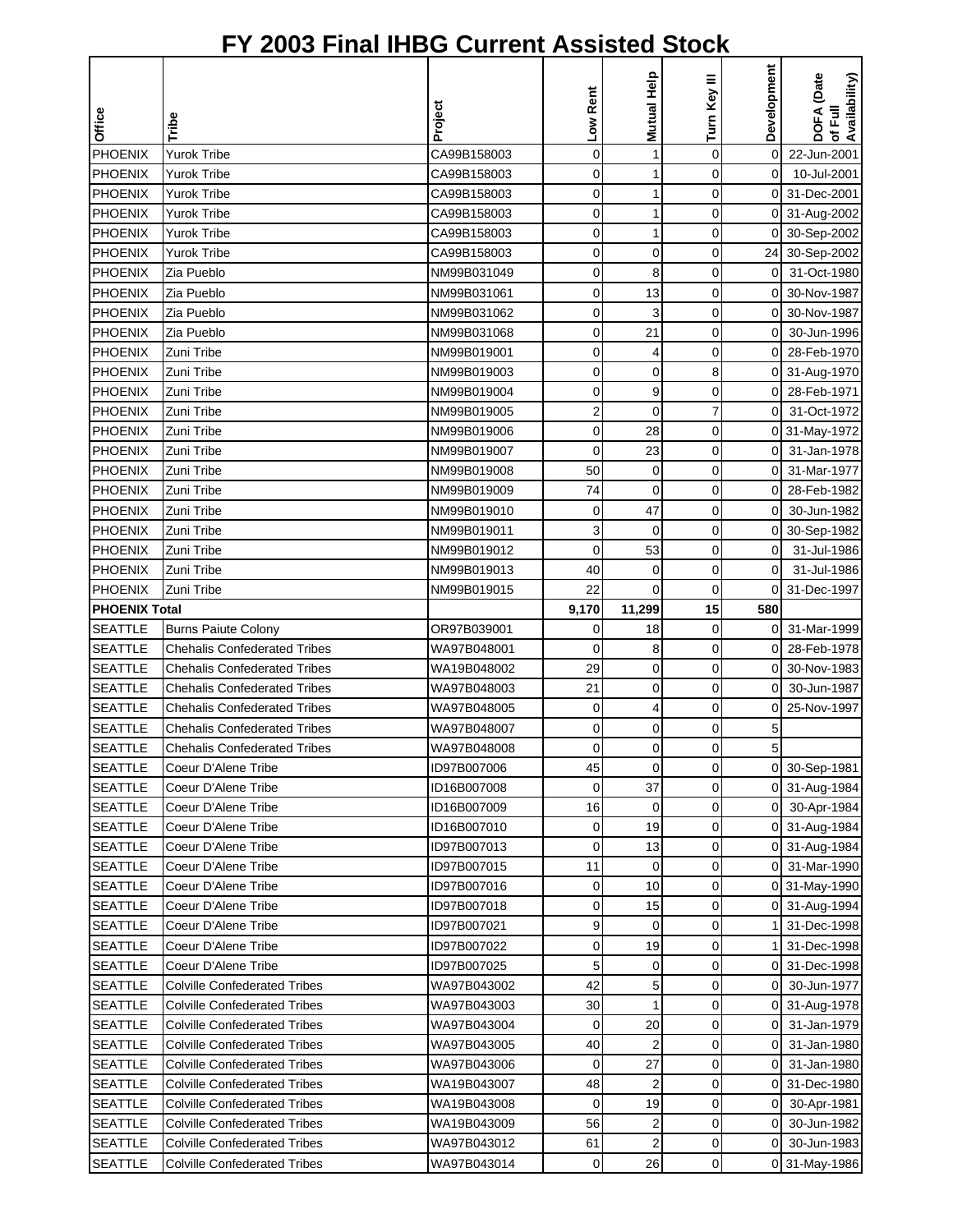# FY 2003 Final IHBG Current Assisted Stock

| Office | Tribe | Project | Low Rent | Mutual Help | Turn Key III | Development | DOFA (Date of Full Availability) |
|---|---|---|---|---|---|---|---|
| PHOENIX | Yurok Tribe | CA99B158003 | 0 | 1 | 0 | 0 | 22-Jun-2001 |
| PHOENIX | Yurok Tribe | CA99B158003 | 0 | 1 | 0 | 0 | 10-Jul-2001 |
| PHOENIX | Yurok Tribe | CA99B158003 | 0 | 1 | 0 | 0 | 31-Dec-2001 |
| PHOENIX | Yurok Tribe | CA99B158003 | 0 | 1 | 0 | 0 | 31-Aug-2002 |
| PHOENIX | Yurok Tribe | CA99B158003 | 0 | 1 | 0 | 0 | 30-Sep-2002 |
| PHOENIX | Yurok Tribe | CA99B158003 | 0 | 0 | 0 | 24 | 30-Sep-2002 |
| PHOENIX | Zia Pueblo | NM99B031049 | 0 | 8 | 0 | 0 | 31-Oct-1980 |
| PHOENIX | Zia Pueblo | NM99B031061 | 0 | 13 | 0 | 0 | 30-Nov-1987 |
| PHOENIX | Zia Pueblo | NM99B031062 | 0 | 3 | 0 | 0 | 30-Nov-1987 |
| PHOENIX | Zia Pueblo | NM99B031068 | 0 | 21 | 0 | 0 | 30-Jun-1996 |
| PHOENIX | Zuni Tribe | NM99B019001 | 0 | 4 | 0 | 0 | 28-Feb-1970 |
| PHOENIX | Zuni Tribe | NM99B019003 | 0 | 0 | 8 | 0 | 31-Aug-1970 |
| PHOENIX | Zuni Tribe | NM99B019004 | 0 | 9 | 0 | 0 | 28-Feb-1971 |
| PHOENIX | Zuni Tribe | NM99B019005 | 2 | 0 | 7 | 0 | 31-Oct-1972 |
| PHOENIX | Zuni Tribe | NM99B019006 | 0 | 28 | 0 | 0 | 31-May-1972 |
| PHOENIX | Zuni Tribe | NM99B019007 | 0 | 23 | 0 | 0 | 31-Jan-1978 |
| PHOENIX | Zuni Tribe | NM99B019008 | 50 | 0 | 0 | 0 | 31-Mar-1977 |
| PHOENIX | Zuni Tribe | NM99B019009 | 74 | 0 | 0 | 0 | 28-Feb-1982 |
| PHOENIX | Zuni Tribe | NM99B019010 | 0 | 47 | 0 | 0 | 30-Jun-1982 |
| PHOENIX | Zuni Tribe | NM99B019011 | 3 | 0 | 0 | 0 | 30-Sep-1982 |
| PHOENIX | Zuni Tribe | NM99B019012 | 0 | 53 | 0 | 0 | 31-Jul-1986 |
| PHOENIX | Zuni Tribe | NM99B019013 | 40 | 0 | 0 | 0 | 31-Jul-1986 |
| PHOENIX | Zuni Tribe | NM99B019015 | 22 | 0 | 0 | 0 | 31-Dec-1997 |
| **PHOENIX Total** | | | **9,170** | **11,299** | **15** | **580** | |
| SEATTLE | Burns Paiute Colony | OR97B039001 | 0 | 18 | 0 | 0 | 31-Mar-1999 |
| SEATTLE | Chehalis Confederated Tribes | WA97B048001 | 0 | 8 | 0 | 0 | 28-Feb-1978 |
| SEATTLE | Chehalis Confederated Tribes | WA19B048002 | 29 | 0 | 0 | 0 | 30-Nov-1983 |
| SEATTLE | Chehalis Confederated Tribes | WA97B048003 | 21 | 0 | 0 | 0 | 30-Jun-1987 |
| SEATTLE | Chehalis Confederated Tribes | WA97B048005 | 0 | 4 | 0 | 0 | 25-Nov-1997 |
| SEATTLE | Chehalis Confederated Tribes | WA97B048007 | 0 | 0 | 0 | 5 | |
| SEATTLE | Chehalis Confederated Tribes | WA97B048008 | 0 | 0 | 0 | 5 | |
| SEATTLE | Coeur D'Alene Tribe | ID97B007006 | 45 | 0 | 0 | 0 | 30-Sep-1981 |
| SEATTLE | Coeur D'Alene Tribe | ID16B007008 | 0 | 37 | 0 | 0 | 31-Aug-1984 |
| SEATTLE | Coeur D'Alene Tribe | ID16B007009 | 16 | 0 | 0 | 0 | 30-Apr-1984 |
| SEATTLE | Coeur D'Alene Tribe | ID16B007010 | 0 | 19 | 0 | 0 | 31-Aug-1984 |
| SEATTLE | Coeur D'Alene Tribe | ID97B007013 | 0 | 13 | 0 | 0 | 31-Aug-1984 |
| SEATTLE | Coeur D'Alene Tribe | ID97B007015 | 11 | 0 | 0 | 0 | 31-Mar-1990 |
| SEATTLE | Coeur D'Alene Tribe | ID97B007016 | 0 | 10 | 0 | 0 | 31-May-1990 |
| SEATTLE | Coeur D'Alene Tribe | ID97B007018 | 0 | 15 | 0 | 0 | 31-Aug-1994 |
| SEATTLE | Coeur D'Alene Tribe | ID97B007021 | 9 | 0 | 0 | 1 | 31-Dec-1998 |
| SEATTLE | Coeur D'Alene Tribe | ID97B007022 | 0 | 19 | 0 | 1 | 31-Dec-1998 |
| SEATTLE | Coeur D'Alene Tribe | ID97B007025 | 5 | 0 | 0 | 0 | 31-Dec-1998 |
| SEATTLE | Colville Confederated Tribes | WA97B043002 | 42 | 5 | 0 | 0 | 30-Jun-1977 |
| SEATTLE | Colville Confederated Tribes | WA97B043003 | 30 | 1 | 0 | 0 | 31-Aug-1978 |
| SEATTLE | Colville Confederated Tribes | WA97B043004 | 0 | 20 | 0 | 0 | 31-Jan-1979 |
| SEATTLE | Colville Confederated Tribes | WA97B043005 | 40 | 2 | 0 | 0 | 31-Jan-1980 |
| SEATTLE | Colville Confederated Tribes | WA97B043006 | 0 | 27 | 0 | 0 | 31-Jan-1980 |
| SEATTLE | Colville Confederated Tribes | WA19B043007 | 48 | 2 | 0 | 0 | 31-Dec-1980 |
| SEATTLE | Colville Confederated Tribes | WA19B043008 | 0 | 19 | 0 | 0 | 30-Apr-1981 |
| SEATTLE | Colville Confederated Tribes | WA19B043009 | 56 | 2 | 0 | 0 | 30-Jun-1982 |
| SEATTLE | Colville Confederated Tribes | WA97B043012 | 61 | 2 | 0 | 0 | 30-Jun-1983 |
| SEATTLE | Colville Confederated Tribes | WA97B043014 | 0 | 26 | 0 | 0 | 31-May-1986 |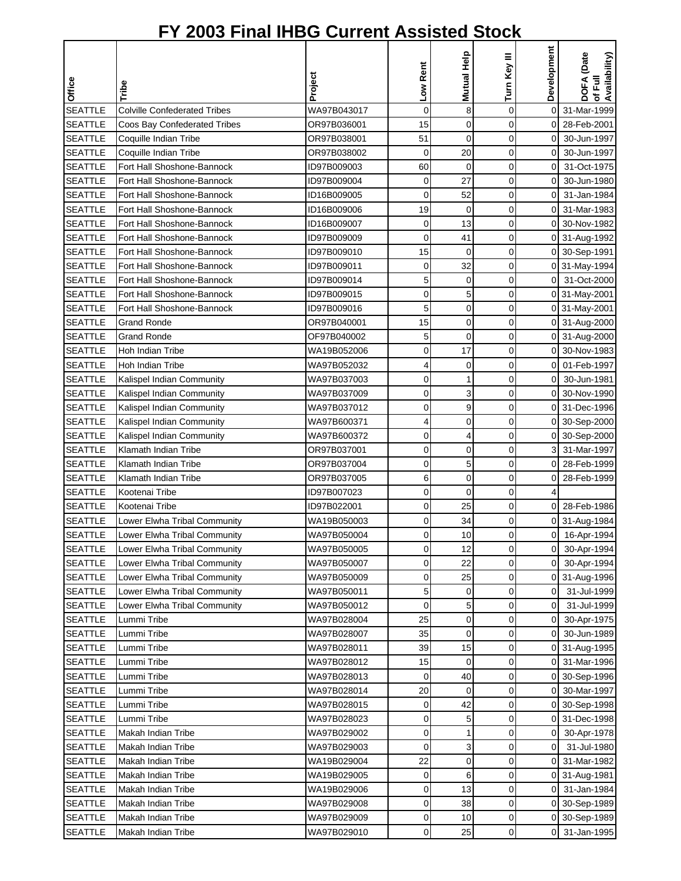# FY 2003 Final IHBG Current Assisted Stock

| Office | Tribe | Project | Low Rent | Mutual Help | Turn Key III | Development | DOFA (Date of Full Availability) |
|---|---|---|---|---|---|---|---|
| SEATTLE | Colville Confederated Tribes | WA97B043017 | 0 | 8 | 0 | 0 | 31-Mar-1999 |
| SEATTLE | Coos Bay Confederated Tribes | OR97B036001 | 15 | 0 | 0 | 0 | 28-Feb-2001 |
| SEATTLE | Coquille Indian Tribe | OR97B038001 | 51 | 0 | 0 | 0 | 30-Jun-1997 |
| SEATTLE | Coquille Indian Tribe | OR97B038002 | 0 | 20 | 0 | 0 | 30-Jun-1997 |
| SEATTLE | Fort Hall Shoshone-Bannock | ID97B009003 | 60 | 0 | 0 | 0 | 31-Oct-1975 |
| SEATTLE | Fort Hall Shoshone-Bannock | ID97B009004 | 0 | 27 | 0 | 0 | 30-Jun-1980 |
| SEATTLE | Fort Hall Shoshone-Bannock | ID16B009005 | 0 | 52 | 0 | 0 | 31-Jan-1984 |
| SEATTLE | Fort Hall Shoshone-Bannock | ID16B009006 | 19 | 0 | 0 | 0 | 31-Mar-1983 |
| SEATTLE | Fort Hall Shoshone-Bannock | ID16B009007 | 0 | 13 | 0 | 0 | 30-Nov-1982 |
| SEATTLE | Fort Hall Shoshone-Bannock | ID97B009009 | 0 | 41 | 0 | 0 | 31-Aug-1992 |
| SEATTLE | Fort Hall Shoshone-Bannock | ID97B009010 | 15 | 0 | 0 | 0 | 30-Sep-1991 |
| SEATTLE | Fort Hall Shoshone-Bannock | ID97B009011 | 0 | 32 | 0 | 0 | 31-May-1994 |
| SEATTLE | Fort Hall Shoshone-Bannock | ID97B009014 | 5 | 0 | 0 | 0 | 31-Oct-2000 |
| SEATTLE | Fort Hall Shoshone-Bannock | ID97B009015 | 0 | 5 | 0 | 0 | 31-May-2001 |
| SEATTLE | Fort Hall Shoshone-Bannock | ID97B009016 | 5 | 0 | 0 | 0 | 31-May-2001 |
| SEATTLE | Grand Ronde | OR97B040001 | 15 | 0 | 0 | 0 | 31-Aug-2000 |
| SEATTLE | Grand Ronde | OF97B040002 | 5 | 0 | 0 | 0 | 31-Aug-2000 |
| SEATTLE | Hoh Indian Tribe | WA19B052006 | 0 | 17 | 0 | 0 | 30-Nov-1983 |
| SEATTLE | Hoh Indian Tribe | WA97B052032 | 4 | 0 | 0 | 0 | 01-Feb-1997 |
| SEATTLE | Kalispel Indian Community | WA97B037003 | 0 | 1 | 0 | 0 | 30-Jun-1981 |
| SEATTLE | Kalispel Indian Community | WA97B037009 | 0 | 3 | 0 | 0 | 30-Nov-1990 |
| SEATTLE | Kalispel Indian Community | WA97B037012 | 0 | 9 | 0 | 0 | 31-Dec-1996 |
| SEATTLE | Kalispel Indian Community | WA97B600371 | 4 | 0 | 0 | 0 | 30-Sep-2000 |
| SEATTLE | Kalispel Indian Community | WA97B600372 | 0 | 4 | 0 | 0 | 30-Sep-2000 |
| SEATTLE | Klamath Indian Tribe | OR97B037001 | 0 | 0 | 0 | 3 | 31-Mar-1997 |
| SEATTLE | Klamath Indian Tribe | OR97B037004 | 0 | 5 | 0 | 0 | 28-Feb-1999 |
| SEATTLE | Klamath Indian Tribe | OR97B037005 | 6 | 0 | 0 | 0 | 28-Feb-1999 |
| SEATTLE | Kootenai Tribe | ID97B007023 | 0 | 0 | 0 | 4 | |
| SEATTLE | Kootenai Tribe | ID97B022001 | 0 | 25 | 0 | 0 | 28-Feb-1986 |
| SEATTLE | Lower Elwha Tribal Community | WA19B050003 | 0 | 34 | 0 | 0 | 31-Aug-1984 |
| SEATTLE | Lower Elwha Tribal Community | WA97B050004 | 0 | 10 | 0 | 0 | 16-Apr-1994 |
| SEATTLE | Lower Elwha Tribal Community | WA97B050005 | 0 | 12 | 0 | 0 | 30-Apr-1994 |
| SEATTLE | Lower Elwha Tribal Community | WA97B050007 | 0 | 22 | 0 | 0 | 30-Apr-1994 |
| SEATTLE | Lower Elwha Tribal Community | WA97B050009 | 0 | 25 | 0 | 0 | 31-Aug-1996 |
| SEATTLE | Lower Elwha Tribal Community | WA97B050011 | 5 | 0 | 0 | 0 | 31-Jul-1999 |
| SEATTLE | Lower Elwha Tribal Community | WA97B050012 | 0 | 5 | 0 | 0 | 31-Jul-1999 |
| SEATTLE | Lummi Tribe | WA97B028004 | 25 | 0 | 0 | 0 | 30-Apr-1975 |
| SEATTLE | Lummi Tribe | WA97B028007 | 35 | 0 | 0 | 0 | 30-Jun-1989 |
| SEATTLE | Lummi Tribe | WA97B028011 | 39 | 15 | 0 | 0 | 31-Aug-1995 |
| SEATTLE | Lummi Tribe | WA97B028012 | 15 | 0 | 0 | 0 | 31-Mar-1996 |
| SEATTLE | Lummi Tribe | WA97B028013 | 0 | 40 | 0 | 0 | 30-Sep-1996 |
| SEATTLE | Lummi Tribe | WA97B028014 | 20 | 0 | 0 | 0 | 30-Mar-1997 |
| SEATTLE | Lummi Tribe | WA97B028015 | 0 | 42 | 0 | 0 | 30-Sep-1998 |
| SEATTLE | Lummi Tribe | WA97B028023 | 0 | 5 | 0 | 0 | 31-Dec-1998 |
| SEATTLE | Makah Indian Tribe | WA97B029002 | 0 | 1 | 0 | 0 | 30-Apr-1978 |
| SEATTLE | Makah Indian Tribe | WA97B029003 | 0 | 3 | 0 | 0 | 31-Jul-1980 |
| SEATTLE | Makah Indian Tribe | WA19B029004 | 22 | 0 | 0 | 0 | 31-Mar-1982 |
| SEATTLE | Makah Indian Tribe | WA19B029005 | 0 | 6 | 0 | 0 | 31-Aug-1981 |
| SEATTLE | Makah Indian Tribe | WA19B029006 | 0 | 13 | 0 | 0 | 31-Jan-1984 |
| SEATTLE | Makah Indian Tribe | WA97B029008 | 0 | 38 | 0 | 0 | 30-Sep-1989 |
| SEATTLE | Makah Indian Tribe | WA97B029009 | 0 | 10 | 0 | 0 | 30-Sep-1989 |
| SEATTLE | Makah Indian Tribe | WA97B029010 | 0 | 25 | 0 | 0 | 31-Jan-1995 |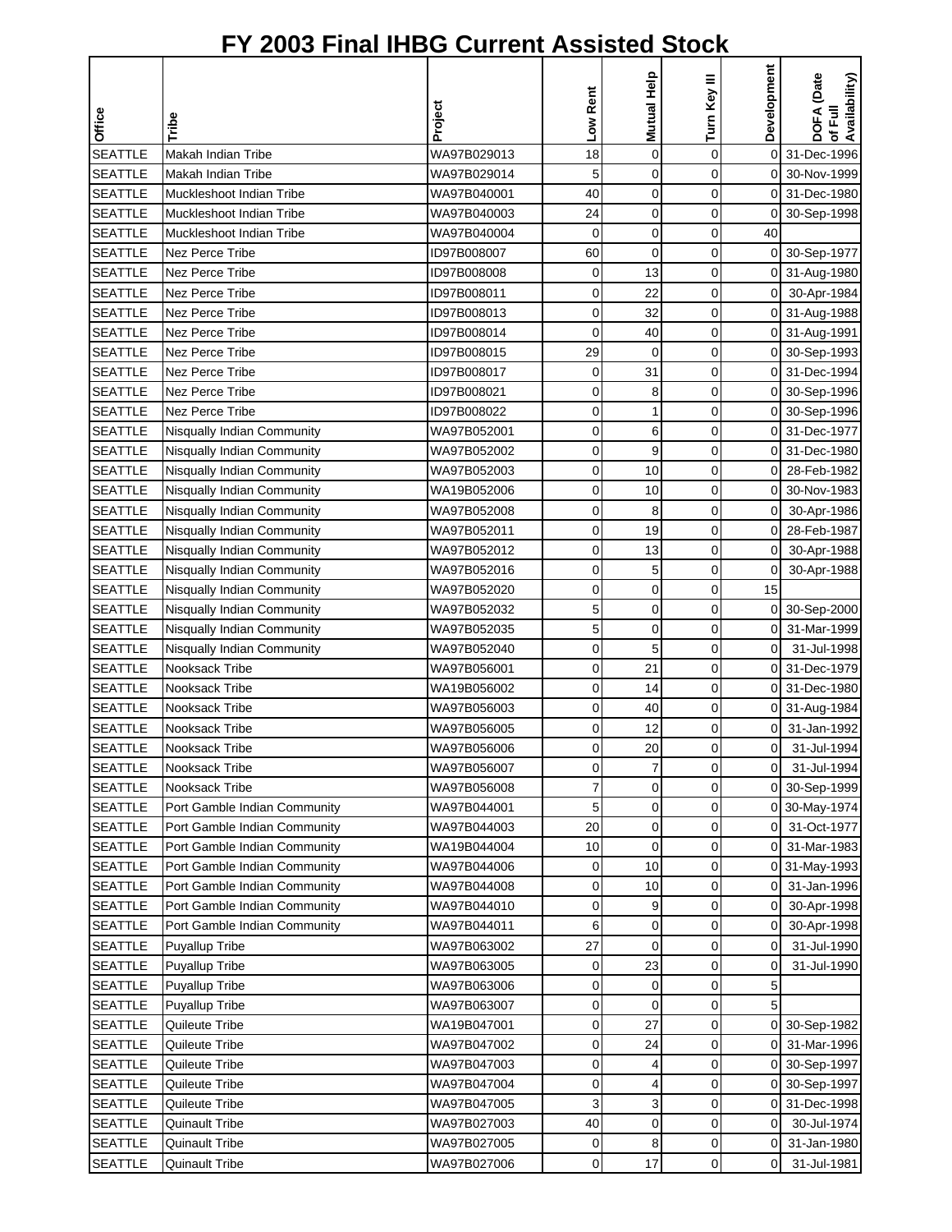# FY 2003 Final IHBG Current Assisted Stock

| Office | Tribe | Project | Low Rent | Mutual Help | Turn Key III | Development | DOFA (Date of Full Availability) |
|---|---|---|---|---|---|---|---|
| SEATTLE | Makah Indian Tribe | WA97B029013 | 18 | 0 | 0 | 0 | 31-Dec-1996 |
| SEATTLE | Makah Indian Tribe | WA97B029014 | 5 | 0 | 0 | 0 | 30-Nov-1999 |
| SEATTLE | Muckleshoot Indian Tribe | WA97B040001 | 40 | 0 | 0 | 0 | 31-Dec-1980 |
| SEATTLE | Muckleshoot Indian Tribe | WA97B040003 | 24 | 0 | 0 | 0 | 30-Sep-1998 |
| SEATTLE | Muckleshoot Indian Tribe | WA97B040004 | 0 | 0 | 0 | 40 | |
| SEATTLE | Nez Perce Tribe | ID97B008007 | 60 | 0 | 0 | 0 | 30-Sep-1977 |
| SEATTLE | Nez Perce Tribe | ID97B008008 | 0 | 13 | 0 | 0 | 31-Aug-1980 |
| SEATTLE | Nez Perce Tribe | ID97B008011 | 0 | 22 | 0 | 0 | 30-Apr-1984 |
| SEATTLE | Nez Perce Tribe | ID97B008013 | 0 | 32 | 0 | 0 | 31-Aug-1988 |
| SEATTLE | Nez Perce Tribe | ID97B008014 | 0 | 40 | 0 | 0 | 31-Aug-1991 |
| SEATTLE | Nez Perce Tribe | ID97B008015 | 29 | 0 | 0 | 0 | 30-Sep-1993 |
| SEATTLE | Nez Perce Tribe | ID97B008017 | 0 | 31 | 0 | 0 | 31-Dec-1994 |
| SEATTLE | Nez Perce Tribe | ID97B008021 | 0 | 8 | 0 | 0 | 30-Sep-1996 |
| SEATTLE | Nez Perce Tribe | ID97B008022 | 0 | 1 | 0 | 0 | 30-Sep-1996 |
| SEATTLE | Nisqually Indian Community | WA97B052001 | 0 | 6 | 0 | 0 | 31-Dec-1977 |
| SEATTLE | Nisqually Indian Community | WA97B052002 | 0 | 9 | 0 | 0 | 31-Dec-1980 |
| SEATTLE | Nisqually Indian Community | WA97B052003 | 0 | 10 | 0 | 0 | 28-Feb-1982 |
| SEATTLE | Nisqually Indian Community | WA19B052006 | 0 | 10 | 0 | 0 | 30-Nov-1983 |
| SEATTLE | Nisqually Indian Community | WA97B052008 | 0 | 8 | 0 | 0 | 30-Apr-1986 |
| SEATTLE | Nisqually Indian Community | WA97B052011 | 0 | 19 | 0 | 0 | 28-Feb-1987 |
| SEATTLE | Nisqually Indian Community | WA97B052012 | 0 | 13 | 0 | 0 | 30-Apr-1988 |
| SEATTLE | Nisqually Indian Community | WA97B052016 | 0 | 5 | 0 | 0 | 30-Apr-1988 |
| SEATTLE | Nisqually Indian Community | WA97B052020 | 0 | 0 | 0 | 15 | |
| SEATTLE | Nisqually Indian Community | WA97B052032 | 5 | 0 | 0 | 0 | 30-Sep-2000 |
| SEATTLE | Nisqually Indian Community | WA97B052035 | 5 | 0 | 0 | 0 | 31-Mar-1999 |
| SEATTLE | Nisqually Indian Community | WA97B052040 | 0 | 5 | 0 | 0 | 31-Jul-1998 |
| SEATTLE | Nooksack Tribe | WA97B056001 | 0 | 21 | 0 | 0 | 31-Dec-1979 |
| SEATTLE | Nooksack Tribe | WA19B056002 | 0 | 14 | 0 | 0 | 31-Dec-1980 |
| SEATTLE | Nooksack Tribe | WA97B056003 | 0 | 40 | 0 | 0 | 31-Aug-1984 |
| SEATTLE | Nooksack Tribe | WA97B056005 | 0 | 12 | 0 | 0 | 31-Jan-1992 |
| SEATTLE | Nooksack Tribe | WA97B056006 | 0 | 20 | 0 | 0 | 31-Jul-1994 |
| SEATTLE | Nooksack Tribe | WA97B056007 | 0 | 7 | 0 | 0 | 31-Jul-1994 |
| SEATTLE | Nooksack Tribe | WA97B056008 | 7 | 0 | 0 | 0 | 30-Sep-1999 |
| SEATTLE | Port Gamble Indian Community | WA97B044001 | 5 | 0 | 0 | 0 | 30-May-1974 |
| SEATTLE | Port Gamble Indian Community | WA97B044003 | 20 | 0 | 0 | 0 | 31-Oct-1977 |
| SEATTLE | Port Gamble Indian Community | WA19B044004 | 10 | 0 | 0 | 0 | 31-Mar-1983 |
| SEATTLE | Port Gamble Indian Community | WA97B044006 | 0 | 10 | 0 | 0 | 31-May-1993 |
| SEATTLE | Port Gamble Indian Community | WA97B044008 | 0 | 10 | 0 | 0 | 31-Jan-1996 |
| SEATTLE | Port Gamble Indian Community | WA97B044010 | 0 | 9 | 0 | 0 | 30-Apr-1998 |
| SEATTLE | Port Gamble Indian Community | WA97B044011 | 6 | 0 | 0 | 0 | 30-Apr-1998 |
| SEATTLE | Puyallup Tribe | WA97B063002 | 27 | 0 | 0 | 0 | 31-Jul-1990 |
| SEATTLE | Puyallup Tribe | WA97B063005 | 0 | 23 | 0 | 0 | 31-Jul-1990 |
| SEATTLE | Puyallup Tribe | WA97B063006 | 0 | 0 | 0 | 5 | |
| SEATTLE | Puyallup Tribe | WA97B063007 | 0 | 0 | 0 | 5 | |
| SEATTLE | Quileute Tribe | WA19B047001 | 0 | 27 | 0 | 0 | 30-Sep-1982 |
| SEATTLE | Quileute Tribe | WA97B047002 | 0 | 24 | 0 | 0 | 31-Mar-1996 |
| SEATTLE | Quileute Tribe | WA97B047003 | 0 | 4 | 0 | 0 | 30-Sep-1997 |
| SEATTLE | Quileute Tribe | WA97B047004 | 0 | 4 | 0 | 0 | 30-Sep-1997 |
| SEATTLE | Quileute Tribe | WA97B047005 | 3 | 3 | 0 | 0 | 31-Dec-1998 |
| SEATTLE | Quinault Tribe | WA97B027003 | 40 | 0 | 0 | 0 | 30-Jul-1974 |
| SEATTLE | Quinault Tribe | WA97B027005 | 0 | 8 | 0 | 0 | 31-Jan-1980 |
| SEATTLE | Quinault Tribe | WA97B027006 | 0 | 17 | 0 | 0 | 31-Jul-1981 |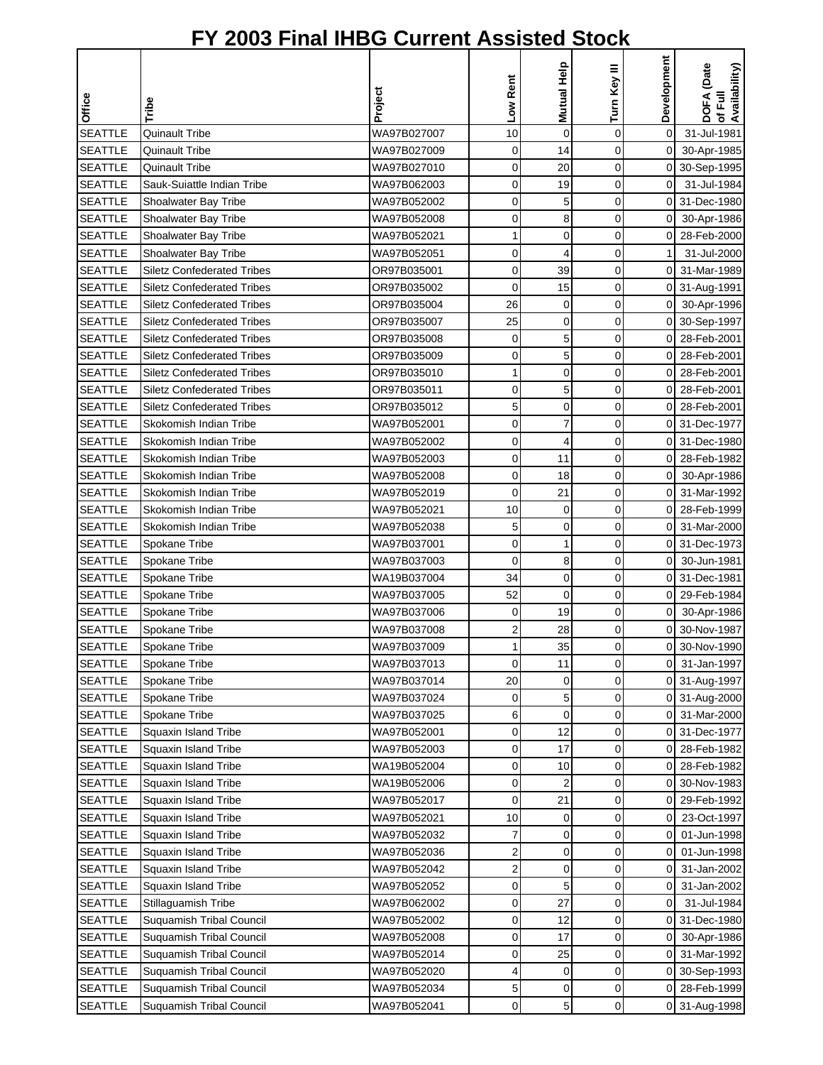# FY 2003 Final IHBG Current Assisted Stock

| Office | Tribe | Project | Low Rent | Mutual Help | Turn Key III | Development | DOFA (Date of Full Availability) |
|---|---|---|---|---|---|---|---|
| SEATTLE | Quinault Tribe | WA97B027007 | 10 | 0 | 0 | 0 | 31-Jul-1981 |
| SEATTLE | Quinault Tribe | WA97B027009 | 0 | 14 | 0 | 0 | 30-Apr-1985 |
| SEATTLE | Quinault Tribe | WA97B027010 | 0 | 20 | 0 | 0 | 30-Sep-1995 |
| SEATTLE | Sauk-Suiattle Indian Tribe | WA97B062003 | 0 | 19 | 0 | 0 | 31-Jul-1984 |
| SEATTLE | Shoalwater Bay Tribe | WA97B052002 | 0 | 5 | 0 | 0 | 31-Dec-1980 |
| SEATTLE | Shoalwater Bay Tribe | WA97B052008 | 0 | 8 | 0 | 0 | 30-Apr-1986 |
| SEATTLE | Shoalwater Bay Tribe | WA97B052021 | 1 | 0 | 0 | 0 | 28-Feb-2000 |
| SEATTLE | Shoalwater Bay Tribe | WA97B052051 | 0 | 4 | 0 | 1 | 31-Jul-2000 |
| SEATTLE | Siletz Confederated Tribes | OR97B035001 | 0 | 39 | 0 | 0 | 31-Mar-1989 |
| SEATTLE | Siletz Confederated Tribes | OR97B035002 | 0 | 15 | 0 | 0 | 31-Aug-1991 |
| SEATTLE | Siletz Confederated Tribes | OR97B035004 | 26 | 0 | 0 | 0 | 30-Apr-1996 |
| SEATTLE | Siletz Confederated Tribes | OR97B035007 | 25 | 0 | 0 | 0 | 30-Sep-1997 |
| SEATTLE | Siletz Confederated Tribes | OR97B035008 | 0 | 5 | 0 | 0 | 28-Feb-2001 |
| SEATTLE | Siletz Confederated Tribes | OR97B035009 | 0 | 5 | 0 | 0 | 28-Feb-2001 |
| SEATTLE | Siletz Confederated Tribes | OR97B035010 | 1 | 0 | 0 | 0 | 28-Feb-2001 |
| SEATTLE | Siletz Confederated Tribes | OR97B035011 | 0 | 5 | 0 | 0 | 28-Feb-2001 |
| SEATTLE | Siletz Confederated Tribes | OR97B035012 | 5 | 0 | 0 | 0 | 28-Feb-2001 |
| SEATTLE | Skokomish Indian Tribe | WA97B052001 | 0 | 7 | 0 | 0 | 31-Dec-1977 |
| SEATTLE | Skokomish Indian Tribe | WA97B052002 | 0 | 4 | 0 | 0 | 31-Dec-1980 |
| SEATTLE | Skokomish Indian Tribe | WA97B052003 | 0 | 11 | 0 | 0 | 28-Feb-1982 |
| SEATTLE | Skokomish Indian Tribe | WA97B052008 | 0 | 18 | 0 | 0 | 30-Apr-1986 |
| SEATTLE | Skokomish Indian Tribe | WA97B052019 | 0 | 21 | 0 | 0 | 31-Mar-1992 |
| SEATTLE | Skokomish Indian Tribe | WA97B052021 | 10 | 0 | 0 | 0 | 28-Feb-1999 |
| SEATTLE | Skokomish Indian Tribe | WA97B052038 | 5 | 0 | 0 | 0 | 31-Mar-2000 |
| SEATTLE | Spokane Tribe | WA97B037001 | 0 | 1 | 0 | 0 | 31-Dec-1973 |
| SEATTLE | Spokane Tribe | WA97B037003 | 0 | 8 | 0 | 0 | 30-Jun-1981 |
| SEATTLE | Spokane Tribe | WA19B037004 | 34 | 0 | 0 | 0 | 31-Dec-1981 |
| SEATTLE | Spokane Tribe | WA97B037005 | 52 | 0 | 0 | 0 | 29-Feb-1984 |
| SEATTLE | Spokane Tribe | WA97B037006 | 0 | 19 | 0 | 0 | 30-Apr-1986 |
| SEATTLE | Spokane Tribe | WA97B037008 | 2 | 28 | 0 | 0 | 30-Nov-1987 |
| SEATTLE | Spokane Tribe | WA97B037009 | 1 | 35 | 0 | 0 | 30-Nov-1990 |
| SEATTLE | Spokane Tribe | WA97B037013 | 0 | 11 | 0 | 0 | 31-Jan-1997 |
| SEATTLE | Spokane Tribe | WA97B037014 | 20 | 0 | 0 | 0 | 31-Aug-1997 |
| SEATTLE | Spokane Tribe | WA97B037024 | 0 | 5 | 0 | 0 | 31-Aug-2000 |
| SEATTLE | Spokane Tribe | WA97B037025 | 6 | 0 | 0 | 0 | 31-Mar-2000 |
| SEATTLE | Squaxin Island Tribe | WA97B052001 | 0 | 12 | 0 | 0 | 31-Dec-1977 |
| SEATTLE | Squaxin Island Tribe | WA97B052003 | 0 | 17 | 0 | 0 | 28-Feb-1982 |
| SEATTLE | Squaxin Island Tribe | WA19B052004 | 0 | 10 | 0 | 0 | 28-Feb-1982 |
| SEATTLE | Squaxin Island Tribe | WA19B052006 | 0 | 2 | 0 | 0 | 30-Nov-1983 |
| SEATTLE | Squaxin Island Tribe | WA97B052017 | 0 | 21 | 0 | 0 | 29-Feb-1992 |
| SEATTLE | Squaxin Island Tribe | WA97B052021 | 10 | 0 | 0 | 0 | 23-Oct-1997 |
| SEATTLE | Squaxin Island Tribe | WA97B052032 | 7 | 0 | 0 | 0 | 01-Jun-1998 |
| SEATTLE | Squaxin Island Tribe | WA97B052036 | 2 | 0 | 0 | 0 | 01-Jun-1998 |
| SEATTLE | Squaxin Island Tribe | WA97B052042 | 2 | 0 | 0 | 0 | 31-Jan-2002 |
| SEATTLE | Squaxin Island Tribe | WA97B052052 | 0 | 5 | 0 | 0 | 31-Jan-2002 |
| SEATTLE | Stillaguamish Tribe | WA97B062002 | 0 | 27 | 0 | 0 | 31-Jul-1984 |
| SEATTLE | Suquamish Tribal Council | WA97B052002 | 0 | 12 | 0 | 0 | 31-Dec-1980 |
| SEATTLE | Suquamish Tribal Council | WA97B052008 | 0 | 17 | 0 | 0 | 30-Apr-1986 |
| SEATTLE | Suquamish Tribal Council | WA97B052014 | 0 | 25 | 0 | 0 | 31-Mar-1992 |
| SEATTLE | Suquamish Tribal Council | WA97B052020 | 4 | 0 | 0 | 0 | 30-Sep-1993 |
| SEATTLE | Suquamish Tribal Council | WA97B052034 | 5 | 0 | 0 | 0 | 28-Feb-1999 |
| SEATTLE | Suquamish Tribal Council | WA97B052041 | 0 | 5 | 0 | 0 | 31-Aug-1998 |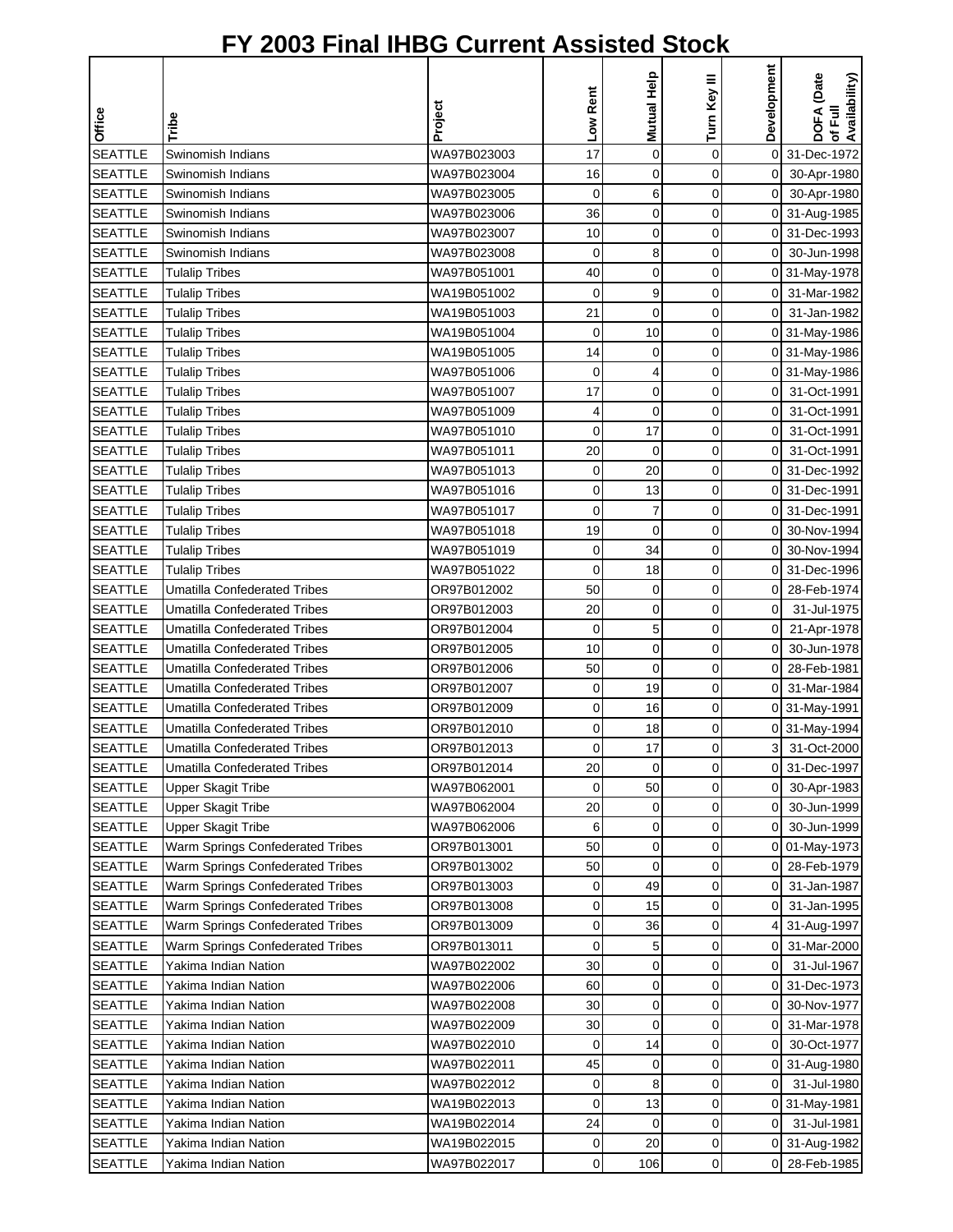# FY 2003 Final IHBG Current Assisted Stock

| Office | Tribe | Project | Low Rent | Mutual Help | Turn Key III | Development | DOFA (Date of Full Availability) |
|---|---|---|---|---|---|---|---|
| SEATTLE | Swinomish Indians | WA97B023003 | 17 | 0 | 0 | 0 | 31-Dec-1972 |
| SEATTLE | Swinomish Indians | WA97B023004 | 16 | 0 | 0 | 0 | 30-Apr-1980 |
| SEATTLE | Swinomish Indians | WA97B023005 | 0 | 6 | 0 | 0 | 30-Apr-1980 |
| SEATTLE | Swinomish Indians | WA97B023006 | 36 | 0 | 0 | 0 | 31-Aug-1985 |
| SEATTLE | Swinomish Indians | WA97B023007 | 10 | 0 | 0 | 0 | 31-Dec-1993 |
| SEATTLE | Swinomish Indians | WA97B023008 | 0 | 8 | 0 | 0 | 30-Jun-1998 |
| SEATTLE | Tulalip Tribes | WA97B051001 | 40 | 0 | 0 | 0 | 31-May-1978 |
| SEATTLE | Tulalip Tribes | WA19B051002 | 0 | 9 | 0 | 0 | 31-Mar-1982 |
| SEATTLE | Tulalip Tribes | WA19B051003 | 21 | 0 | 0 | 0 | 31-Jan-1982 |
| SEATTLE | Tulalip Tribes | WA19B051004 | 0 | 10 | 0 | 0 | 31-May-1986 |
| SEATTLE | Tulalip Tribes | WA19B051005 | 14 | 0 | 0 | 0 | 31-May-1986 |
| SEATTLE | Tulalip Tribes | WA97B051006 | 0 | 4 | 0 | 0 | 31-May-1986 |
| SEATTLE | Tulalip Tribes | WA97B051007 | 17 | 0 | 0 | 0 | 31-Oct-1991 |
| SEATTLE | Tulalip Tribes | WA97B051009 | 4 | 0 | 0 | 0 | 31-Oct-1991 |
| SEATTLE | Tulalip Tribes | WA97B051010 | 0 | 17 | 0 | 0 | 31-Oct-1991 |
| SEATTLE | Tulalip Tribes | WA97B051011 | 20 | 0 | 0 | 0 | 31-Oct-1991 |
| SEATTLE | Tulalip Tribes | WA97B051013 | 0 | 20 | 0 | 0 | 31-Dec-1992 |
| SEATTLE | Tulalip Tribes | WA97B051016 | 0 | 13 | 0 | 0 | 31-Dec-1991 |
| SEATTLE | Tulalip Tribes | WA97B051017 | 0 | 7 | 0 | 0 | 31-Dec-1991 |
| SEATTLE | Tulalip Tribes | WA97B051018 | 19 | 0 | 0 | 0 | 30-Nov-1994 |
| SEATTLE | Tulalip Tribes | WA97B051019 | 0 | 34 | 0 | 0 | 30-Nov-1994 |
| SEATTLE | Tulalip Tribes | WA97B051022 | 0 | 18 | 0 | 0 | 31-Dec-1996 |
| SEATTLE | Umatilla Confederated Tribes | OR97B012002 | 50 | 0 | 0 | 0 | 28-Feb-1974 |
| SEATTLE | Umatilla Confederated Tribes | OR97B012003 | 20 | 0 | 0 | 0 | 31-Jul-1975 |
| SEATTLE | Umatilla Confederated Tribes | OR97B012004 | 0 | 5 | 0 | 0 | 21-Apr-1978 |
| SEATTLE | Umatilla Confederated Tribes | OR97B012005 | 10 | 0 | 0 | 0 | 30-Jun-1978 |
| SEATTLE | Umatilla Confederated Tribes | OR97B012006 | 50 | 0 | 0 | 0 | 28-Feb-1981 |
| SEATTLE | Umatilla Confederated Tribes | OR97B012007 | 0 | 19 | 0 | 0 | 31-Mar-1984 |
| SEATTLE | Umatilla Confederated Tribes | OR97B012009 | 0 | 16 | 0 | 0 | 31-May-1991 |
| SEATTLE | Umatilla Confederated Tribes | OR97B012010 | 0 | 18 | 0 | 0 | 31-May-1994 |
| SEATTLE | Umatilla Confederated Tribes | OR97B012013 | 0 | 17 | 0 | 3 | 31-Oct-2000 |
| SEATTLE | Umatilla Confederated Tribes | OR97B012014 | 20 | 0 | 0 | 0 | 31-Dec-1997 |
| SEATTLE | Upper Skagit Tribe | WA97B062001 | 0 | 50 | 0 | 0 | 30-Apr-1983 |
| SEATTLE | Upper Skagit Tribe | WA97B062004 | 20 | 0 | 0 | 0 | 30-Jun-1999 |
| SEATTLE | Upper Skagit Tribe | WA97B062006 | 6 | 0 | 0 | 0 | 30-Jun-1999 |
| SEATTLE | Warm Springs Confederated Tribes | OR97B013001 | 50 | 0 | 0 | 0 | 01-May-1973 |
| SEATTLE | Warm Springs Confederated Tribes | OR97B013002 | 50 | 0 | 0 | 0 | 28-Feb-1979 |
| SEATTLE | Warm Springs Confederated Tribes | OR97B013003 | 0 | 49 | 0 | 0 | 31-Jan-1987 |
| SEATTLE | Warm Springs Confederated Tribes | OR97B013008 | 0 | 15 | 0 | 0 | 31-Jan-1995 |
| SEATTLE | Warm Springs Confederated Tribes | OR97B013009 | 0 | 36 | 0 | 4 | 31-Aug-1997 |
| SEATTLE | Warm Springs Confederated Tribes | OR97B013011 | 0 | 5 | 0 | 0 | 31-Mar-2000 |
| SEATTLE | Yakima Indian Nation | WA97B022002 | 30 | 0 | 0 | 0 | 31-Jul-1967 |
| SEATTLE | Yakima Indian Nation | WA97B022006 | 60 | 0 | 0 | 0 | 31-Dec-1973 |
| SEATTLE | Yakima Indian Nation | WA97B022008 | 30 | 0 | 0 | 0 | 30-Nov-1977 |
| SEATTLE | Yakima Indian Nation | WA97B022009 | 30 | 0 | 0 | 0 | 31-Mar-1978 |
| SEATTLE | Yakima Indian Nation | WA97B022010 | 0 | 14 | 0 | 0 | 30-Oct-1977 |
| SEATTLE | Yakima Indian Nation | WA97B022011 | 45 | 0 | 0 | 0 | 31-Aug-1980 |
| SEATTLE | Yakima Indian Nation | WA97B022012 | 0 | 8 | 0 | 0 | 31-Jul-1980 |
| SEATTLE | Yakima Indian Nation | WA19B022013 | 0 | 13 | 0 | 0 | 31-May-1981 |
| SEATTLE | Yakima Indian Nation | WA19B022014 | 24 | 0 | 0 | 0 | 31-Jul-1981 |
| SEATTLE | Yakima Indian Nation | WA19B022015 | 0 | 20 | 0 | 0 | 31-Aug-1982 |
| SEATTLE | Yakima Indian Nation | WA97B022017 | 0 | 106 | 0 | 0 | 28-Feb-1985 |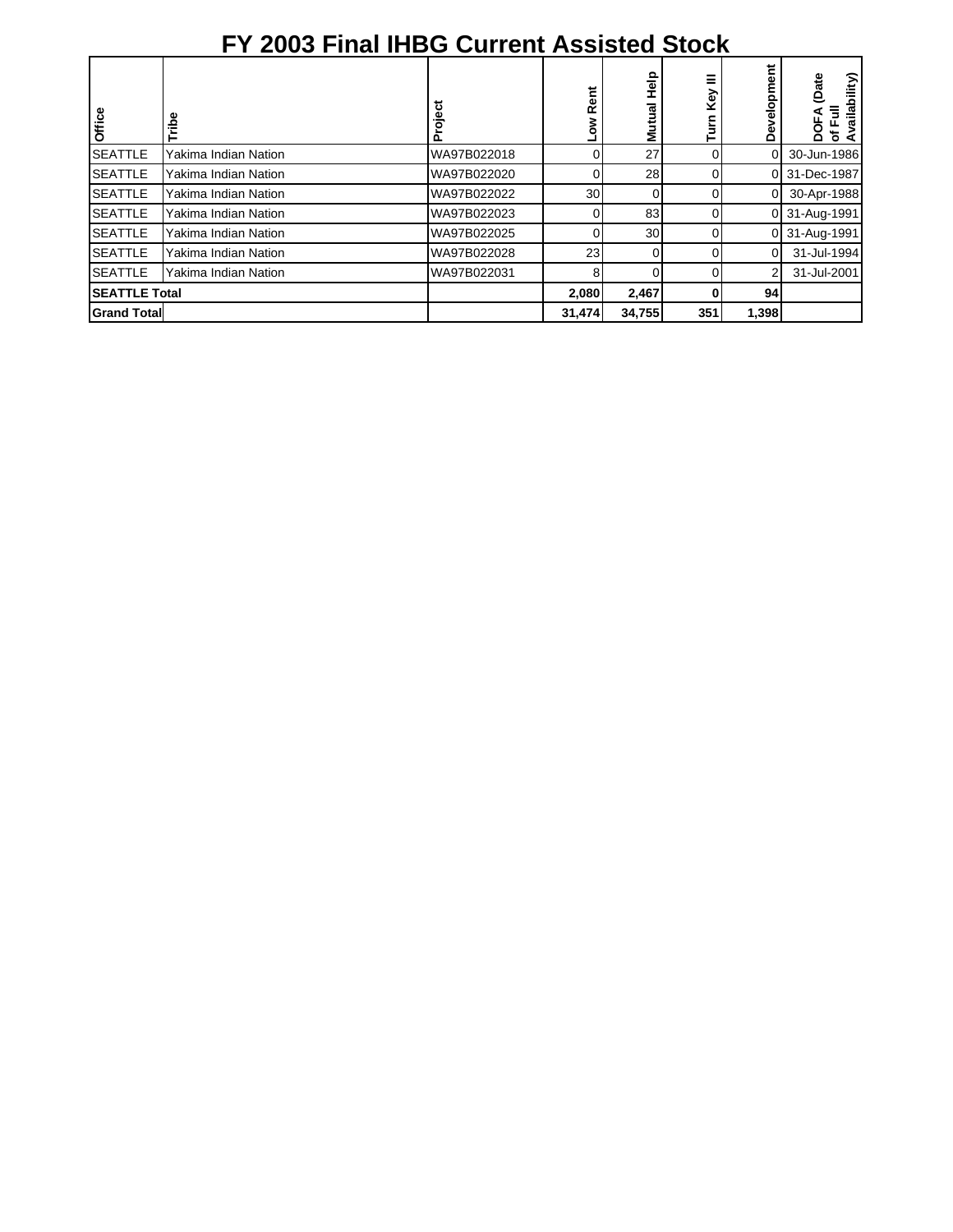# FY 2003 Final IHBG Current Assisted Stock

| Office | Tribe | Project | Low Rent | Mutual Help | Turn Key III | Development | DOFA (Date of Full Availability) |
|---|---|---|---|---|---|---|---|
| SEATTLE | Yakima Indian Nation | WA97B022018 | 0 | 27 | 0 | 0 | 30-Jun-1986 |
| SEATTLE | Yakima Indian Nation | WA97B022020 | 0 | 28 | 0 | 0 | 31-Dec-1987 |
| SEATTLE | Yakima Indian Nation | WA97B022022 | 30 | 0 | 0 | 0 | 30-Apr-1988 |
| SEATTLE | Yakima Indian Nation | WA97B022023 | 0 | 83 | 0 | 0 | 31-Aug-1991 |
| SEATTLE | Yakima Indian Nation | WA97B022025 | 0 | 30 | 0 | 0 | 31-Aug-1991 |
| SEATTLE | Yakima Indian Nation | WA97B022028 | 23 | 0 | 0 | 0 | 31-Jul-1994 |
| SEATTLE | Yakima Indian Nation | WA97B022031 | 8 | 0 | 0 | 2 | 31-Jul-2001 |
| **SEATTLE Total** | | | **2,080** | **2,467** | **0** | **94** | |
| **Grand Total** | | | **31,474** | **34,755** | **351** | **1,398** | |